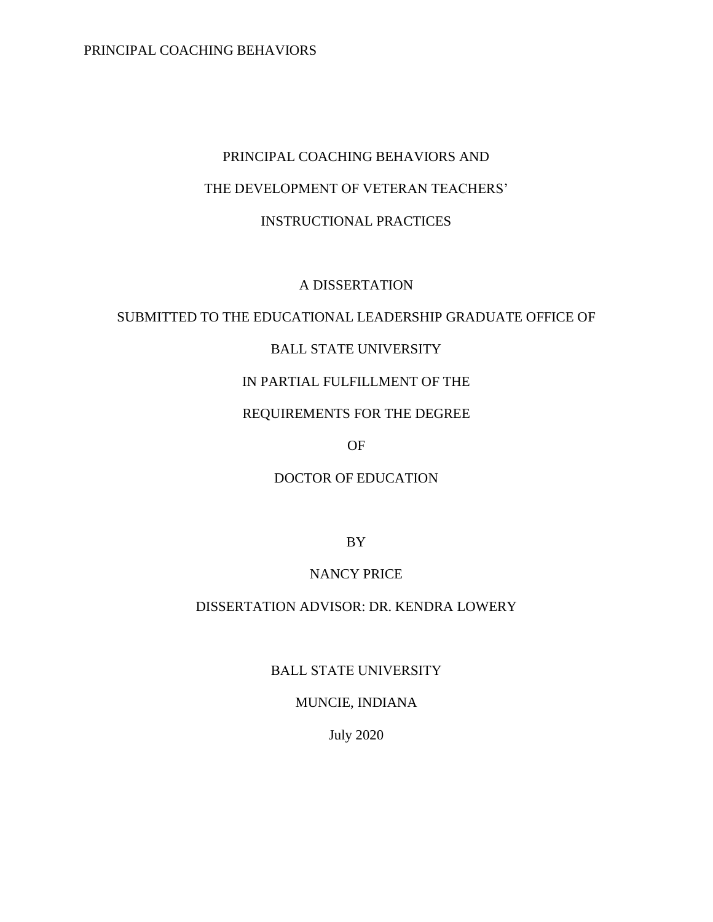PRINCIPAL COACHING BEHAVIORS AND

THE DEVELOPMENT OF VETERAN TEACHERS'

INSTRUCTIONAL PRACTICES

A DISSERTATION

SUBMITTED TO THE EDUCATIONAL LEADERSHIP GRADUATE OFFICE OF

BALL STATE UNIVERSITY

IN PARTIAL FULFILLMENT OF THE

REQUIREMENTS FOR THE DEGREE

OF

DOCTOR OF EDUCATION

BY

NANCY PRICE

DISSERTATION ADVISOR: DR. KENDRA LOWERY

BALL STATE UNIVERSITY

MUNCIE, INDIANA

July 2020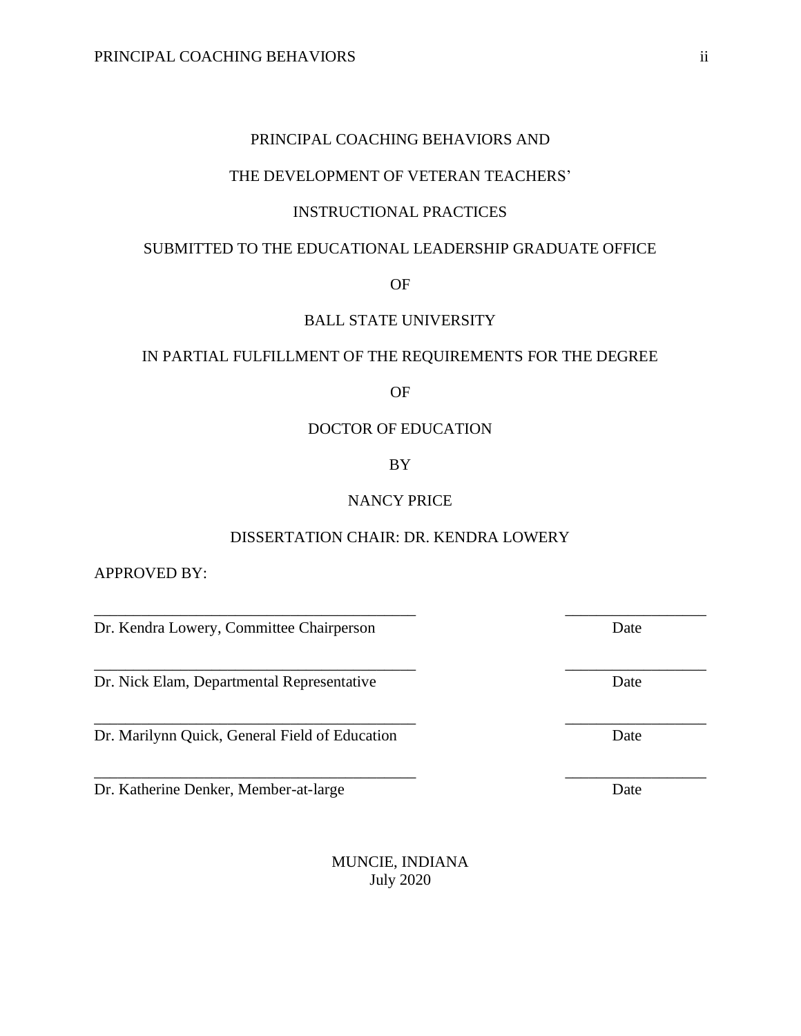PRINCIPAL COACHING BEHAVIORS AND

THE DEVELOPMENT OF VETERAN TEACHERS'

INSTRUCTIONAL PRACTICES

SUBMITTED TO THE EDUCATIONAL LEADERSHIP GRADUATE OFFICE

OF

BALL STATE UNIVERSITY

IN PARTIAL FULFILLMENT OF THE REQUIREMENTS FOR THE DEGREE

OF

DOCTOR OF EDUCATION

BY

NANCY PRICE

DISSERTATION CHAIR: DR. KENDRA LOWERY

APPROVED BY:

_________________________________________ _________________
Dr. Kendra Lowery, Committee Chairperson Date

_________________________________________ _________________
Dr. Nick Elam, Departmental Representative Date

_________________________________________ _________________
Dr. Marilynn Quick, General Field of Education Date

_________________________________________ _________________
Dr. Katherine Denker, Member-at-large Date

MUNCIE, INDIANA
July 2020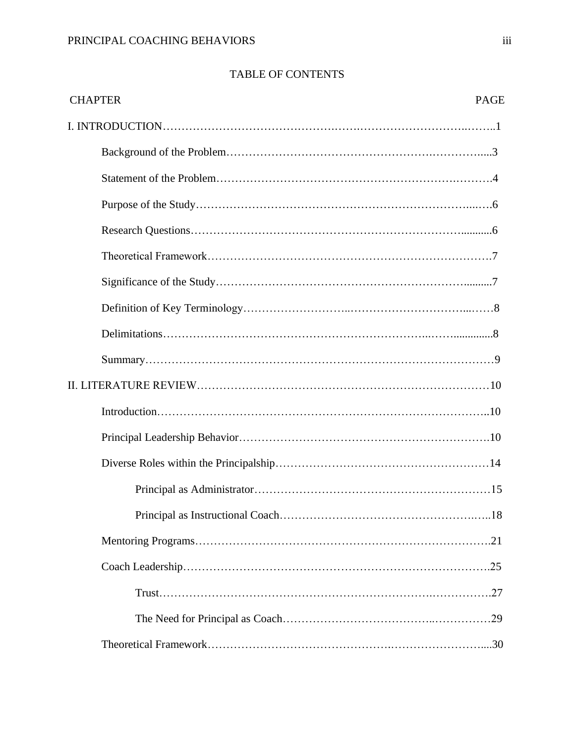# TABLE OF CONTENTS

| CHAPTER | PAGE |
|---|---|
| I. INTRODUCTION | 1 |
| Background of the Problem | 3 |
| Statement of the Problem | 4 |
| Purpose of the Study | 6 |
| Research Questions | 6 |
| Theoretical Framework | 7 |
| Significance of the Study | 7 |
| Definition of Key Terminology | 8 |
| Delimitations | 8 |
| Summary | 9 |
| II. LITERATURE REVIEW | 10 |
| Introduction | 10 |
| Principal Leadership Behavior | 10 |
| Diverse Roles within the Principalship | 14 |
| Principal as Administrator | 15 |
| Principal as Instructional Coach | 18 |
| Mentoring Programs | 21 |
| Coach Leadership | 25 |
| Trust | 27 |
| The Need for Principal as Coach | 29 |
| Theoretical Framework | 30 |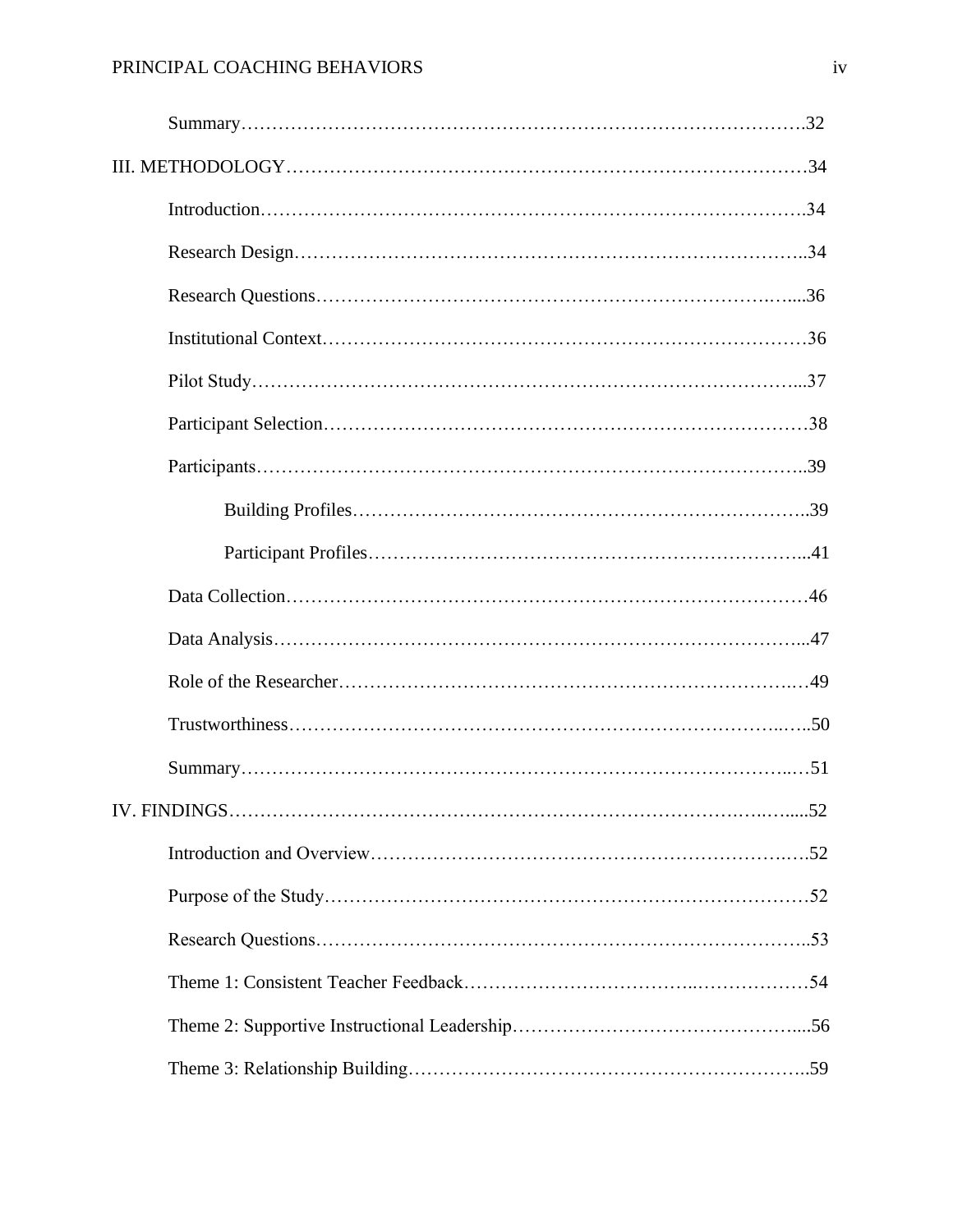Summary……………………………………………………………………………….32

III. METHODOLOGY…………………………………………………………………………34

Introduction…………………………………………………………………………….34

Research Design………………………………………………………………………..34

Research Questions……………………………………………………………….…....36

Institutional Context……………………………………………………………………36

Pilot Study……………………………………………………………………………...37

Participant Selection……………………………………………………………………38

Participants……………………………………………………………………………..39

Building Profiles………………………………………………………………..39

Participant Profiles…………………………………………………………...41

Data Collection…………………………………………………………………………46

Data Analysis…………………………………………………………………………...47

Role of the Researcher……………………………………………………………….…49

Trustworthiness…………………………………………………………………..….50

Summary…………………………………………………………………………..…51

IV. FINDINGS…………………………………………………………………….….…....52

Introduction and Overview…………………………………………………………….52

Purpose of the Study……………………………………………………………………52

Research Questions……………………………………………………………………..53

Theme 1: Consistent Teacher Feedback………………………………..………………54

Theme 2: Supportive Instructional Leadership……………………………………….....56

Theme 3: Relationship Building………………………………………………………..59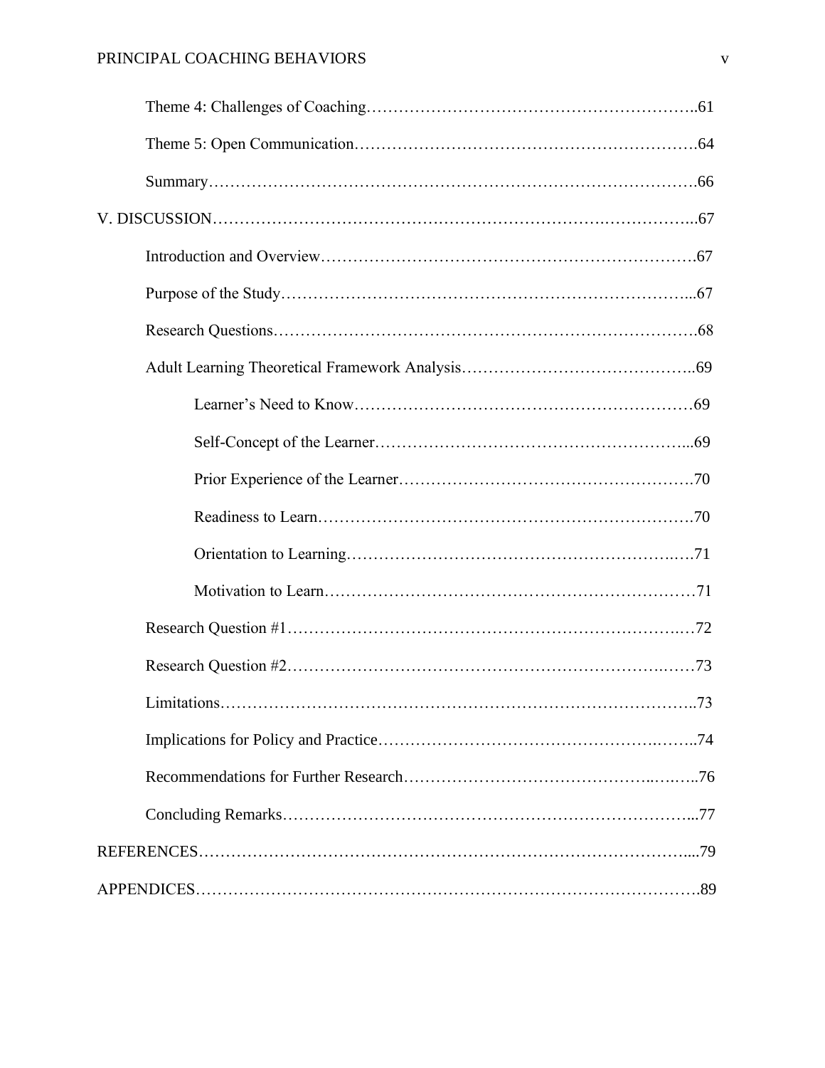Theme 4: Challenges of Coaching……………………………………………………..61

Theme 5: Open Communication……………………………………………………….64

Summary……………………………………………………………………………….66

V. DISCUSSION……………………………………………………………….……………..67

Introduction and Overview…………………………………………………………….67

Purpose of the Study…………………………………………………………………...67

Research Questions…………………………………………………………………….68

Adult Learning Theoretical Framework Analysis……………………………………..69

Learner's Need to Know……………………………………………………69

Self-Concept of the Learner………………………………………………...69

Prior Experience of the Learner…………………………………………….70

Readiness to Learn………………………………………………………….70

Orientation to Learning…………………………………………………….71

Motivation to Learn…………………………………………………………71

Research Question #1…………………………………………………………….…72

Research Question #2……………………………………………………………….…73

Limitations…………………………………………………………………………..73

Implications for Policy and Practice…………………………………………….……..74

Recommendations for Further Research……………………………………..…….…..76

Concluding Remarks…………………………………………………………………...77

REFERENCES…………………………………………………………………………...79

APPENDICES…………………………………………………………………………….89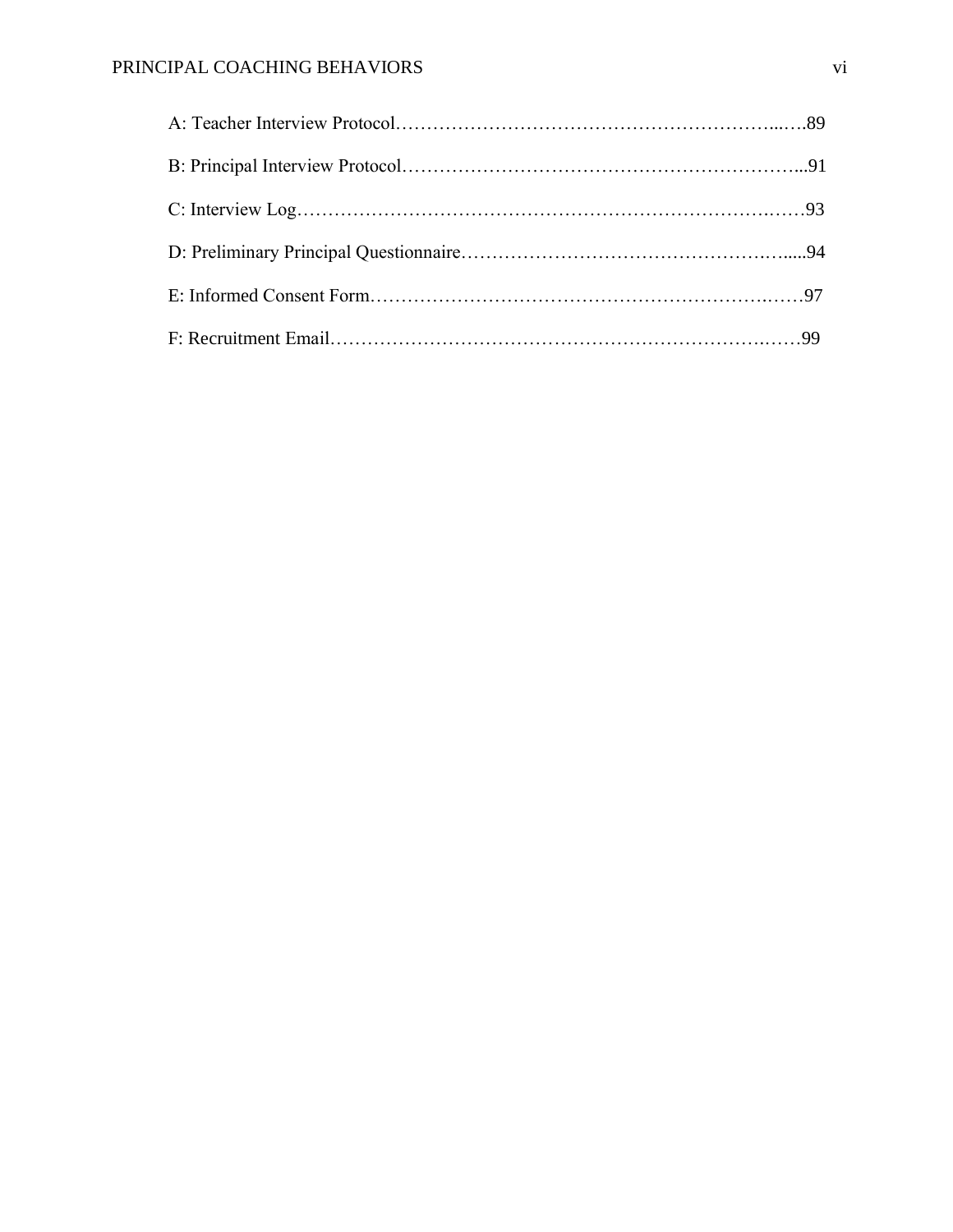A: Teacher Interview Protocol……………………………………………………...….89

B: Principal Interview Protocol………………………………………………………...91

C: Interview Log……….……………………………………………………….….……93

D: Preliminary Principal Questionnaire…………………………………………….…....94

E: Informed Consent Form……………………………………………………….……97

F: Recruitment Email………………………………………………………………….….99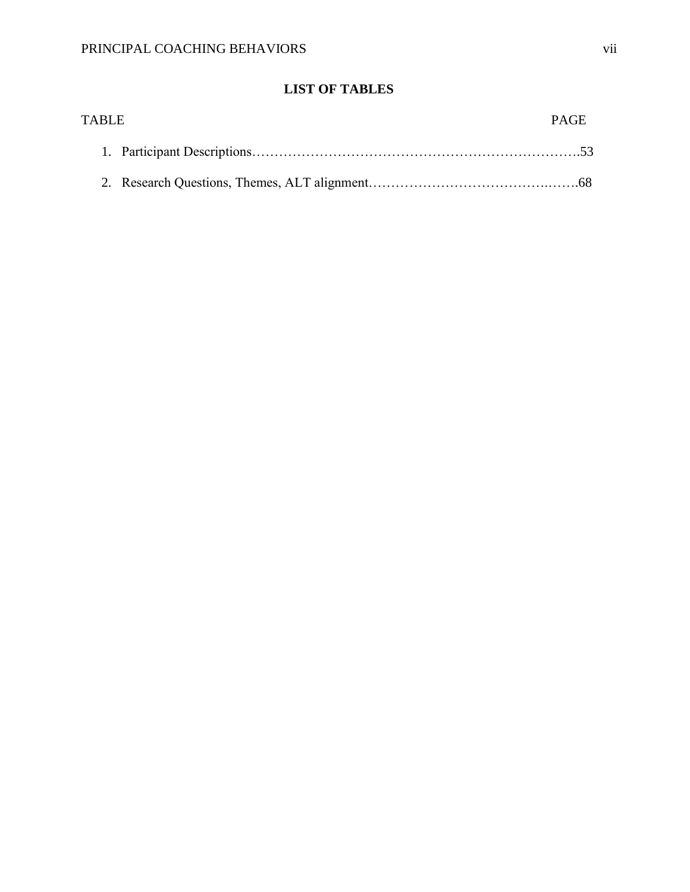## LIST OF TABLES

TABLE PAGE

1. Participant Descriptions……………………………………………………………….53
2. Research Questions, Themes, ALT alignment………………………………….…….68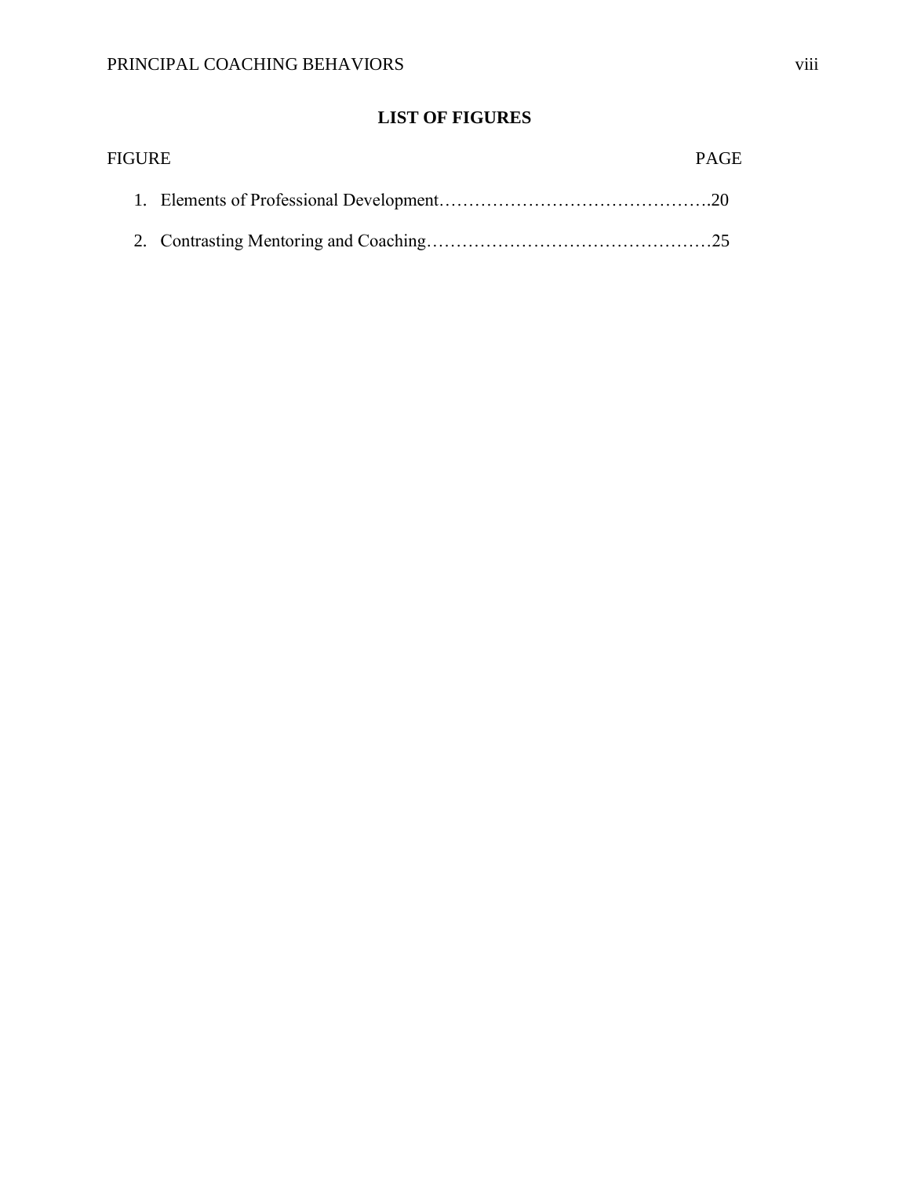## LIST OF FIGURES

FIGURE PAGE

1. Elements of Professional Development……………………………………….20
2. Contrasting Mentoring and Coaching…………………………………………25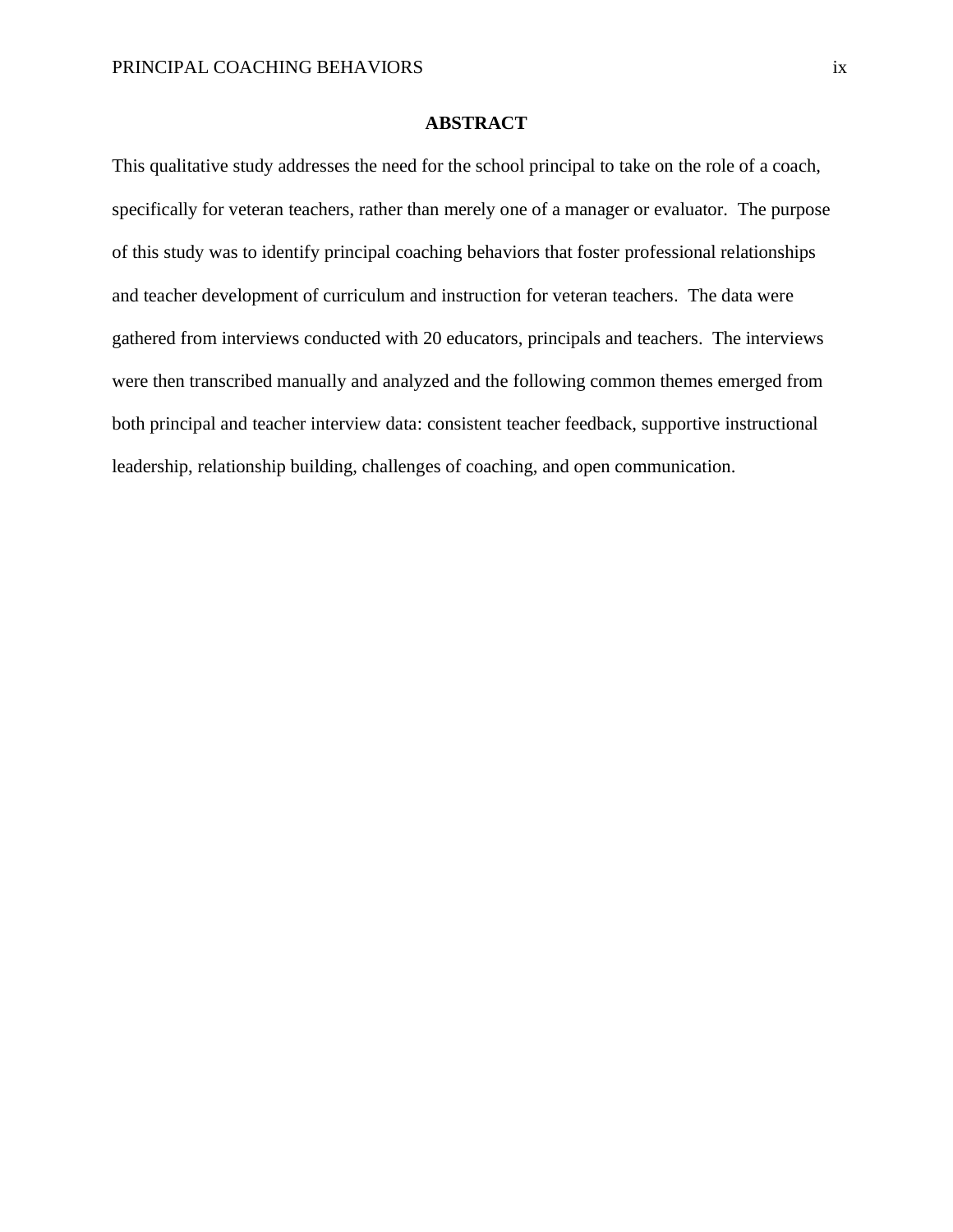# ABSTRACT

This qualitative study addresses the need for the school principal to take on the role of a coach, specifically for veteran teachers, rather than merely one of a manager or evaluator. The purpose of this study was to identify principal coaching behaviors that foster professional relationships and teacher development of curriculum and instruction for veteran teachers. The data were gathered from interviews conducted with 20 educators, principals and teachers. The interviews were then transcribed manually and analyzed and the following common themes emerged from both principal and teacher interview data: consistent teacher feedback, supportive instructional leadership, relationship building, challenges of coaching, and open communication.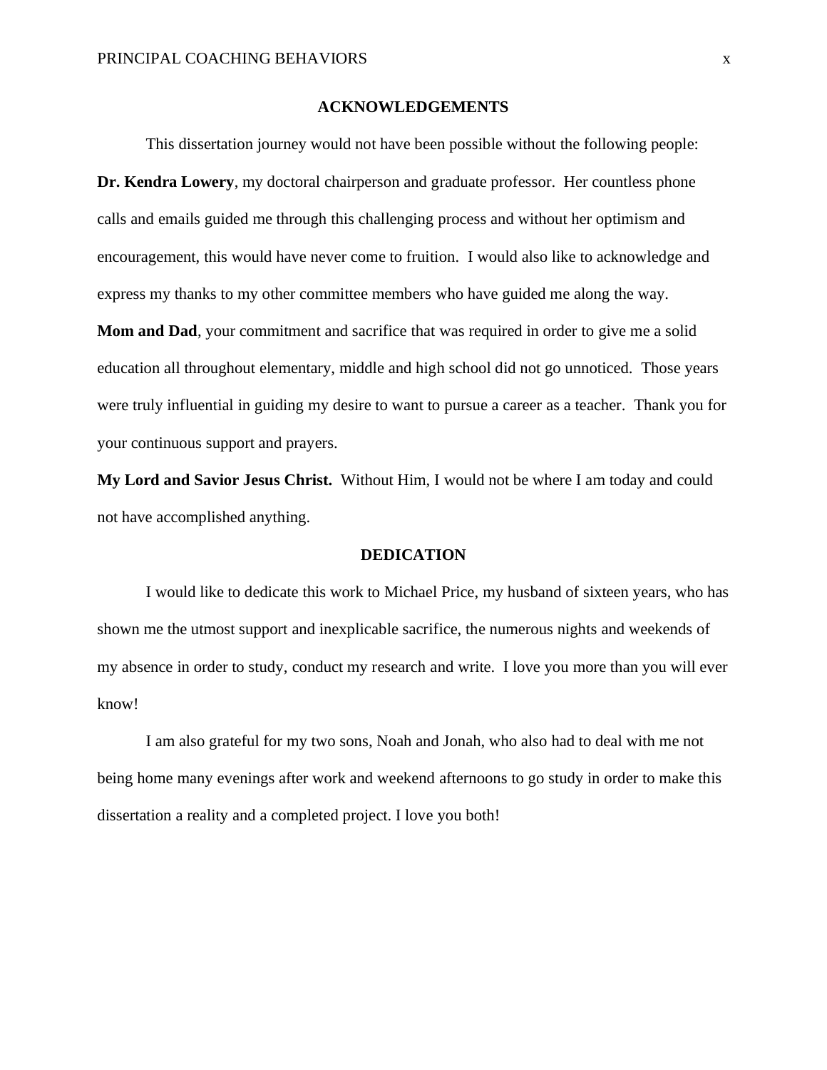# ACKNOWLEDGEMENTS

This dissertation journey would not have been possible without the following people:

**Dr. Kendra Lowery**, my doctoral chairperson and graduate professor. Her countless phone calls and emails guided me through this challenging process and without her optimism and encouragement, this would have never come to fruition. I would also like to acknowledge and express my thanks to my other committee members who have guided me along the way.

**Mom and Dad**, your commitment and sacrifice that was required in order to give me a solid education all throughout elementary, middle and high school did not go unnoticed. Those years were truly influential in guiding my desire to want to pursue a career as a teacher. Thank you for your continuous support and prayers.

**My Lord and Savior Jesus Christ.** Without Him, I would not be where I am today and could not have accomplished anything.

# DEDICATION

I would like to dedicate this work to Michael Price, my husband of sixteen years, who has shown me the utmost support and inexplicable sacrifice, the numerous nights and weekends of my absence in order to study, conduct my research and write. I love you more than you will ever know!

I am also grateful for my two sons, Noah and Jonah, who also had to deal with me not being home many evenings after work and weekend afternoons to go study in order to make this dissertation a reality and a completed project. I love you both!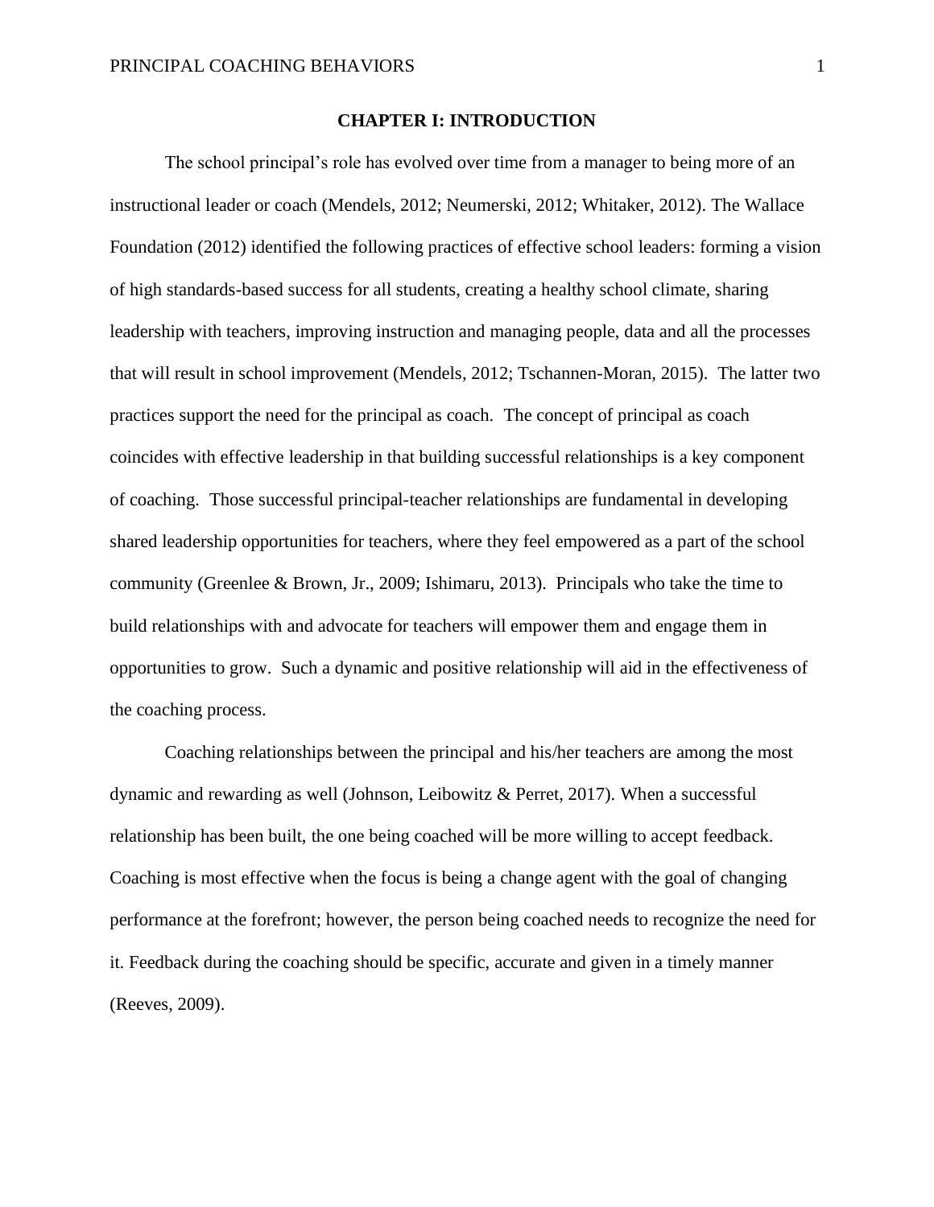# CHAPTER I: INTRODUCTION

The school principal's role has evolved over time from a manager to being more of an instructional leader or coach (Mendels, 2012; Neumerski, 2012; Whitaker, 2012). The Wallace Foundation (2012) identified the following practices of effective school leaders: forming a vision of high standards-based success for all students, creating a healthy school climate, sharing leadership with teachers, improving instruction and managing people, data and all the processes that will result in school improvement (Mendels, 2012; Tschannen-Moran, 2015). The latter two practices support the need for the principal as coach. The concept of principal as coach coincides with effective leadership in that building successful relationships is a key component of coaching. Those successful principal-teacher relationships are fundamental in developing shared leadership opportunities for teachers, where they feel empowered as a part of the school community (Greenlee & Brown, Jr., 2009; Ishimaru, 2013). Principals who take the time to build relationships with and advocate for teachers will empower them and engage them in opportunities to grow. Such a dynamic and positive relationship will aid in the effectiveness of the coaching process.

Coaching relationships between the principal and his/her teachers are among the most dynamic and rewarding as well (Johnson, Leibowitz & Perret, 2017). When a successful relationship has been built, the one being coached will be more willing to accept feedback. Coaching is most effective when the focus is being a change agent with the goal of changing performance at the forefront; however, the person being coached needs to recognize the need for it. Feedback during the coaching should be specific, accurate and given in a timely manner (Reeves, 2009).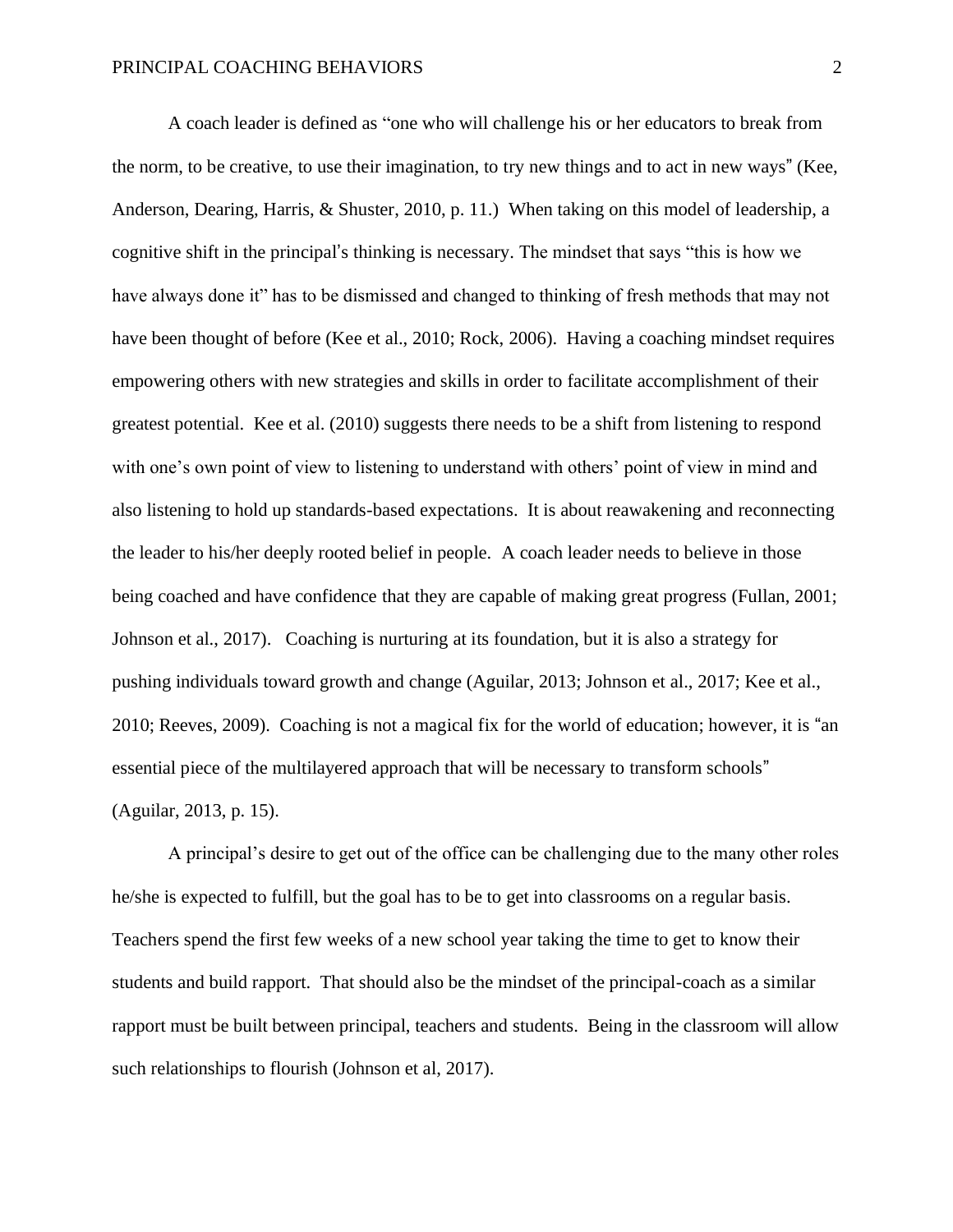A coach leader is defined as "one who will challenge his or her educators to break from the norm, to be creative, to use their imagination, to try new things and to act in new ways" (Kee, Anderson, Dearing, Harris, & Shuster, 2010, p. 11.) When taking on this model of leadership, a cognitive shift in the principal's thinking is necessary. The mindset that says "this is how we have always done it" has to be dismissed and changed to thinking of fresh methods that may not have been thought of before (Kee et al., 2010; Rock, 2006). Having a coaching mindset requires empowering others with new strategies and skills in order to facilitate accomplishment of their greatest potential. Kee et al. (2010) suggests there needs to be a shift from listening to respond with one's own point of view to listening to understand with others' point of view in mind and also listening to hold up standards-based expectations. It is about reawakening and reconnecting the leader to his/her deeply rooted belief in people. A coach leader needs to believe in those being coached and have confidence that they are capable of making great progress (Fullan, 2001; Johnson et al., 2017). Coaching is nurturing at its foundation, but it is also a strategy for pushing individuals toward growth and change (Aguilar, 2013; Johnson et al., 2017; Kee et al., 2010; Reeves, 2009). Coaching is not a magical fix for the world of education; however, it is "an essential piece of the multilayered approach that will be necessary to transform schools" (Aguilar, 2013, p. 15).

A principal's desire to get out of the office can be challenging due to the many other roles he/she is expected to fulfill, but the goal has to be to get into classrooms on a regular basis. Teachers spend the first few weeks of a new school year taking the time to get to know their students and build rapport. That should also be the mindset of the principal-coach as a similar rapport must be built between principal, teachers and students. Being in the classroom will allow such relationships to flourish (Johnson et al, 2017).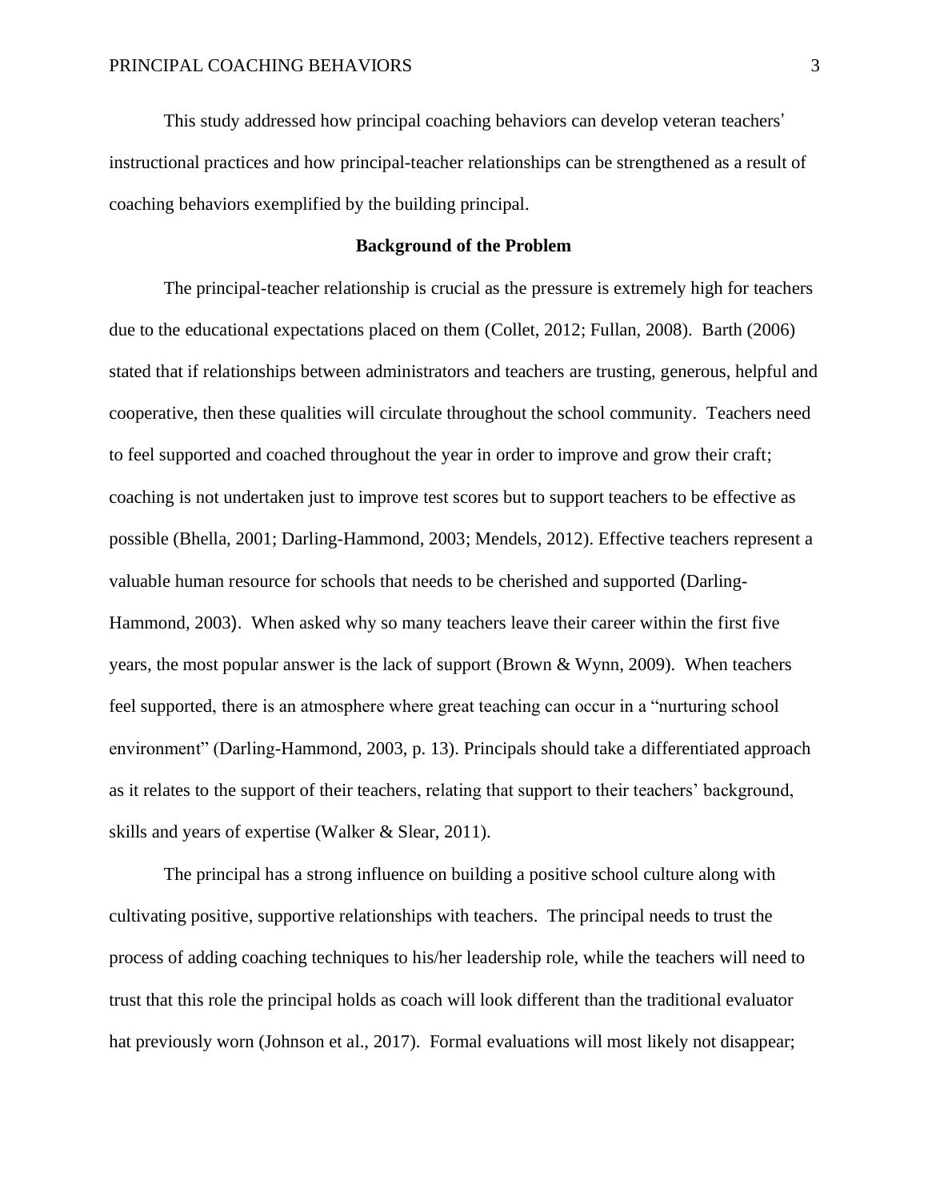This study addressed how principal coaching behaviors can develop veteran teachers' instructional practices and how principal-teacher relationships can be strengthened as a result of coaching behaviors exemplified by the building principal.

## Background of the Problem

The principal-teacher relationship is crucial as the pressure is extremely high for teachers due to the educational expectations placed on them (Collet, 2012; Fullan, 2008). Barth (2006) stated that if relationships between administrators and teachers are trusting, generous, helpful and cooperative, then these qualities will circulate throughout the school community. Teachers need to feel supported and coached throughout the year in order to improve and grow their craft; coaching is not undertaken just to improve test scores but to support teachers to be effective as possible (Bhella, 2001; Darling-Hammond, 2003; Mendels, 2012). Effective teachers represent a valuable human resource for schools that needs to be cherished and supported (Darling-Hammond, 2003). When asked why so many teachers leave their career within the first five years, the most popular answer is the lack of support (Brown & Wynn, 2009). When teachers feel supported, there is an atmosphere where great teaching can occur in a "nurturing school environment" (Darling-Hammond, 2003, p. 13). Principals should take a differentiated approach as it relates to the support of their teachers, relating that support to their teachers' background, skills and years of expertise (Walker & Slear, 2011).

The principal has a strong influence on building a positive school culture along with cultivating positive, supportive relationships with teachers. The principal needs to trust the process of adding coaching techniques to his/her leadership role, while the teachers will need to trust that this role the principal holds as coach will look different than the traditional evaluator hat previously worn (Johnson et al., 2017). Formal evaluations will most likely not disappear;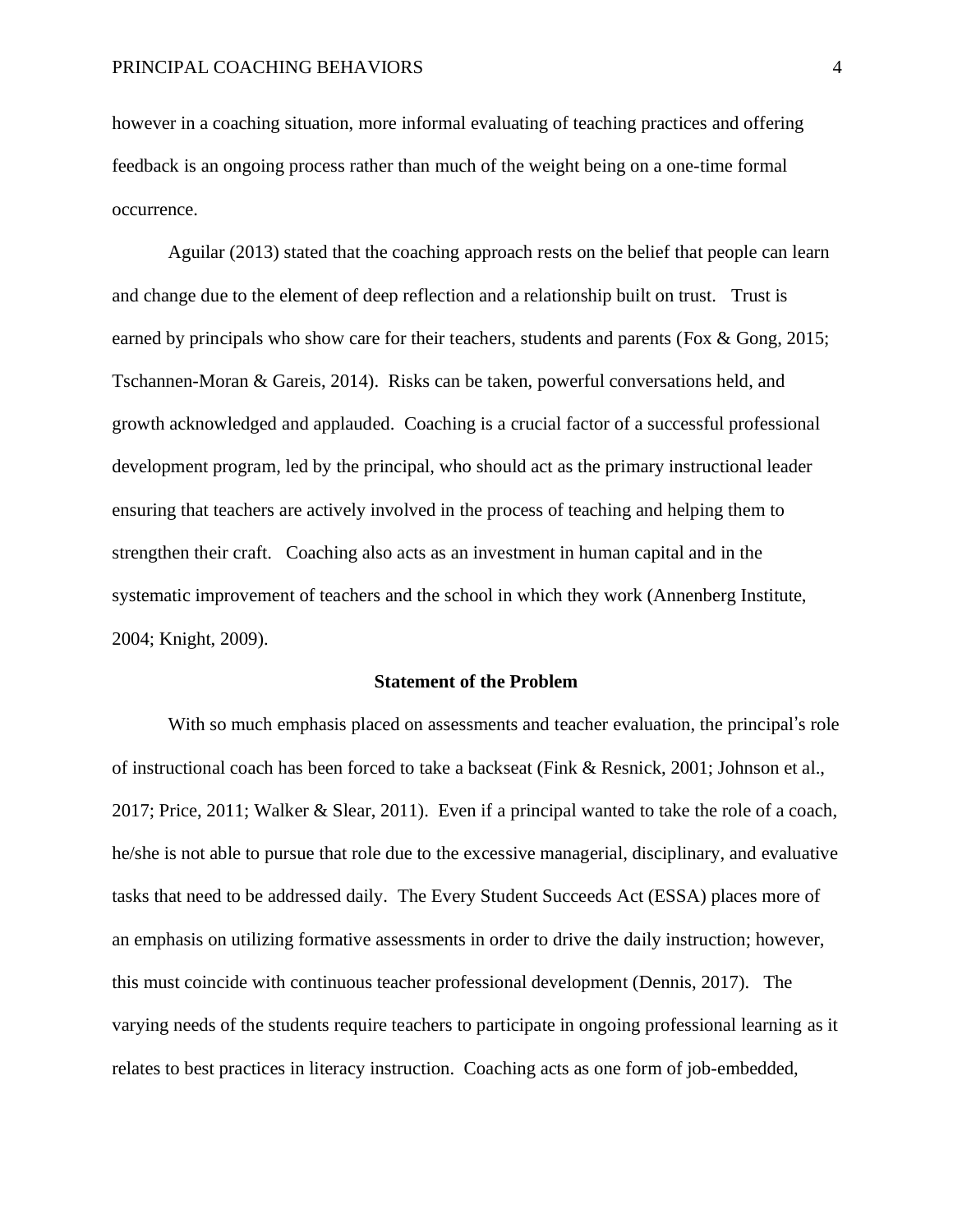however in a coaching situation, more informal evaluating of teaching practices and offering feedback is an ongoing process rather than much of the weight being on a one-time formal occurrence.

Aguilar (2013) stated that the coaching approach rests on the belief that people can learn and change due to the element of deep reflection and a relationship built on trust. Trust is earned by principals who show care for their teachers, students and parents (Fox & Gong, 2015; Tschannen-Moran & Gareis, 2014). Risks can be taken, powerful conversations held, and growth acknowledged and applauded. Coaching is a crucial factor of a successful professional development program, led by the principal, who should act as the primary instructional leader ensuring that teachers are actively involved in the process of teaching and helping them to strengthen their craft. Coaching also acts as an investment in human capital and in the systematic improvement of teachers and the school in which they work (Annenberg Institute, 2004; Knight, 2009).

## Statement of the Problem

With so much emphasis placed on assessments and teacher evaluation, the principal's role of instructional coach has been forced to take a backseat (Fink & Resnick, 2001; Johnson et al., 2017; Price, 2011; Walker & Slear, 2011). Even if a principal wanted to take the role of a coach, he/she is not able to pursue that role due to the excessive managerial, disciplinary, and evaluative tasks that need to be addressed daily. The Every Student Succeeds Act (ESSA) places more of an emphasis on utilizing formative assessments in order to drive the daily instruction; however, this must coincide with continuous teacher professional development (Dennis, 2017). The varying needs of the students require teachers to participate in ongoing professional learning as it relates to best practices in literacy instruction. Coaching acts as one form of job-embedded,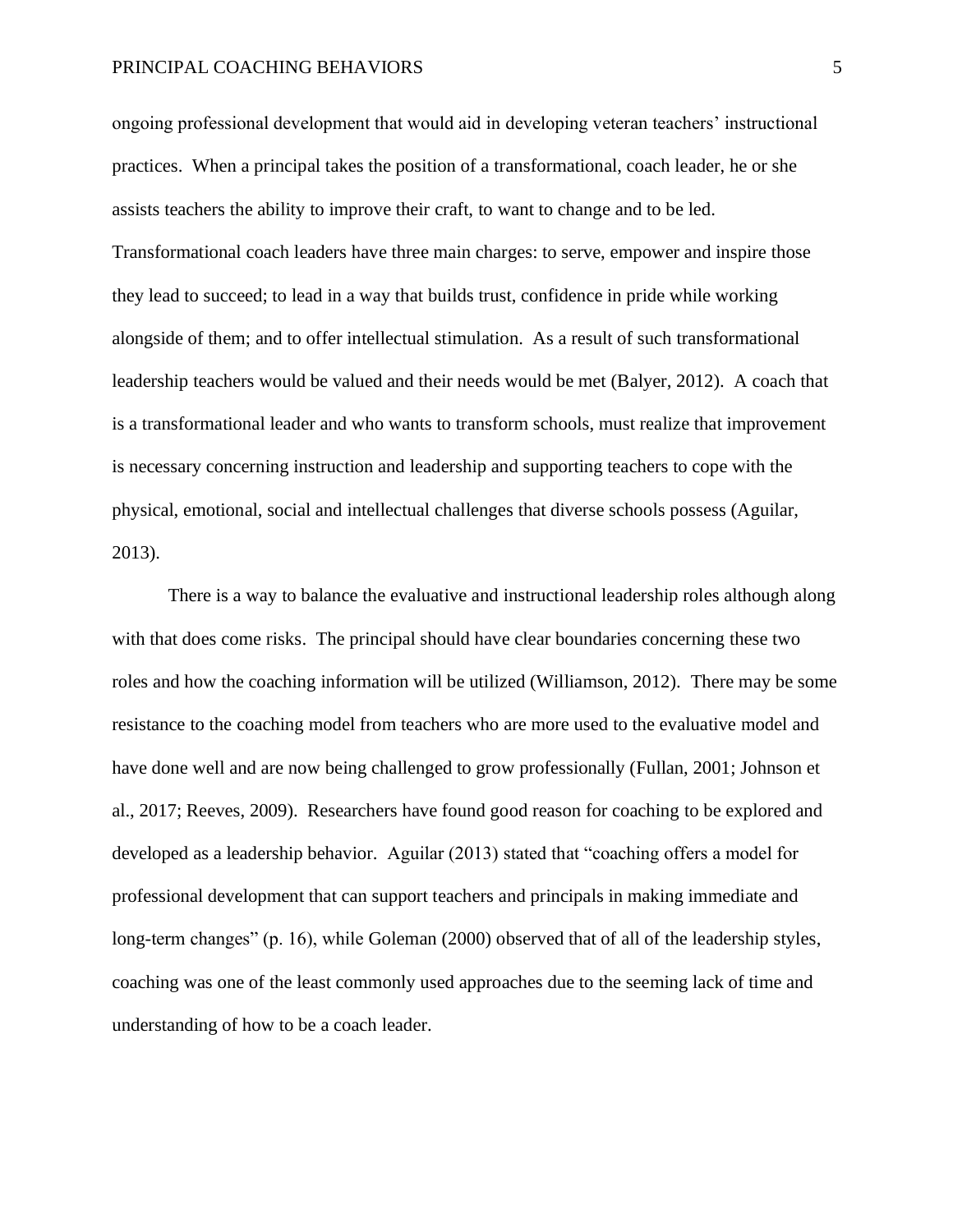ongoing professional development that would aid in developing veteran teachers' instructional practices. When a principal takes the position of a transformational, coach leader, he or she assists teachers the ability to improve their craft, to want to change and to be led. Transformational coach leaders have three main charges: to serve, empower and inspire those they lead to succeed; to lead in a way that builds trust, confidence in pride while working alongside of them; and to offer intellectual stimulation. As a result of such transformational leadership teachers would be valued and their needs would be met (Balyer, 2012). A coach that is a transformational leader and who wants to transform schools, must realize that improvement is necessary concerning instruction and leadership and supporting teachers to cope with the physical, emotional, social and intellectual challenges that diverse schools possess (Aguilar, 2013).

There is a way to balance the evaluative and instructional leadership roles although along with that does come risks. The principal should have clear boundaries concerning these two roles and how the coaching information will be utilized (Williamson, 2012). There may be some resistance to the coaching model from teachers who are more used to the evaluative model and have done well and are now being challenged to grow professionally (Fullan, 2001; Johnson et al., 2017; Reeves, 2009). Researchers have found good reason for coaching to be explored and developed as a leadership behavior. Aguilar (2013) stated that "coaching offers a model for professional development that can support teachers and principals in making immediate and long-term changes" (p. 16), while Goleman (2000) observed that of all of the leadership styles, coaching was one of the least commonly used approaches due to the seeming lack of time and understanding of how to be a coach leader.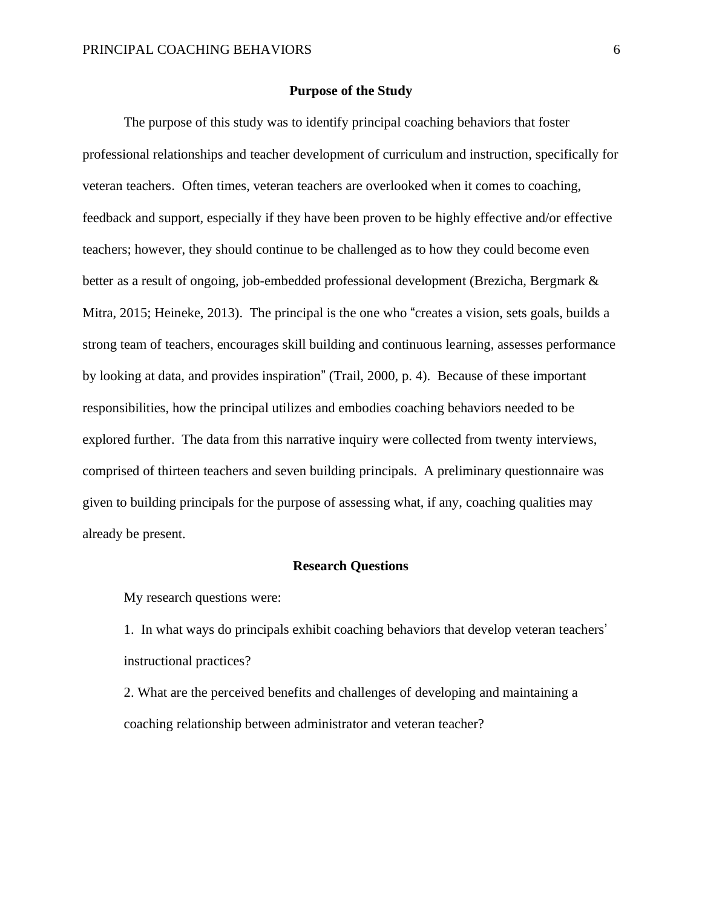## Purpose of the Study

The purpose of this study was to identify principal coaching behaviors that foster professional relationships and teacher development of curriculum and instruction, specifically for veteran teachers. Often times, veteran teachers are overlooked when it comes to coaching, feedback and support, especially if they have been proven to be highly effective and/or effective teachers; however, they should continue to be challenged as to how they could become even better as a result of ongoing, job-embedded professional development (Brezicha, Bergmark & Mitra, 2015; Heineke, 2013). The principal is the one who "creates a vision, sets goals, builds a strong team of teachers, encourages skill building and continuous learning, assesses performance by looking at data, and provides inspiration" (Trail, 2000, p. 4). Because of these important responsibilities, how the principal utilizes and embodies coaching behaviors needed to be explored further. The data from this narrative inquiry were collected from twenty interviews, comprised of thirteen teachers and seven building principals. A preliminary questionnaire was given to building principals for the purpose of assessing what, if any, coaching qualities may already be present.

## Research Questions

My research questions were:

1. In what ways do principals exhibit coaching behaviors that develop veteran teachers' instructional practices?

2. What are the perceived benefits and challenges of developing and maintaining a coaching relationship between administrator and veteran teacher?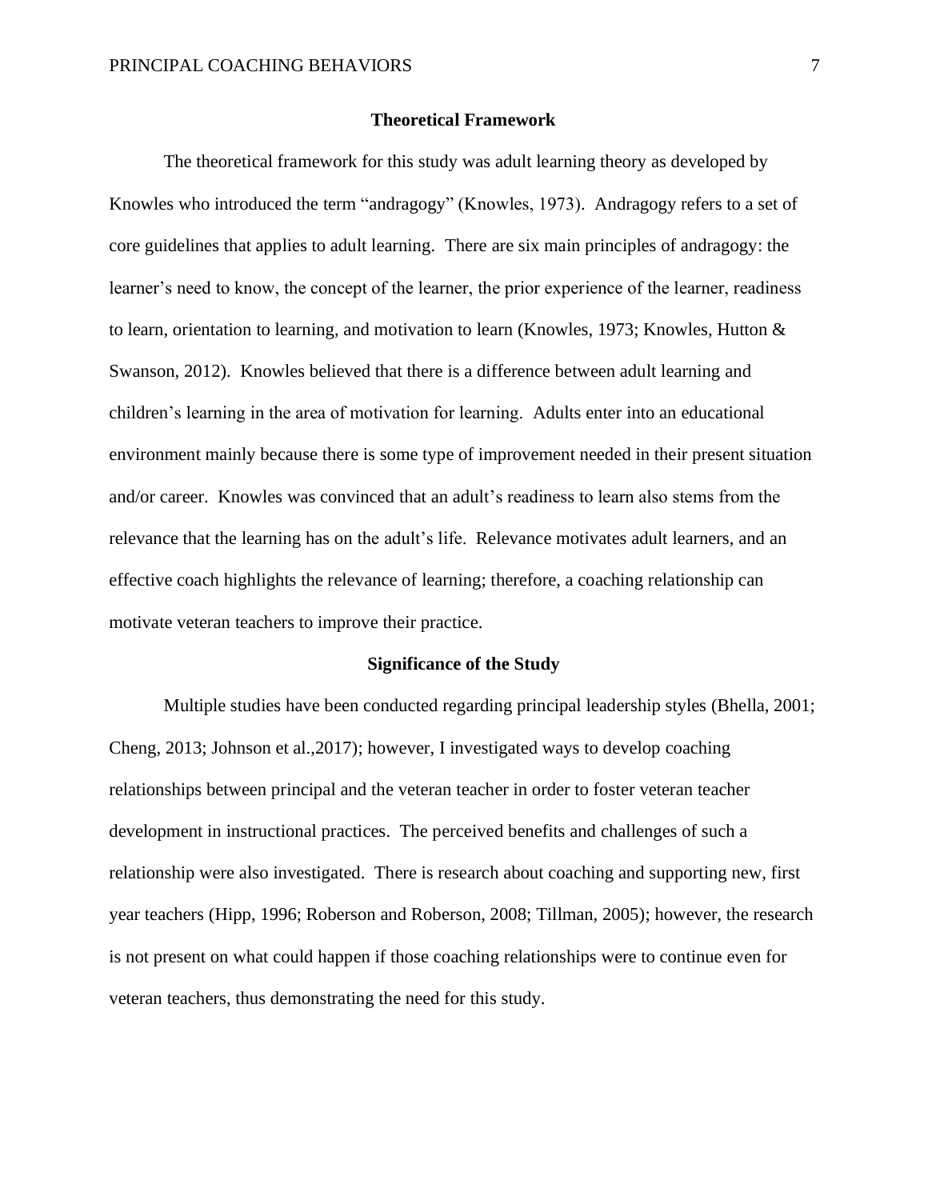## Theoretical Framework

The theoretical framework for this study was adult learning theory as developed by Knowles who introduced the term "andragogy" (Knowles, 1973). Andragogy refers to a set of core guidelines that applies to adult learning. There are six main principles of andragogy: the learner's need to know, the concept of the learner, the prior experience of the learner, readiness to learn, orientation to learning, and motivation to learn (Knowles, 1973; Knowles, Hutton & Swanson, 2012). Knowles believed that there is a difference between adult learning and children's learning in the area of motivation for learning. Adults enter into an educational environment mainly because there is some type of improvement needed in their present situation and/or career. Knowles was convinced that an adult's readiness to learn also stems from the relevance that the learning has on the adult's life. Relevance motivates adult learners, and an effective coach highlights the relevance of learning; therefore, a coaching relationship can motivate veteran teachers to improve their practice.

## Significance of the Study

Multiple studies have been conducted regarding principal leadership styles (Bhella, 2001; Cheng, 2013; Johnson et al.,2017); however, I investigated ways to develop coaching relationships between principal and the veteran teacher in order to foster veteran teacher development in instructional practices. The perceived benefits and challenges of such a relationship were also investigated. There is research about coaching and supporting new, first year teachers (Hipp, 1996; Roberson and Roberson, 2008; Tillman, 2005); however, the research is not present on what could happen if those coaching relationships were to continue even for veteran teachers, thus demonstrating the need for this study.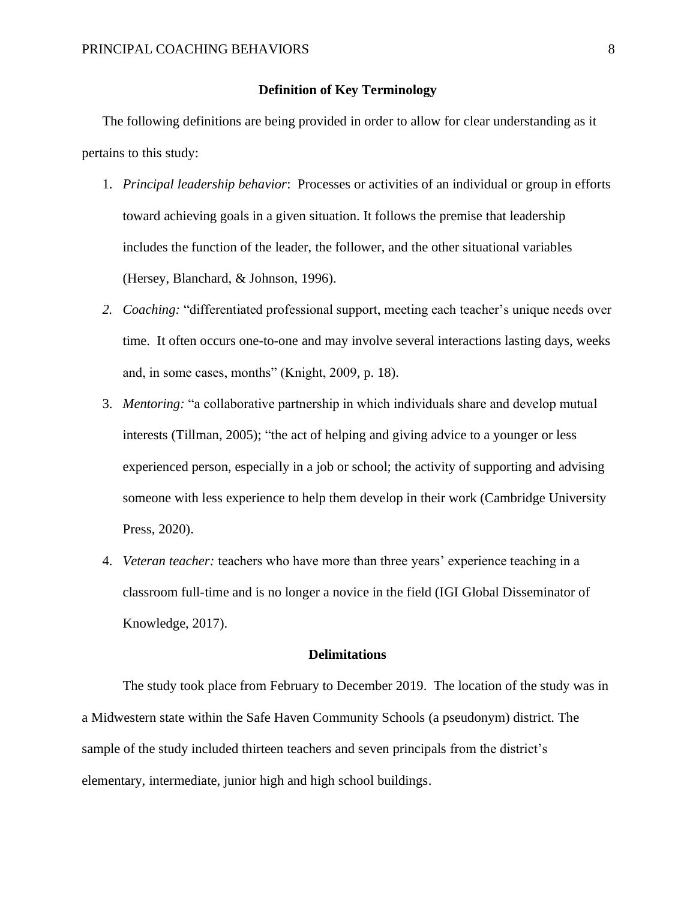## Definition of Key Terminology

The following definitions are being provided in order to allow for clear understanding as it pertains to this study:

1. *Principal leadership behavior*: Processes or activities of an individual or group in efforts toward achieving goals in a given situation. It follows the premise that leadership includes the function of the leader, the follower, and the other situational variables (Hersey, Blanchard, & Johnson, 1996).
2. *Coaching:* "differentiated professional support, meeting each teacher's unique needs over time. It often occurs one-to-one and may involve several interactions lasting days, weeks and, in some cases, months" (Knight, 2009, p. 18).
3. *Mentoring:* "a collaborative partnership in which individuals share and develop mutual interests (Tillman, 2005); "the act of helping and giving advice to a younger or less experienced person, especially in a job or school; the activity of supporting and advising someone with less experience to help them develop in their work (Cambridge University Press, 2020).
4. *Veteran teacher:* teachers who have more than three years' experience teaching in a classroom full-time and is no longer a novice in the field (IGI Global Disseminator of Knowledge, 2017).

## Delimitations

The study took place from February to December 2019. The location of the study was in a Midwestern state within the Safe Haven Community Schools (a pseudonym) district. The sample of the study included thirteen teachers and seven principals from the district's elementary, intermediate, junior high and high school buildings.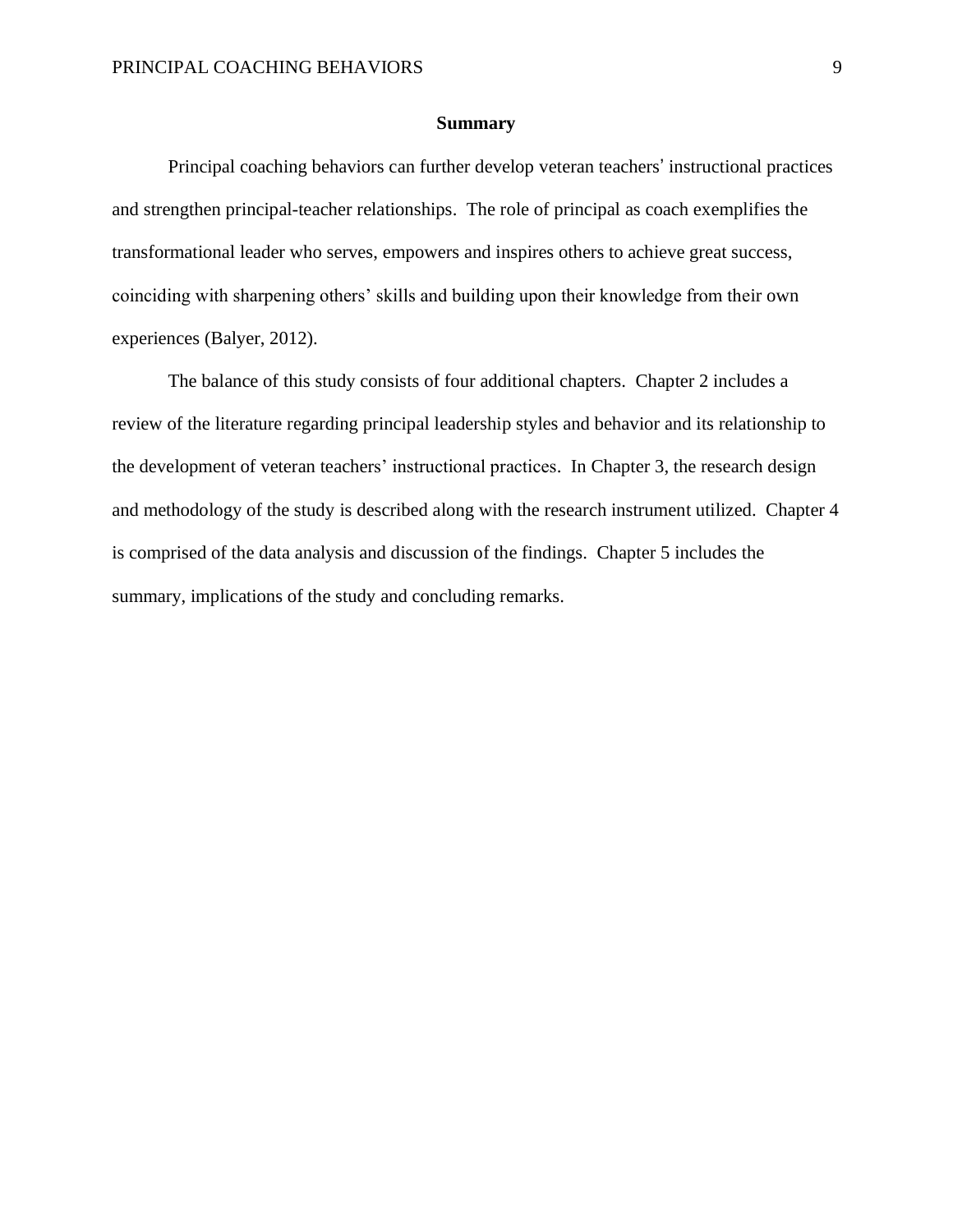## Summary

Principal coaching behaviors can further develop veteran teachers' instructional practices and strengthen principal-teacher relationships. The role of principal as coach exemplifies the transformational leader who serves, empowers and inspires others to achieve great success, coinciding with sharpening others' skills and building upon their knowledge from their own experiences (Balyer, 2012).

The balance of this study consists of four additional chapters. Chapter 2 includes a review of the literature regarding principal leadership styles and behavior and its relationship to the development of veteran teachers' instructional practices. In Chapter 3, the research design and methodology of the study is described along with the research instrument utilized. Chapter 4 is comprised of the data analysis and discussion of the findings. Chapter 5 includes the summary, implications of the study and concluding remarks.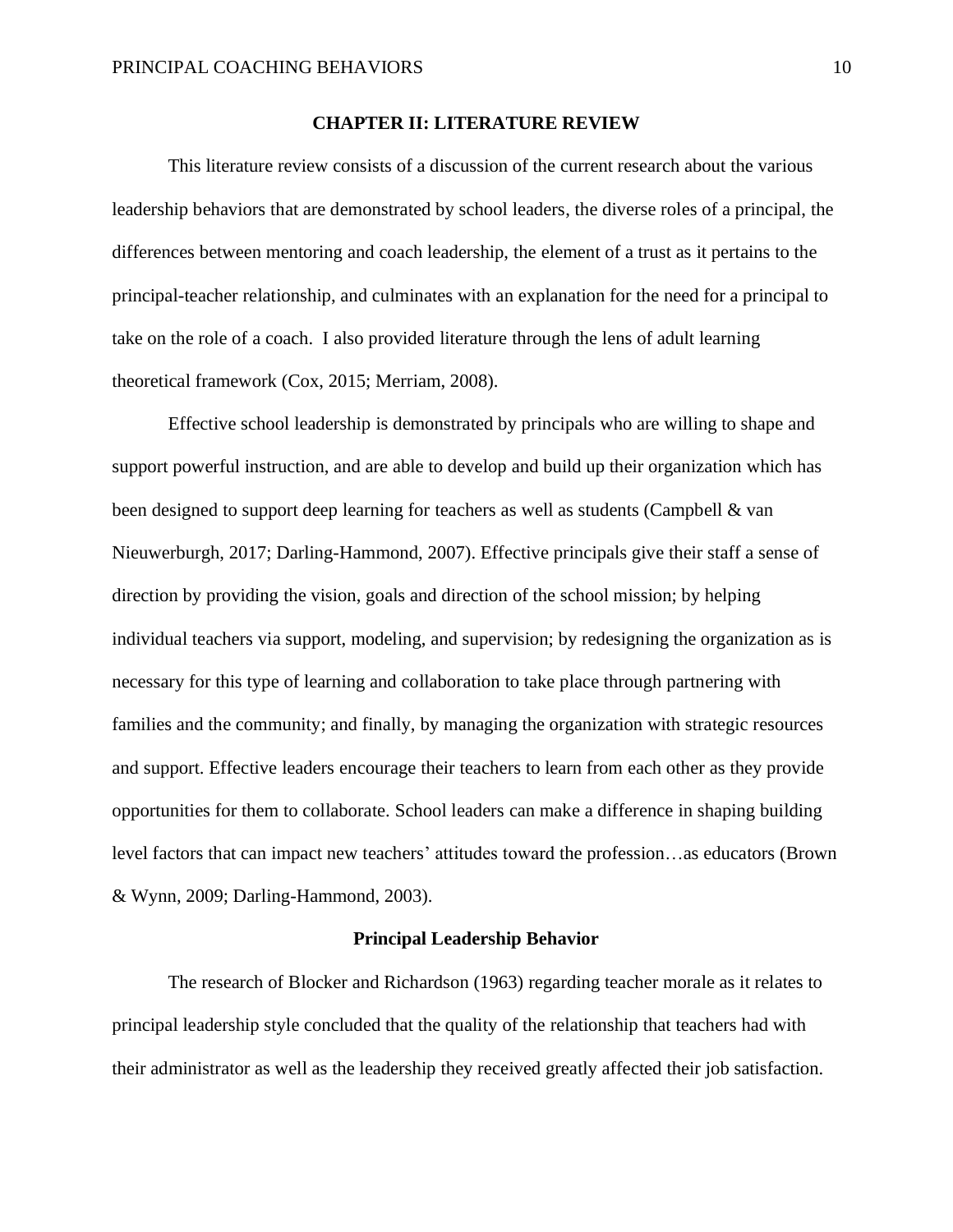## CHAPTER II: LITERATURE REVIEW

This literature review consists of a discussion of the current research about the various leadership behaviors that are demonstrated by school leaders, the diverse roles of a principal, the differences between mentoring and coach leadership, the element of a trust as it pertains to the principal-teacher relationship, and culminates with an explanation for the need for a principal to take on the role of a coach. I also provided literature through the lens of adult learning theoretical framework (Cox, 2015; Merriam, 2008).

Effective school leadership is demonstrated by principals who are willing to shape and support powerful instruction, and are able to develop and build up their organization which has been designed to support deep learning for teachers as well as students (Campbell & van Nieuwerburgh, 2017; Darling-Hammond, 2007). Effective principals give their staff a sense of direction by providing the vision, goals and direction of the school mission; by helping individual teachers via support, modeling, and supervision; by redesigning the organization as is necessary for this type of learning and collaboration to take place through partnering with families and the community; and finally, by managing the organization with strategic resources and support. Effective leaders encourage their teachers to learn from each other as they provide opportunities for them to collaborate. School leaders can make a difference in shaping building level factors that can impact new teachers' attitudes toward the profession…as educators (Brown & Wynn, 2009; Darling-Hammond, 2003).

### Principal Leadership Behavior

The research of Blocker and Richardson (1963) regarding teacher morale as it relates to principal leadership style concluded that the quality of the relationship that teachers had with their administrator as well as the leadership they received greatly affected their job satisfaction.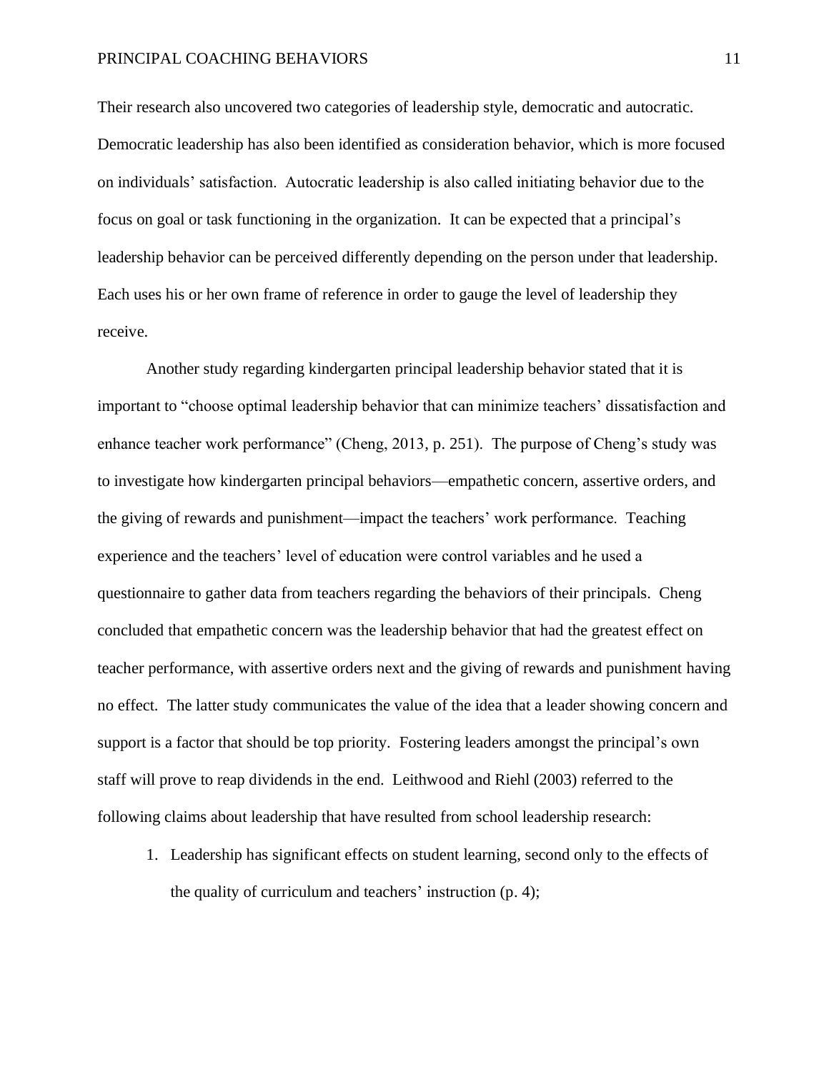Their research also uncovered two categories of leadership style, democratic and autocratic. Democratic leadership has also been identified as consideration behavior, which is more focused on individuals' satisfaction. Autocratic leadership is also called initiating behavior due to the focus on goal or task functioning in the organization. It can be expected that a principal's leadership behavior can be perceived differently depending on the person under that leadership. Each uses his or her own frame of reference in order to gauge the level of leadership they receive.

Another study regarding kindergarten principal leadership behavior stated that it is important to "choose optimal leadership behavior that can minimize teachers' dissatisfaction and enhance teacher work performance" (Cheng, 2013, p. 251). The purpose of Cheng's study was to investigate how kindergarten principal behaviors—empathetic concern, assertive orders, and the giving of rewards and punishment—impact the teachers' work performance. Teaching experience and the teachers' level of education were control variables and he used a questionnaire to gather data from teachers regarding the behaviors of their principals. Cheng concluded that empathetic concern was the leadership behavior that had the greatest effect on teacher performance, with assertive orders next and the giving of rewards and punishment having no effect. The latter study communicates the value of the idea that a leader showing concern and support is a factor that should be top priority. Fostering leaders amongst the principal's own staff will prove to reap dividends in the end. Leithwood and Riehl (2003) referred to the following claims about leadership that have resulted from school leadership research:

1. Leadership has significant effects on student learning, second only to the effects of the quality of curriculum and teachers' instruction (p. 4);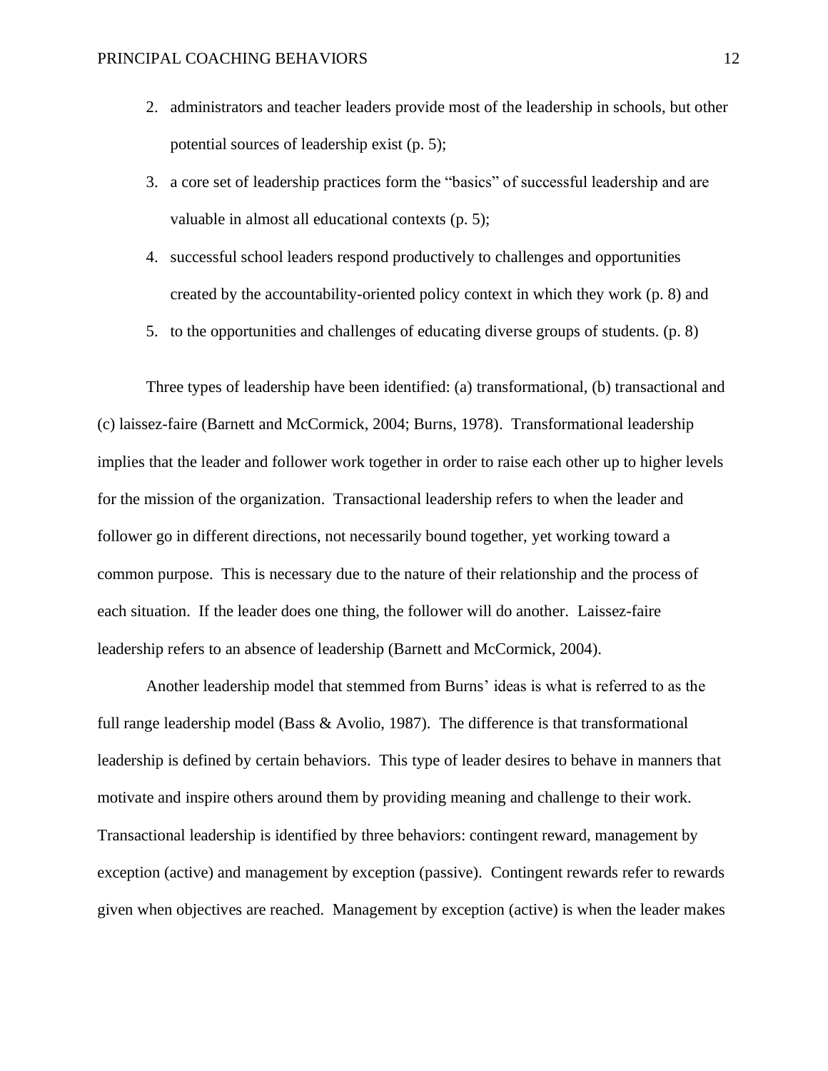2. administrators and teacher leaders provide most of the leadership in schools, but other potential sources of leadership exist (p. 5);
3. a core set of leadership practices form the "basics" of successful leadership and are valuable in almost all educational contexts (p. 5);
4. successful school leaders respond productively to challenges and opportunities created by the accountability-oriented policy context in which they work (p. 8) and
5. to the opportunities and challenges of educating diverse groups of students. (p. 8)

Three types of leadership have been identified: (a) transformational, (b) transactional and (c) laissez-faire (Barnett and McCormick, 2004; Burns, 1978). Transformational leadership implies that the leader and follower work together in order to raise each other up to higher levels for the mission of the organization. Transactional leadership refers to when the leader and follower go in different directions, not necessarily bound together, yet working toward a common purpose. This is necessary due to the nature of their relationship and the process of each situation. If the leader does one thing, the follower will do another. Laissez-faire leadership refers to an absence of leadership (Barnett and McCormick, 2004).

Another leadership model that stemmed from Burns' ideas is what is referred to as the full range leadership model (Bass & Avolio, 1987). The difference is that transformational leadership is defined by certain behaviors. This type of leader desires to behave in manners that motivate and inspire others around them by providing meaning and challenge to their work. Transactional leadership is identified by three behaviors: contingent reward, management by exception (active) and management by exception (passive). Contingent rewards refer to rewards given when objectives are reached. Management by exception (active) is when the leader makes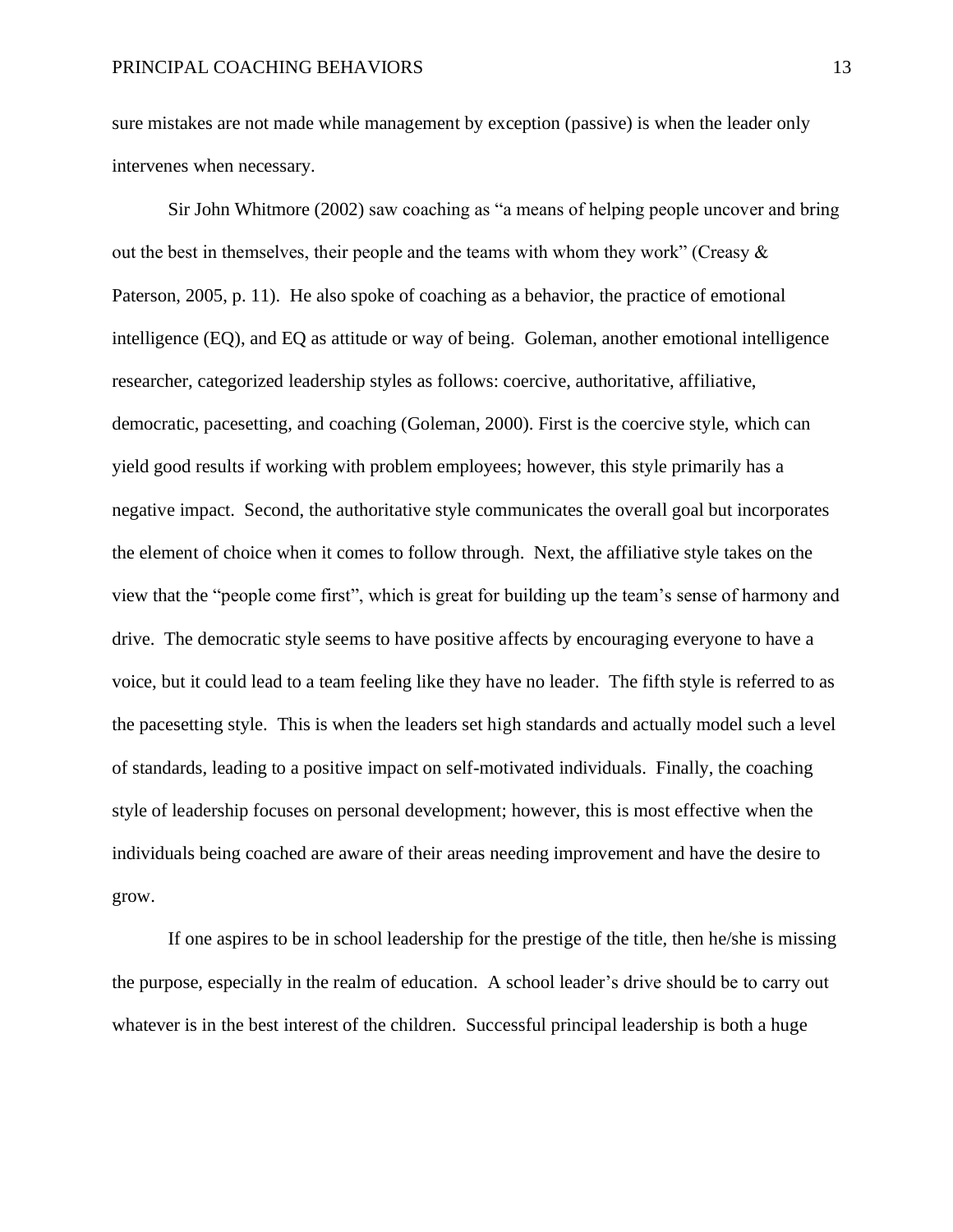sure mistakes are not made while management by exception (passive) is when the leader only intervenes when necessary.

Sir John Whitmore (2002) saw coaching as "a means of helping people uncover and bring out the best in themselves, their people and the teams with whom they work" (Creasy & Paterson, 2005, p. 11). He also spoke of coaching as a behavior, the practice of emotional intelligence (EQ), and EQ as attitude or way of being. Goleman, another emotional intelligence researcher, categorized leadership styles as follows: coercive, authoritative, affiliative, democratic, pacesetting, and coaching (Goleman, 2000). First is the coercive style, which can yield good results if working with problem employees; however, this style primarily has a negative impact. Second, the authoritative style communicates the overall goal but incorporates the element of choice when it comes to follow through. Next, the affiliative style takes on the view that the "people come first", which is great for building up the team's sense of harmony and drive. The democratic style seems to have positive affects by encouraging everyone to have a voice, but it could lead to a team feeling like they have no leader. The fifth style is referred to as the pacesetting style. This is when the leaders set high standards and actually model such a level of standards, leading to a positive impact on self-motivated individuals. Finally, the coaching style of leadership focuses on personal development; however, this is most effective when the individuals being coached are aware of their areas needing improvement and have the desire to grow.

If one aspires to be in school leadership for the prestige of the title, then he/she is missing the purpose, especially in the realm of education. A school leader's drive should be to carry out whatever is in the best interest of the children. Successful principal leadership is both a huge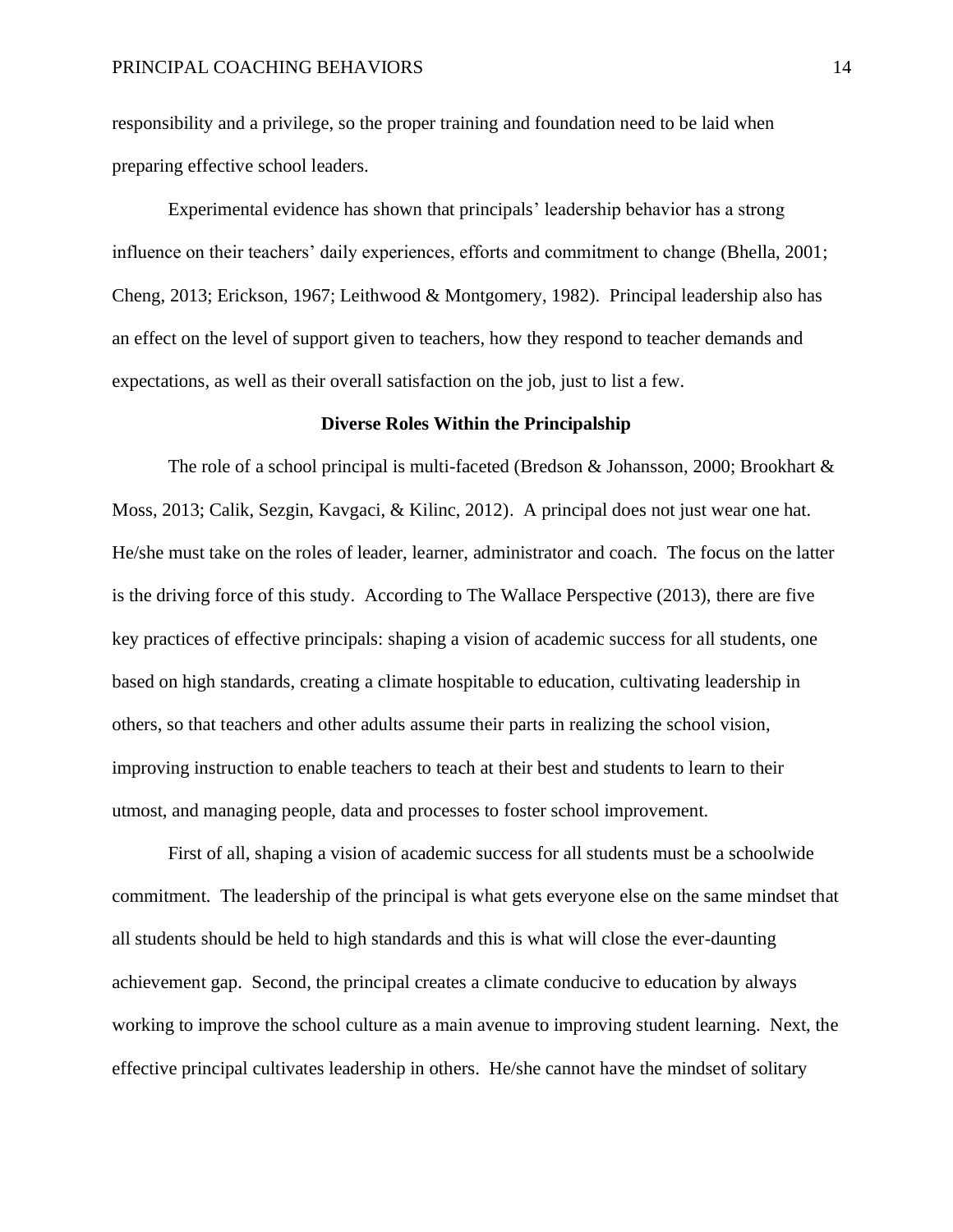responsibility and a privilege, so the proper training and foundation need to be laid when preparing effective school leaders.

Experimental evidence has shown that principals' leadership behavior has a strong influence on their teachers' daily experiences, efforts and commitment to change (Bhella, 2001; Cheng, 2013; Erickson, 1967; Leithwood & Montgomery, 1982). Principal leadership also has an effect on the level of support given to teachers, how they respond to teacher demands and expectations, as well as their overall satisfaction on the job, just to list a few.

## Diverse Roles Within the Principalship

The role of a school principal is multi-faceted (Bredson & Johansson, 2000; Brookhart & Moss, 2013; Calik, Sezgin, Kavgaci, & Kilinc, 2012). A principal does not just wear one hat. He/she must take on the roles of leader, learner, administrator and coach. The focus on the latter is the driving force of this study. According to The Wallace Perspective (2013), there are five key practices of effective principals: shaping a vision of academic success for all students, one based on high standards, creating a climate hospitable to education, cultivating leadership in others, so that teachers and other adults assume their parts in realizing the school vision, improving instruction to enable teachers to teach at their best and students to learn to their utmost, and managing people, data and processes to foster school improvement.

First of all, shaping a vision of academic success for all students must be a schoolwide commitment. The leadership of the principal is what gets everyone else on the same mindset that all students should be held to high standards and this is what will close the ever-daunting achievement gap. Second, the principal creates a climate conducive to education by always working to improve the school culture as a main avenue to improving student learning. Next, the effective principal cultivates leadership in others. He/she cannot have the mindset of solitary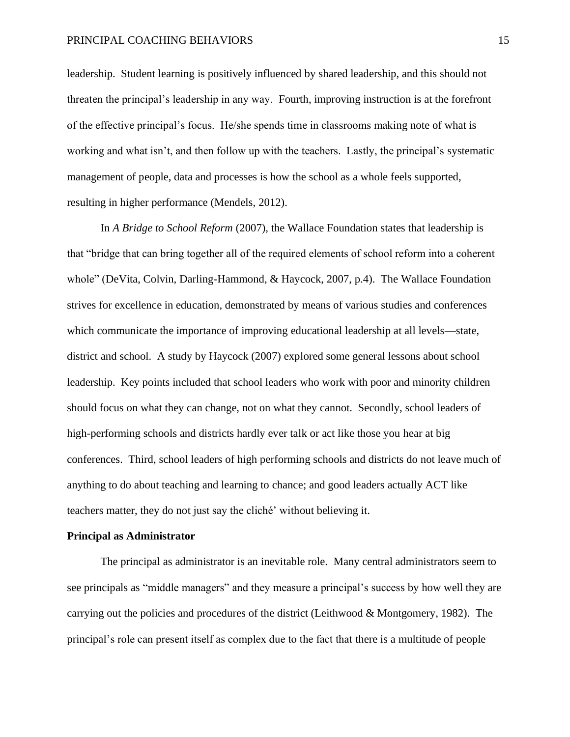leadership. Student learning is positively influenced by shared leadership, and this should not threaten the principal's leadership in any way. Fourth, improving instruction is at the forefront of the effective principal's focus. He/she spends time in classrooms making note of what is working and what isn't, and then follow up with the teachers. Lastly, the principal's systematic management of people, data and processes is how the school as a whole feels supported, resulting in higher performance (Mendels, 2012).

In *A Bridge to School Reform* (2007), the Wallace Foundation states that leadership is that "bridge that can bring together all of the required elements of school reform into a coherent whole" (DeVita, Colvin, Darling-Hammond, & Haycock, 2007, p.4). The Wallace Foundation strives for excellence in education, demonstrated by means of various studies and conferences which communicate the importance of improving educational leadership at all levels—state, district and school. A study by Haycock (2007) explored some general lessons about school leadership. Key points included that school leaders who work with poor and minority children should focus on what they can change, not on what they cannot. Secondly, school leaders of high-performing schools and districts hardly ever talk or act like those you hear at big conferences. Third, school leaders of high performing schools and districts do not leave much of anything to do about teaching and learning to chance; and good leaders actually ACT like teachers matter, they do not just say the cliché' without believing it.

**Principal as Administrator**

The principal as administrator is an inevitable role. Many central administrators seem to see principals as "middle managers" and they measure a principal's success by how well they are carrying out the policies and procedures of the district (Leithwood & Montgomery, 1982). The principal's role can present itself as complex due to the fact that there is a multitude of people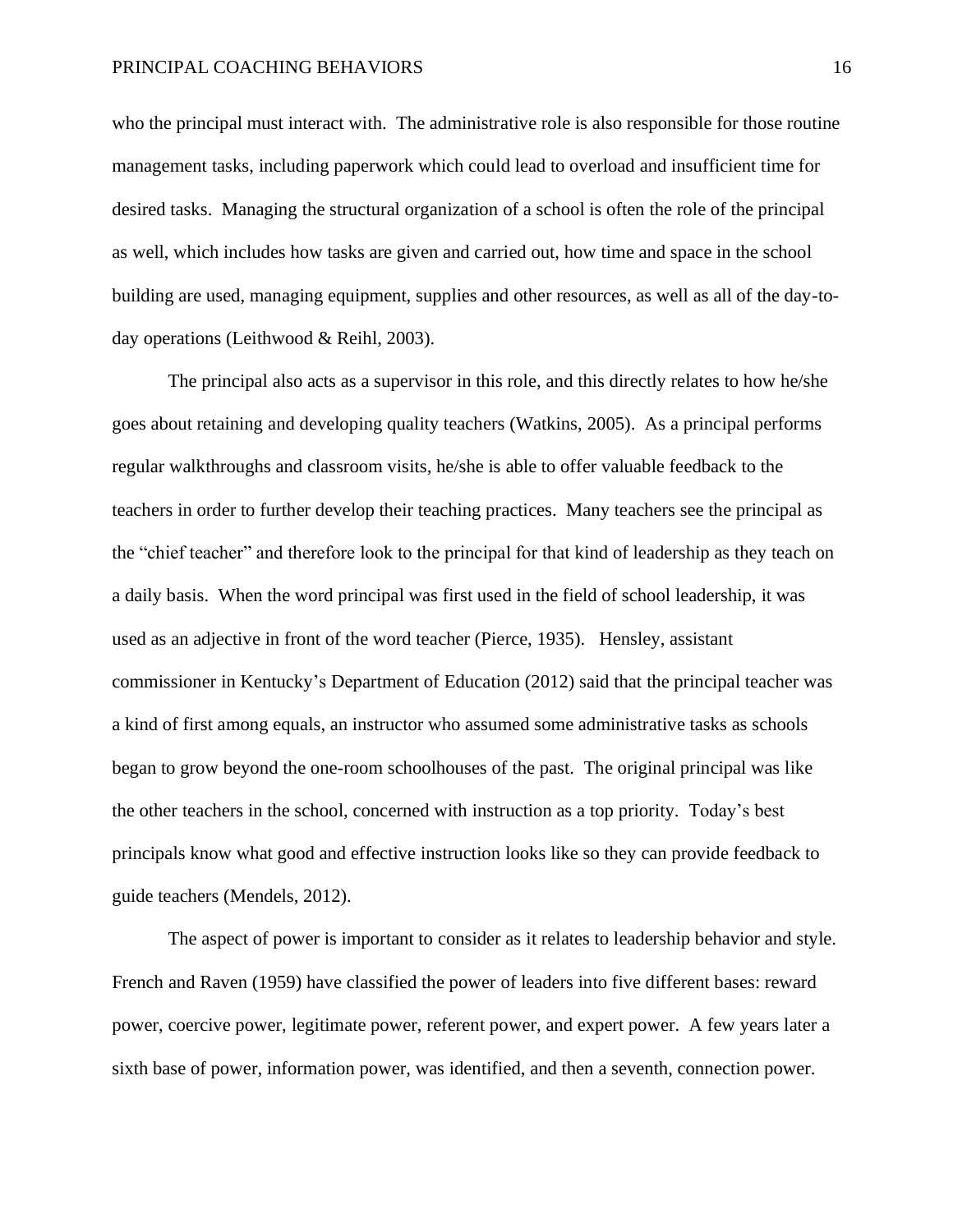who the principal must interact with. The administrative role is also responsible for those routine management tasks, including paperwork which could lead to overload and insufficient time for desired tasks. Managing the structural organization of a school is often the role of the principal as well, which includes how tasks are given and carried out, how time and space in the school building are used, managing equipment, supplies and other resources, as well as all of the day-to-day operations (Leithwood & Reihl, 2003).

The principal also acts as a supervisor in this role, and this directly relates to how he/she goes about retaining and developing quality teachers (Watkins, 2005). As a principal performs regular walkthroughs and classroom visits, he/she is able to offer valuable feedback to the teachers in order to further develop their teaching practices. Many teachers see the principal as the "chief teacher" and therefore look to the principal for that kind of leadership as they teach on a daily basis. When the word principal was first used in the field of school leadership, it was used as an adjective in front of the word teacher (Pierce, 1935). Hensley, assistant commissioner in Kentucky's Department of Education (2012) said that the principal teacher was a kind of first among equals, an instructor who assumed some administrative tasks as schools began to grow beyond the one-room schoolhouses of the past. The original principal was like the other teachers in the school, concerned with instruction as a top priority. Today's best principals know what good and effective instruction looks like so they can provide feedback to guide teachers (Mendels, 2012).

The aspect of power is important to consider as it relates to leadership behavior and style. French and Raven (1959) have classified the power of leaders into five different bases: reward power, coercive power, legitimate power, referent power, and expert power. A few years later a sixth base of power, information power, was identified, and then a seventh, connection power.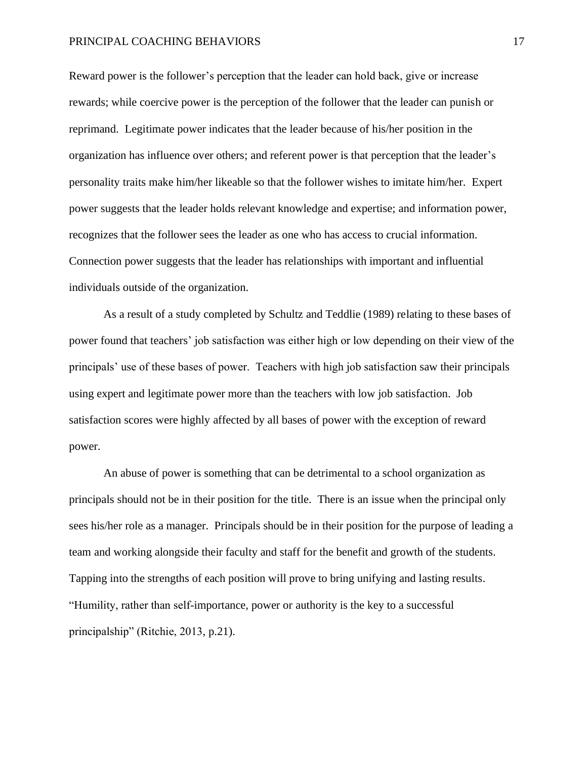Reward power is the follower's perception that the leader can hold back, give or increase rewards; while coercive power is the perception of the follower that the leader can punish or reprimand. Legitimate power indicates that the leader because of his/her position in the organization has influence over others; and referent power is that perception that the leader's personality traits make him/her likeable so that the follower wishes to imitate him/her. Expert power suggests that the leader holds relevant knowledge and expertise; and information power, recognizes that the follower sees the leader as one who has access to crucial information. Connection power suggests that the leader has relationships with important and influential individuals outside of the organization.

As a result of a study completed by Schultz and Teddlie (1989) relating to these bases of power found that teachers' job satisfaction was either high or low depending on their view of the principals' use of these bases of power. Teachers with high job satisfaction saw their principals using expert and legitimate power more than the teachers with low job satisfaction. Job satisfaction scores were highly affected by all bases of power with the exception of reward power.

An abuse of power is something that can be detrimental to a school organization as principals should not be in their position for the title. There is an issue when the principal only sees his/her role as a manager. Principals should be in their position for the purpose of leading a team and working alongside their faculty and staff for the benefit and growth of the students. Tapping into the strengths of each position will prove to bring unifying and lasting results. "Humility, rather than self-importance, power or authority is the key to a successful principalship" (Ritchie, 2013, p.21).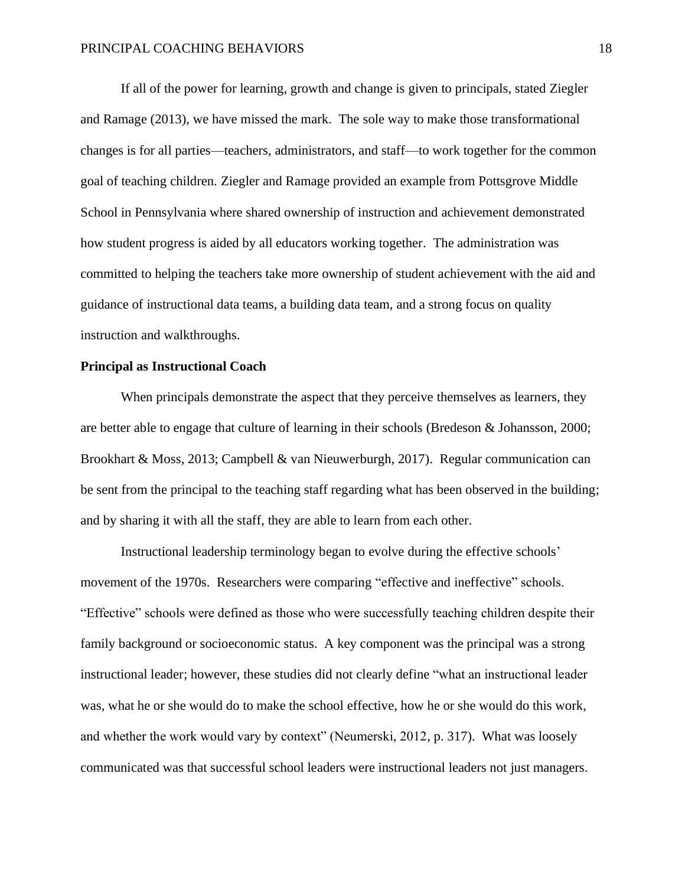If all of the power for learning, growth and change is given to principals, stated Ziegler and Ramage (2013), we have missed the mark. The sole way to make those transformational changes is for all parties—teachers, administrators, and staff—to work together for the common goal of teaching children. Ziegler and Ramage provided an example from Pottsgrove Middle School in Pennsylvania where shared ownership of instruction and achievement demonstrated how student progress is aided by all educators working together. The administration was committed to helping the teachers take more ownership of student achievement with the aid and guidance of instructional data teams, a building data team, and a strong focus on quality instruction and walkthroughs.

**Principal as Instructional Coach**

When principals demonstrate the aspect that they perceive themselves as learners, they are better able to engage that culture of learning in their schools (Bredeson & Johansson, 2000; Brookhart & Moss, 2013; Campbell & van Nieuwerburgh, 2017). Regular communication can be sent from the principal to the teaching staff regarding what has been observed in the building; and by sharing it with all the staff, they are able to learn from each other.

Instructional leadership terminology began to evolve during the effective schools' movement of the 1970s. Researchers were comparing "effective and ineffective" schools. "Effective" schools were defined as those who were successfully teaching children despite their family background or socioeconomic status. A key component was the principal was a strong instructional leader; however, these studies did not clearly define "what an instructional leader was, what he or she would do to make the school effective, how he or she would do this work, and whether the work would vary by context" (Neumerski, 2012, p. 317). What was loosely communicated was that successful school leaders were instructional leaders not just managers.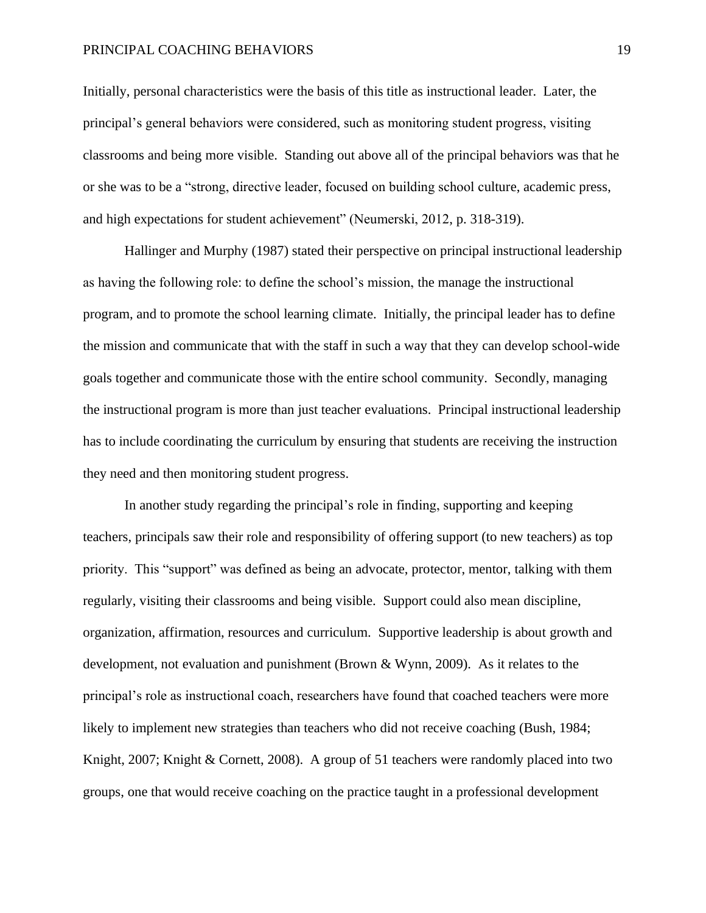Initially, personal characteristics were the basis of this title as instructional leader. Later, the principal's general behaviors were considered, such as monitoring student progress, visiting classrooms and being more visible. Standing out above all of the principal behaviors was that he or she was to be a "strong, directive leader, focused on building school culture, academic press, and high expectations for student achievement" (Neumerski, 2012, p. 318-319).

Hallinger and Murphy (1987) stated their perspective on principal instructional leadership as having the following role: to define the school's mission, the manage the instructional program, and to promote the school learning climate. Initially, the principal leader has to define the mission and communicate that with the staff in such a way that they can develop school-wide goals together and communicate those with the entire school community. Secondly, managing the instructional program is more than just teacher evaluations. Principal instructional leadership has to include coordinating the curriculum by ensuring that students are receiving the instruction they need and then monitoring student progress.

In another study regarding the principal's role in finding, supporting and keeping teachers, principals saw their role and responsibility of offering support (to new teachers) as top priority. This "support" was defined as being an advocate, protector, mentor, talking with them regularly, visiting their classrooms and being visible. Support could also mean discipline, organization, affirmation, resources and curriculum. Supportive leadership is about growth and development, not evaluation and punishment (Brown & Wynn, 2009). As it relates to the principal's role as instructional coach, researchers have found that coached teachers were more likely to implement new strategies than teachers who did not receive coaching (Bush, 1984; Knight, 2007; Knight & Cornett, 2008). A group of 51 teachers were randomly placed into two groups, one that would receive coaching on the practice taught in a professional development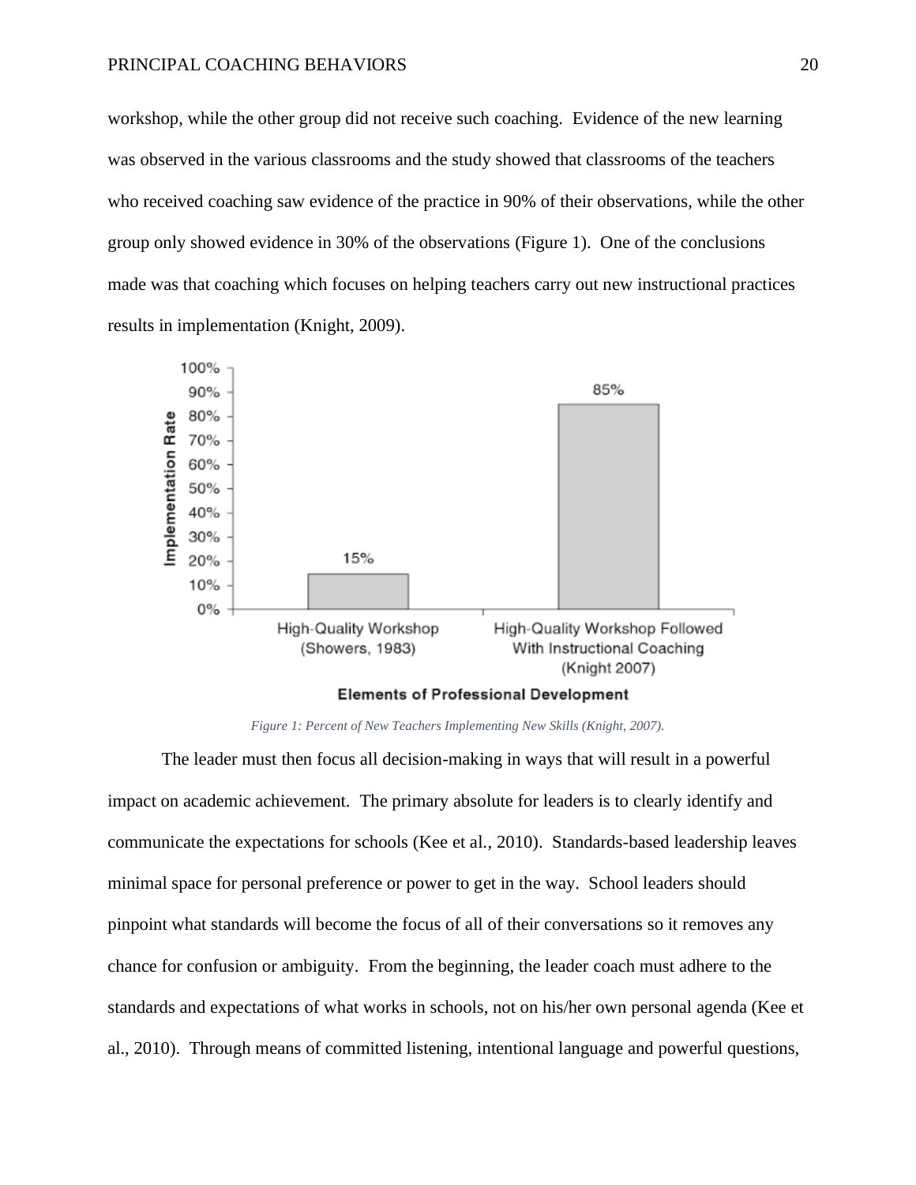workshop, while the other group did not receive such coaching. Evidence of the new learning was observed in the various classrooms and the study showed that classrooms of the teachers who received coaching saw evidence of the practice in 90% of their observations, while the other group only showed evidence in 30% of the observations (Figure 1). One of the conclusions made was that coaching which focuses on helping teachers carry out new instructional practices results in implementation (Knight, 2009).

*Figure 1: Percent of New Teachers Implementing New Skills (Knight, 2007).*

The leader must then focus all decision-making in ways that will result in a powerful impact on academic achievement. The primary absolute for leaders is to clearly identify and communicate the expectations for schools (Kee et al., 2010). Standards-based leadership leaves minimal space for personal preference or power to get in the way. School leaders should pinpoint what standards will become the focus of all of their conversations so it removes any chance for confusion or ambiguity. From the beginning, the leader coach must adhere to the standards and expectations of what works in schools, not on his/her own personal agenda (Kee et al., 2010). Through means of committed listening, intentional language and powerful questions,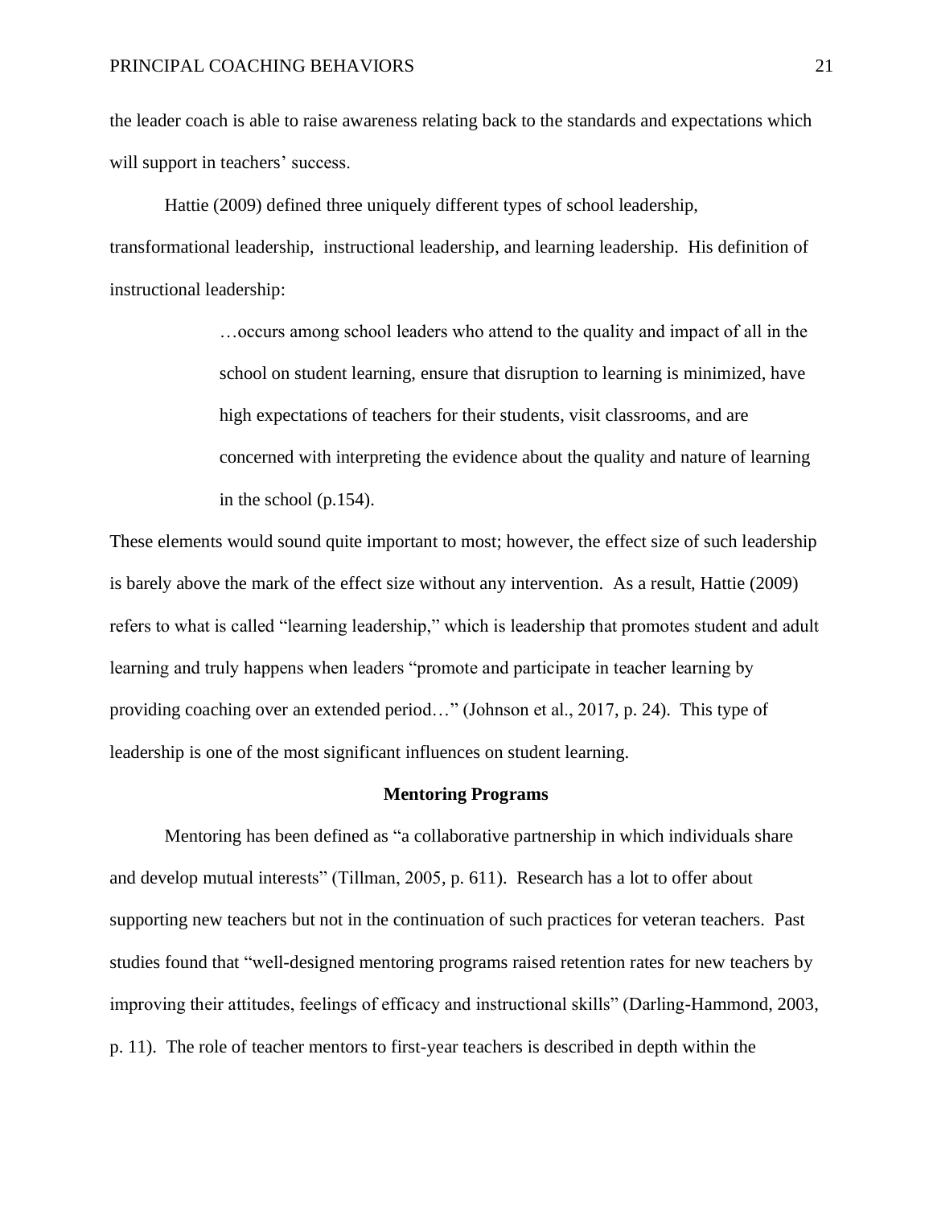the leader coach is able to raise awareness relating back to the standards and expectations which will support in teachers' success.

Hattie (2009) defined three uniquely different types of school leadership, transformational leadership, instructional leadership, and learning leadership. His definition of instructional leadership:

> …occurs among school leaders who attend to the quality and impact of all in the school on student learning, ensure that disruption to learning is minimized, have high expectations of teachers for their students, visit classrooms, and are concerned with interpreting the evidence about the quality and nature of learning in the school (p.154).

These elements would sound quite important to most; however, the effect size of such leadership is barely above the mark of the effect size without any intervention. As a result, Hattie (2009) refers to what is called "learning leadership," which is leadership that promotes student and adult learning and truly happens when leaders "promote and participate in teacher learning by providing coaching over an extended period…" (Johnson et al., 2017, p. 24). This type of leadership is one of the most significant influences on student learning.

## Mentoring Programs

Mentoring has been defined as "a collaborative partnership in which individuals share and develop mutual interests" (Tillman, 2005, p. 611). Research has a lot to offer about supporting new teachers but not in the continuation of such practices for veteran teachers. Past studies found that "well-designed mentoring programs raised retention rates for new teachers by improving their attitudes, feelings of efficacy and instructional skills" (Darling-Hammond, 2003, p. 11). The role of teacher mentors to first-year teachers is described in depth within the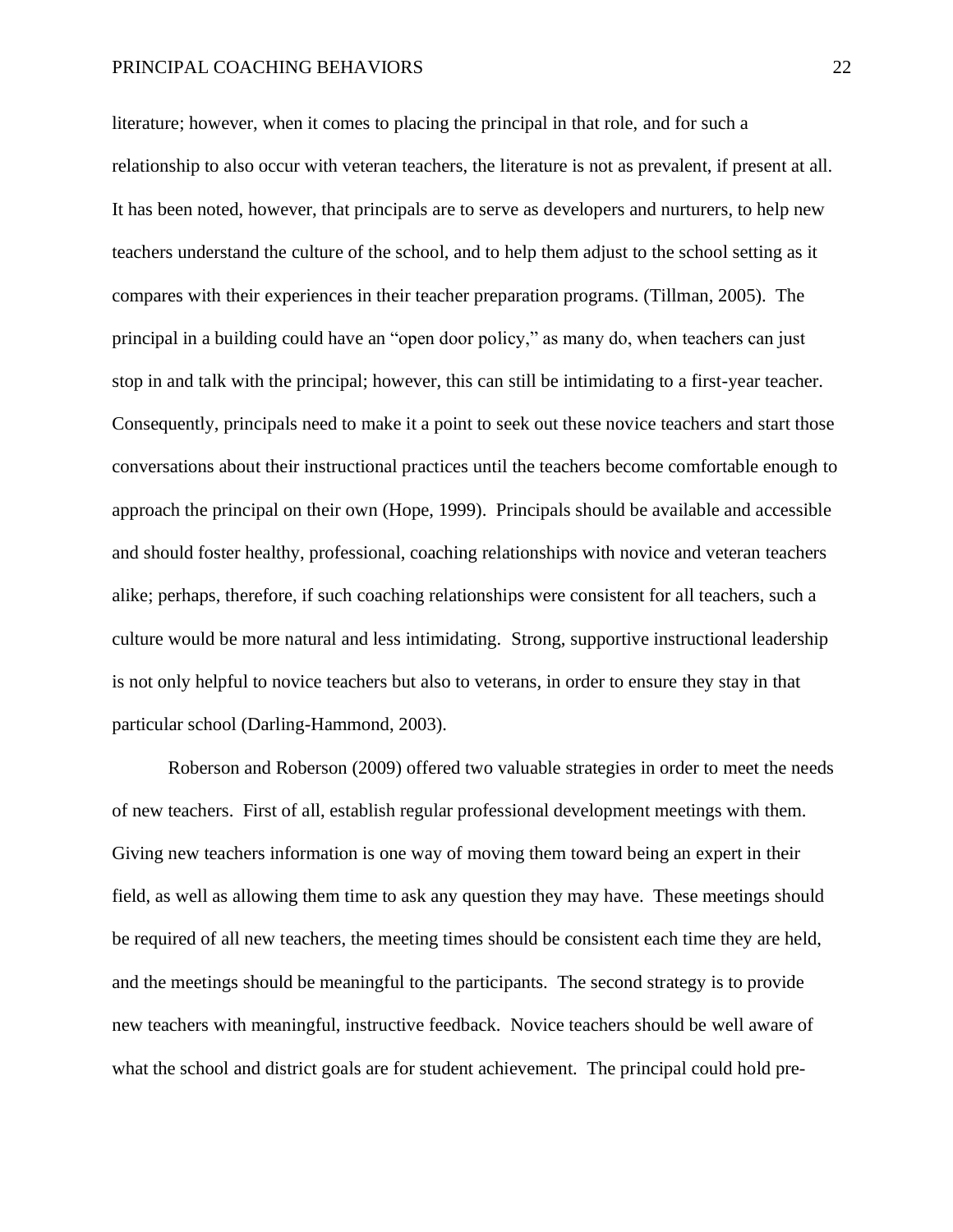literature; however, when it comes to placing the principal in that role, and for such a relationship to also occur with veteran teachers, the literature is not as prevalent, if present at all. It has been noted, however, that principals are to serve as developers and nurturers, to help new teachers understand the culture of the school, and to help them adjust to the school setting as it compares with their experiences in their teacher preparation programs. (Tillman, 2005). The principal in a building could have an "open door policy," as many do, when teachers can just stop in and talk with the principal; however, this can still be intimidating to a first-year teacher. Consequently, principals need to make it a point to seek out these novice teachers and start those conversations about their instructional practices until the teachers become comfortable enough to approach the principal on their own (Hope, 1999). Principals should be available and accessible and should foster healthy, professional, coaching relationships with novice and veteran teachers alike; perhaps, therefore, if such coaching relationships were consistent for all teachers, such a culture would be more natural and less intimidating. Strong, supportive instructional leadership is not only helpful to novice teachers but also to veterans, in order to ensure they stay in that particular school (Darling-Hammond, 2003).

Roberson and Roberson (2009) offered two valuable strategies in order to meet the needs of new teachers. First of all, establish regular professional development meetings with them. Giving new teachers information is one way of moving them toward being an expert in their field, as well as allowing them time to ask any question they may have. These meetings should be required of all new teachers, the meeting times should be consistent each time they are held, and the meetings should be meaningful to the participants. The second strategy is to provide new teachers with meaningful, instructive feedback. Novice teachers should be well aware of what the school and district goals are for student achievement. The principal could hold pre-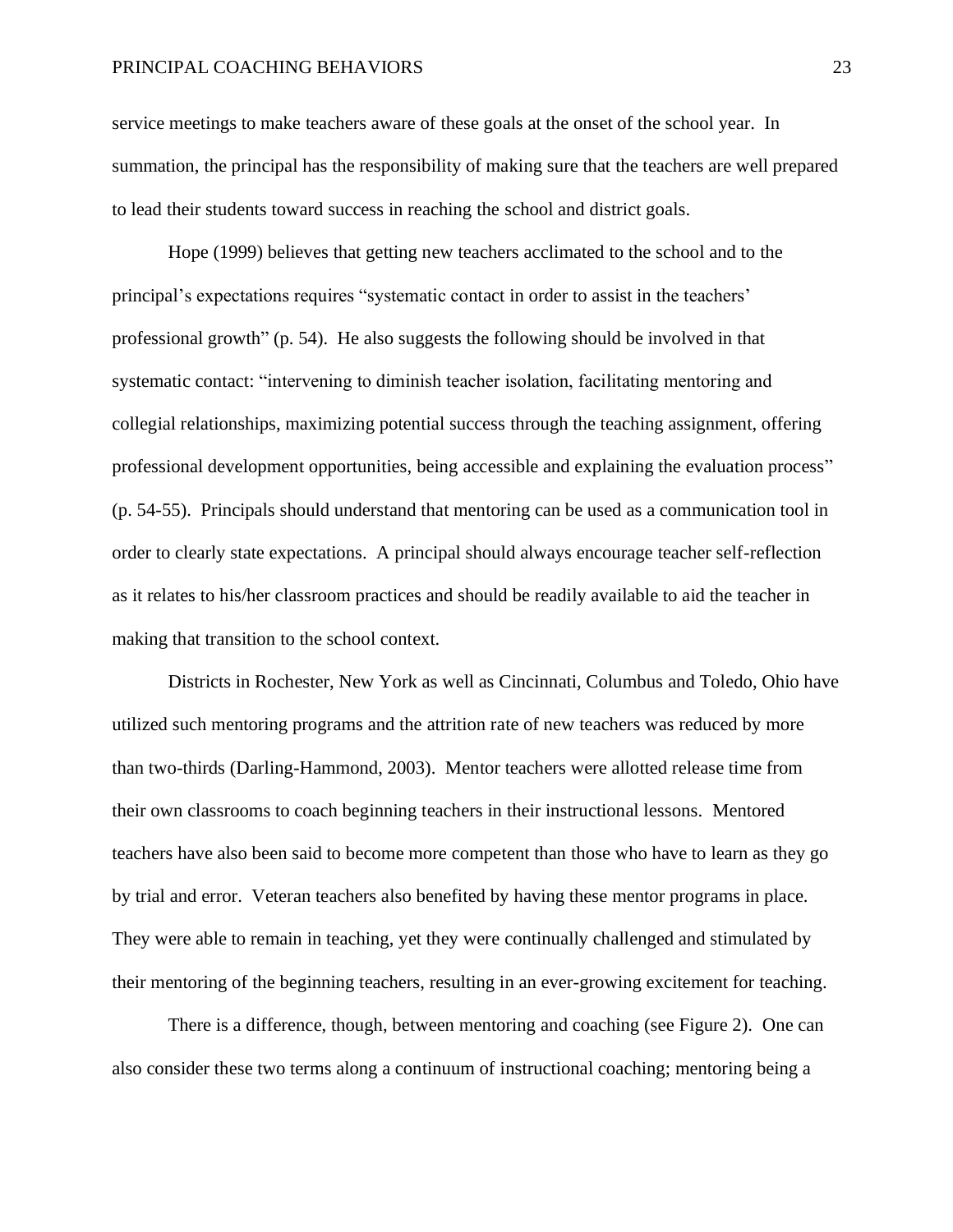service meetings to make teachers aware of these goals at the onset of the school year. In summation, the principal has the responsibility of making sure that the teachers are well prepared to lead their students toward success in reaching the school and district goals.

Hope (1999) believes that getting new teachers acclimated to the school and to the principal's expectations requires "systematic contact in order to assist in the teachers' professional growth" (p. 54). He also suggests the following should be involved in that systematic contact: "intervening to diminish teacher isolation, facilitating mentoring and collegial relationships, maximizing potential success through the teaching assignment, offering professional development opportunities, being accessible and explaining the evaluation process" (p. 54-55). Principals should understand that mentoring can be used as a communication tool in order to clearly state expectations. A principal should always encourage teacher self-reflection as it relates to his/her classroom practices and should be readily available to aid the teacher in making that transition to the school context.

Districts in Rochester, New York as well as Cincinnati, Columbus and Toledo, Ohio have utilized such mentoring programs and the attrition rate of new teachers was reduced by more than two-thirds (Darling-Hammond, 2003). Mentor teachers were allotted release time from their own classrooms to coach beginning teachers in their instructional lessons. Mentored teachers have also been said to become more competent than those who have to learn as they go by trial and error. Veteran teachers also benefited by having these mentor programs in place. They were able to remain in teaching, yet they were continually challenged and stimulated by their mentoring of the beginning teachers, resulting in an ever-growing excitement for teaching.

There is a difference, though, between mentoring and coaching (see Figure 2). One can also consider these two terms along a continuum of instructional coaching; mentoring being a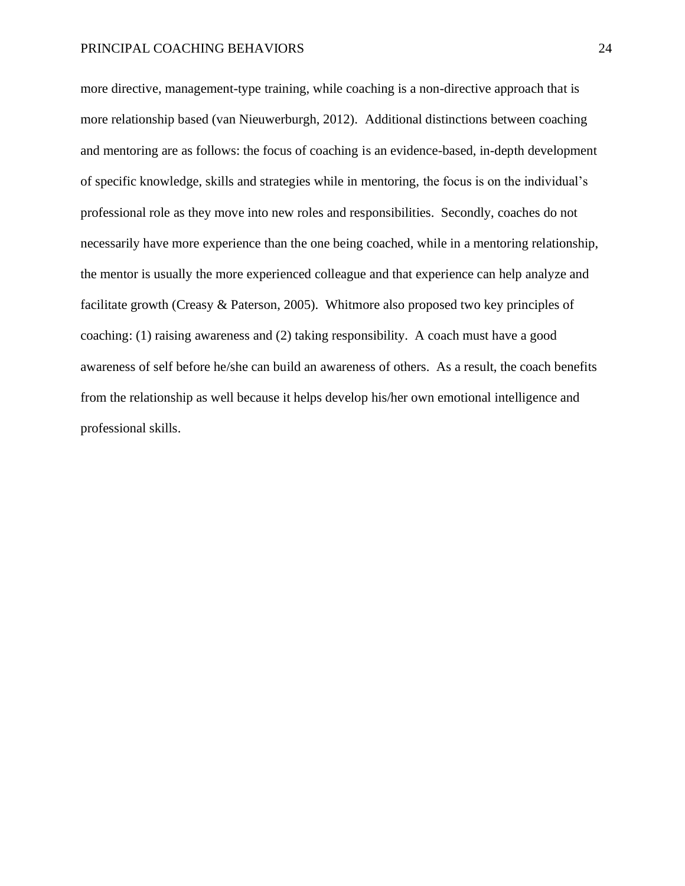more directive, management-type training, while coaching is a non-directive approach that is more relationship based (van Nieuwerburgh, 2012). Additional distinctions between coaching and mentoring are as follows: the focus of coaching is an evidence-based, in-depth development of specific knowledge, skills and strategies while in mentoring, the focus is on the individual's professional role as they move into new roles and responsibilities. Secondly, coaches do not necessarily have more experience than the one being coached, while in a mentoring relationship, the mentor is usually the more experienced colleague and that experience can help analyze and facilitate growth (Creasy & Paterson, 2005). Whitmore also proposed two key principles of coaching: (1) raising awareness and (2) taking responsibility. A coach must have a good awareness of self before he/she can build an awareness of others. As a result, the coach benefits from the relationship as well because it helps develop his/her own emotional intelligence and professional skills.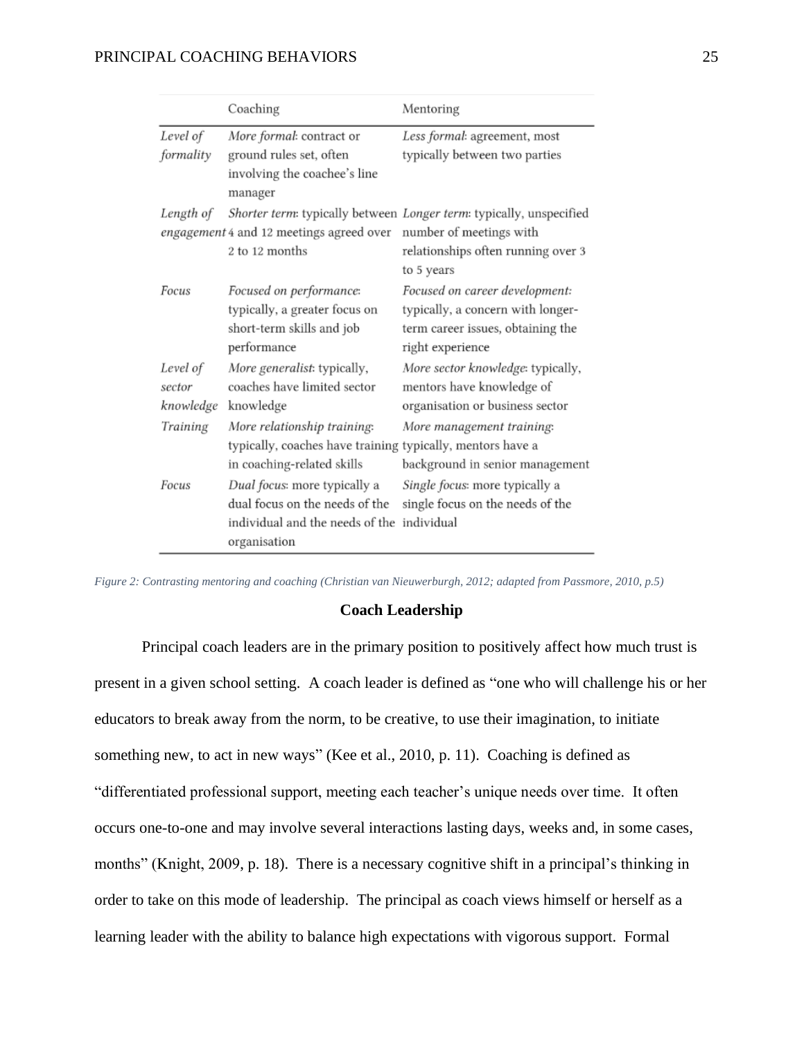| | Coaching | Mentoring |
|---|---|---|
| *Level of formality* | *More formal*: contract or ground rules set, often involving the coachee's line manager | *Less formal*: agreement, most typically between two parties |
| *Length of engagement* | *Shorter term*: typically between 4 and 12 meetings agreed over 2 to 12 months | *Longer term*: typically, unspecified number of meetings with relationships often running over 3 to 5 years |
| *Focus* | *Focused on performance*: typically, a greater focus on short-term skills and job performance | *Focused on career development*: typically, a concern with longer-term career issues, obtaining the right experience |
| *Level of sector knowledge* | *More generalist*: typically, coaches have limited sector knowledge | *More sector knowledge*: typically, mentors have knowledge of organisation or business sector |
| *Training* | *More relationship training*: typically, coaches have training in coaching-related skills | *More management training*: typically, mentors have a background in senior management |
| *Focus* | *Dual focus*: more typically a dual focus on the needs of the individual and the needs of the organisation | *Single focus*: more typically a single focus on the needs of the individual |

*Figure 2: Contrasting mentoring and coaching (Christian van Nieuwerburgh, 2012; adapted from Passmore, 2010, p.5)*

## Coach Leadership

Principal coach leaders are in the primary position to positively affect how much trust is present in a given school setting. A coach leader is defined as "one who will challenge his or her educators to break away from the norm, to be creative, to use their imagination, to initiate something new, to act in new ways" (Kee et al., 2010, p. 11). Coaching is defined as "differentiated professional support, meeting each teacher's unique needs over time. It often occurs one-to-one and may involve several interactions lasting days, weeks and, in some cases, months" (Knight, 2009, p. 18). There is a necessary cognitive shift in a principal's thinking in order to take on this mode of leadership. The principal as coach views himself or herself as a learning leader with the ability to balance high expectations with vigorous support. Formal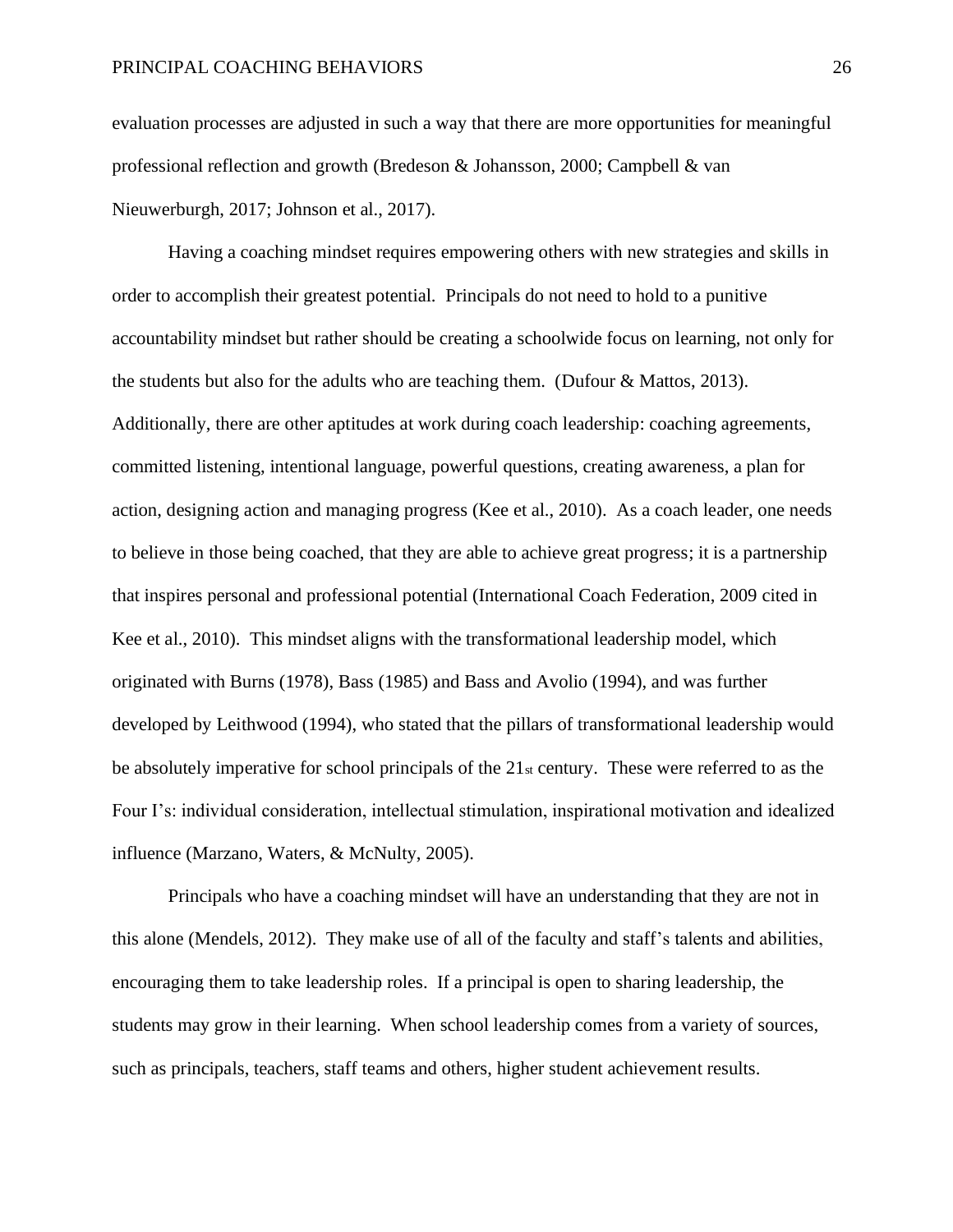evaluation processes are adjusted in such a way that there are more opportunities for meaningful professional reflection and growth (Bredeson & Johansson, 2000; Campbell & van Nieuwerburgh, 2017; Johnson et al., 2017).

Having a coaching mindset requires empowering others with new strategies and skills in order to accomplish their greatest potential. Principals do not need to hold to a punitive accountability mindset but rather should be creating a schoolwide focus on learning, not only for the students but also for the adults who are teaching them. (Dufour & Mattos, 2013). Additionally, there are other aptitudes at work during coach leadership: coaching agreements, committed listening, intentional language, powerful questions, creating awareness, a plan for action, designing action and managing progress (Kee et al., 2010). As a coach leader, one needs to believe in those being coached, that they are able to achieve great progress; it is a partnership that inspires personal and professional potential (International Coach Federation, 2009 cited in Kee et al., 2010). This mindset aligns with the transformational leadership model, which originated with Burns (1978), Bass (1985) and Bass and Avolio (1994), and was further developed by Leithwood (1994), who stated that the pillars of transformational leadership would be absolutely imperative for school principals of the 21st century. These were referred to as the Four I's: individual consideration, intellectual stimulation, inspirational motivation and idealized influence (Marzano, Waters, & McNulty, 2005).

Principals who have a coaching mindset will have an understanding that they are not in this alone (Mendels, 2012). They make use of all of the faculty and staff's talents and abilities, encouraging them to take leadership roles. If a principal is open to sharing leadership, the students may grow in their learning. When school leadership comes from a variety of sources, such as principals, teachers, staff teams and others, higher student achievement results.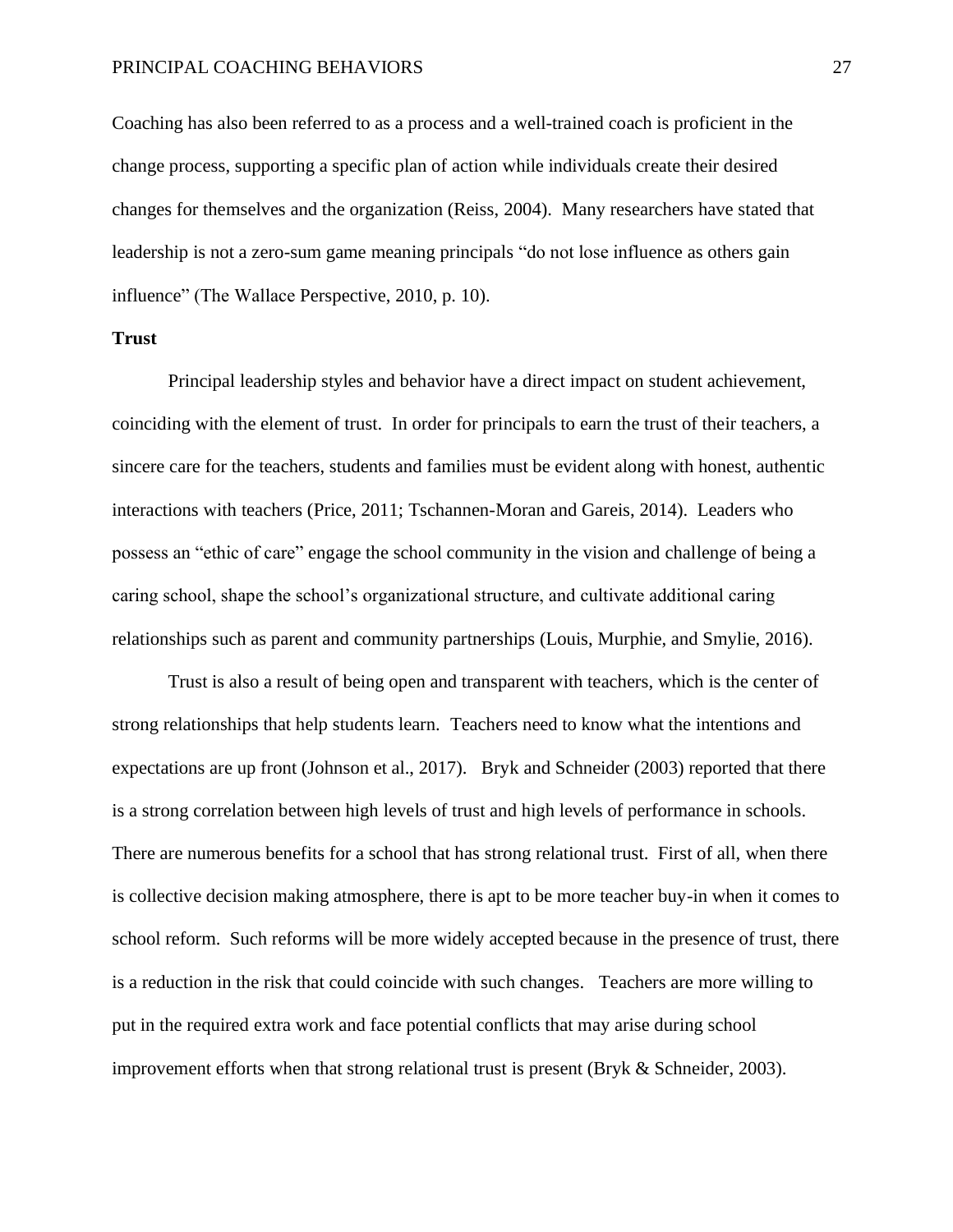Coaching has also been referred to as a process and a well-trained coach is proficient in the change process, supporting a specific plan of action while individuals create their desired changes for themselves and the organization (Reiss, 2004). Many researchers have stated that leadership is not a zero-sum game meaning principals "do not lose influence as others gain influence" (The Wallace Perspective, 2010, p. 10).

**Trust**

Principal leadership styles and behavior have a direct impact on student achievement, coinciding with the element of trust. In order for principals to earn the trust of their teachers, a sincere care for the teachers, students and families must be evident along with honest, authentic interactions with teachers (Price, 2011; Tschannen-Moran and Gareis, 2014). Leaders who possess an "ethic of care" engage the school community in the vision and challenge of being a caring school, shape the school's organizational structure, and cultivate additional caring relationships such as parent and community partnerships (Louis, Murphie, and Smylie, 2016).

Trust is also a result of being open and transparent with teachers, which is the center of strong relationships that help students learn. Teachers need to know what the intentions and expectations are up front (Johnson et al., 2017). Bryk and Schneider (2003) reported that there is a strong correlation between high levels of trust and high levels of performance in schools. There are numerous benefits for a school that has strong relational trust. First of all, when there is collective decision making atmosphere, there is apt to be more teacher buy-in when it comes to school reform. Such reforms will be more widely accepted because in the presence of trust, there is a reduction in the risk that could coincide with such changes. Teachers are more willing to put in the required extra work and face potential conflicts that may arise during school improvement efforts when that strong relational trust is present (Bryk & Schneider, 2003).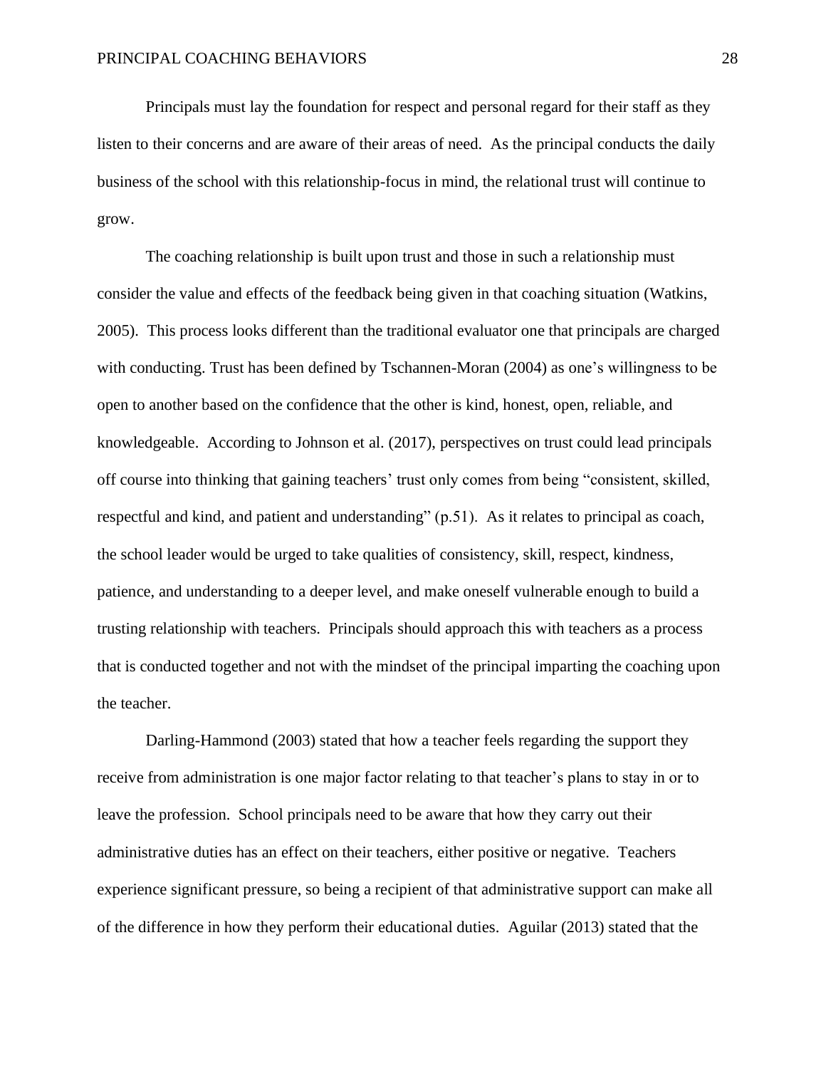Principals must lay the foundation for respect and personal regard for their staff as they listen to their concerns and are aware of their areas of need. As the principal conducts the daily business of the school with this relationship-focus in mind, the relational trust will continue to grow.

The coaching relationship is built upon trust and those in such a relationship must consider the value and effects of the feedback being given in that coaching situation (Watkins, 2005). This process looks different than the traditional evaluator one that principals are charged with conducting. Trust has been defined by Tschannen-Moran (2004) as one's willingness to be open to another based on the confidence that the other is kind, honest, open, reliable, and knowledgeable. According to Johnson et al. (2017), perspectives on trust could lead principals off course into thinking that gaining teachers' trust only comes from being "consistent, skilled, respectful and kind, and patient and understanding" (p.51). As it relates to principal as coach, the school leader would be urged to take qualities of consistency, skill, respect, kindness, patience, and understanding to a deeper level, and make oneself vulnerable enough to build a trusting relationship with teachers. Principals should approach this with teachers as a process that is conducted together and not with the mindset of the principal imparting the coaching upon the teacher.

Darling-Hammond (2003) stated that how a teacher feels regarding the support they receive from administration is one major factor relating to that teacher's plans to stay in or to leave the profession. School principals need to be aware that how they carry out their administrative duties has an effect on their teachers, either positive or negative. Teachers experience significant pressure, so being a recipient of that administrative support can make all of the difference in how they perform their educational duties. Aguilar (2013) stated that the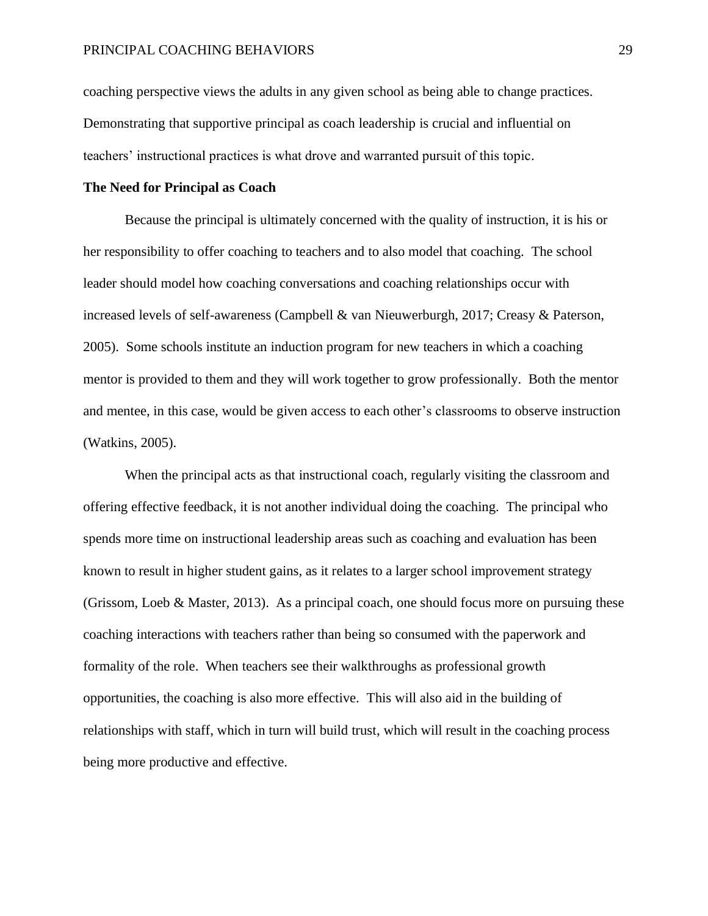coaching perspective views the adults in any given school as being able to change practices. Demonstrating that supportive principal as coach leadership is crucial and influential on teachers' instructional practices is what drove and warranted pursuit of this topic.

**The Need for Principal as Coach**

Because the principal is ultimately concerned with the quality of instruction, it is his or her responsibility to offer coaching to teachers and to also model that coaching. The school leader should model how coaching conversations and coaching relationships occur with increased levels of self-awareness (Campbell & van Nieuwerburgh, 2017; Creasy & Paterson, 2005). Some schools institute an induction program for new teachers in which a coaching mentor is provided to them and they will work together to grow professionally. Both the mentor and mentee, in this case, would be given access to each other's classrooms to observe instruction (Watkins, 2005).

When the principal acts as that instructional coach, regularly visiting the classroom and offering effective feedback, it is not another individual doing the coaching. The principal who spends more time on instructional leadership areas such as coaching and evaluation has been known to result in higher student gains, as it relates to a larger school improvement strategy (Grissom, Loeb & Master, 2013). As a principal coach, one should focus more on pursuing these coaching interactions with teachers rather than being so consumed with the paperwork and formality of the role. When teachers see their walkthroughs as professional growth opportunities, the coaching is also more effective. This will also aid in the building of relationships with staff, which in turn will build trust, which will result in the coaching process being more productive and effective.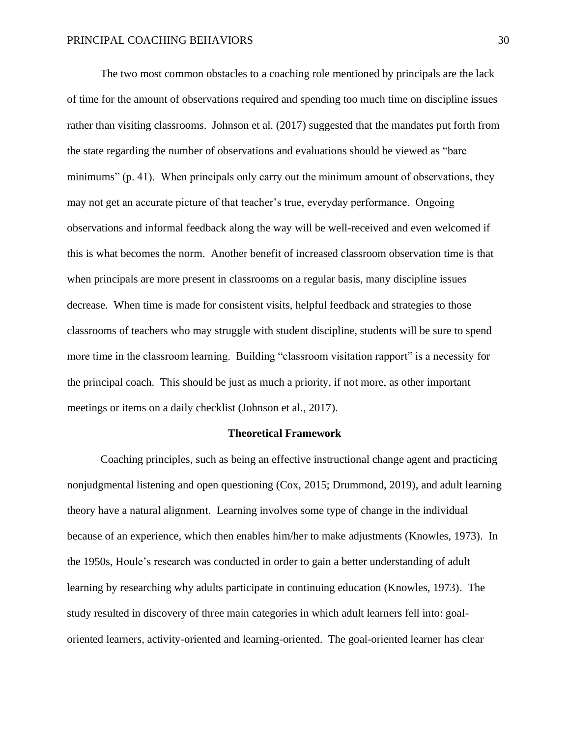The two most common obstacles to a coaching role mentioned by principals are the lack of time for the amount of observations required and spending too much time on discipline issues rather than visiting classrooms. Johnson et al. (2017) suggested that the mandates put forth from the state regarding the number of observations and evaluations should be viewed as "bare minimums" (p. 41). When principals only carry out the minimum amount of observations, they may not get an accurate picture of that teacher's true, everyday performance. Ongoing observations and informal feedback along the way will be well-received and even welcomed if this is what becomes the norm. Another benefit of increased classroom observation time is that when principals are more present in classrooms on a regular basis, many discipline issues decrease. When time is made for consistent visits, helpful feedback and strategies to those classrooms of teachers who may struggle with student discipline, students will be sure to spend more time in the classroom learning. Building "classroom visitation rapport" is a necessity for the principal coach. This should be just as much a priority, if not more, as other important meetings or items on a daily checklist (Johnson et al., 2017).

## Theoretical Framework

Coaching principles, such as being an effective instructional change agent and practicing nonjudgmental listening and open questioning (Cox, 2015; Drummond, 2019), and adult learning theory have a natural alignment. Learning involves some type of change in the individual because of an experience, which then enables him/her to make adjustments (Knowles, 1973). In the 1950s, Houle's research was conducted in order to gain a better understanding of adult learning by researching why adults participate in continuing education (Knowles, 1973). The study resulted in discovery of three main categories in which adult learners fell into: goal-oriented learners, activity-oriented and learning-oriented. The goal-oriented learner has clear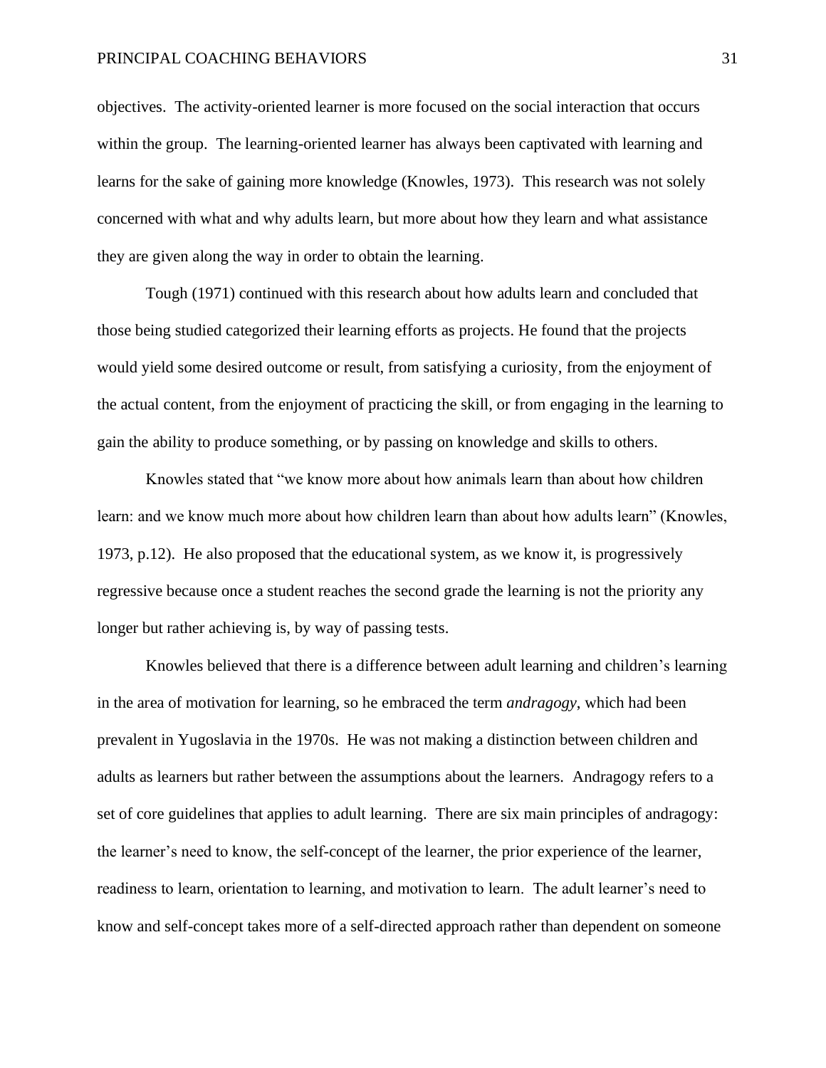objectives. The activity-oriented learner is more focused on the social interaction that occurs within the group. The learning-oriented learner has always been captivated with learning and learns for the sake of gaining more knowledge (Knowles, 1973). This research was not solely concerned with what and why adults learn, but more about how they learn and what assistance they are given along the way in order to obtain the learning.

Tough (1971) continued with this research about how adults learn and concluded that those being studied categorized their learning efforts as projects. He found that the projects would yield some desired outcome or result, from satisfying a curiosity, from the enjoyment of the actual content, from the enjoyment of practicing the skill, or from engaging in the learning to gain the ability to produce something, or by passing on knowledge and skills to others.

Knowles stated that "we know more about how animals learn than about how children learn: and we know much more about how children learn than about how adults learn" (Knowles, 1973, p.12). He also proposed that the educational system, as we know it, is progressively regressive because once a student reaches the second grade the learning is not the priority any longer but rather achieving is, by way of passing tests.

Knowles believed that there is a difference between adult learning and children's learning in the area of motivation for learning, so he embraced the term *andragogy*, which had been prevalent in Yugoslavia in the 1970s. He was not making a distinction between children and adults as learners but rather between the assumptions about the learners. Andragogy refers to a set of core guidelines that applies to adult learning. There are six main principles of andragogy: the learner's need to know, the self-concept of the learner, the prior experience of the learner, readiness to learn, orientation to learning, and motivation to learn. The adult learner's need to know and self-concept takes more of a self-directed approach rather than dependent on someone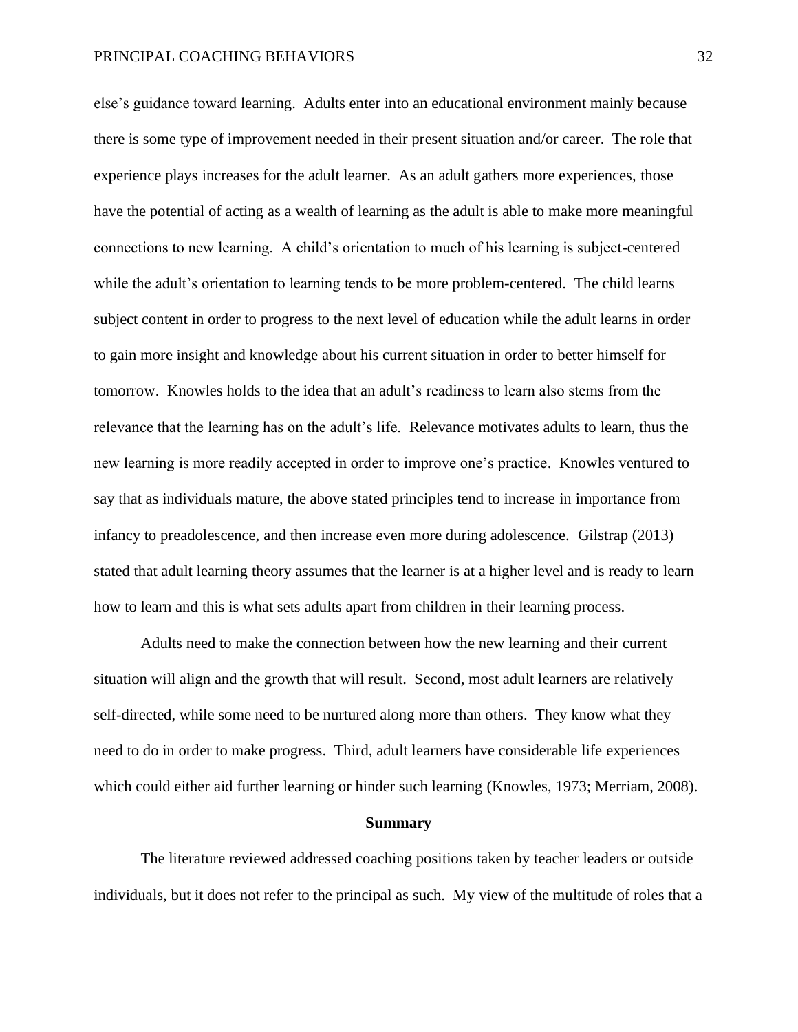else's guidance toward learning. Adults enter into an educational environment mainly because there is some type of improvement needed in their present situation and/or career. The role that experience plays increases for the adult learner. As an adult gathers more experiences, those have the potential of acting as a wealth of learning as the adult is able to make more meaningful connections to new learning. A child's orientation to much of his learning is subject-centered while the adult's orientation to learning tends to be more problem-centered. The child learns subject content in order to progress to the next level of education while the adult learns in order to gain more insight and knowledge about his current situation in order to better himself for tomorrow. Knowles holds to the idea that an adult's readiness to learn also stems from the relevance that the learning has on the adult's life. Relevance motivates adults to learn, thus the new learning is more readily accepted in order to improve one's practice. Knowles ventured to say that as individuals mature, the above stated principles tend to increase in importance from infancy to preadolescence, and then increase even more during adolescence. Gilstrap (2013) stated that adult learning theory assumes that the learner is at a higher level and is ready to learn how to learn and this is what sets adults apart from children in their learning process.

Adults need to make the connection between how the new learning and their current situation will align and the growth that will result. Second, most adult learners are relatively self-directed, while some need to be nurtured along more than others. They know what they need to do in order to make progress. Third, adult learners have considerable life experiences which could either aid further learning or hinder such learning (Knowles, 1973; Merriam, 2008).

## Summary

The literature reviewed addressed coaching positions taken by teacher leaders or outside individuals, but it does not refer to the principal as such. My view of the multitude of roles that a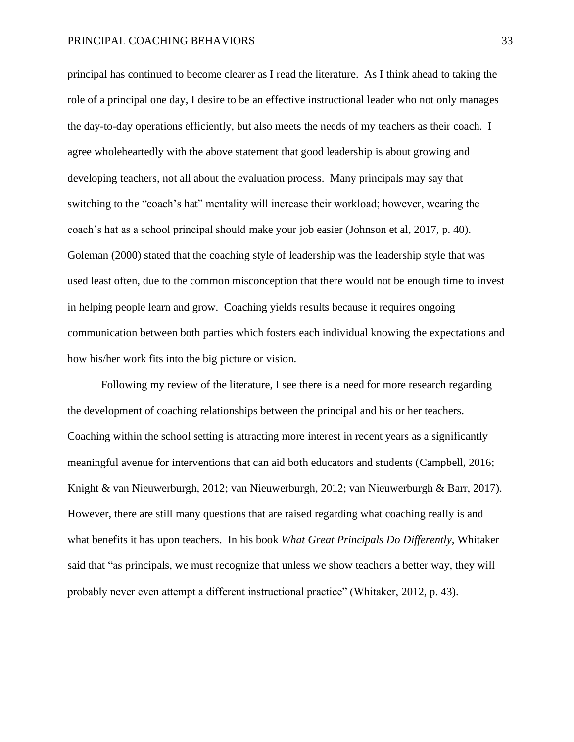principal has continued to become clearer as I read the literature. As I think ahead to taking the role of a principal one day, I desire to be an effective instructional leader who not only manages the day-to-day operations efficiently, but also meets the needs of my teachers as their coach. I agree wholeheartedly with the above statement that good leadership is about growing and developing teachers, not all about the evaluation process. Many principals may say that switching to the "coach's hat" mentality will increase their workload; however, wearing the coach's hat as a school principal should make your job easier (Johnson et al, 2017, p. 40). Goleman (2000) stated that the coaching style of leadership was the leadership style that was used least often, due to the common misconception that there would not be enough time to invest in helping people learn and grow. Coaching yields results because it requires ongoing communication between both parties which fosters each individual knowing the expectations and how his/her work fits into the big picture or vision.

Following my review of the literature, I see there is a need for more research regarding the development of coaching relationships between the principal and his or her teachers. Coaching within the school setting is attracting more interest in recent years as a significantly meaningful avenue for interventions that can aid both educators and students (Campbell, 2016; Knight & van Nieuwerburgh, 2012; van Nieuwerburgh, 2012; van Nieuwerburgh & Barr, 2017). However, there are still many questions that are raised regarding what coaching really is and what benefits it has upon teachers. In his book *What Great Principals Do Differently,* Whitaker said that "as principals, we must recognize that unless we show teachers a better way, they will probably never even attempt a different instructional practice" (Whitaker, 2012, p. 43).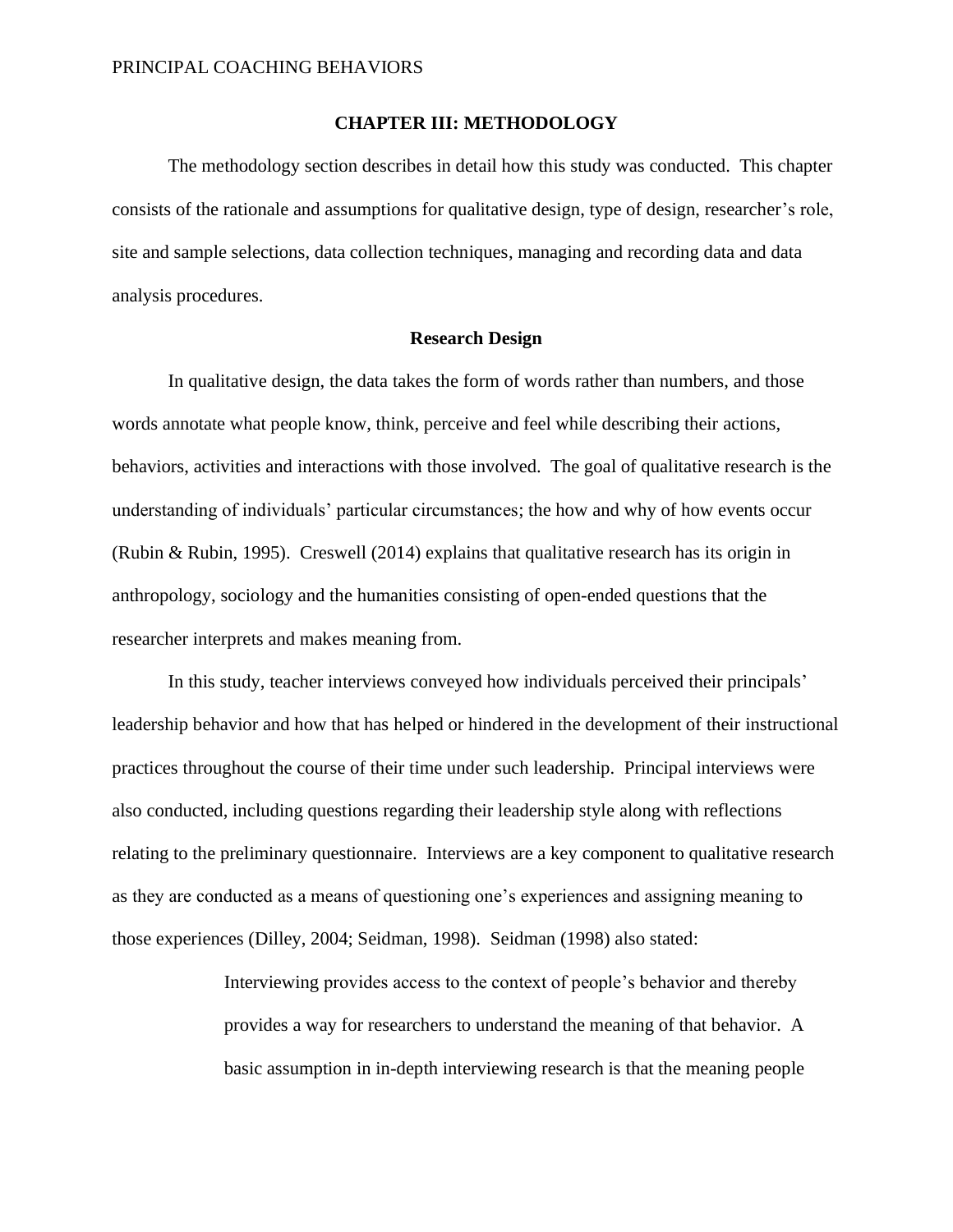# CHAPTER III: METHODOLOGY

The methodology section describes in detail how this study was conducted. This chapter consists of the rationale and assumptions for qualitative design, type of design, researcher's role, site and sample selections, data collection techniques, managing and recording data and data analysis procedures.

## Research Design

In qualitative design, the data takes the form of words rather than numbers, and those words annotate what people know, think, perceive and feel while describing their actions, behaviors, activities and interactions with those involved. The goal of qualitative research is the understanding of individuals' particular circumstances; the how and why of how events occur (Rubin & Rubin, 1995). Creswell (2014) explains that qualitative research has its origin in anthropology, sociology and the humanities consisting of open-ended questions that the researcher interprets and makes meaning from.

In this study, teacher interviews conveyed how individuals perceived their principals' leadership behavior and how that has helped or hindered in the development of their instructional practices throughout the course of their time under such leadership. Principal interviews were also conducted, including questions regarding their leadership style along with reflections relating to the preliminary questionnaire. Interviews are a key component to qualitative research as they are conducted as a means of questioning one's experiences and assigning meaning to those experiences (Dilley, 2004; Seidman, 1998). Seidman (1998) also stated:

> Interviewing provides access to the context of people's behavior and thereby provides a way for researchers to understand the meaning of that behavior. A basic assumption in in-depth interviewing research is that the meaning people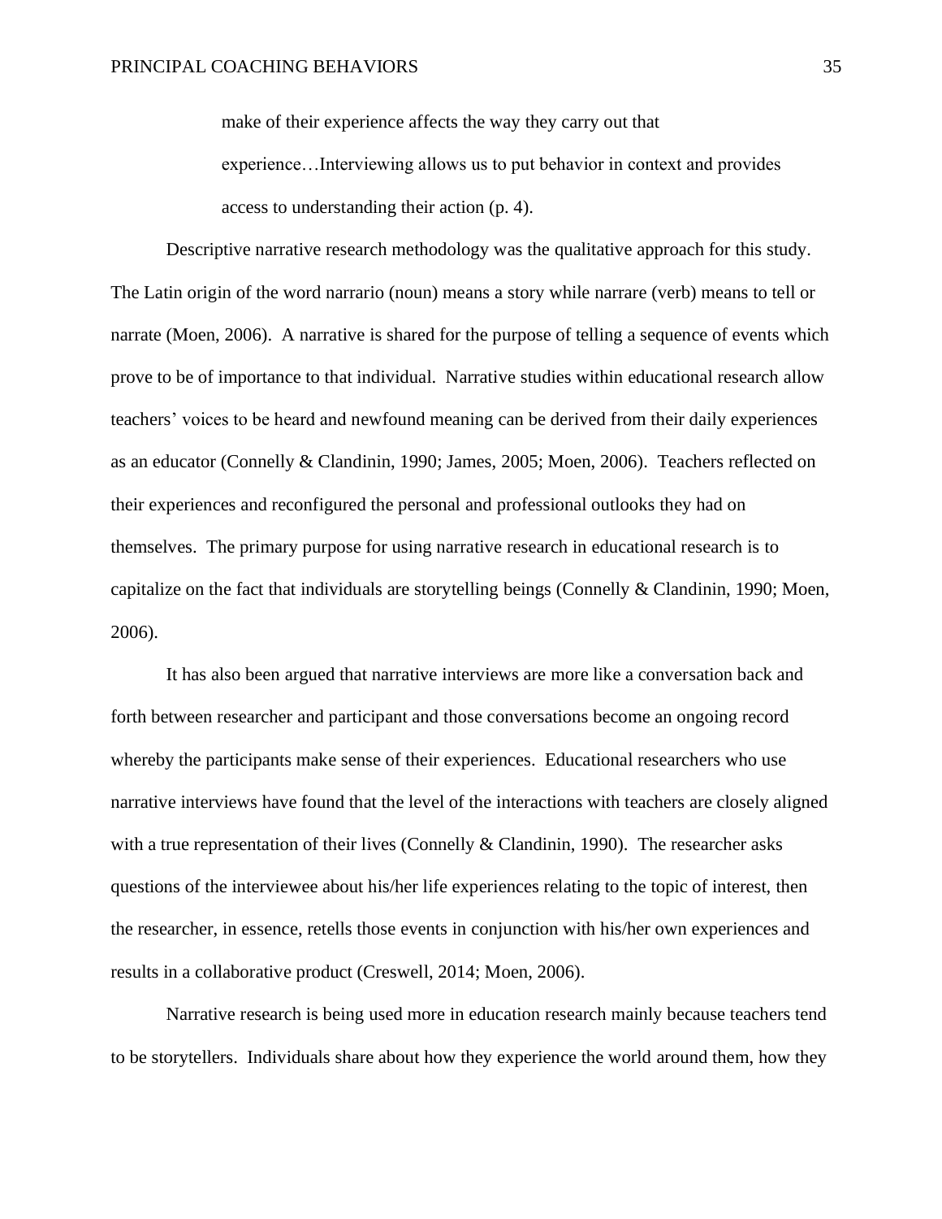> make of their experience affects the way they carry out that experience…Interviewing allows us to put behavior in context and provides access to understanding their action (p. 4).

Descriptive narrative research methodology was the qualitative approach for this study. The Latin origin of the word narrario (noun) means a story while narrare (verb) means to tell or narrate (Moen, 2006). A narrative is shared for the purpose of telling a sequence of events which prove to be of importance to that individual. Narrative studies within educational research allow teachers' voices to be heard and newfound meaning can be derived from their daily experiences as an educator (Connelly & Clandinin, 1990; James, 2005; Moen, 2006). Teachers reflected on their experiences and reconfigured the personal and professional outlooks they had on themselves. The primary purpose for using narrative research in educational research is to capitalize on the fact that individuals are storytelling beings (Connelly & Clandinin, 1990; Moen, 2006).

It has also been argued that narrative interviews are more like a conversation back and forth between researcher and participant and those conversations become an ongoing record whereby the participants make sense of their experiences. Educational researchers who use narrative interviews have found that the level of the interactions with teachers are closely aligned with a true representation of their lives (Connelly & Clandinin, 1990). The researcher asks questions of the interviewee about his/her life experiences relating to the topic of interest, then the researcher, in essence, retells those events in conjunction with his/her own experiences and results in a collaborative product (Creswell, 2014; Moen, 2006).

Narrative research is being used more in education research mainly because teachers tend to be storytellers. Individuals share about how they experience the world around them, how they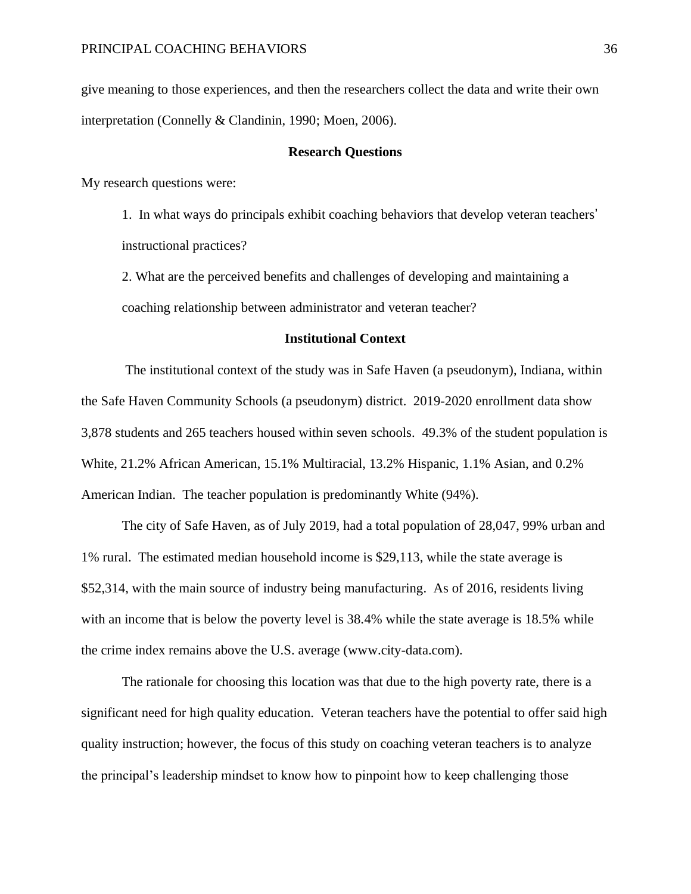give meaning to those experiences, and then the researchers collect the data and write their own interpretation (Connelly & Clandinin, 1990; Moen, 2006).

## Research Questions

My research questions were:

1. In what ways do principals exhibit coaching behaviors that develop veteran teachers' instructional practices?

2. What are the perceived benefits and challenges of developing and maintaining a coaching relationship between administrator and veteran teacher?

## Institutional Context

The institutional context of the study was in Safe Haven (a pseudonym), Indiana, within the Safe Haven Community Schools (a pseudonym) district. 2019-2020 enrollment data show 3,878 students and 265 teachers housed within seven schools. 49.3% of the student population is White, 21.2% African American, 15.1% Multiracial, 13.2% Hispanic, 1.1% Asian, and 0.2% American Indian. The teacher population is predominantly White (94%).

The city of Safe Haven, as of July 2019, had a total population of 28,047, 99% urban and 1% rural. The estimated median household income is $29,113, while the state average is $52,314, with the main source of industry being manufacturing. As of 2016, residents living with an income that is below the poverty level is 38.4% while the state average is 18.5% while the crime index remains above the U.S. average (www.city-data.com).

The rationale for choosing this location was that due to the high poverty rate, there is a significant need for high quality education. Veteran teachers have the potential to offer said high quality instruction; however, the focus of this study on coaching veteran teachers is to analyze the principal's leadership mindset to know how to pinpoint how to keep challenging those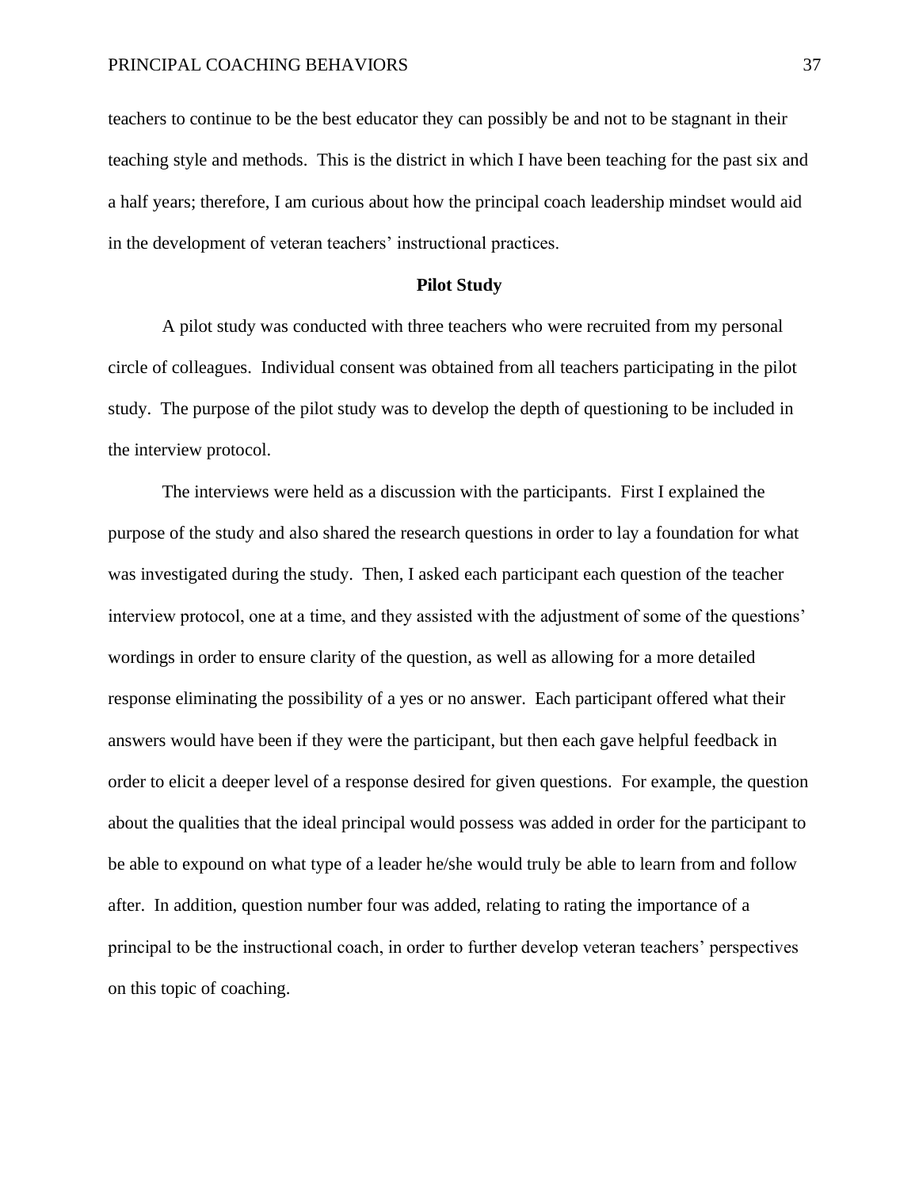teachers to continue to be the best educator they can possibly be and not to be stagnant in their teaching style and methods. This is the district in which I have been teaching for the past six and a half years; therefore, I am curious about how the principal coach leadership mindset would aid in the development of veteran teachers' instructional practices.

## Pilot Study

A pilot study was conducted with three teachers who were recruited from my personal circle of colleagues. Individual consent was obtained from all teachers participating in the pilot study. The purpose of the pilot study was to develop the depth of questioning to be included in the interview protocol.

The interviews were held as a discussion with the participants. First I explained the purpose of the study and also shared the research questions in order to lay a foundation for what was investigated during the study. Then, I asked each participant each question of the teacher interview protocol, one at a time, and they assisted with the adjustment of some of the questions' wordings in order to ensure clarity of the question, as well as allowing for a more detailed response eliminating the possibility of a yes or no answer. Each participant offered what their answers would have been if they were the participant, but then each gave helpful feedback in order to elicit a deeper level of a response desired for given questions. For example, the question about the qualities that the ideal principal would possess was added in order for the participant to be able to expound on what type of a leader he/she would truly be able to learn from and follow after. In addition, question number four was added, relating to rating the importance of a principal to be the instructional coach, in order to further develop veteran teachers' perspectives on this topic of coaching.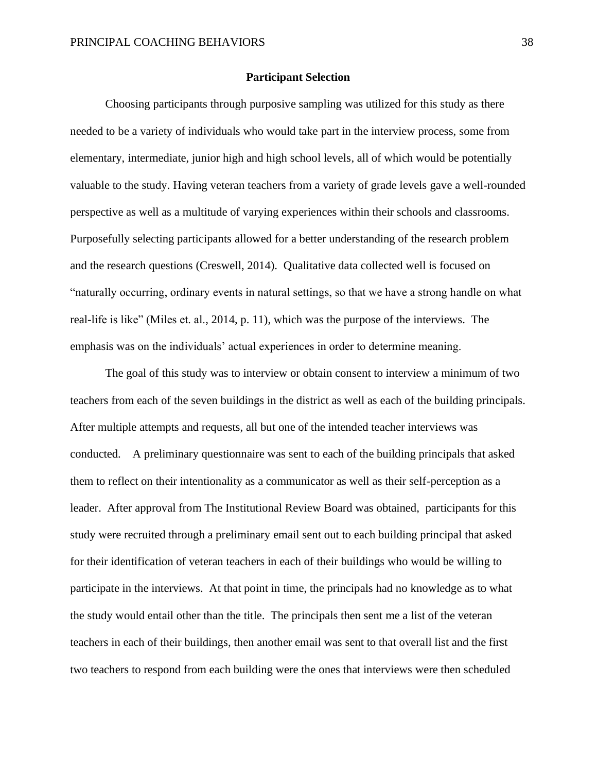## Participant Selection

Choosing participants through purposive sampling was utilized for this study as there needed to be a variety of individuals who would take part in the interview process, some from elementary, intermediate, junior high and high school levels, all of which would be potentially valuable to the study. Having veteran teachers from a variety of grade levels gave a well-rounded perspective as well as a multitude of varying experiences within their schools and classrooms. Purposefully selecting participants allowed for a better understanding of the research problem and the research questions (Creswell, 2014). Qualitative data collected well is focused on "naturally occurring, ordinary events in natural settings, so that we have a strong handle on what real-life is like" (Miles et. al., 2014, p. 11), which was the purpose of the interviews. The emphasis was on the individuals' actual experiences in order to determine meaning.

The goal of this study was to interview or obtain consent to interview a minimum of two teachers from each of the seven buildings in the district as well as each of the building principals. After multiple attempts and requests, all but one of the intended teacher interviews was conducted. A preliminary questionnaire was sent to each of the building principals that asked them to reflect on their intentionality as a communicator as well as their self-perception as a leader. After approval from The Institutional Review Board was obtained, participants for this study were recruited through a preliminary email sent out to each building principal that asked for their identification of veteran teachers in each of their buildings who would be willing to participate in the interviews. At that point in time, the principals had no knowledge as to what the study would entail other than the title. The principals then sent me a list of the veteran teachers in each of their buildings, then another email was sent to that overall list and the first two teachers to respond from each building were the ones that interviews were then scheduled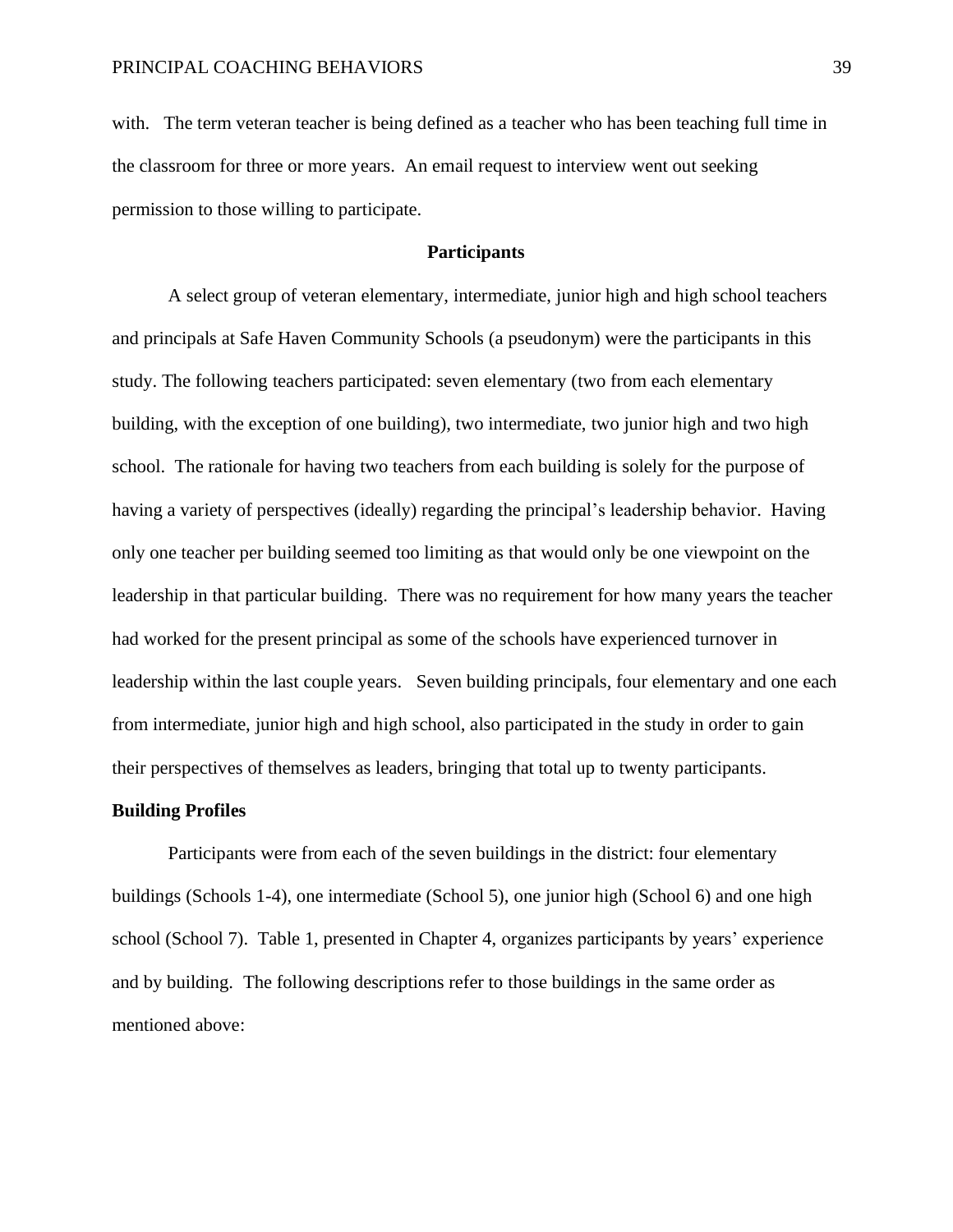with. The term veteran teacher is being defined as a teacher who has been teaching full time in the classroom for three or more years. An email request to interview went out seeking permission to those willing to participate.

## Participants

A select group of veteran elementary, intermediate, junior high and high school teachers and principals at Safe Haven Community Schools (a pseudonym) were the participants in this study. The following teachers participated: seven elementary (two from each elementary building, with the exception of one building), two intermediate, two junior high and two high school. The rationale for having two teachers from each building is solely for the purpose of having a variety of perspectives (ideally) regarding the principal's leadership behavior. Having only one teacher per building seemed too limiting as that would only be one viewpoint on the leadership in that particular building. There was no requirement for how many years the teacher had worked for the present principal as some of the schools have experienced turnover in leadership within the last couple years. Seven building principals, four elementary and one each from intermediate, junior high and high school, also participated in the study in order to gain their perspectives of themselves as leaders, bringing that total up to twenty participants.

### Building Profiles

Participants were from each of the seven buildings in the district: four elementary buildings (Schools 1-4), one intermediate (School 5), one junior high (School 6) and one high school (School 7). Table 1, presented in Chapter 4, organizes participants by years' experience and by building. The following descriptions refer to those buildings in the same order as mentioned above: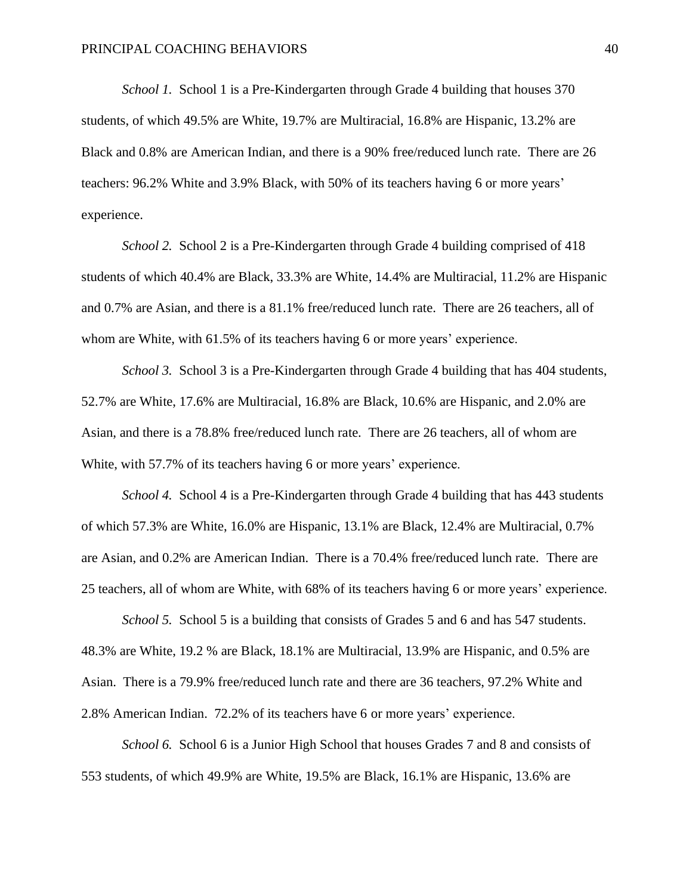*School 1.* School 1 is a Pre-Kindergarten through Grade 4 building that houses 370 students, of which 49.5% are White, 19.7% are Multiracial, 16.8% are Hispanic, 13.2% are Black and 0.8% are American Indian, and there is a 90% free/reduced lunch rate. There are 26 teachers: 96.2% White and 3.9% Black, with 50% of its teachers having 6 or more years' experience.

*School 2.* School 2 is a Pre-Kindergarten through Grade 4 building comprised of 418 students of which 40.4% are Black, 33.3% are White, 14.4% are Multiracial, 11.2% are Hispanic and 0.7% are Asian, and there is a 81.1% free/reduced lunch rate. There are 26 teachers, all of whom are White, with 61.5% of its teachers having 6 or more years' experience.

*School 3.* School 3 is a Pre-Kindergarten through Grade 4 building that has 404 students, 52.7% are White, 17.6% are Multiracial, 16.8% are Black, 10.6% are Hispanic, and 2.0% are Asian, and there is a 78.8% free/reduced lunch rate. There are 26 teachers, all of whom are White, with 57.7% of its teachers having 6 or more years' experience.

*School 4.* School 4 is a Pre-Kindergarten through Grade 4 building that has 443 students of which 57.3% are White, 16.0% are Hispanic, 13.1% are Black, 12.4% are Multiracial, 0.7% are Asian, and 0.2% are American Indian. There is a 70.4% free/reduced lunch rate. There are 25 teachers, all of whom are White, with 68% of its teachers having 6 or more years' experience.

*School 5.* School 5 is a building that consists of Grades 5 and 6 and has 547 students. 48.3% are White, 19.2 % are Black, 18.1% are Multiracial, 13.9% are Hispanic, and 0.5% are Asian. There is a 79.9% free/reduced lunch rate and there are 36 teachers, 97.2% White and 2.8% American Indian. 72.2% of its teachers have 6 or more years' experience.

*School 6.* School 6 is a Junior High School that houses Grades 7 and 8 and consists of 553 students, of which 49.9% are White, 19.5% are Black, 16.1% are Hispanic, 13.6% are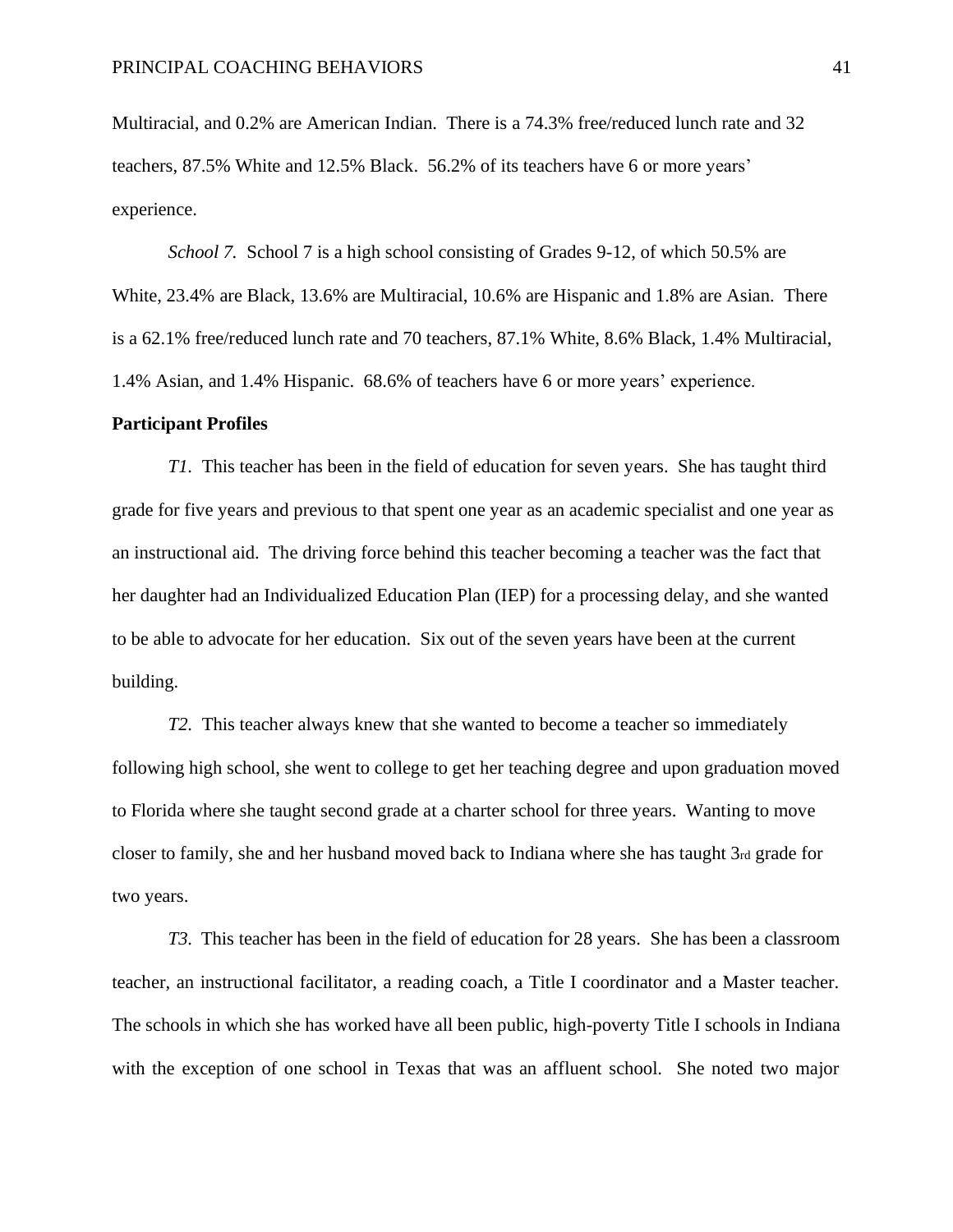Multiracial, and 0.2% are American Indian. There is a 74.3% free/reduced lunch rate and 32 teachers, 87.5% White and 12.5% Black. 56.2% of its teachers have 6 or more years' experience.

*School 7.* School 7 is a high school consisting of Grades 9-12, of which 50.5% are White, 23.4% are Black, 13.6% are Multiracial, 10.6% are Hispanic and 1.8% are Asian. There is a 62.1% free/reduced lunch rate and 70 teachers, 87.1% White, 8.6% Black, 1.4% Multiracial, 1.4% Asian, and 1.4% Hispanic. 68.6% of teachers have 6 or more years' experience.

**Participant Profiles**

*T1.* This teacher has been in the field of education for seven years. She has taught third grade for five years and previous to that spent one year as an academic specialist and one year as an instructional aid. The driving force behind this teacher becoming a teacher was the fact that her daughter had an Individualized Education Plan (IEP) for a processing delay, and she wanted to be able to advocate for her education. Six out of the seven years have been at the current building.

*T2.* This teacher always knew that she wanted to become a teacher so immediately following high school, she went to college to get her teaching degree and upon graduation moved to Florida where she taught second grade at a charter school for three years. Wanting to move closer to family, she and her husband moved back to Indiana where she has taught 3rd grade for two years.

*T3.* This teacher has been in the field of education for 28 years. She has been a classroom teacher, an instructional facilitator, a reading coach, a Title I coordinator and a Master teacher. The schools in which she has worked have all been public, high-poverty Title I schools in Indiana with the exception of one school in Texas that was an affluent school. She noted two major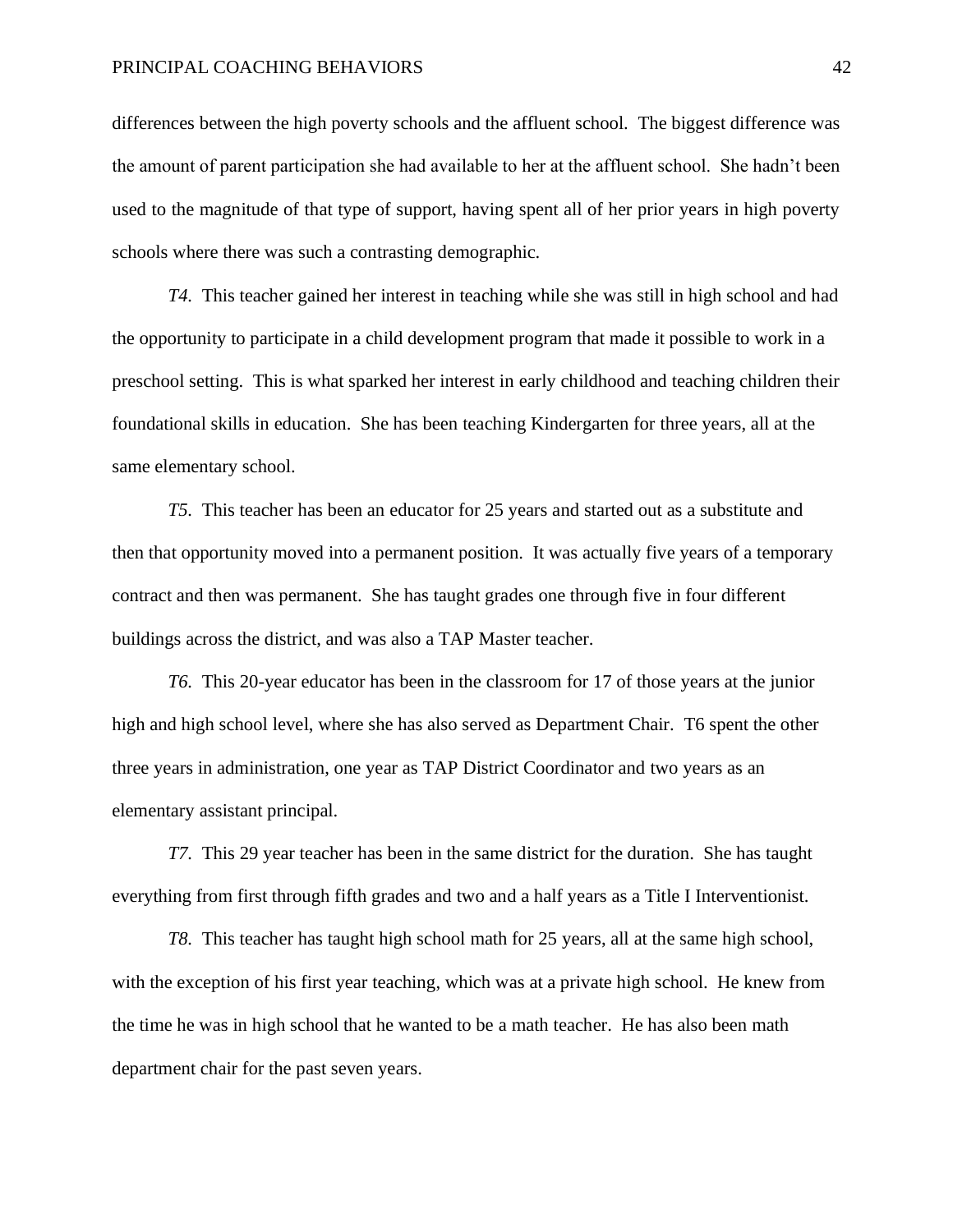differences between the high poverty schools and the affluent school. The biggest difference was the amount of parent participation she had available to her at the affluent school. She hadn't been used to the magnitude of that type of support, having spent all of her prior years in high poverty schools where there was such a contrasting demographic.

*T4.* This teacher gained her interest in teaching while she was still in high school and had the opportunity to participate in a child development program that made it possible to work in a preschool setting. This is what sparked her interest in early childhood and teaching children their foundational skills in education. She has been teaching Kindergarten for three years, all at the same elementary school.

*T5.* This teacher has been an educator for 25 years and started out as a substitute and then that opportunity moved into a permanent position. It was actually five years of a temporary contract and then was permanent. She has taught grades one through five in four different buildings across the district, and was also a TAP Master teacher.

*T6.* This 20-year educator has been in the classroom for 17 of those years at the junior high and high school level, where she has also served as Department Chair. T6 spent the other three years in administration, one year as TAP District Coordinator and two years as an elementary assistant principal.

*T7.* This 29 year teacher has been in the same district for the duration. She has taught everything from first through fifth grades and two and a half years as a Title I Interventionist.

*T8.* This teacher has taught high school math for 25 years, all at the same high school, with the exception of his first year teaching, which was at a private high school. He knew from the time he was in high school that he wanted to be a math teacher. He has also been math department chair for the past seven years.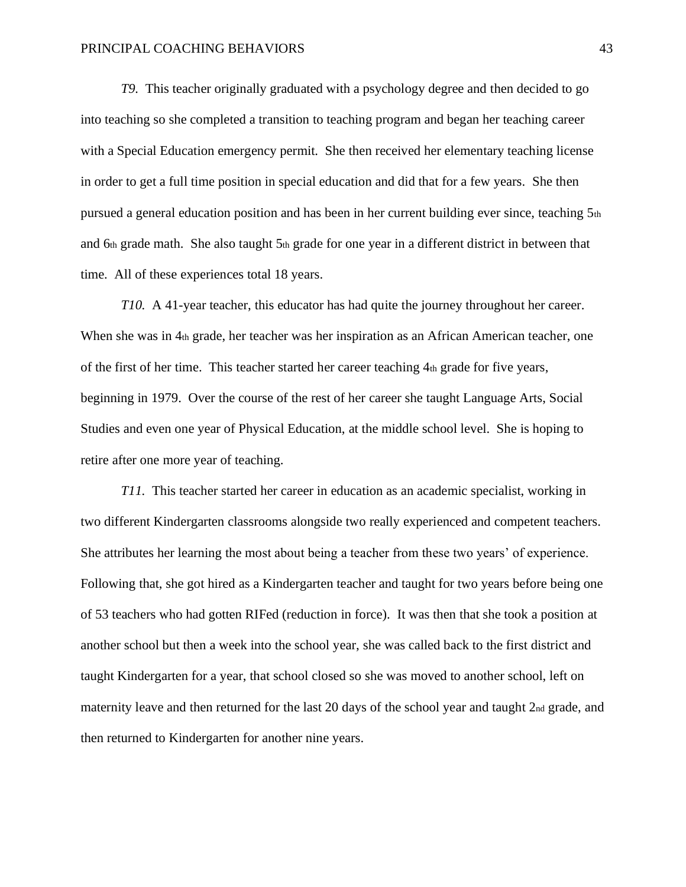*T9.* This teacher originally graduated with a psychology degree and then decided to go into teaching so she completed a transition to teaching program and began her teaching career with a Special Education emergency permit. She then received her elementary teaching license in order to get a full time position in special education and did that for a few years. She then pursued a general education position and has been in her current building ever since, teaching 5th and 6th grade math. She also taught 5th grade for one year in a different district in between that time. All of these experiences total 18 years.

*T10.* A 41-year teacher, this educator has had quite the journey throughout her career. When she was in 4th grade, her teacher was her inspiration as an African American teacher, one of the first of her time. This teacher started her career teaching 4th grade for five years, beginning in 1979. Over the course of the rest of her career she taught Language Arts, Social Studies and even one year of Physical Education, at the middle school level. She is hoping to retire after one more year of teaching.

*T11.* This teacher started her career in education as an academic specialist, working in two different Kindergarten classrooms alongside two really experienced and competent teachers. She attributes her learning the most about being a teacher from these two years' of experience. Following that, she got hired as a Kindergarten teacher and taught for two years before being one of 53 teachers who had gotten RIFed (reduction in force). It was then that she took a position at another school but then a week into the school year, she was called back to the first district and taught Kindergarten for a year, that school closed so she was moved to another school, left on maternity leave and then returned for the last 20 days of the school year and taught 2nd grade, and then returned to Kindergarten for another nine years.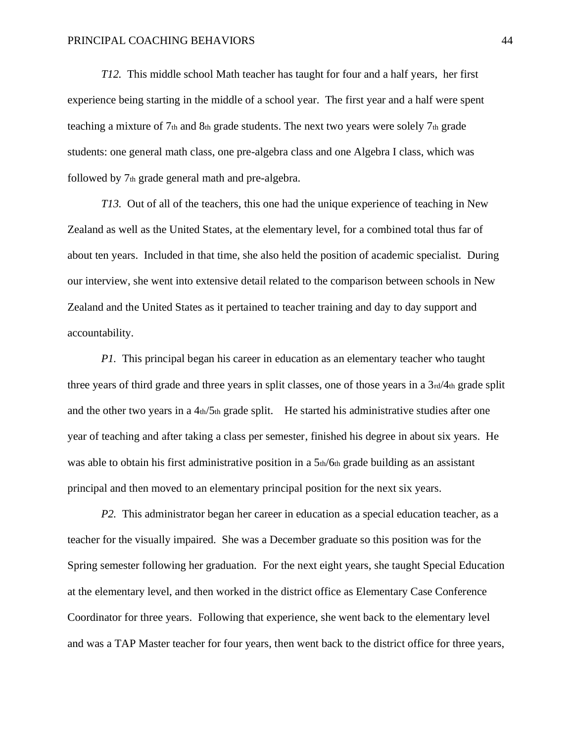*T12.* This middle school Math teacher has taught for four and a half years, her first experience being starting in the middle of a school year. The first year and a half were spent teaching a mixture of 7th and 8th grade students. The next two years were solely 7th grade students: one general math class, one pre-algebra class and one Algebra I class, which was followed by 7th grade general math and pre-algebra.

*T13.* Out of all of the teachers, this one had the unique experience of teaching in New Zealand as well as the United States, at the elementary level, for a combined total thus far of about ten years. Included in that time, she also held the position of academic specialist. During our interview, she went into extensive detail related to the comparison between schools in New Zealand and the United States as it pertained to teacher training and day to day support and accountability.

*P1.* This principal began his career in education as an elementary teacher who taught three years of third grade and three years in split classes, one of those years in a 3rd/4th grade split and the other two years in a 4th/5th grade split. He started his administrative studies after one year of teaching and after taking a class per semester, finished his degree in about six years. He was able to obtain his first administrative position in a 5th/6th grade building as an assistant principal and then moved to an elementary principal position for the next six years.

*P2.* This administrator began her career in education as a special education teacher, as a teacher for the visually impaired. She was a December graduate so this position was for the Spring semester following her graduation. For the next eight years, she taught Special Education at the elementary level, and then worked in the district office as Elementary Case Conference Coordinator for three years. Following that experience, she went back to the elementary level and was a TAP Master teacher for four years, then went back to the district office for three years,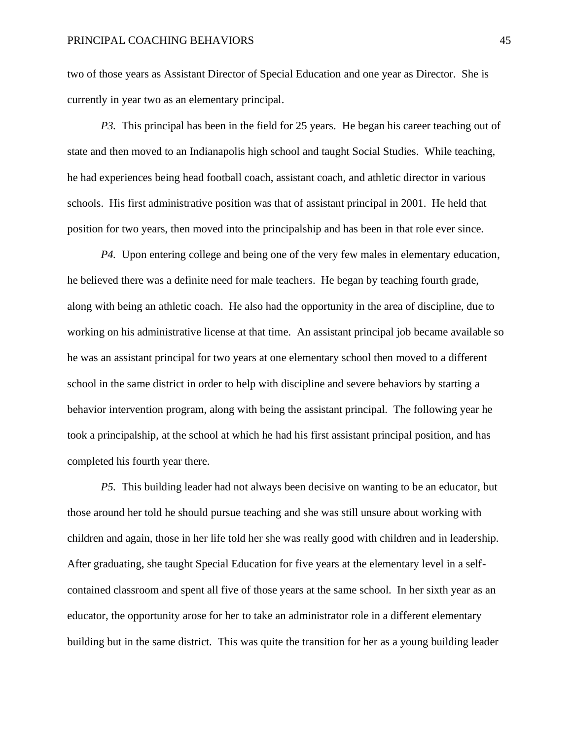two of those years as Assistant Director of Special Education and one year as Director. She is currently in year two as an elementary principal.

*P3.* This principal has been in the field for 25 years. He began his career teaching out of state and then moved to an Indianapolis high school and taught Social Studies. While teaching, he had experiences being head football coach, assistant coach, and athletic director in various schools. His first administrative position was that of assistant principal in 2001. He held that position for two years, then moved into the principalship and has been in that role ever since.

*P4.* Upon entering college and being one of the very few males in elementary education, he believed there was a definite need for male teachers. He began by teaching fourth grade, along with being an athletic coach. He also had the opportunity in the area of discipline, due to working on his administrative license at that time. An assistant principal job became available so he was an assistant principal for two years at one elementary school then moved to a different school in the same district in order to help with discipline and severe behaviors by starting a behavior intervention program, along with being the assistant principal. The following year he took a principalship, at the school at which he had his first assistant principal position, and has completed his fourth year there.

*P5.* This building leader had not always been decisive on wanting to be an educator, but those around her told he should pursue teaching and she was still unsure about working with children and again, those in her life told her she was really good with children and in leadership. After graduating, she taught Special Education for five years at the elementary level in a self-contained classroom and spent all five of those years at the same school. In her sixth year as an educator, the opportunity arose for her to take an administrator role in a different elementary building but in the same district. This was quite the transition for her as a young building leader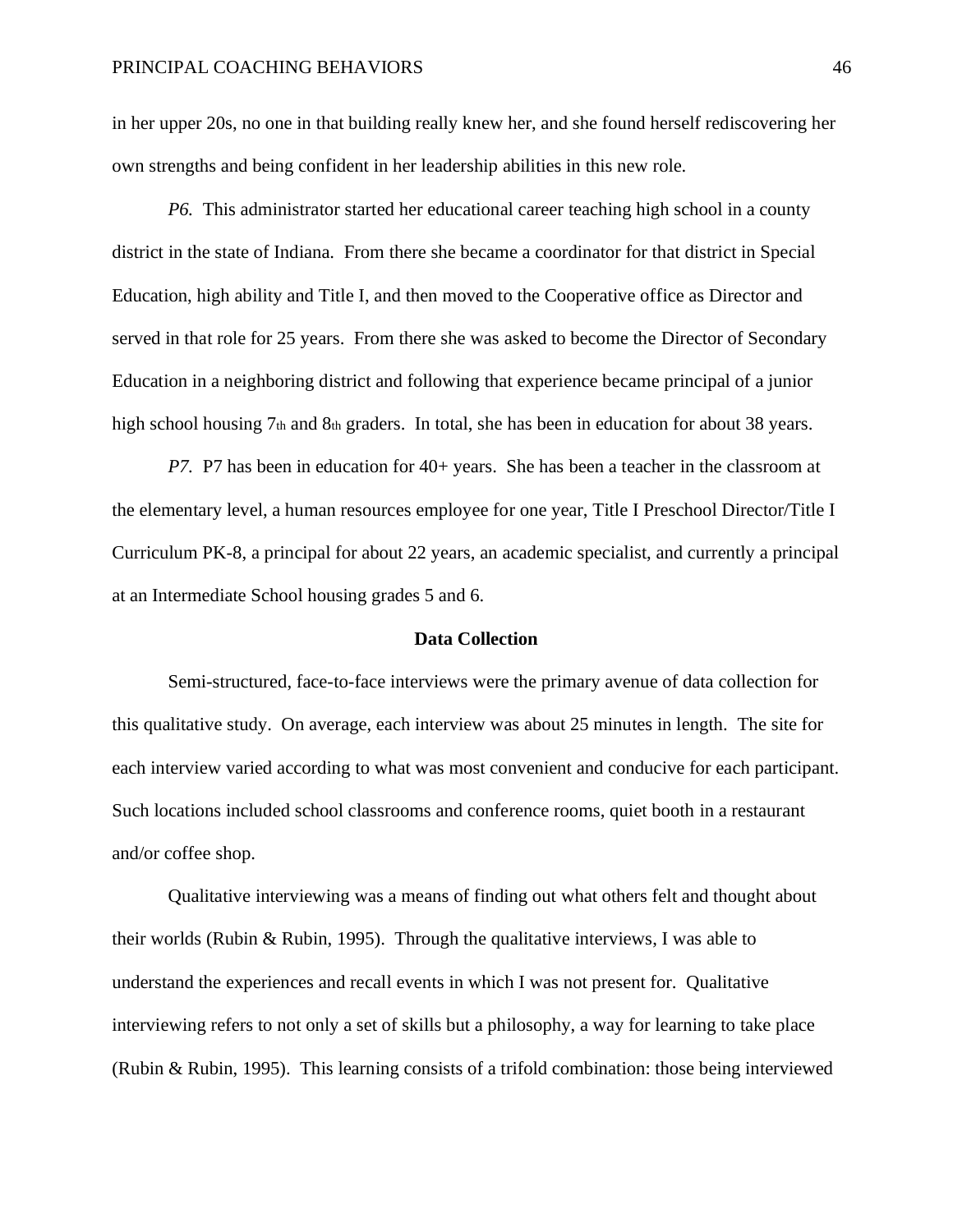in her upper 20s, no one in that building really knew her, and she found herself rediscovering her own strengths and being confident in her leadership abilities in this new role.

*P6.* This administrator started her educational career teaching high school in a county district in the state of Indiana. From there she became a coordinator for that district in Special Education, high ability and Title I, and then moved to the Cooperative office as Director and served in that role for 25 years. From there she was asked to become the Director of Secondary Education in a neighboring district and following that experience became principal of a junior high school housing 7th and 8th graders. In total, she has been in education for about 38 years.

*P7.* P7 has been in education for 40+ years. She has been a teacher in the classroom at the elementary level, a human resources employee for one year, Title I Preschool Director/Title I Curriculum PK-8, a principal for about 22 years, an academic specialist, and currently a principal at an Intermediate School housing grades 5 and 6.

## Data Collection

Semi-structured, face-to-face interviews were the primary avenue of data collection for this qualitative study. On average, each interview was about 25 minutes in length. The site for each interview varied according to what was most convenient and conducive for each participant. Such locations included school classrooms and conference rooms, quiet booth in a restaurant and/or coffee shop.

Qualitative interviewing was a means of finding out what others felt and thought about their worlds (Rubin & Rubin, 1995). Through the qualitative interviews, I was able to understand the experiences and recall events in which I was not present for. Qualitative interviewing refers to not only a set of skills but a philosophy, a way for learning to take place (Rubin & Rubin, 1995). This learning consists of a trifold combination: those being interviewed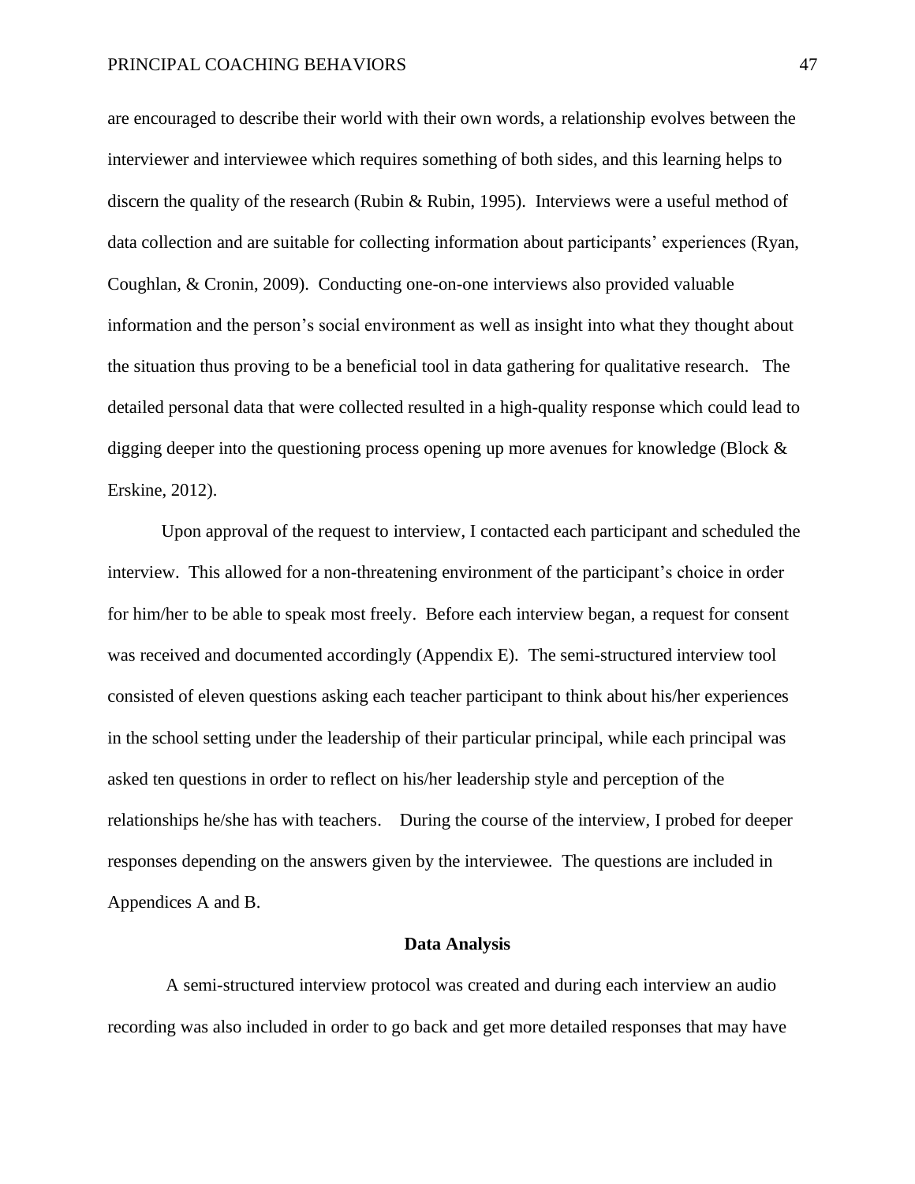are encouraged to describe their world with their own words, a relationship evolves between the interviewer and interviewee which requires something of both sides, and this learning helps to discern the quality of the research (Rubin & Rubin, 1995). Interviews were a useful method of data collection and are suitable for collecting information about participants' experiences (Ryan, Coughlan, & Cronin, 2009). Conducting one-on-one interviews also provided valuable information and the person's social environment as well as insight into what they thought about the situation thus proving to be a beneficial tool in data gathering for qualitative research. The detailed personal data that were collected resulted in a high-quality response which could lead to digging deeper into the questioning process opening up more avenues for knowledge (Block & Erskine, 2012).

Upon approval of the request to interview, I contacted each participant and scheduled the interview. This allowed for a non-threatening environment of the participant's choice in order for him/her to be able to speak most freely. Before each interview began, a request for consent was received and documented accordingly (Appendix E). The semi-structured interview tool consisted of eleven questions asking each teacher participant to think about his/her experiences in the school setting under the leadership of their particular principal, while each principal was asked ten questions in order to reflect on his/her leadership style and perception of the relationships he/she has with teachers. During the course of the interview, I probed for deeper responses depending on the answers given by the interviewee. The questions are included in Appendices A and B.

## Data Analysis

A semi-structured interview protocol was created and during each interview an audio recording was also included in order to go back and get more detailed responses that may have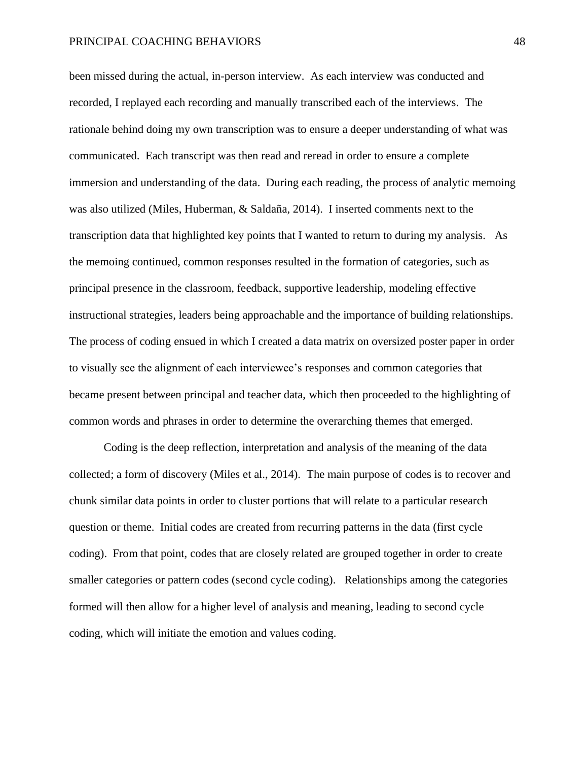been missed during the actual, in-person interview. As each interview was conducted and recorded, I replayed each recording and manually transcribed each of the interviews. The rationale behind doing my own transcription was to ensure a deeper understanding of what was communicated. Each transcript was then read and reread in order to ensure a complete immersion and understanding of the data. During each reading, the process of analytic memoing was also utilized (Miles, Huberman, & Saldaña, 2014). I inserted comments next to the transcription data that highlighted key points that I wanted to return to during my analysis. As the memoing continued, common responses resulted in the formation of categories, such as principal presence in the classroom, feedback, supportive leadership, modeling effective instructional strategies, leaders being approachable and the importance of building relationships. The process of coding ensued in which I created a data matrix on oversized poster paper in order to visually see the alignment of each interviewee's responses and common categories that became present between principal and teacher data, which then proceeded to the highlighting of common words and phrases in order to determine the overarching themes that emerged.

Coding is the deep reflection, interpretation and analysis of the meaning of the data collected; a form of discovery (Miles et al., 2014). The main purpose of codes is to recover and chunk similar data points in order to cluster portions that will relate to a particular research question or theme. Initial codes are created from recurring patterns in the data (first cycle coding). From that point, codes that are closely related are grouped together in order to create smaller categories or pattern codes (second cycle coding). Relationships among the categories formed will then allow for a higher level of analysis and meaning, leading to second cycle coding, which will initiate the emotion and values coding.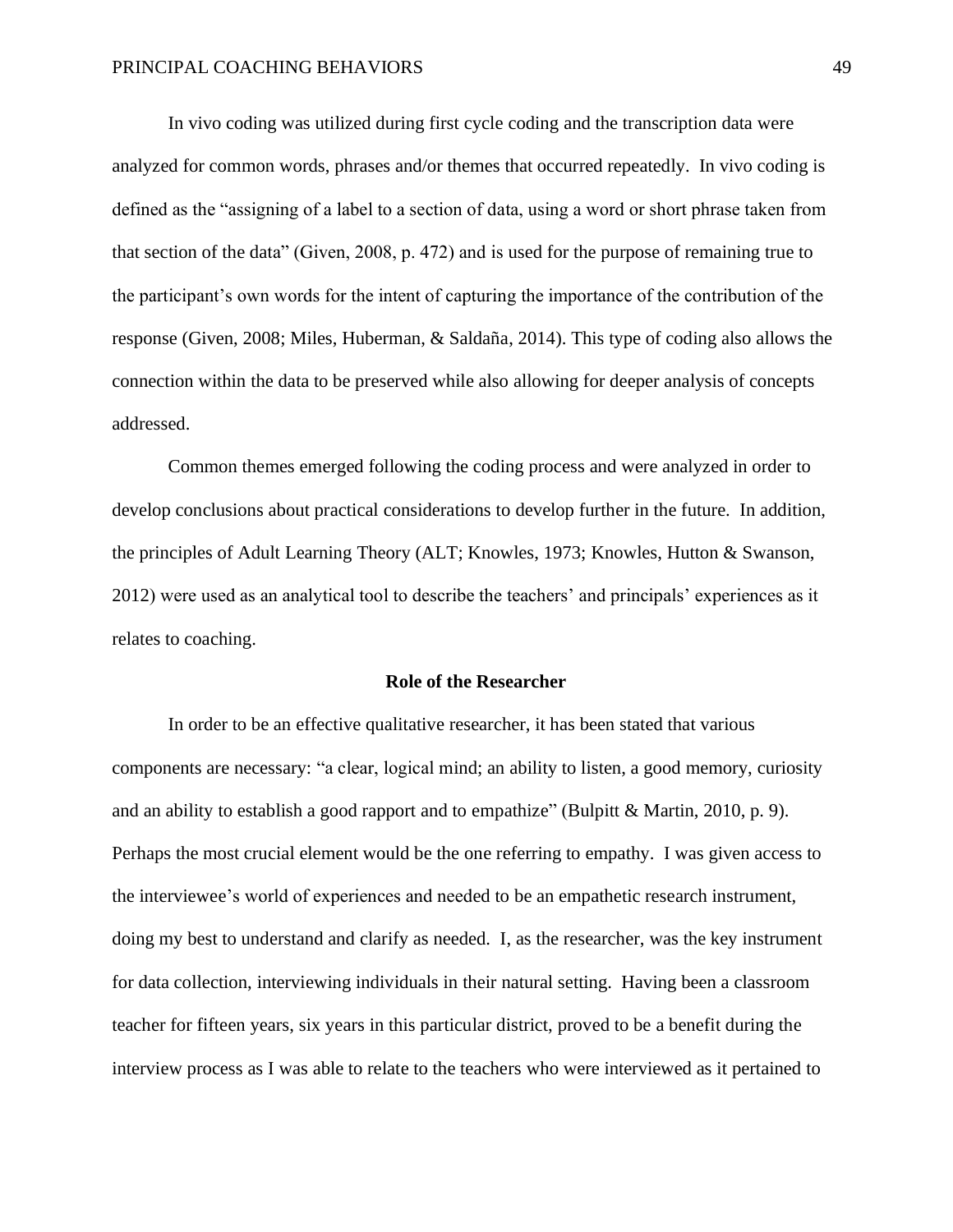In vivo coding was utilized during first cycle coding and the transcription data were analyzed for common words, phrases and/or themes that occurred repeatedly. In vivo coding is defined as the "assigning of a label to a section of data, using a word or short phrase taken from that section of the data" (Given, 2008, p. 472) and is used for the purpose of remaining true to the participant's own words for the intent of capturing the importance of the contribution of the response (Given, 2008; Miles, Huberman, & Saldaña, 2014). This type of coding also allows the connection within the data to be preserved while also allowing for deeper analysis of concepts addressed.

Common themes emerged following the coding process and were analyzed in order to develop conclusions about practical considerations to develop further in the future. In addition, the principles of Adult Learning Theory (ALT; Knowles, 1973; Knowles, Hutton & Swanson, 2012) were used as an analytical tool to describe the teachers' and principals' experiences as it relates to coaching.

## Role of the Researcher

In order to be an effective qualitative researcher, it has been stated that various components are necessary: "a clear, logical mind; an ability to listen, a good memory, curiosity and an ability to establish a good rapport and to empathize" (Bulpitt & Martin, 2010, p. 9). Perhaps the most crucial element would be the one referring to empathy. I was given access to the interviewee's world of experiences and needed to be an empathetic research instrument, doing my best to understand and clarify as needed. I, as the researcher, was the key instrument for data collection, interviewing individuals in their natural setting. Having been a classroom teacher for fifteen years, six years in this particular district, proved to be a benefit during the interview process as I was able to relate to the teachers who were interviewed as it pertained to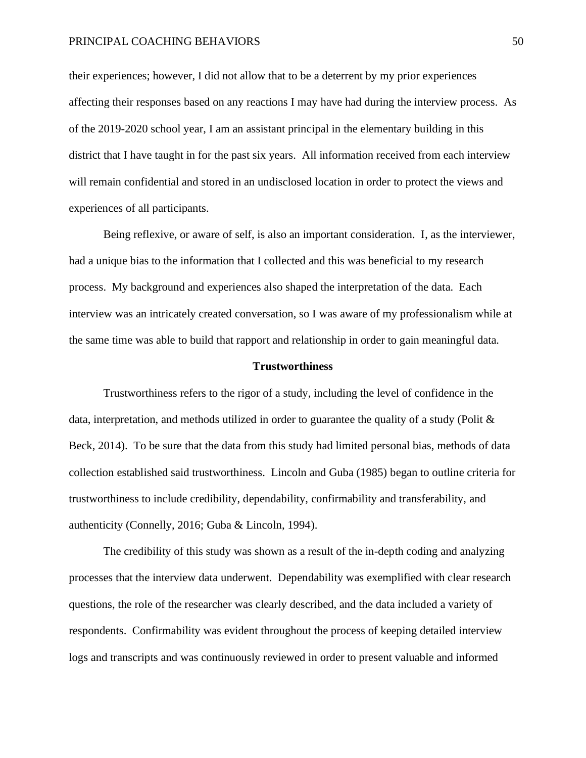their experiences; however, I did not allow that to be a deterrent by my prior experiences affecting their responses based on any reactions I may have had during the interview process. As of the 2019-2020 school year, I am an assistant principal in the elementary building in this district that I have taught in for the past six years. All information received from each interview will remain confidential and stored in an undisclosed location in order to protect the views and experiences of all participants.

Being reflexive, or aware of self, is also an important consideration. I, as the interviewer, had a unique bias to the information that I collected and this was beneficial to my research process. My background and experiences also shaped the interpretation of the data. Each interview was an intricately created conversation, so I was aware of my professionalism while at the same time was able to build that rapport and relationship in order to gain meaningful data.

## Trustworthiness

Trustworthiness refers to the rigor of a study, including the level of confidence in the data, interpretation, and methods utilized in order to guarantee the quality of a study (Polit & Beck, 2014). To be sure that the data from this study had limited personal bias, methods of data collection established said trustworthiness. Lincoln and Guba (1985) began to outline criteria for trustworthiness to include credibility, dependability, confirmability and transferability, and authenticity (Connelly, 2016; Guba & Lincoln, 1994).

The credibility of this study was shown as a result of the in-depth coding and analyzing processes that the interview data underwent. Dependability was exemplified with clear research questions, the role of the researcher was clearly described, and the data included a variety of respondents. Confirmability was evident throughout the process of keeping detailed interview logs and transcripts and was continuously reviewed in order to present valuable and informed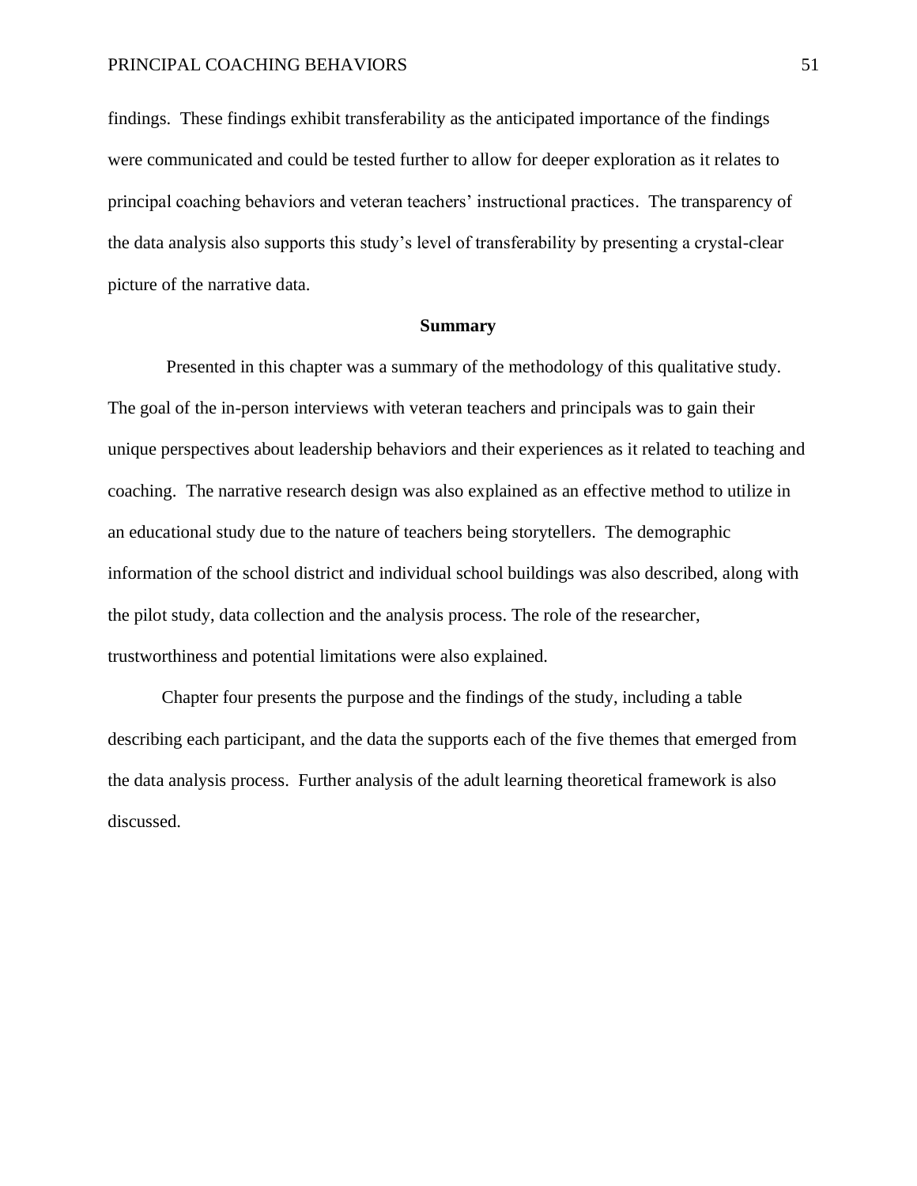findings. These findings exhibit transferability as the anticipated importance of the findings were communicated and could be tested further to allow for deeper exploration as it relates to principal coaching behaviors and veteran teachers' instructional practices. The transparency of the data analysis also supports this study's level of transferability by presenting a crystal-clear picture of the narrative data.

## Summary

Presented in this chapter was a summary of the methodology of this qualitative study. The goal of the in-person interviews with veteran teachers and principals was to gain their unique perspectives about leadership behaviors and their experiences as it related to teaching and coaching. The narrative research design was also explained as an effective method to utilize in an educational study due to the nature of teachers being storytellers. The demographic information of the school district and individual school buildings was also described, along with the pilot study, data collection and the analysis process. The role of the researcher, trustworthiness and potential limitations were also explained.

Chapter four presents the purpose and the findings of the study, including a table describing each participant, and the data the supports each of the five themes that emerged from the data analysis process. Further analysis of the adult learning theoretical framework is also discussed.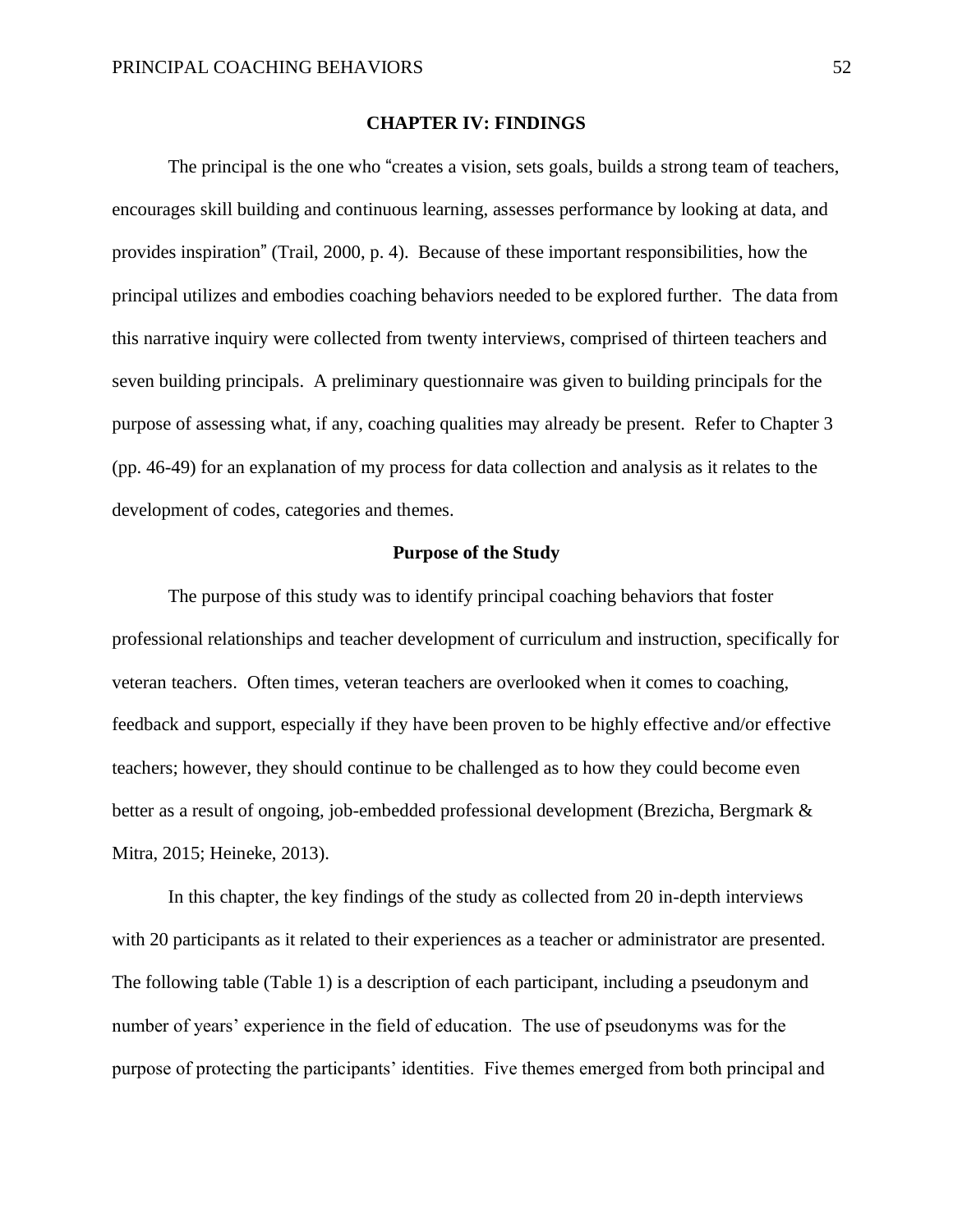## CHAPTER IV: FINDINGS

The principal is the one who "creates a vision, sets goals, builds a strong team of teachers, encourages skill building and continuous learning, assesses performance by looking at data, and provides inspiration" (Trail, 2000, p. 4). Because of these important responsibilities, how the principal utilizes and embodies coaching behaviors needed to be explored further. The data from this narrative inquiry were collected from twenty interviews, comprised of thirteen teachers and seven building principals. A preliminary questionnaire was given to building principals for the purpose of assessing what, if any, coaching qualities may already be present. Refer to Chapter 3 (pp. 46-49) for an explanation of my process for data collection and analysis as it relates to the development of codes, categories and themes.

### Purpose of the Study

The purpose of this study was to identify principal coaching behaviors that foster professional relationships and teacher development of curriculum and instruction, specifically for veteran teachers. Often times, veteran teachers are overlooked when it comes to coaching, feedback and support, especially if they have been proven to be highly effective and/or effective teachers; however, they should continue to be challenged as to how they could become even better as a result of ongoing, job-embedded professional development (Brezicha, Bergmark & Mitra, 2015; Heineke, 2013).

In this chapter, the key findings of the study as collected from 20 in-depth interviews with 20 participants as it related to their experiences as a teacher or administrator are presented. The following table (Table 1) is a description of each participant, including a pseudonym and number of years' experience in the field of education. The use of pseudonyms was for the purpose of protecting the participants' identities. Five themes emerged from both principal and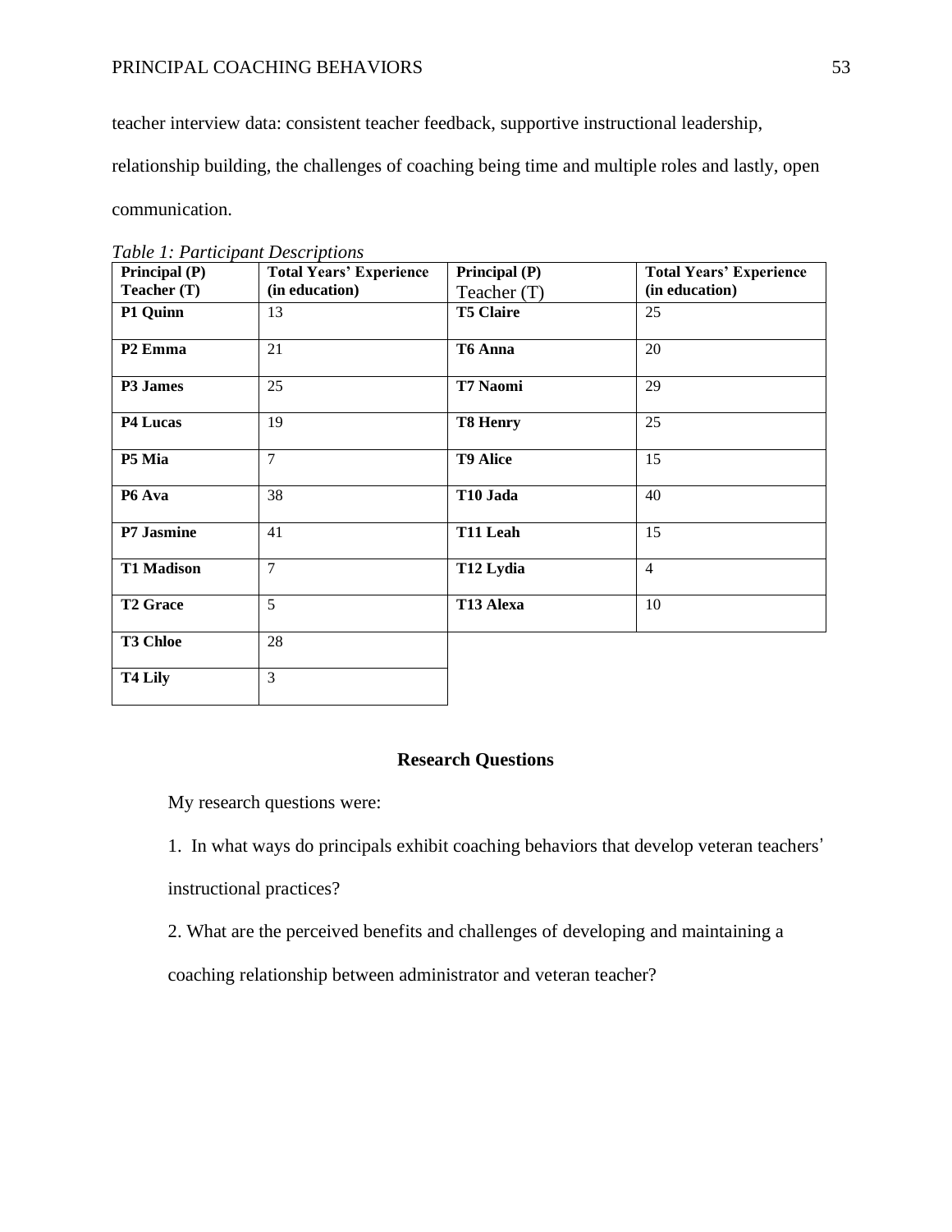teacher interview data: consistent teacher feedback, supportive instructional leadership, relationship building, the challenges of coaching being time and multiple roles and lastly, open communication.

*Table 1: Participant Descriptions*

| Principal (P) Teacher (T) | Total Years' Experience (in education) | Principal (P) Teacher (T) | Total Years' Experience (in education) |
|---|---|---|---|
| **P1 Quinn** | 13 | **T5 Claire** | 25 |
| **P2 Emma** | 21 | **T6 Anna** | 20 |
| **P3 James** | 25 | **T7 Naomi** | 29 |
| **P4 Lucas** | 19 | **T8 Henry** | 25 |
| **P5 Mia** | 7 | **T9 Alice** | 15 |
| **P6 Ava** | 38 | **T10 Jada** | 40 |
| **P7 Jasmine** | 41 | **T11 Leah** | 15 |
| **T1 Madison** | 7 | **T12 Lydia** | 4 |
| **T2 Grace** | 5 | **T13 Alexa** | 10 |
| **T3 Chloe** | 28 | | |
| **T4 Lily** | 3 | | |

## Research Questions

My research questions were:

1. In what ways do principals exhibit coaching behaviors that develop veteran teachers' instructional practices?

2. What are the perceived benefits and challenges of developing and maintaining a coaching relationship between administrator and veteran teacher?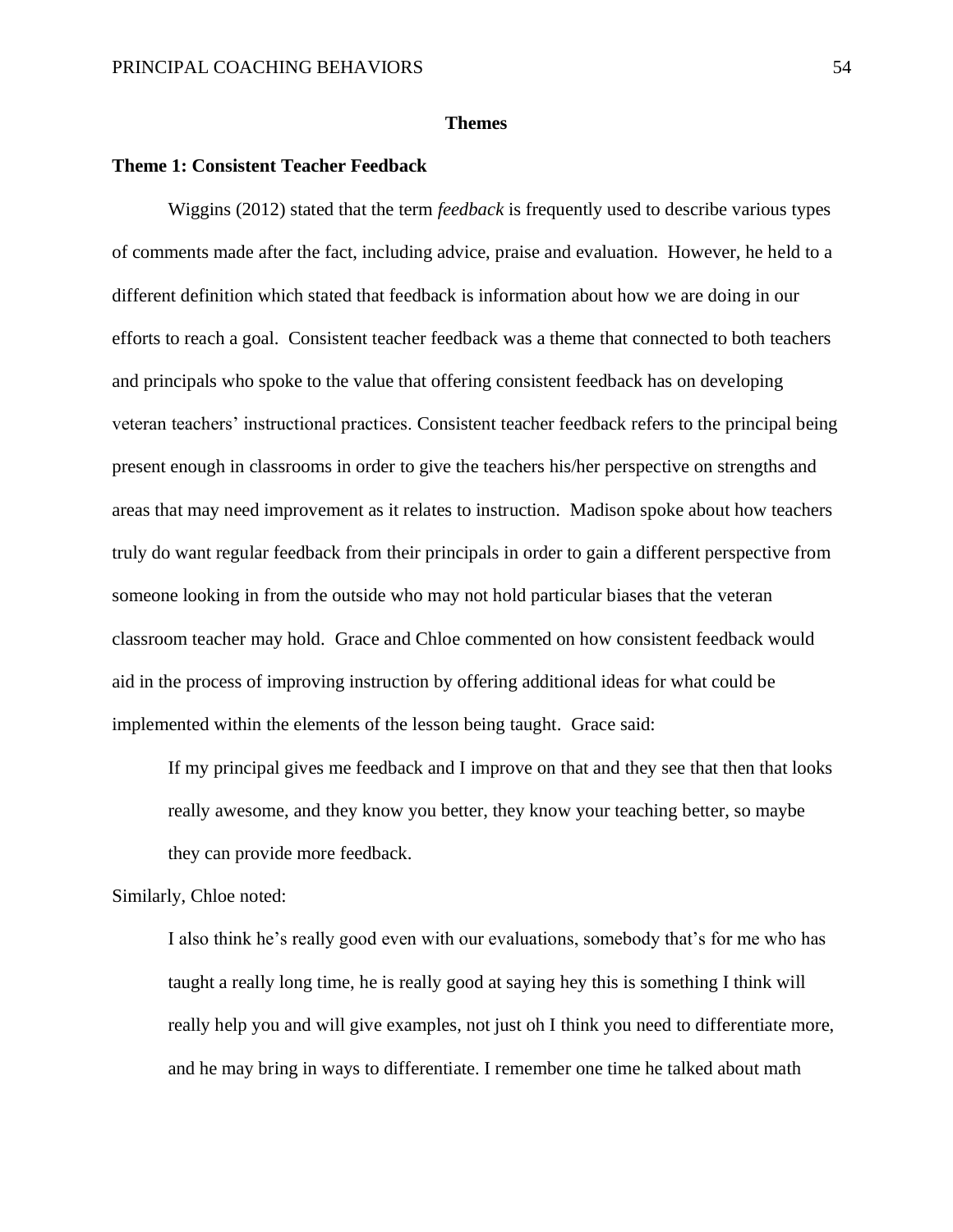## Themes

### Theme 1: Consistent Teacher Feedback

Wiggins (2012) stated that the term *feedback* is frequently used to describe various types of comments made after the fact, including advice, praise and evaluation. However, he held to a different definition which stated that feedback is information about how we are doing in our efforts to reach a goal. Consistent teacher feedback was a theme that connected to both teachers and principals who spoke to the value that offering consistent feedback has on developing veteran teachers' instructional practices. Consistent teacher feedback refers to the principal being present enough in classrooms in order to give the teachers his/her perspective on strengths and areas that may need improvement as it relates to instruction. Madison spoke about how teachers truly do want regular feedback from their principals in order to gain a different perspective from someone looking in from the outside who may not hold particular biases that the veteran classroom teacher may hold. Grace and Chloe commented on how consistent feedback would aid in the process of improving instruction by offering additional ideas for what could be implemented within the elements of the lesson being taught. Grace said:

> If my principal gives me feedback and I improve on that and they see that then that looks really awesome, and they know you better, they know your teaching better, so maybe they can provide more feedback.

Similarly, Chloe noted:

> I also think he's really good even with our evaluations, somebody that's for me who has taught a really long time, he is really good at saying hey this is something I think will really help you and will give examples, not just oh I think you need to differentiate more, and he may bring in ways to differentiate. I remember one time he talked about math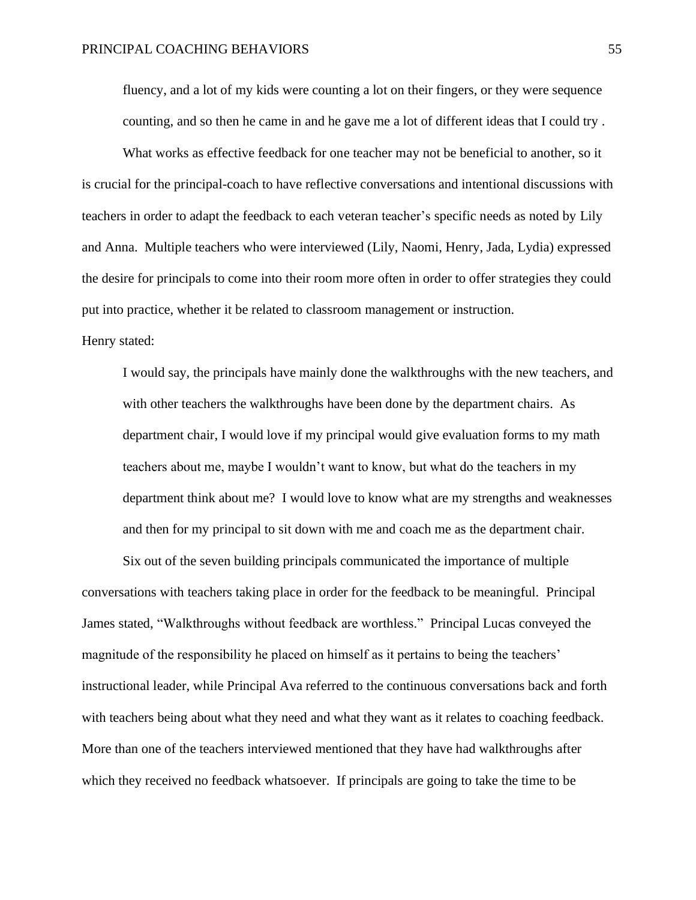> fluency, and a lot of my kids were counting a lot on their fingers, or they were sequence counting, and so then he came in and he gave me a lot of different ideas that I could try .

What works as effective feedback for one teacher may not be beneficial to another, so it is crucial for the principal-coach to have reflective conversations and intentional discussions with teachers in order to adapt the feedback to each veteran teacher's specific needs as noted by Lily and Anna. Multiple teachers who were interviewed (Lily, Naomi, Henry, Jada, Lydia) expressed the desire for principals to come into their room more often in order to offer strategies they could put into practice, whether it be related to classroom management or instruction.

Henry stated:

> I would say, the principals have mainly done the walkthroughs with the new teachers, and with other teachers the walkthroughs have been done by the department chairs. As department chair, I would love if my principal would give evaluation forms to my math teachers about me, maybe I wouldn't want to know, but what do the teachers in my department think about me? I would love to know what are my strengths and weaknesses and then for my principal to sit down with me and coach me as the department chair.

Six out of the seven building principals communicated the importance of multiple conversations with teachers taking place in order for the feedback to be meaningful. Principal James stated, "Walkthroughs without feedback are worthless." Principal Lucas conveyed the magnitude of the responsibility he placed on himself as it pertains to being the teachers' instructional leader, while Principal Ava referred to the continuous conversations back and forth with teachers being about what they need and what they want as it relates to coaching feedback. More than one of the teachers interviewed mentioned that they have had walkthroughs after which they received no feedback whatsoever. If principals are going to take the time to be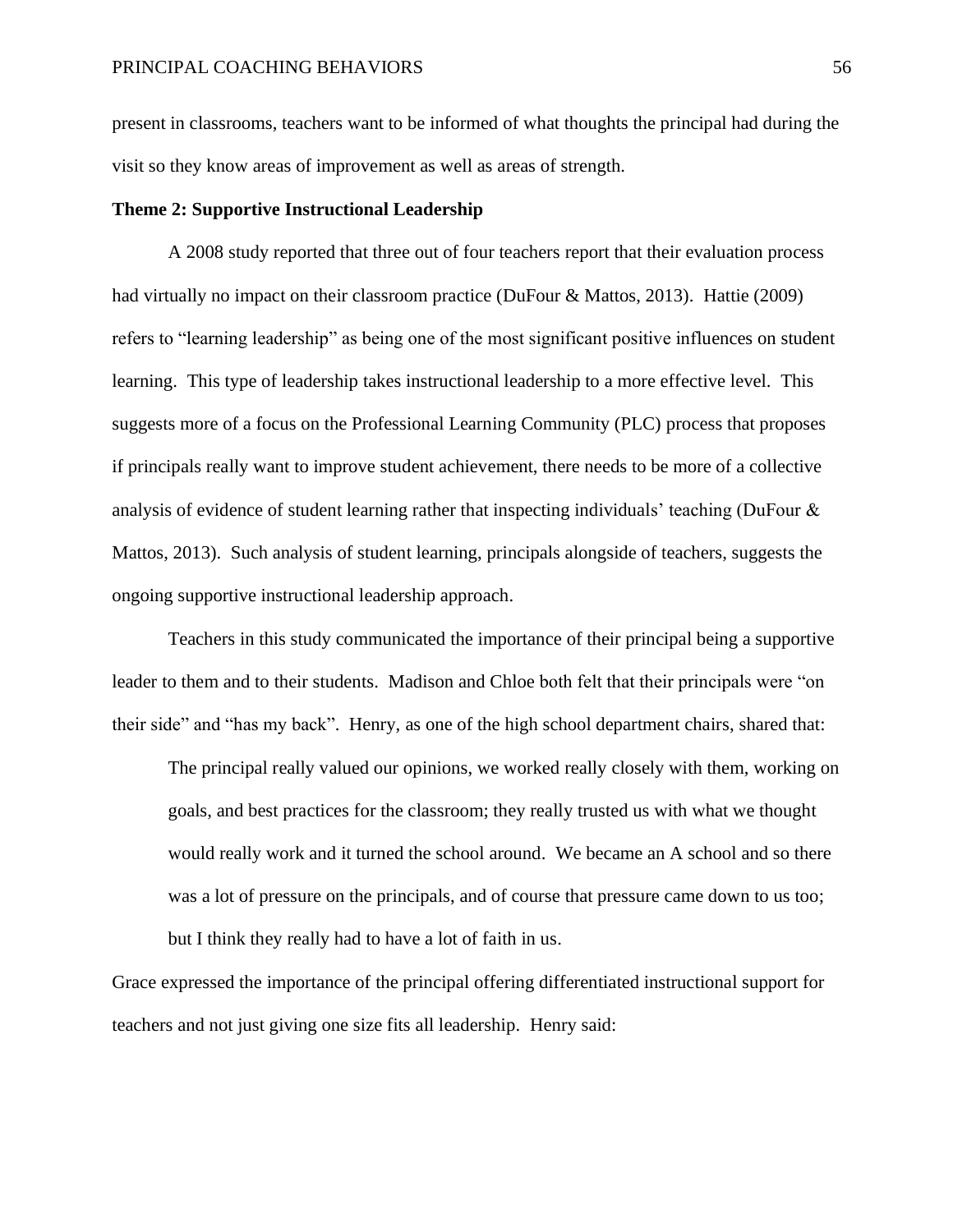present in classrooms, teachers want to be informed of what thoughts the principal had during the visit so they know areas of improvement as well as areas of strength.

**Theme 2: Supportive Instructional Leadership**

A 2008 study reported that three out of four teachers report that their evaluation process had virtually no impact on their classroom practice (DuFour & Mattos, 2013). Hattie (2009) refers to "learning leadership" as being one of the most significant positive influences on student learning. This type of leadership takes instructional leadership to a more effective level. This suggests more of a focus on the Professional Learning Community (PLC) process that proposes if principals really want to improve student achievement, there needs to be more of a collective analysis of evidence of student learning rather that inspecting individuals' teaching (DuFour & Mattos, 2013). Such analysis of student learning, principals alongside of teachers, suggests the ongoing supportive instructional leadership approach.

Teachers in this study communicated the importance of their principal being a supportive leader to them and to their students. Madison and Chloe both felt that their principals were "on their side" and "has my back". Henry, as one of the high school department chairs, shared that:

> The principal really valued our opinions, we worked really closely with them, working on goals, and best practices for the classroom; they really trusted us with what we thought would really work and it turned the school around. We became an A school and so there was a lot of pressure on the principals, and of course that pressure came down to us too; but I think they really had to have a lot of faith in us.

Grace expressed the importance of the principal offering differentiated instructional support for teachers and not just giving one size fits all leadership. Henry said: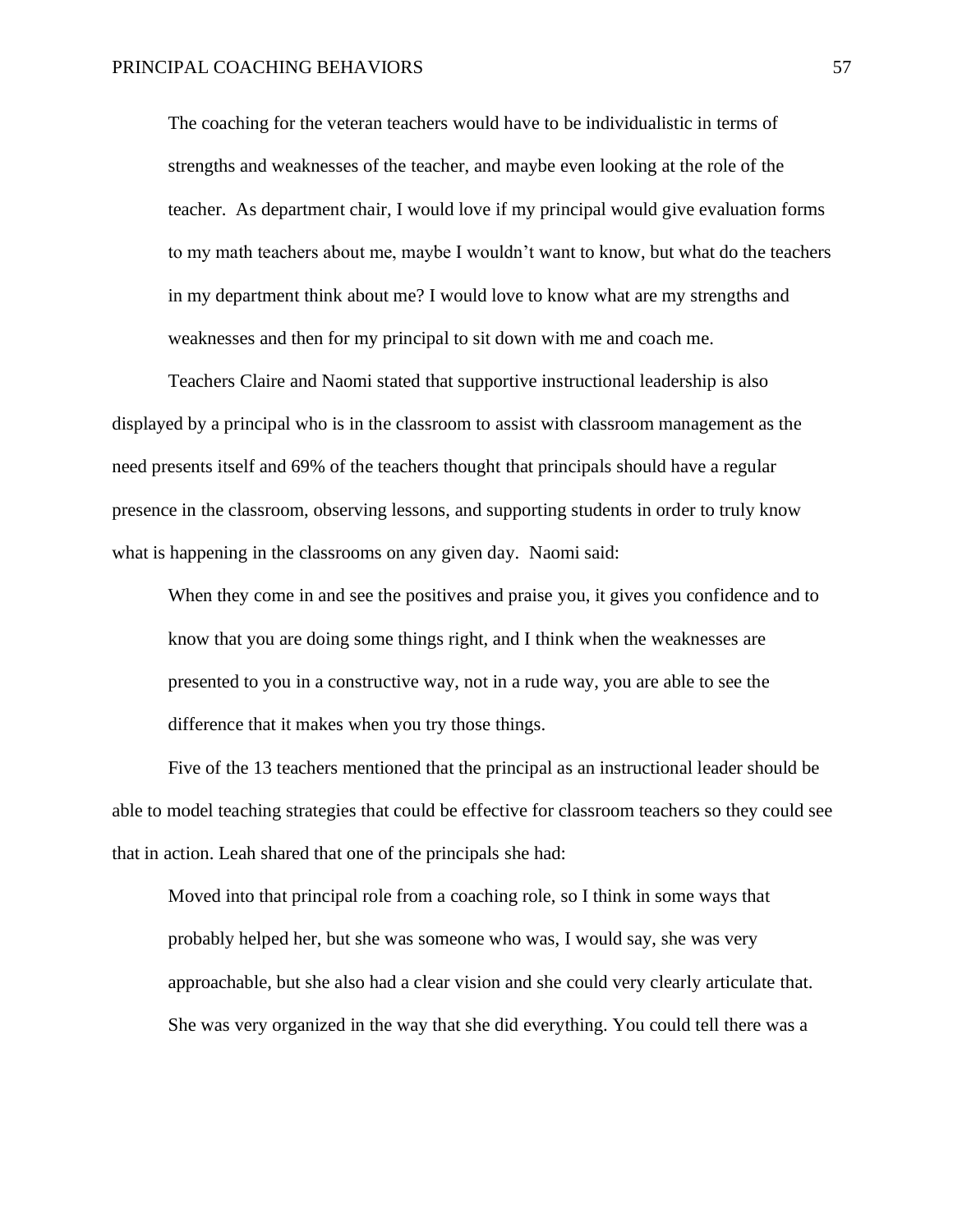> The coaching for the veteran teachers would have to be individualistic in terms of strengths and weaknesses of the teacher, and maybe even looking at the role of the teacher. As department chair, I would love if my principal would give evaluation forms to my math teachers about me, maybe I wouldn't want to know, but what do the teachers in my department think about me? I would love to know what are my strengths and weaknesses and then for my principal to sit down with me and coach me.

Teachers Claire and Naomi stated that supportive instructional leadership is also displayed by a principal who is in the classroom to assist with classroom management as the need presents itself and 69% of the teachers thought that principals should have a regular presence in the classroom, observing lessons, and supporting students in order to truly know what is happening in the classrooms on any given day. Naomi said:

> When they come in and see the positives and praise you, it gives you confidence and to know that you are doing some things right, and I think when the weaknesses are presented to you in a constructive way, not in a rude way, you are able to see the difference that it makes when you try those things.

Five of the 13 teachers mentioned that the principal as an instructional leader should be able to model teaching strategies that could be effective for classroom teachers so they could see that in action. Leah shared that one of the principals she had:

> Moved into that principal role from a coaching role, so I think in some ways that probably helped her, but she was someone who was, I would say, she was very approachable, but she also had a clear vision and she could very clearly articulate that. She was very organized in the way that she did everything. You could tell there was a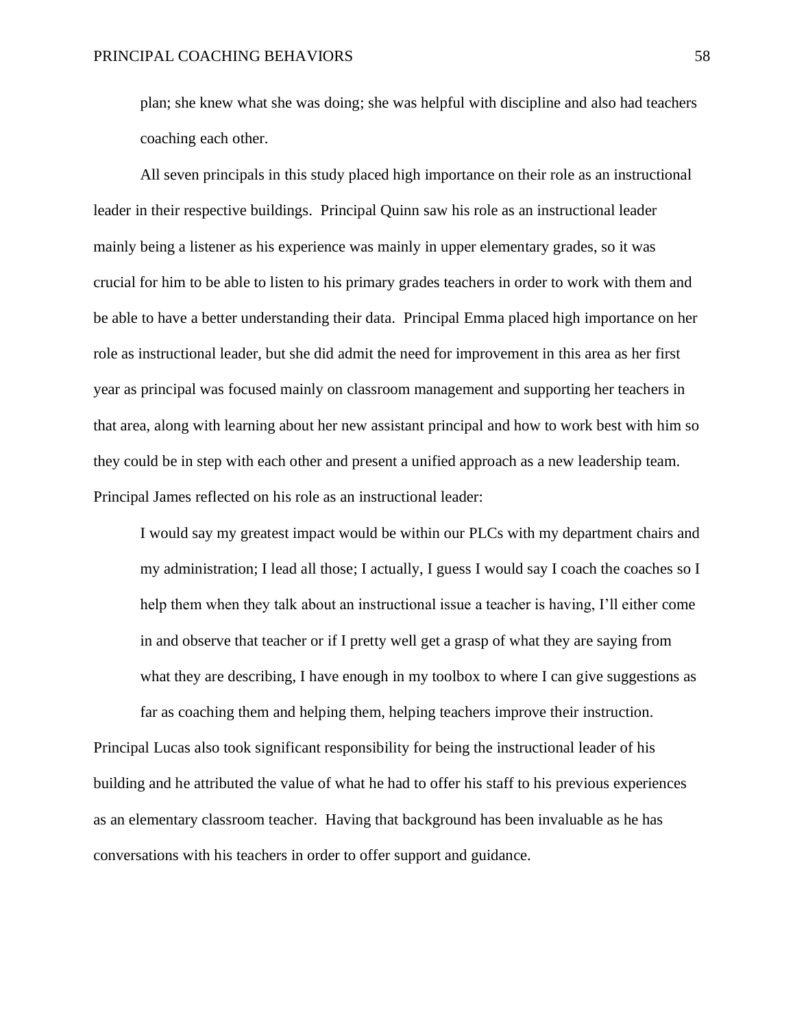plan; she knew what she was doing; she was helpful with discipline and also had teachers coaching each other.

All seven principals in this study placed high importance on their role as an instructional leader in their respective buildings. Principal Quinn saw his role as an instructional leader mainly being a listener as his experience was mainly in upper elementary grades, so it was crucial for him to be able to listen to his primary grades teachers in order to work with them and be able to have a better understanding their data. Principal Emma placed high importance on her role as instructional leader, but she did admit the need for improvement in this area as her first year as principal was focused mainly on classroom management and supporting her teachers in that area, along with learning about her new assistant principal and how to work best with him so they could be in step with each other and present a unified approach as a new leadership team. Principal James reflected on his role as an instructional leader:

> I would say my greatest impact would be within our PLCs with my department chairs and my administration; I lead all those; I actually, I guess I would say I coach the coaches so I help them when they talk about an instructional issue a teacher is having, I'll either come in and observe that teacher or if I pretty well get a grasp of what they are saying from what they are describing, I have enough in my toolbox to where I can give suggestions as far as coaching them and helping them, helping teachers improve their instruction.

Principal Lucas also took significant responsibility for being the instructional leader of his building and he attributed the value of what he had to offer his staff to his previous experiences as an elementary classroom teacher. Having that background has been invaluable as he has conversations with his teachers in order to offer support and guidance.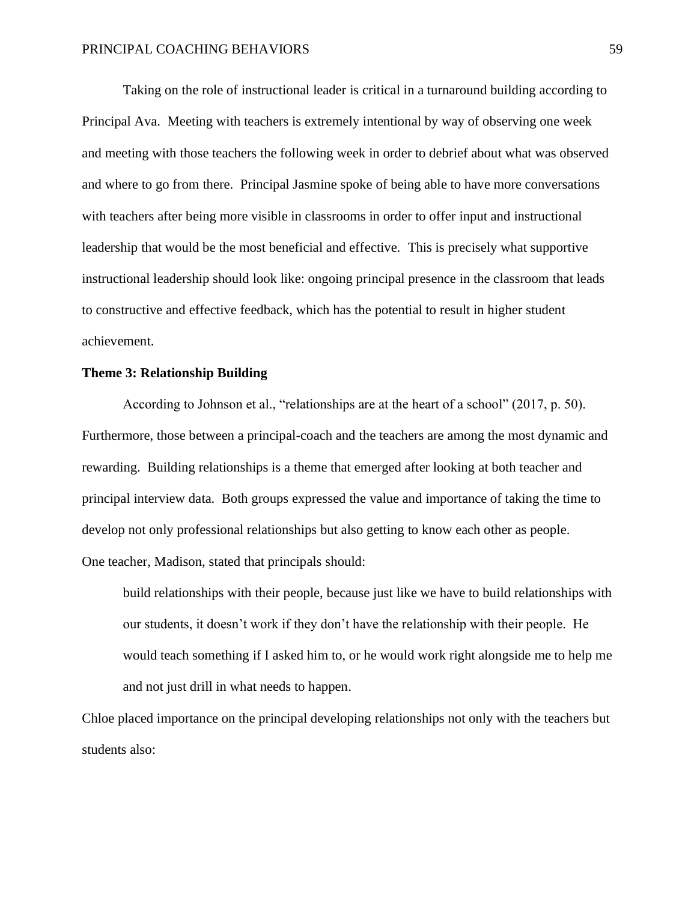Taking on the role of instructional leader is critical in a turnaround building according to Principal Ava. Meeting with teachers is extremely intentional by way of observing one week and meeting with those teachers the following week in order to debrief about what was observed and where to go from there. Principal Jasmine spoke of being able to have more conversations with teachers after being more visible in classrooms in order to offer input and instructional leadership that would be the most beneficial and effective. This is precisely what supportive instructional leadership should look like: ongoing principal presence in the classroom that leads to constructive and effective feedback, which has the potential to result in higher student achievement.

**Theme 3: Relationship Building**

According to Johnson et al., "relationships are at the heart of a school" (2017, p. 50). Furthermore, those between a principal-coach and the teachers are among the most dynamic and rewarding. Building relationships is a theme that emerged after looking at both teacher and principal interview data. Both groups expressed the value and importance of taking the time to develop not only professional relationships but also getting to know each other as people. One teacher, Madison, stated that principals should:

> build relationships with their people, because just like we have to build relationships with our students, it doesn't work if they don't have the relationship with their people. He would teach something if I asked him to, or he would work right alongside me to help me and not just drill in what needs to happen.

Chloe placed importance on the principal developing relationships not only with the teachers but students also: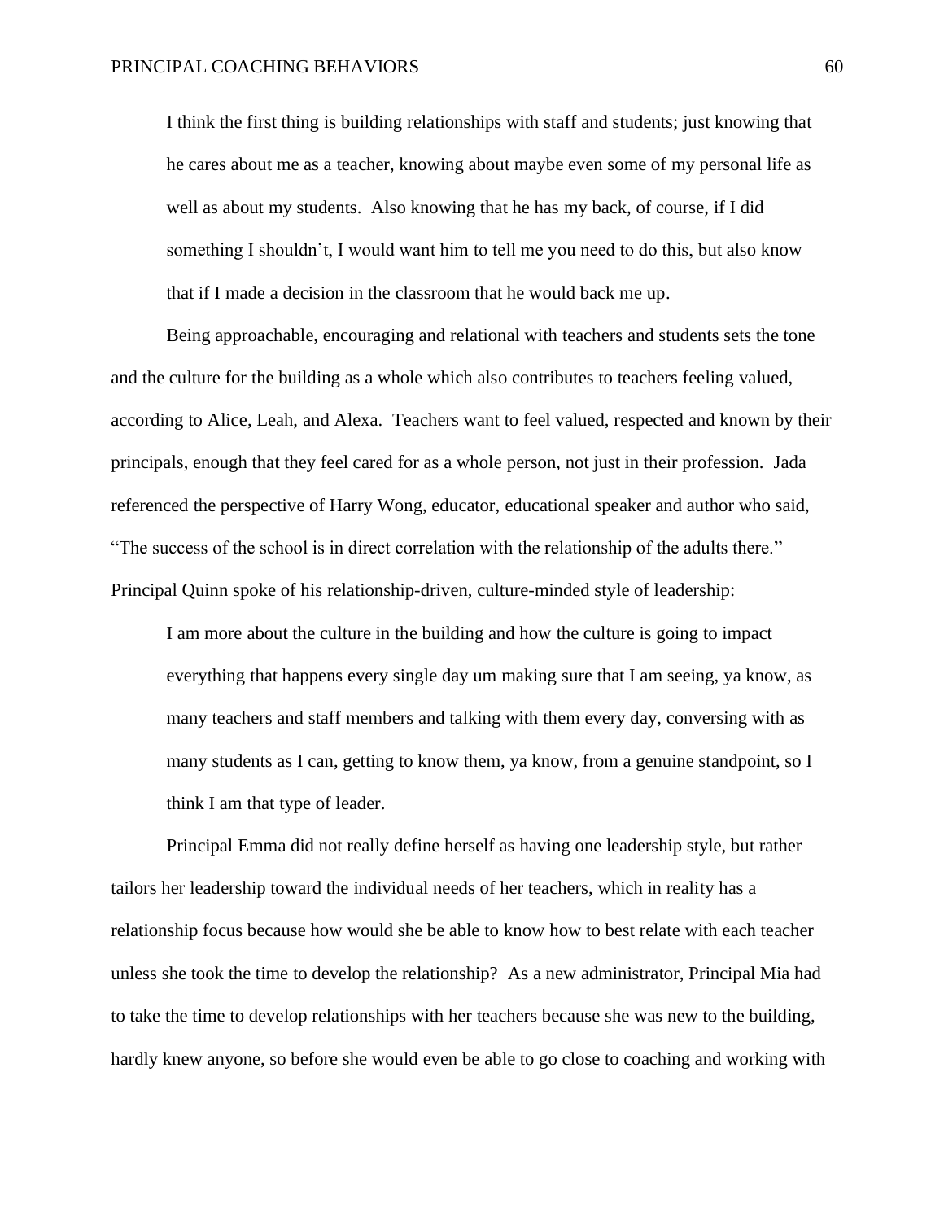> I think the first thing is building relationships with staff and students; just knowing that he cares about me as a teacher, knowing about maybe even some of my personal life as well as about my students. Also knowing that he has my back, of course, if I did something I shouldn't, I would want him to tell me you need to do this, but also know that if I made a decision in the classroom that he would back me up.

Being approachable, encouraging and relational with teachers and students sets the tone and the culture for the building as a whole which also contributes to teachers feeling valued, according to Alice, Leah, and Alexa. Teachers want to feel valued, respected and known by their principals, enough that they feel cared for as a whole person, not just in their profession. Jada referenced the perspective of Harry Wong, educator, educational speaker and author who said, "The success of the school is in direct correlation with the relationship of the adults there." Principal Quinn spoke of his relationship-driven, culture-minded style of leadership:

> I am more about the culture in the building and how the culture is going to impact everything that happens every single day um making sure that I am seeing, ya know, as many teachers and staff members and talking with them every day, conversing with as many students as I can, getting to know them, ya know, from a genuine standpoint, so I think I am that type of leader.

Principal Emma did not really define herself as having one leadership style, but rather tailors her leadership toward the individual needs of her teachers, which in reality has a relationship focus because how would she be able to know how to best relate with each teacher unless she took the time to develop the relationship? As a new administrator, Principal Mia had to take the time to develop relationships with her teachers because she was new to the building, hardly knew anyone, so before she would even be able to go close to coaching and working with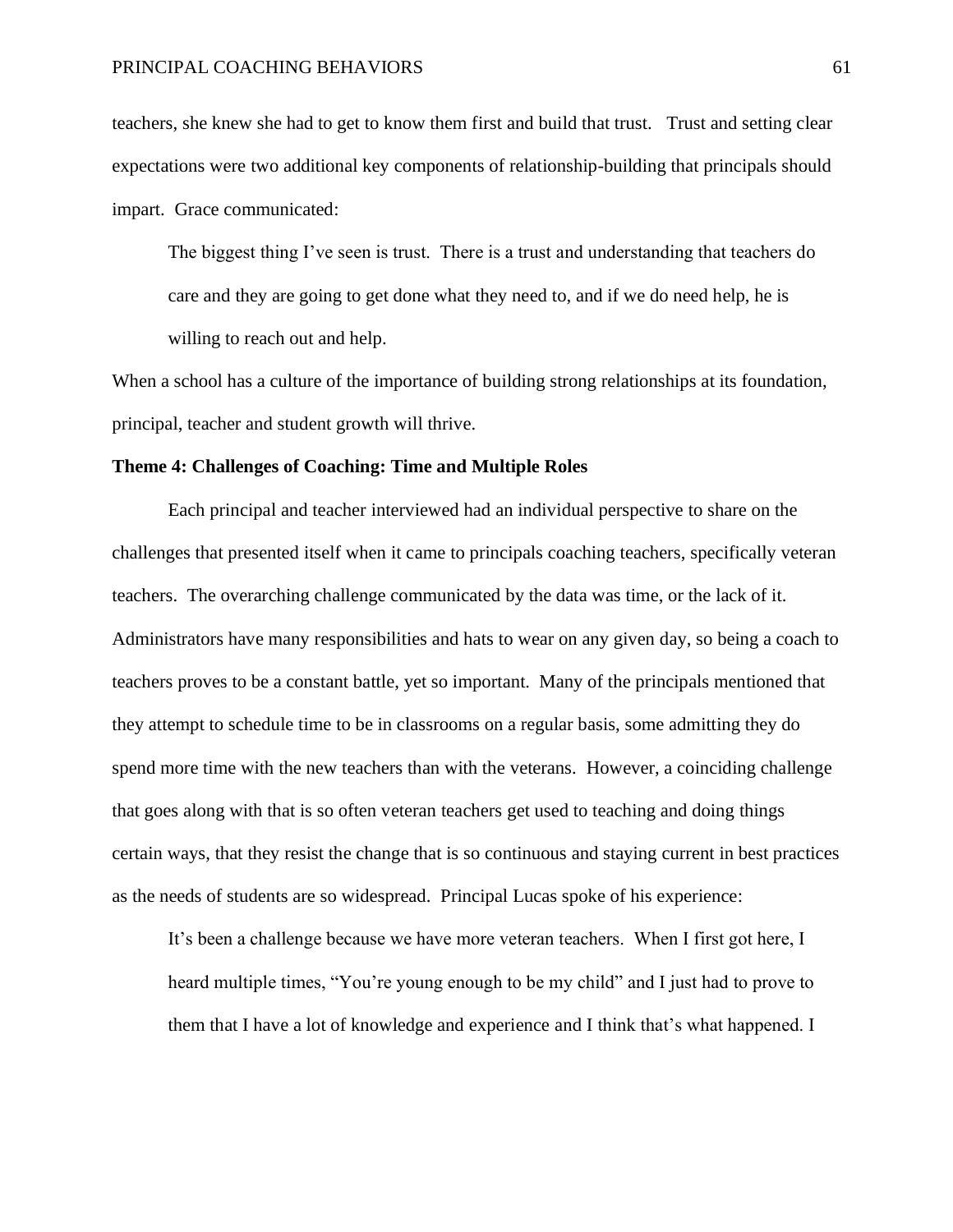teachers, she knew she had to get to know them first and build that trust. Trust and setting clear expectations were two additional key components of relationship-building that principals should impart. Grace communicated:

> The biggest thing I've seen is trust. There is a trust and understanding that teachers do care and they are going to get done what they need to, and if we do need help, he is willing to reach out and help.

When a school has a culture of the importance of building strong relationships at its foundation, principal, teacher and student growth will thrive.

**Theme 4: Challenges of Coaching: Time and Multiple Roles**

Each principal and teacher interviewed had an individual perspective to share on the challenges that presented itself when it came to principals coaching teachers, specifically veteran teachers. The overarching challenge communicated by the data was time, or the lack of it. Administrators have many responsibilities and hats to wear on any given day, so being a coach to teachers proves to be a constant battle, yet so important. Many of the principals mentioned that they attempt to schedule time to be in classrooms on a regular basis, some admitting they do spend more time with the new teachers than with the veterans. However, a coinciding challenge that goes along with that is so often veteran teachers get used to teaching and doing things certain ways, that they resist the change that is so continuous and staying current in best practices as the needs of students are so widespread. Principal Lucas spoke of his experience:

> It's been a challenge because we have more veteran teachers. When I first got here, I heard multiple times, "You're young enough to be my child" and I just had to prove to them that I have a lot of knowledge and experience and I think that's what happened. I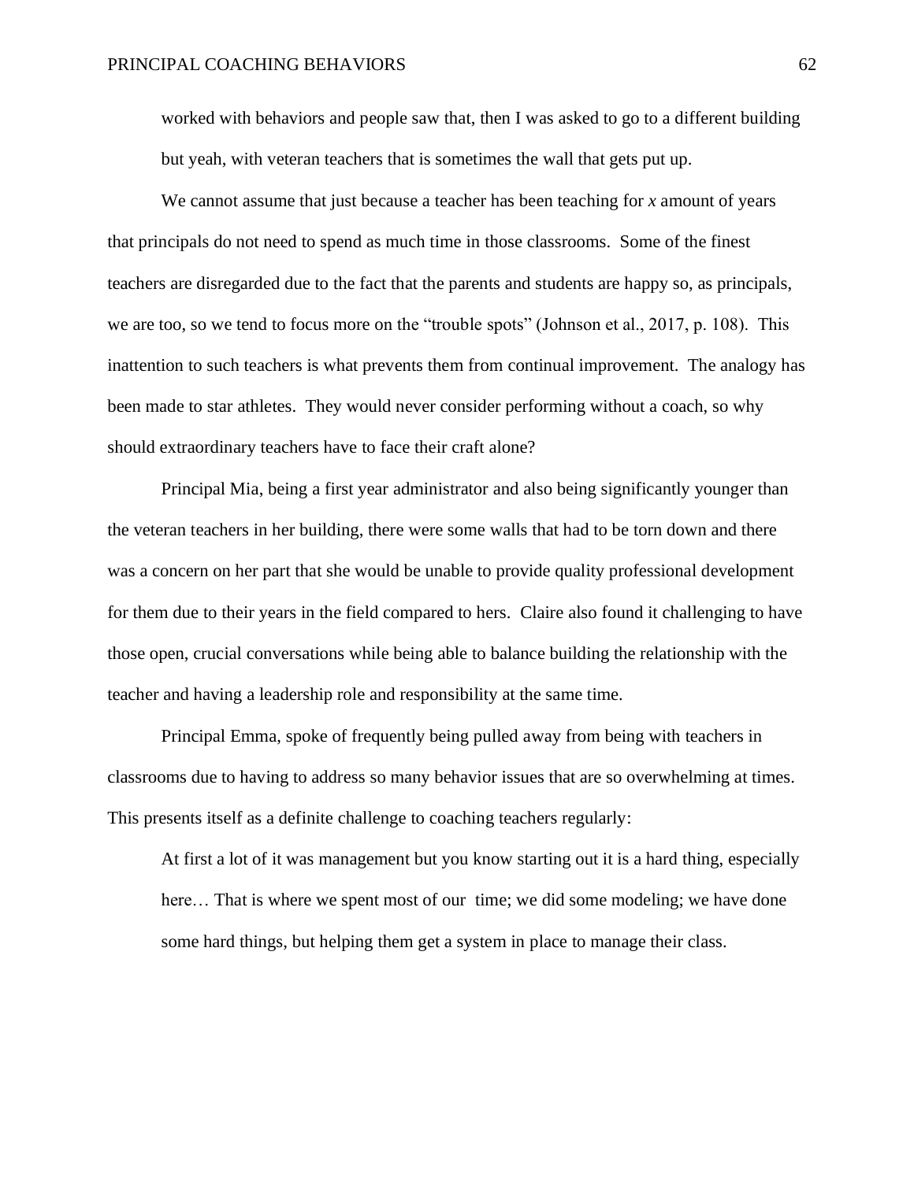worked with behaviors and people saw that, then I was asked to go to a different building but yeah, with veteran teachers that is sometimes the wall that gets put up.

We cannot assume that just because a teacher has been teaching for *x* amount of years that principals do not need to spend as much time in those classrooms. Some of the finest teachers are disregarded due to the fact that the parents and students are happy so, as principals, we are too, so we tend to focus more on the "trouble spots" (Johnson et al., 2017, p. 108). This inattention to such teachers is what prevents them from continual improvement. The analogy has been made to star athletes. They would never consider performing without a coach, so why should extraordinary teachers have to face their craft alone?

Principal Mia, being a first year administrator and also being significantly younger than the veteran teachers in her building, there were some walls that had to be torn down and there was a concern on her part that she would be unable to provide quality professional development for them due to their years in the field compared to hers. Claire also found it challenging to have those open, crucial conversations while being able to balance building the relationship with the teacher and having a leadership role and responsibility at the same time.

Principal Emma, spoke of frequently being pulled away from being with teachers in classrooms due to having to address so many behavior issues that are so overwhelming at times. This presents itself as a definite challenge to coaching teachers regularly:

> At first a lot of it was management but you know starting out it is a hard thing, especially here… That is where we spent most of our time; we did some modeling; we have done some hard things, but helping them get a system in place to manage their class.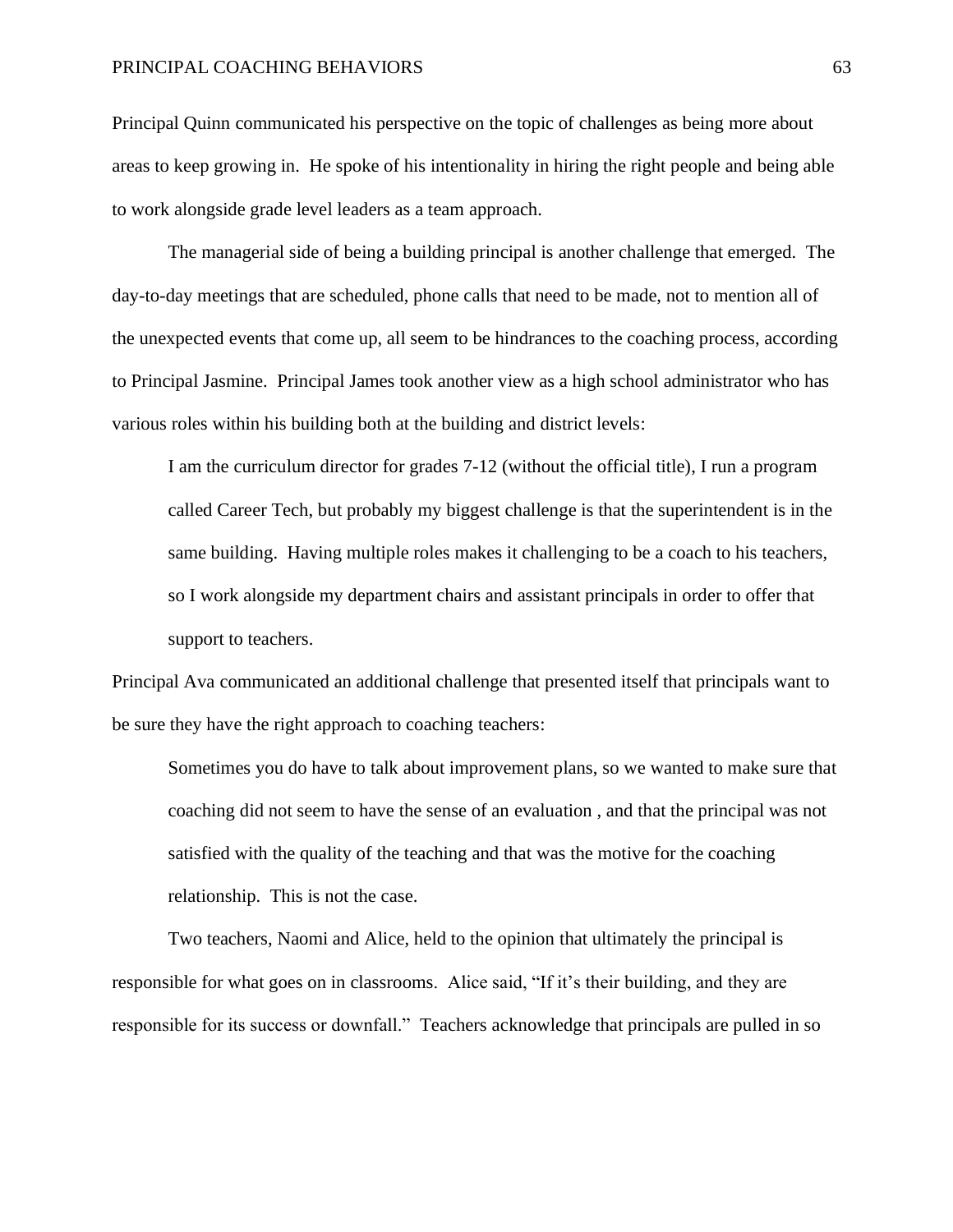Principal Quinn communicated his perspective on the topic of challenges as being more about areas to keep growing in. He spoke of his intentionality in hiring the right people and being able to work alongside grade level leaders as a team approach.

The managerial side of being a building principal is another challenge that emerged. The day-to-day meetings that are scheduled, phone calls that need to be made, not to mention all of the unexpected events that come up, all seem to be hindrances to the coaching process, according to Principal Jasmine. Principal James took another view as a high school administrator who has various roles within his building both at the building and district levels:

> I am the curriculum director for grades 7-12 (without the official title), I run a program called Career Tech, but probably my biggest challenge is that the superintendent is in the same building. Having multiple roles makes it challenging to be a coach to his teachers, so I work alongside my department chairs and assistant principals in order to offer that support to teachers.

Principal Ava communicated an additional challenge that presented itself that principals want to be sure they have the right approach to coaching teachers:

> Sometimes you do have to talk about improvement plans, so we wanted to make sure that coaching did not seem to have the sense of an evaluation , and that the principal was not satisfied with the quality of the teaching and that was the motive for the coaching relationship. This is not the case.

Two teachers, Naomi and Alice, held to the opinion that ultimately the principal is responsible for what goes on in classrooms. Alice said, "If it's their building, and they are responsible for its success or downfall." Teachers acknowledge that principals are pulled in so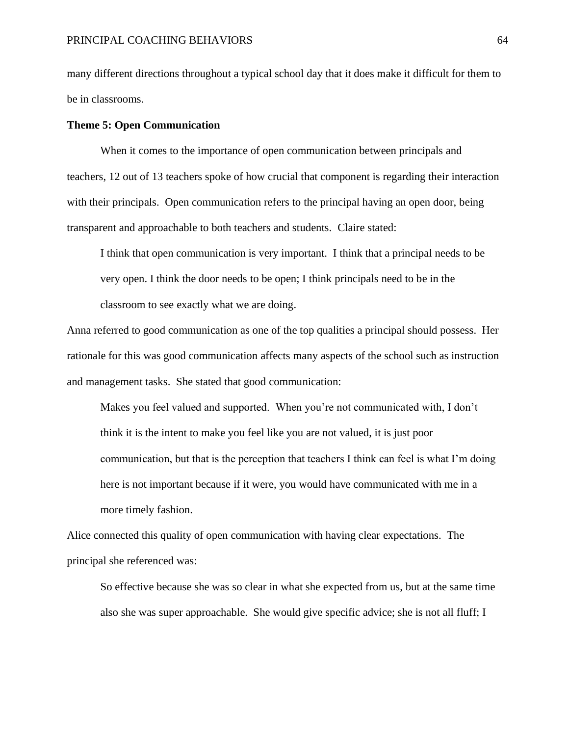many different directions throughout a typical school day that it does make it difficult for them to be in classrooms.

**Theme 5: Open Communication**

When it comes to the importance of open communication between principals and teachers, 12 out of 13 teachers spoke of how crucial that component is regarding their interaction with their principals. Open communication refers to the principal having an open door, being transparent and approachable to both teachers and students. Claire stated:

> I think that open communication is very important. I think that a principal needs to be very open. I think the door needs to be open; I think principals need to be in the classroom to see exactly what we are doing.

Anna referred to good communication as one of the top qualities a principal should possess. Her rationale for this was good communication affects many aspects of the school such as instruction and management tasks. She stated that good communication:

> Makes you feel valued and supported. When you're not communicated with, I don't think it is the intent to make you feel like you are not valued, it is just poor communication, but that is the perception that teachers I think can feel is what I'm doing here is not important because if it were, you would have communicated with me in a more timely fashion.

Alice connected this quality of open communication with having clear expectations. The principal she referenced was:

> So effective because she was so clear in what she expected from us, but at the same time also she was super approachable. She would give specific advice; she is not all fluff; I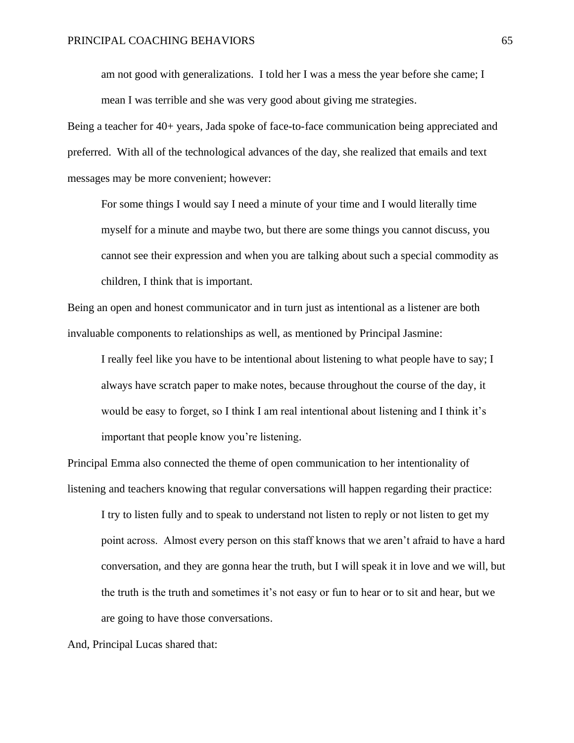> am not good with generalizations. I told her I was a mess the year before she came; I mean I was terrible and she was very good about giving me strategies.

Being a teacher for 40+ years, Jada spoke of face-to-face communication being appreciated and preferred. With all of the technological advances of the day, she realized that emails and text messages may be more convenient; however:

> For some things I would say I need a minute of your time and I would literally time myself for a minute and maybe two, but there are some things you cannot discuss, you cannot see their expression and when you are talking about such a special commodity as children, I think that is important.

Being an open and honest communicator and in turn just as intentional as a listener are both invaluable components to relationships as well, as mentioned by Principal Jasmine:

> I really feel like you have to be intentional about listening to what people have to say; I always have scratch paper to make notes, because throughout the course of the day, it would be easy to forget, so I think I am real intentional about listening and I think it's important that people know you're listening.

Principal Emma also connected the theme of open communication to her intentionality of listening and teachers knowing that regular conversations will happen regarding their practice:

> I try to listen fully and to speak to understand not listen to reply or not listen to get my point across. Almost every person on this staff knows that we aren't afraid to have a hard conversation, and they are gonna hear the truth, but I will speak it in love and we will, but the truth is the truth and sometimes it's not easy or fun to hear or to sit and hear, but we are going to have those conversations.

And, Principal Lucas shared that: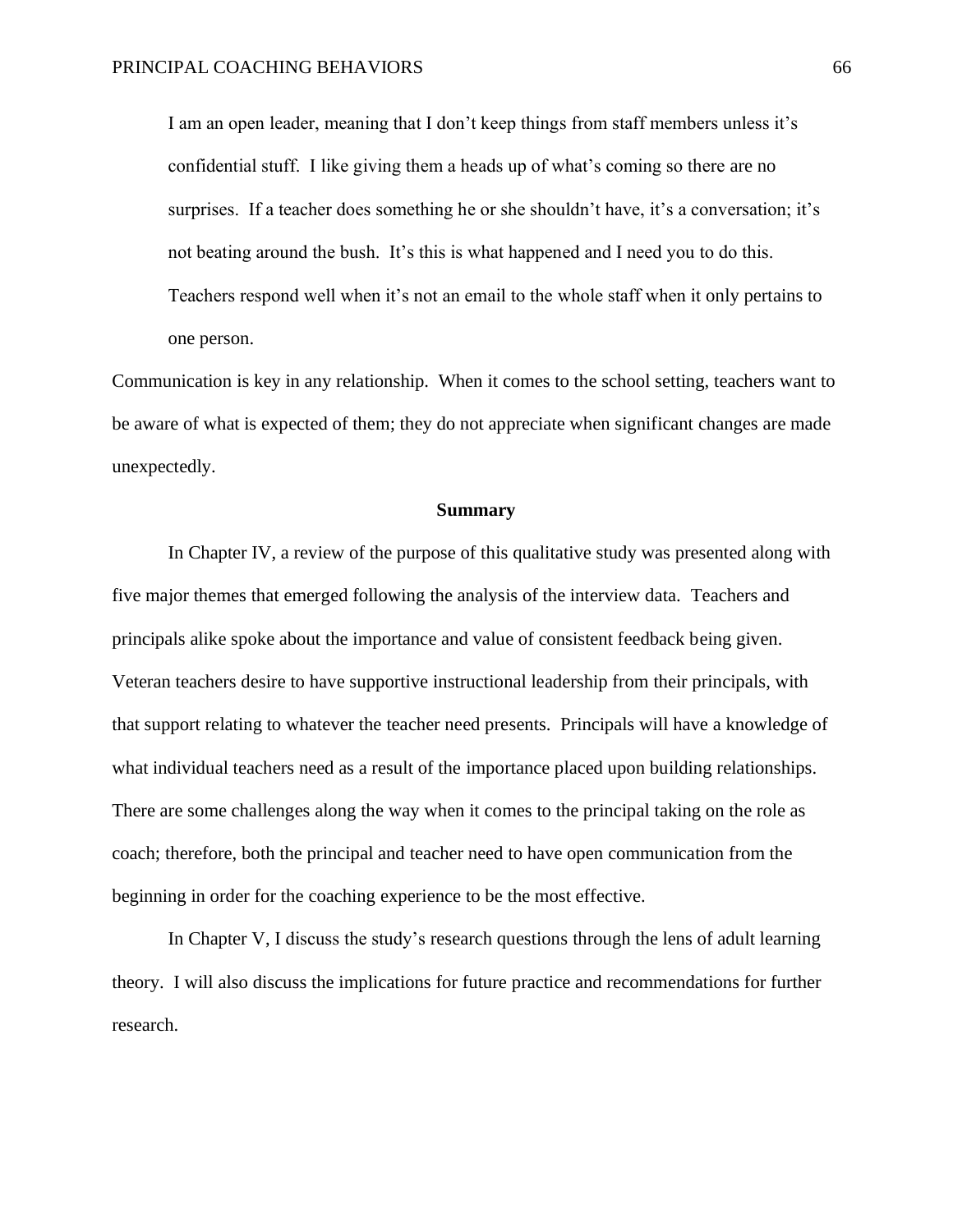> I am an open leader, meaning that I don't keep things from staff members unless it's confidential stuff. I like giving them a heads up of what's coming so there are no surprises. If a teacher does something he or she shouldn't have, it's a conversation; it's not beating around the bush. It's this is what happened and I need you to do this. Teachers respond well when it's not an email to the whole staff when it only pertains to one person.

Communication is key in any relationship. When it comes to the school setting, teachers want to be aware of what is expected of them; they do not appreciate when significant changes are made unexpectedly.

## Summary

In Chapter IV, a review of the purpose of this qualitative study was presented along with five major themes that emerged following the analysis of the interview data. Teachers and principals alike spoke about the importance and value of consistent feedback being given. Veteran teachers desire to have supportive instructional leadership from their principals, with that support relating to whatever the teacher need presents. Principals will have a knowledge of what individual teachers need as a result of the importance placed upon building relationships. There are some challenges along the way when it comes to the principal taking on the role as coach; therefore, both the principal and teacher need to have open communication from the beginning in order for the coaching experience to be the most effective.

In Chapter V, I discuss the study's research questions through the lens of adult learning theory. I will also discuss the implications for future practice and recommendations for further research.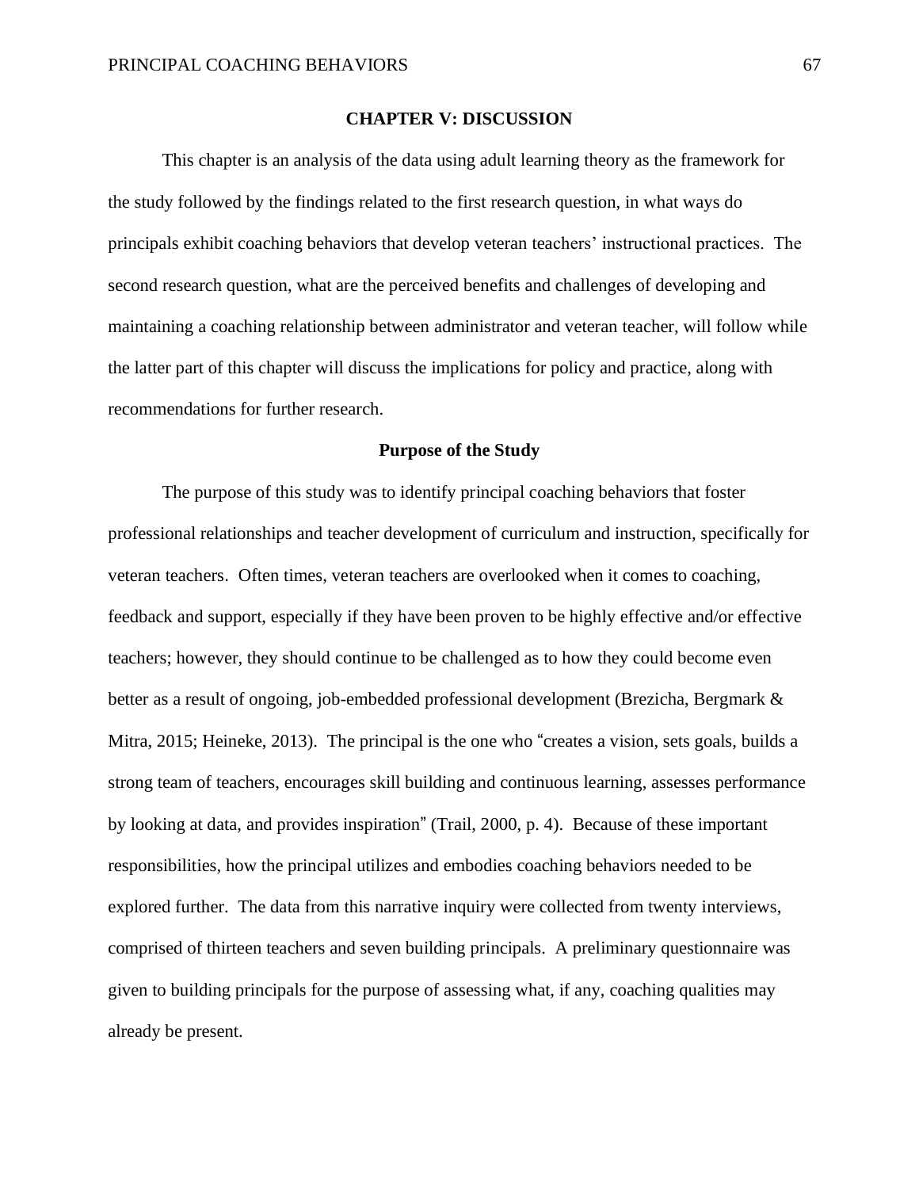# CHAPTER V: DISCUSSION

This chapter is an analysis of the data using adult learning theory as the framework for the study followed by the findings related to the first research question, in what ways do principals exhibit coaching behaviors that develop veteran teachers' instructional practices. The second research question, what are the perceived benefits and challenges of developing and maintaining a coaching relationship between administrator and veteran teacher, will follow while the latter part of this chapter will discuss the implications for policy and practice, along with recommendations for further research.

## Purpose of the Study

The purpose of this study was to identify principal coaching behaviors that foster professional relationships and teacher development of curriculum and instruction, specifically for veteran teachers. Often times, veteran teachers are overlooked when it comes to coaching, feedback and support, especially if they have been proven to be highly effective and/or effective teachers; however, they should continue to be challenged as to how they could become even better as a result of ongoing, job-embedded professional development (Brezicha, Bergmark & Mitra, 2015; Heineke, 2013). The principal is the one who "creates a vision, sets goals, builds a strong team of teachers, encourages skill building and continuous learning, assesses performance by looking at data, and provides inspiration" (Trail, 2000, p. 4). Because of these important responsibilities, how the principal utilizes and embodies coaching behaviors needed to be explored further. The data from this narrative inquiry were collected from twenty interviews, comprised of thirteen teachers and seven building principals. A preliminary questionnaire was given to building principals for the purpose of assessing what, if any, coaching qualities may already be present.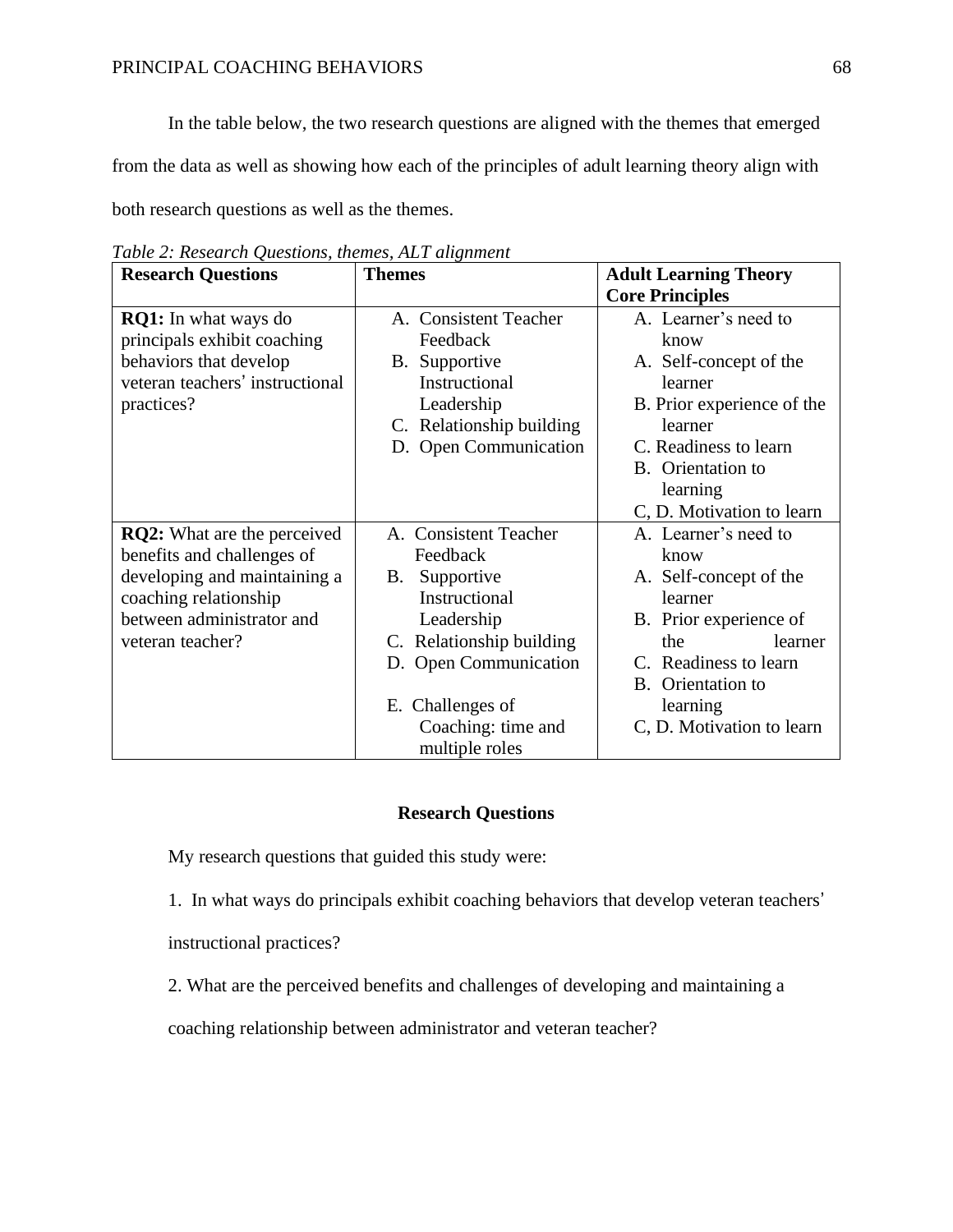In the table below, the two research questions are aligned with the themes that emerged from the data as well as showing how each of the principles of adult learning theory align with both research questions as well as the themes.

*Table 2: Research Questions, themes, ALT alignment*

| **Research Questions** | **Themes** | **Adult Learning Theory Core Principles** |
|---|---|---|
| **RQ1:** In what ways do principals exhibit coaching behaviors that develop veteran teachers' instructional practices? | A. Consistent Teacher Feedback<br>B. Supportive Instructional Leadership<br>C. Relationship building<br>D. Open Communication | A. Learner's need to know<br>A. Self-concept of the learner<br>B. Prior experience of the learner<br>C. Readiness to learn<br>B. Orientation to learning<br>C, D. Motivation to learn |
| **RQ2:** What are the perceived benefits and challenges of developing and maintaining a coaching relationship between administrator and veteran teacher? | A. Consistent Teacher Feedback<br>B. Supportive Instructional Leadership<br>C. Relationship building<br>D. Open Communication<br><br>E. Challenges of Coaching: time and multiple roles | A. Learner's need to know<br>A. Self-concept of the learner<br>B. Prior experience of the learner<br>C. Readiness to learn<br>B. Orientation to learning<br>C, D. Motivation to learn |

## Research Questions

My research questions that guided this study were:

1. In what ways do principals exhibit coaching behaviors that develop veteran teachers' instructional practices?

2. What are the perceived benefits and challenges of developing and maintaining a coaching relationship between administrator and veteran teacher?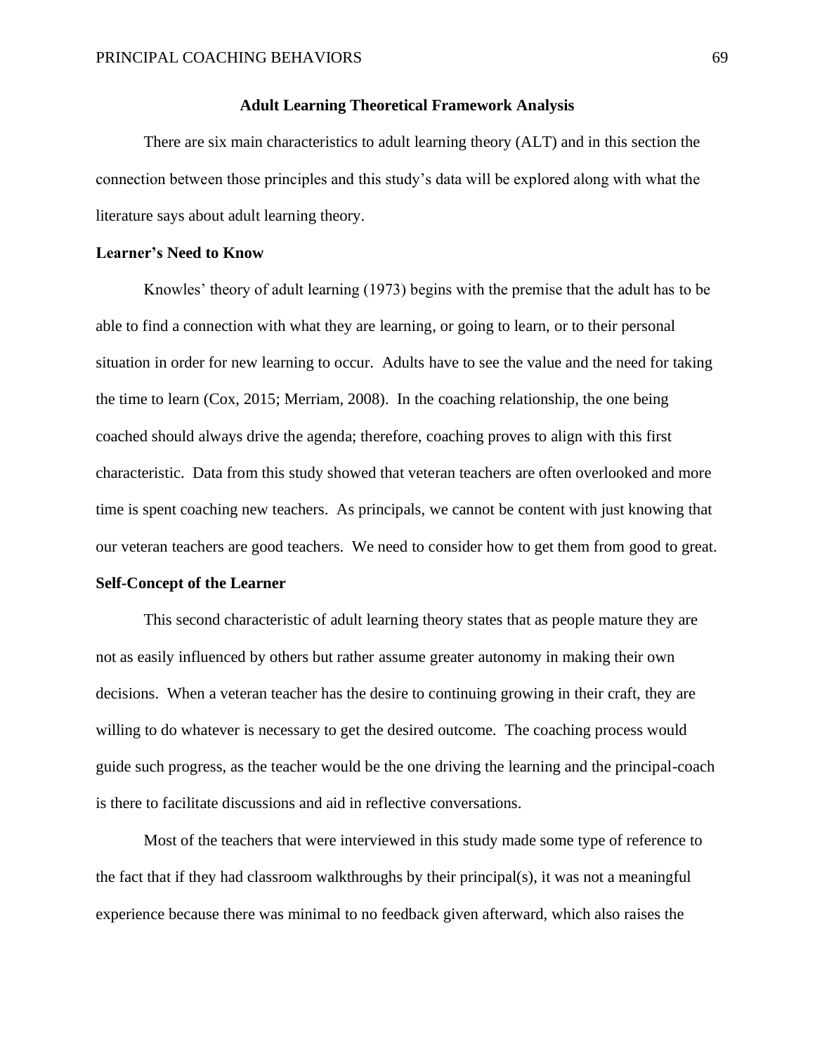## Adult Learning Theoretical Framework Analysis

There are six main characteristics to adult learning theory (ALT) and in this section the connection between those principles and this study's data will be explored along with what the literature says about adult learning theory.

### Learner's Need to Know

Knowles' theory of adult learning (1973) begins with the premise that the adult has to be able to find a connection with what they are learning, or going to learn, or to their personal situation in order for new learning to occur. Adults have to see the value and the need for taking the time to learn (Cox, 2015; Merriam, 2008). In the coaching relationship, the one being coached should always drive the agenda; therefore, coaching proves to align with this first characteristic. Data from this study showed that veteran teachers are often overlooked and more time is spent coaching new teachers. As principals, we cannot be content with just knowing that our veteran teachers are good teachers. We need to consider how to get them from good to great.

### Self-Concept of the Learner

This second characteristic of adult learning theory states that as people mature they are not as easily influenced by others but rather assume greater autonomy in making their own decisions. When a veteran teacher has the desire to continuing growing in their craft, they are willing to do whatever is necessary to get the desired outcome. The coaching process would guide such progress, as the teacher would be the one driving the learning and the principal-coach is there to facilitate discussions and aid in reflective conversations.

Most of the teachers that were interviewed in this study made some type of reference to the fact that if they had classroom walkthroughs by their principal(s), it was not a meaningful experience because there was minimal to no feedback given afterward, which also raises the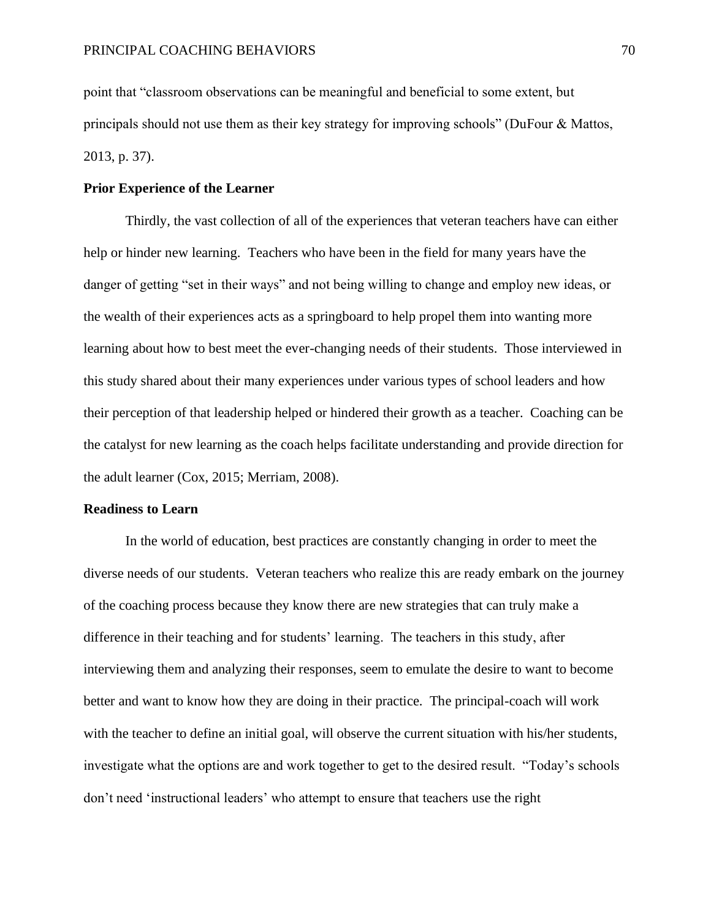point that "classroom observations can be meaningful and beneficial to some extent, but principals should not use them as their key strategy for improving schools" (DuFour & Mattos, 2013, p. 37).

### Prior Experience of the Learner

Thirdly, the vast collection of all of the experiences that veteran teachers have can either help or hinder new learning. Teachers who have been in the field for many years have the danger of getting "set in their ways" and not being willing to change and employ new ideas, or the wealth of their experiences acts as a springboard to help propel them into wanting more learning about how to best meet the ever-changing needs of their students. Those interviewed in this study shared about their many experiences under various types of school leaders and how their perception of that leadership helped or hindered their growth as a teacher. Coaching can be the catalyst for new learning as the coach helps facilitate understanding and provide direction for the adult learner (Cox, 2015; Merriam, 2008).

### Readiness to Learn

In the world of education, best practices are constantly changing in order to meet the diverse needs of our students. Veteran teachers who realize this are ready embark on the journey of the coaching process because they know there are new strategies that can truly make a difference in their teaching and for students' learning. The teachers in this study, after interviewing them and analyzing their responses, seem to emulate the desire to want to become better and want to know how they are doing in their practice. The principal-coach will work with the teacher to define an initial goal, will observe the current situation with his/her students, investigate what the options are and work together to get to the desired result. "Today's schools don't need 'instructional leaders' who attempt to ensure that teachers use the right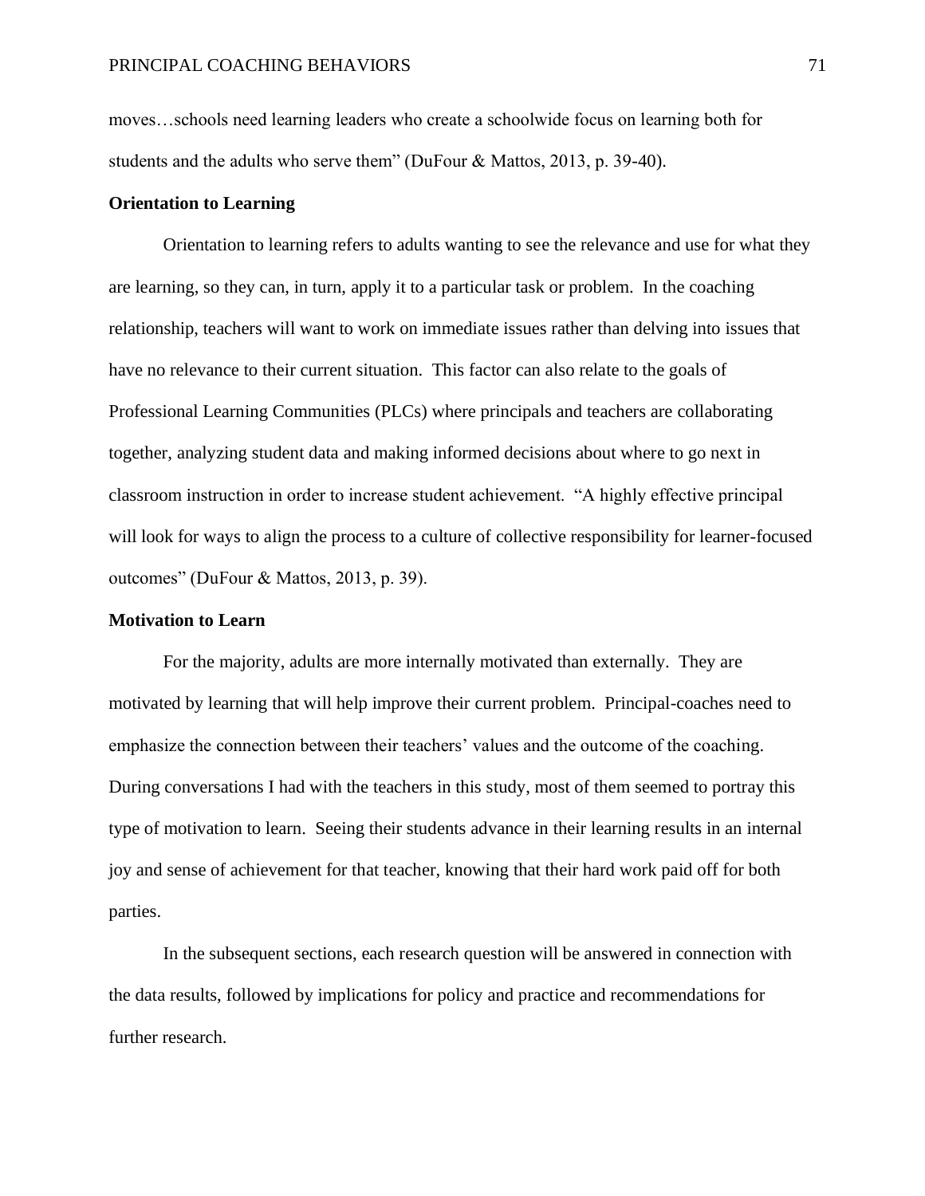moves…schools need learning leaders who create a schoolwide focus on learning both for students and the adults who serve them" (DuFour & Mattos, 2013, p. 39-40).

### Orientation to Learning

Orientation to learning refers to adults wanting to see the relevance and use for what they are learning, so they can, in turn, apply it to a particular task or problem. In the coaching relationship, teachers will want to work on immediate issues rather than delving into issues that have no relevance to their current situation. This factor can also relate to the goals of Professional Learning Communities (PLCs) where principals and teachers are collaborating together, analyzing student data and making informed decisions about where to go next in classroom instruction in order to increase student achievement. "A highly effective principal will look for ways to align the process to a culture of collective responsibility for learner-focused outcomes" (DuFour & Mattos, 2013, p. 39).

### Motivation to Learn

For the majority, adults are more internally motivated than externally. They are motivated by learning that will help improve their current problem. Principal-coaches need to emphasize the connection between their teachers' values and the outcome of the coaching. During conversations I had with the teachers in this study, most of them seemed to portray this type of motivation to learn. Seeing their students advance in their learning results in an internal joy and sense of achievement for that teacher, knowing that their hard work paid off for both parties.

In the subsequent sections, each research question will be answered in connection with the data results, followed by implications for policy and practice and recommendations for further research.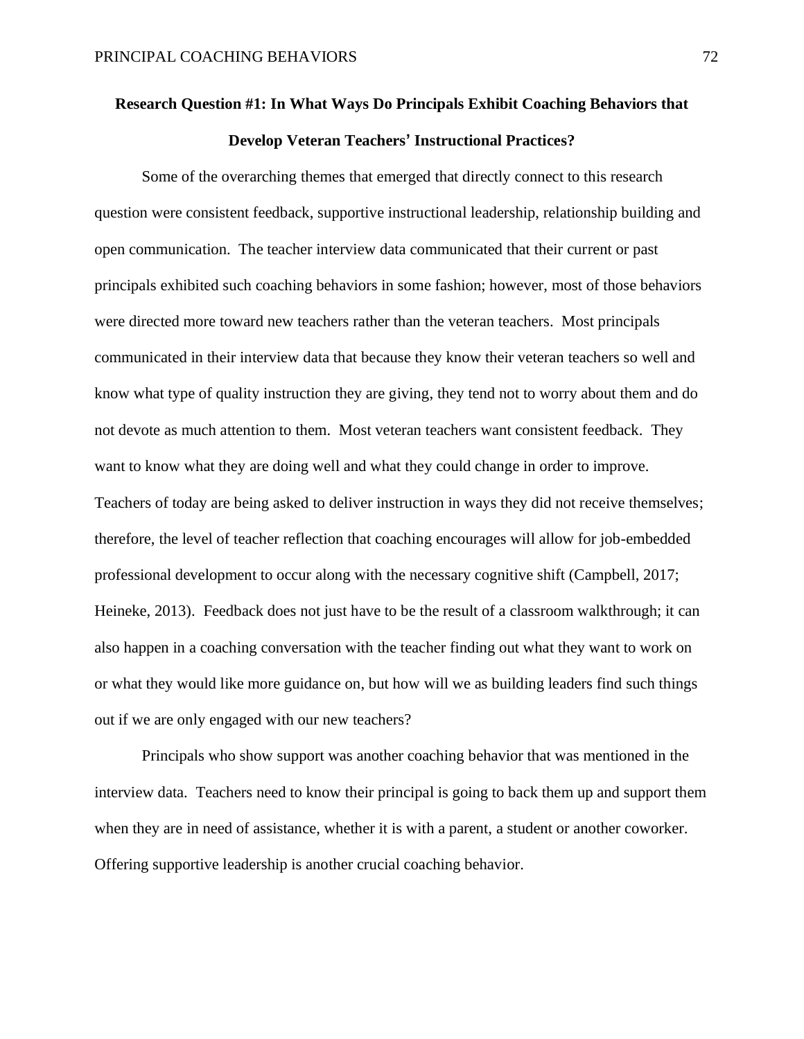## Research Question #1: In What Ways Do Principals Exhibit Coaching Behaviors that Develop Veteran Teachers' Instructional Practices?

Some of the overarching themes that emerged that directly connect to this research question were consistent feedback, supportive instructional leadership, relationship building and open communication. The teacher interview data communicated that their current or past principals exhibited such coaching behaviors in some fashion; however, most of those behaviors were directed more toward new teachers rather than the veteran teachers. Most principals communicated in their interview data that because they know their veteran teachers so well and know what type of quality instruction they are giving, they tend not to worry about them and do not devote as much attention to them. Most veteran teachers want consistent feedback. They want to know what they are doing well and what they could change in order to improve. Teachers of today are being asked to deliver instruction in ways they did not receive themselves; therefore, the level of teacher reflection that coaching encourages will allow for job-embedded professional development to occur along with the necessary cognitive shift (Campbell, 2017; Heineke, 2013). Feedback does not just have to be the result of a classroom walkthrough; it can also happen in a coaching conversation with the teacher finding out what they want to work on or what they would like more guidance on, but how will we as building leaders find such things out if we are only engaged with our new teachers?

Principals who show support was another coaching behavior that was mentioned in the interview data. Teachers need to know their principal is going to back them up and support them when they are in need of assistance, whether it is with a parent, a student or another coworker. Offering supportive leadership is another crucial coaching behavior.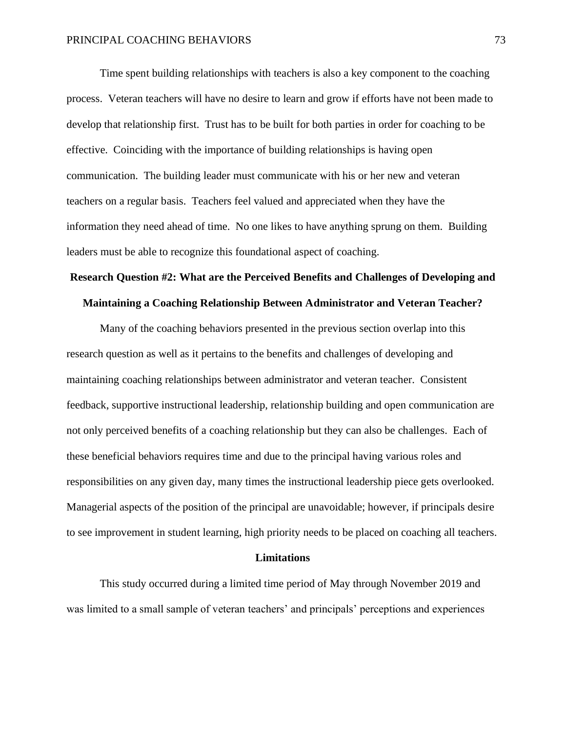Time spent building relationships with teachers is also a key component to the coaching process. Veteran teachers will have no desire to learn and grow if efforts have not been made to develop that relationship first. Trust has to be built for both parties in order for coaching to be effective. Coinciding with the importance of building relationships is having open communication. The building leader must communicate with his or her new and veteran teachers on a regular basis. Teachers feel valued and appreciated when they have the information they need ahead of time. No one likes to have anything sprung on them. Building leaders must be able to recognize this foundational aspect of coaching.

## Research Question #2: What are the Perceived Benefits and Challenges of Developing and Maintaining a Coaching Relationship Between Administrator and Veteran Teacher?

Many of the coaching behaviors presented in the previous section overlap into this research question as well as it pertains to the benefits and challenges of developing and maintaining coaching relationships between administrator and veteran teacher. Consistent feedback, supportive instructional leadership, relationship building and open communication are not only perceived benefits of a coaching relationship but they can also be challenges. Each of these beneficial behaviors requires time and due to the principal having various roles and responsibilities on any given day, many times the instructional leadership piece gets overlooked. Managerial aspects of the position of the principal are unavoidable; however, if principals desire to see improvement in student learning, high priority needs to be placed on coaching all teachers.

## Limitations

This study occurred during a limited time period of May through November 2019 and was limited to a small sample of veteran teachers' and principals' perceptions and experiences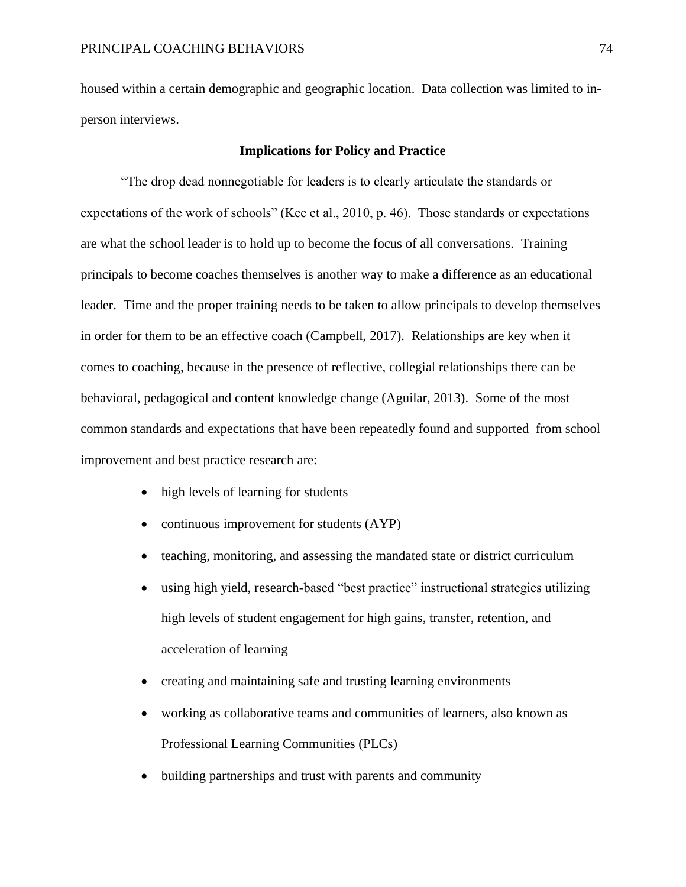housed within a certain demographic and geographic location. Data collection was limited to in-person interviews.

## Implications for Policy and Practice

"The drop dead nonnegotiable for leaders is to clearly articulate the standards or expectations of the work of schools" (Kee et al., 2010, p. 46). Those standards or expectations are what the school leader is to hold up to become the focus of all conversations. Training principals to become coaches themselves is another way to make a difference as an educational leader. Time and the proper training needs to be taken to allow principals to develop themselves in order for them to be an effective coach (Campbell, 2017). Relationships are key when it comes to coaching, because in the presence of reflective, collegial relationships there can be behavioral, pedagogical and content knowledge change (Aguilar, 2013). Some of the most common standards and expectations that have been repeatedly found and supported from school improvement and best practice research are:

- high levels of learning for students
- continuous improvement for students (AYP)
- teaching, monitoring, and assessing the mandated state or district curriculum
- using high yield, research-based "best practice" instructional strategies utilizing high levels of student engagement for high gains, transfer, retention, and acceleration of learning
- creating and maintaining safe and trusting learning environments
- working as collaborative teams and communities of learners, also known as Professional Learning Communities (PLCs)
- building partnerships and trust with parents and community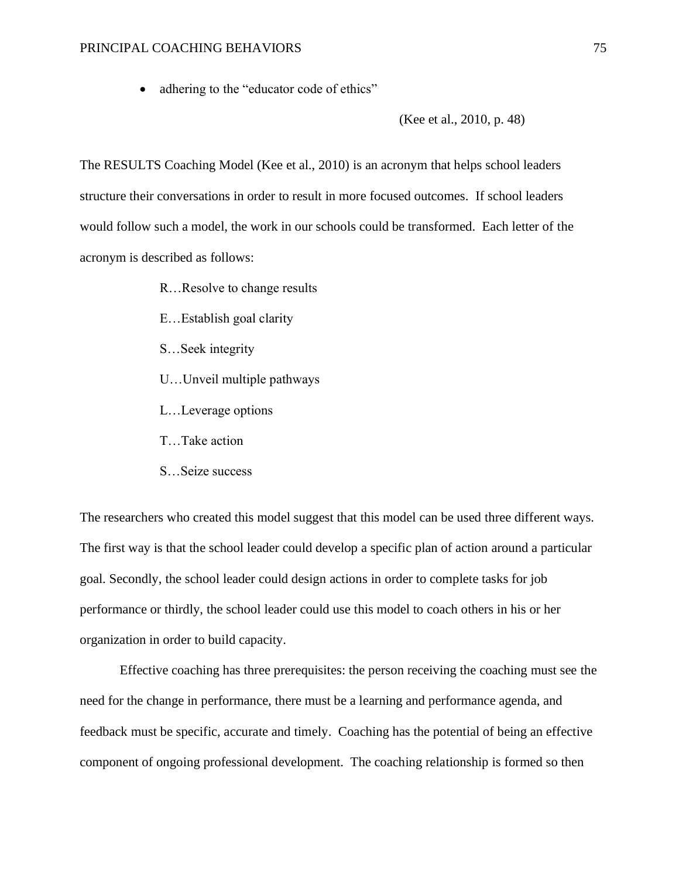- adhering to the "educator code of ethics"

(Kee et al., 2010, p. 48)

The RESULTS Coaching Model (Kee et al., 2010) is an acronym that helps school leaders structure their conversations in order to result in more focused outcomes. If school leaders would follow such a model, the work in our schools could be transformed. Each letter of the acronym is described as follows:

R…Resolve to change results

E…Establish goal clarity

S…Seek integrity

U…Unveil multiple pathways

L…Leverage options

T…Take action

S…Seize success

The researchers who created this model suggest that this model can be used three different ways. The first way is that the school leader could develop a specific plan of action around a particular goal. Secondly, the school leader could design actions in order to complete tasks for job performance or thirdly, the school leader could use this model to coach others in his or her organization in order to build capacity.

Effective coaching has three prerequisites: the person receiving the coaching must see the need for the change in performance, there must be a learning and performance agenda, and feedback must be specific, accurate and timely. Coaching has the potential of being an effective component of ongoing professional development. The coaching relationship is formed so then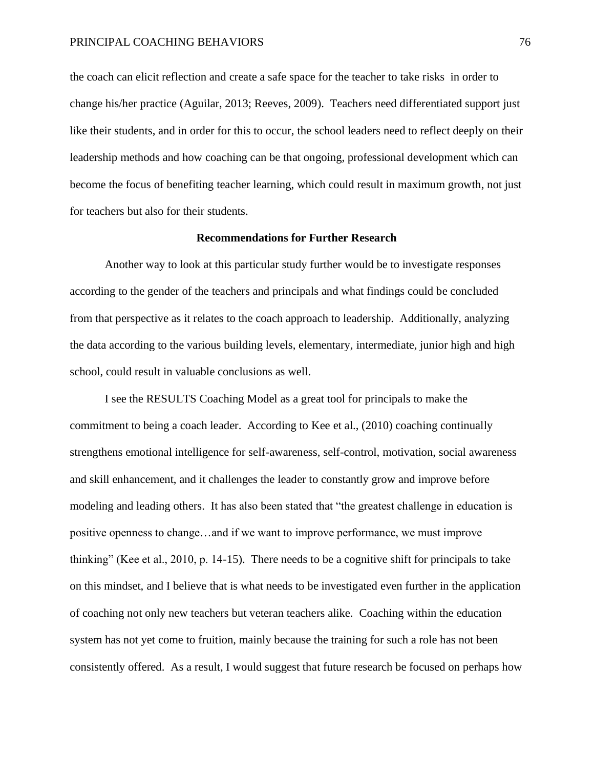the coach can elicit reflection and create a safe space for the teacher to take risks in order to change his/her practice (Aguilar, 2013; Reeves, 2009). Teachers need differentiated support just like their students, and in order for this to occur, the school leaders need to reflect deeply on their leadership methods and how coaching can be that ongoing, professional development which can become the focus of benefiting teacher learning, which could result in maximum growth, not just for teachers but also for their students.

## Recommendations for Further Research

Another way to look at this particular study further would be to investigate responses according to the gender of the teachers and principals and what findings could be concluded from that perspective as it relates to the coach approach to leadership. Additionally, analyzing the data according to the various building levels, elementary, intermediate, junior high and high school, could result in valuable conclusions as well.

I see the RESULTS Coaching Model as a great tool for principals to make the commitment to being a coach leader. According to Kee et al., (2010) coaching continually strengthens emotional intelligence for self-awareness, self-control, motivation, social awareness and skill enhancement, and it challenges the leader to constantly grow and improve before modeling and leading others. It has also been stated that "the greatest challenge in education is positive openness to change…and if we want to improve performance, we must improve thinking" (Kee et al., 2010, p. 14-15). There needs to be a cognitive shift for principals to take on this mindset, and I believe that is what needs to be investigated even further in the application of coaching not only new teachers but veteran teachers alike. Coaching within the education system has not yet come to fruition, mainly because the training for such a role has not been consistently offered. As a result, I would suggest that future research be focused on perhaps how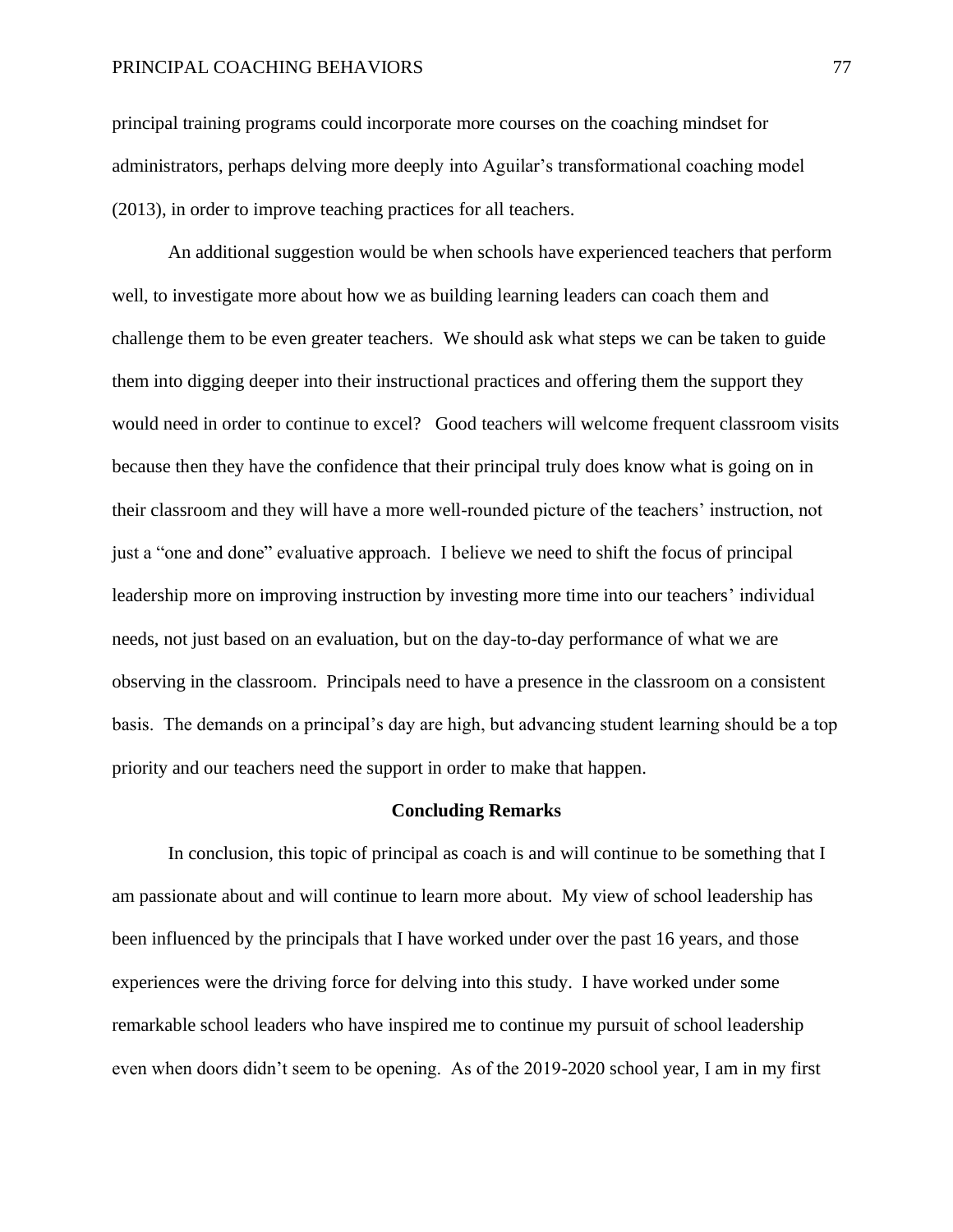principal training programs could incorporate more courses on the coaching mindset for administrators, perhaps delving more deeply into Aguilar's transformational coaching model (2013), in order to improve teaching practices for all teachers.

An additional suggestion would be when schools have experienced teachers that perform well, to investigate more about how we as building learning leaders can coach them and challenge them to be even greater teachers. We should ask what steps we can be taken to guide them into digging deeper into their instructional practices and offering them the support they would need in order to continue to excel? Good teachers will welcome frequent classroom visits because then they have the confidence that their principal truly does know what is going on in their classroom and they will have a more well-rounded picture of the teachers' instruction, not just a "one and done" evaluative approach. I believe we need to shift the focus of principal leadership more on improving instruction by investing more time into our teachers' individual needs, not just based on an evaluation, but on the day-to-day performance of what we are observing in the classroom. Principals need to have a presence in the classroom on a consistent basis. The demands on a principal's day are high, but advancing student learning should be a top priority and our teachers need the support in order to make that happen.

## Concluding Remarks

In conclusion, this topic of principal as coach is and will continue to be something that I am passionate about and will continue to learn more about. My view of school leadership has been influenced by the principals that I have worked under over the past 16 years, and those experiences were the driving force for delving into this study. I have worked under some remarkable school leaders who have inspired me to continue my pursuit of school leadership even when doors didn't seem to be opening. As of the 2019-2020 school year, I am in my first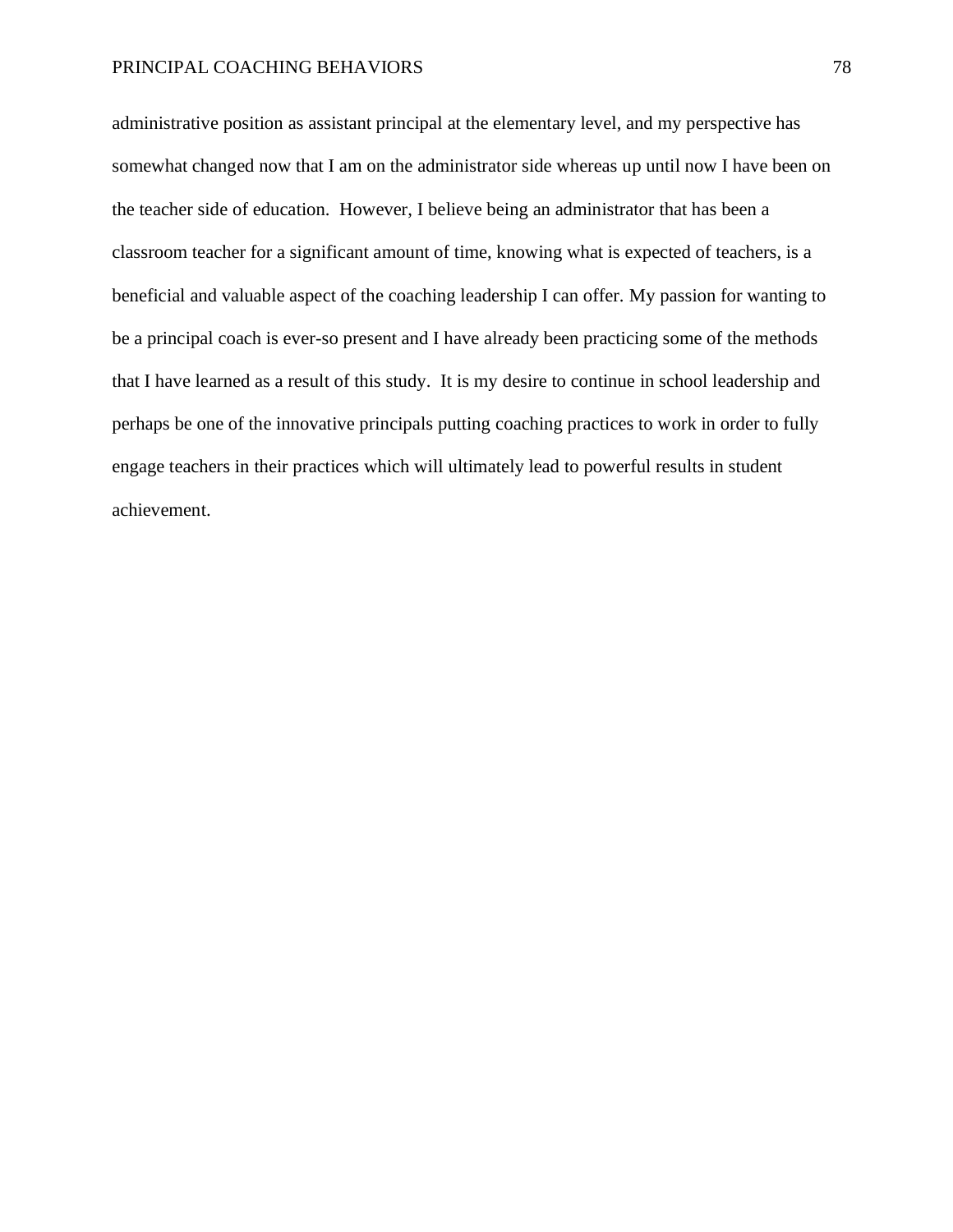administrative position as assistant principal at the elementary level, and my perspective has somewhat changed now that I am on the administrator side whereas up until now I have been on the teacher side of education. However, I believe being an administrator that has been a classroom teacher for a significant amount of time, knowing what is expected of teachers, is a beneficial and valuable aspect of the coaching leadership I can offer. My passion for wanting to be a principal coach is ever-so present and I have already been practicing some of the methods that I have learned as a result of this study. It is my desire to continue in school leadership and perhaps be one of the innovative principals putting coaching practices to work in order to fully engage teachers in their practices which will ultimately lead to powerful results in student achievement.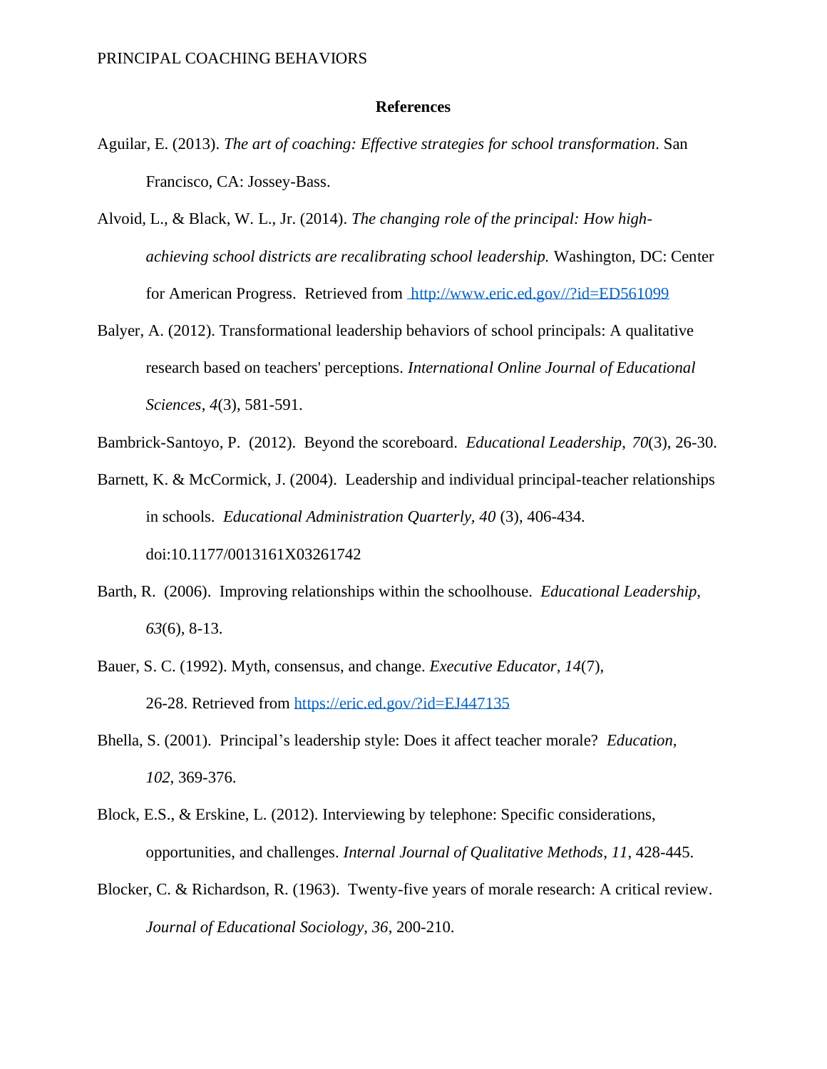## References

Aguilar, E. (2013). *The art of coaching: Effective strategies for school transformation*. San Francisco, CA: Jossey-Bass.

Alvoid, L., & Black, W. L., Jr. (2014). *The changing role of the principal: How high-achieving school districts are recalibrating school leadership.* Washington, DC: Center for American Progress. Retrieved from http://www.eric.ed.gov//?id=ED561099

Balyer, A. (2012). Transformational leadership behaviors of school principals: A qualitative research based on teachers' perceptions. *International Online Journal of Educational Sciences*, *4*(3), 581-591.

Bambrick-Santoyo, P. (2012). Beyond the scoreboard. *Educational Leadership*, *70*(3), 26-30.

Barnett, K. & McCormick, J. (2004). Leadership and individual principal-teacher relationships in schools. *Educational Administration Quarterly, 40* (3), 406-434. doi:10.1177/0013161X03261742

Barth, R. (2006). Improving relationships within the schoolhouse. *Educational Leadership, 63*(6), 8-13.

Bauer, S. C. (1992). Myth, consensus, and change. *Executive Educator, 14*(7), 26-28. Retrieved from https://eric.ed.gov/?id=EJ447135

Bhella, S. (2001). Principal's leadership style: Does it affect teacher morale? *Education, 102*, 369-376.

Block, E.S., & Erskine, L. (2012). Interviewing by telephone: Specific considerations, opportunities, and challenges. *Internal Journal of Qualitative Methods*, *11*, 428-445.

Blocker, C. & Richardson, R. (1963). Twenty-five years of morale research: A critical review. *Journal of Educational Sociology*, *36*, 200-210.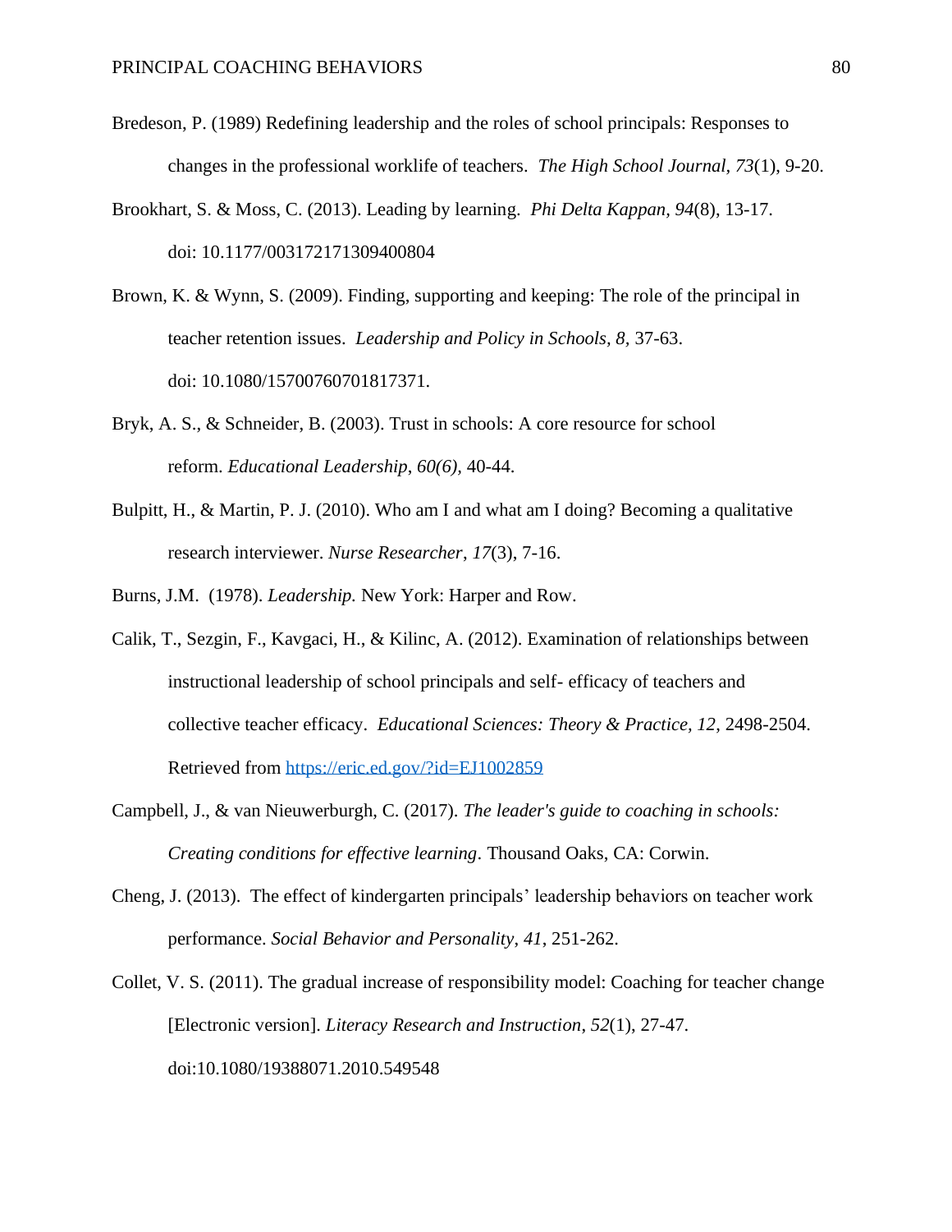Bredeson, P. (1989) Redefining leadership and the roles of school principals: Responses to changes in the professional worklife of teachers. *The High School Journal, 73*(1), 9-20.

Brookhart, S. & Moss, C. (2013). Leading by learning. *Phi Delta Kappan, 94*(8), 13-17. doi: 10.1177/003172171309400804

Brown, K. & Wynn, S. (2009). Finding, supporting and keeping: The role of the principal in teacher retention issues. *Leadership and Policy in Schools, 8*, 37-63. doi: 10.1080/15700760701817371.

Bryk, A. S., & Schneider, B. (2003). Trust in schools: A core resource for school reform. *Educational Leadership*, *60(6)*, 40-44.

Bulpitt, H., & Martin, P. J. (2010). Who am I and what am I doing? Becoming a qualitative research interviewer. *Nurse Researcher*, *17*(3), 7-16.

Burns, J.M. (1978). *Leadership.* New York: Harper and Row.

Calik, T., Sezgin, F., Kavgaci, H., & Kilinc, A. (2012). Examination of relationships between instructional leadership of school principals and self- efficacy of teachers and collective teacher efficacy. *Educational Sciences: Theory & Practice, 12*, 2498-2504. Retrieved from https://eric.ed.gov/?id=EJ1002859

Campbell, J., & van Nieuwerburgh, C. (2017). *The leader's guide to coaching in schools: Creating conditions for effective learning*. Thousand Oaks, CA: Corwin.

Cheng, J. (2013). The effect of kindergarten principals' leadership behaviors on teacher work performance. *Social Behavior and Personality, 41*, 251-262.

Collet, V. S. (2011). The gradual increase of responsibility model: Coaching for teacher change [Electronic version]. *Literacy Research and Instruction*, *52*(1), 27-47. doi:10.1080/19388071.2010.549548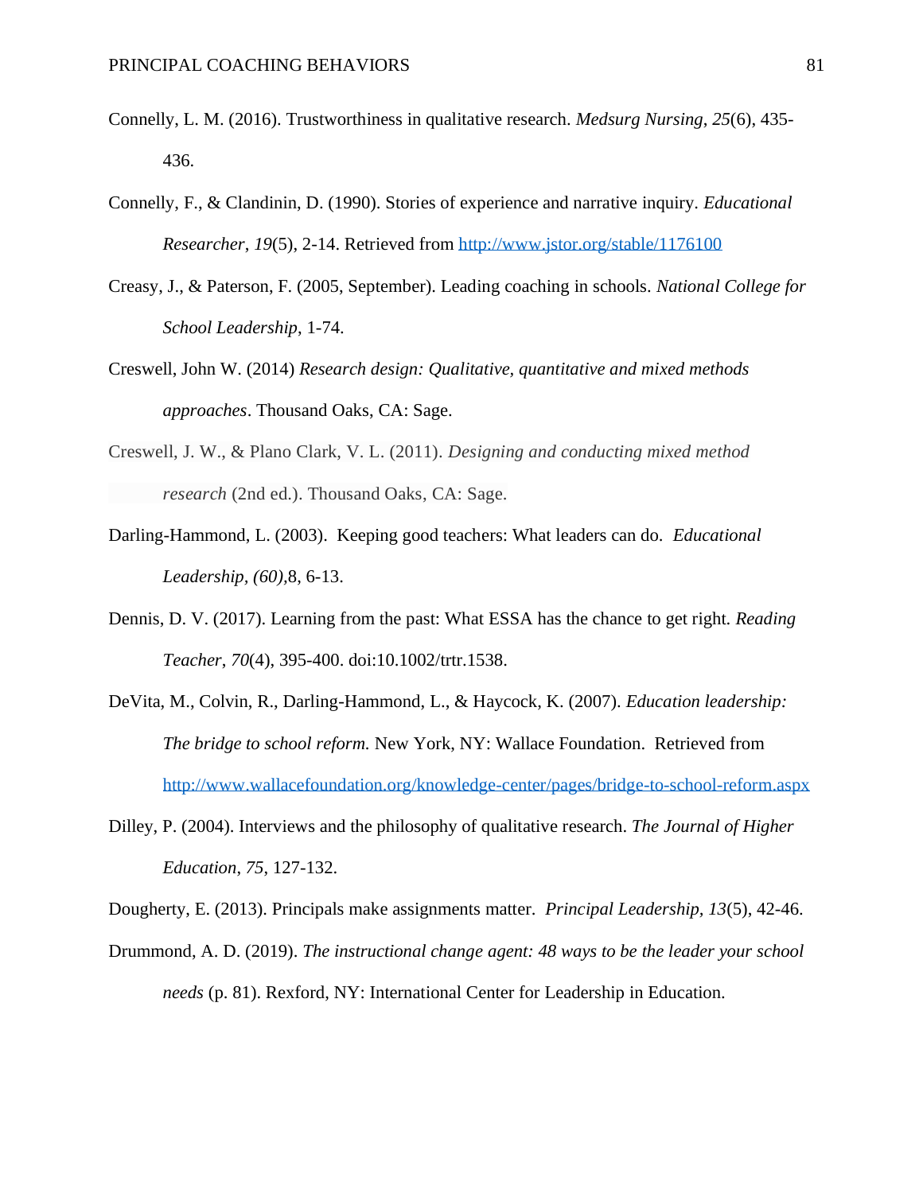Connelly, L. M. (2016). Trustworthiness in qualitative research. *Medsurg Nursing*, *25*(6), 435-436.

Connelly, F., & Clandinin, D. (1990). Stories of experience and narrative inquiry. *Educational Researcher*, *19*(5), 2-14. Retrieved from http://www.jstor.org/stable/1176100

Creasy, J., & Paterson, F. (2005, September). Leading coaching in schools. *National College for School Leadership*, 1-74.

Creswell, John W. (2014) *Research design: Qualitative, quantitative and mixed methods approaches*. Thousand Oaks, CA: Sage.

Creswell, J. W., & Plano Clark, V. L. (2011). *Designing and conducting mixed method research* (2nd ed.). Thousand Oaks, CA: Sage.

Darling-Hammond, L. (2003). Keeping good teachers: What leaders can do. *Educational Leadership, (60),*8, 6-13.

Dennis, D. V. (2017). Learning from the past: What ESSA has the chance to get right. *Reading Teacher*, *70*(4), 395-400. doi:10.1002/trtr.1538.

DeVita, M., Colvin, R., Darling-Hammond, L., & Haycock, K. (2007). *Education leadership: The bridge to school reform.* New York, NY: Wallace Foundation. Retrieved from http://www.wallacefoundation.org/knowledge-center/pages/bridge-to-school-reform.aspx

Dilley, P. (2004). Interviews and the philosophy of qualitative research. *The Journal of Higher Education*, *75*, 127-132.

Dougherty, E. (2013). Principals make assignments matter. *Principal Leadership, 13*(5), 42-46.

Drummond, A. D. (2019). *The instructional change agent: 48 ways to be the leader your school needs* (p. 81). Rexford, NY: International Center for Leadership in Education.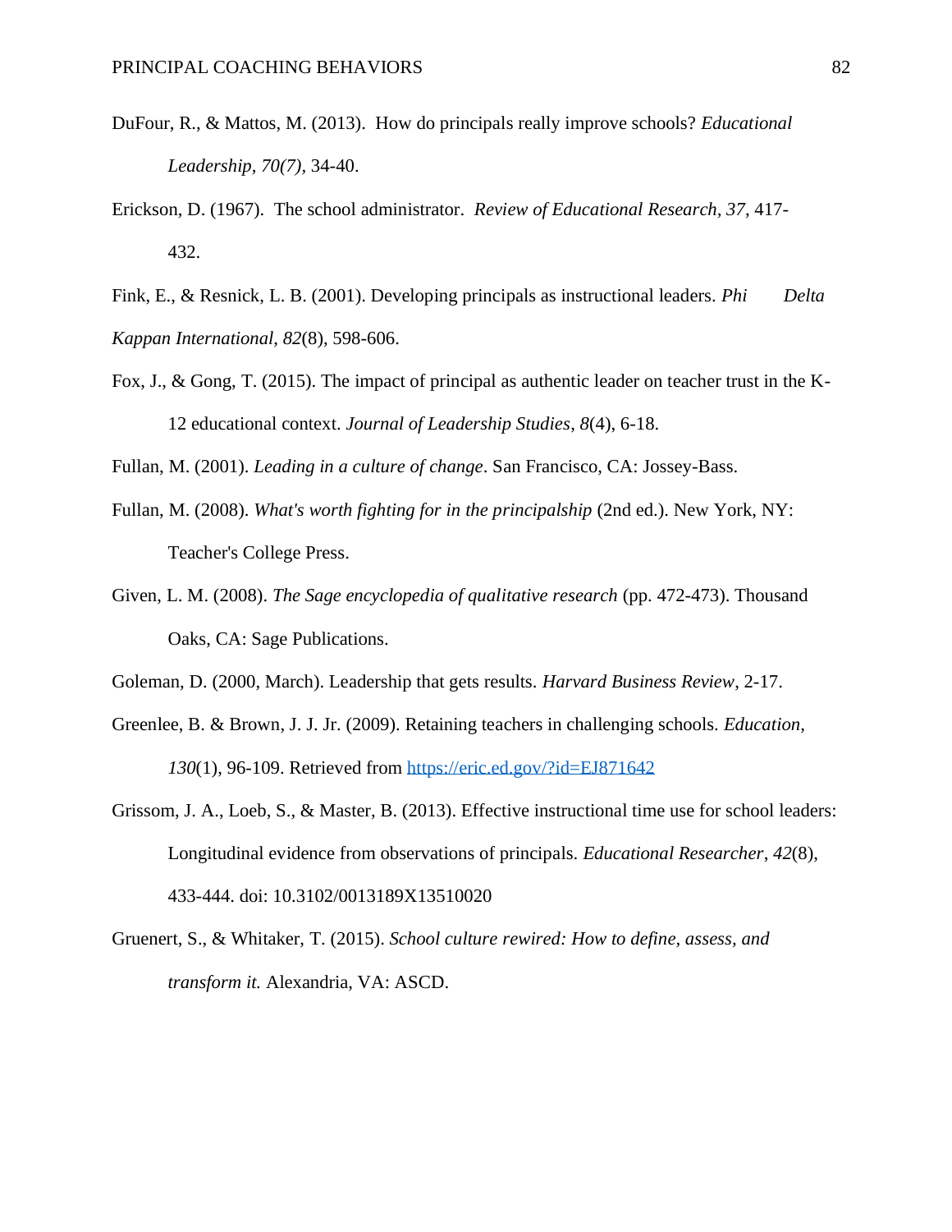DuFour, R., & Mattos, M. (2013). How do principals really improve schools? *Educational Leadership, 70(7),* 34-40.

Erickson, D. (1967). The school administrator. *Review of Educational Research, 37*, 417-432.

Fink, E., & Resnick, L. B. (2001). Developing principals as instructional leaders. *Phi Delta Kappan International*, *82*(8), 598-606.

Fox, J., & Gong, T. (2015). The impact of principal as authentic leader on teacher trust in the K-12 educational context. *Journal of Leadership Studies*, *8*(4), 6-18.

Fullan, M. (2001). *Leading in a culture of change*. San Francisco, CA: Jossey-Bass.

Fullan, M. (2008). *What's worth fighting for in the principalship* (2nd ed.). New York, NY: Teacher's College Press.

Given, L. M. (2008). *The Sage encyclopedia of qualitative research* (pp. 472-473). Thousand Oaks, CA: Sage Publications.

Goleman, D. (2000, March). Leadership that gets results. *Harvard Business Review*, 2-17.

Greenlee, B. & Brown, J. J. Jr. (2009). Retaining teachers in challenging schools. *Education, 130*(1), 96-109. Retrieved from https://eric.ed.gov/?id=EJ871642

Grissom, J. A., Loeb, S., & Master, B. (2013). Effective instructional time use for school leaders: Longitudinal evidence from observations of principals. *Educational Researcher*, *42*(8), 433-444. doi: 10.3102/0013189X13510020

Gruenert, S., & Whitaker, T. (2015). *School culture rewired: How to define, assess, and transform it.* Alexandria, VA: ASCD.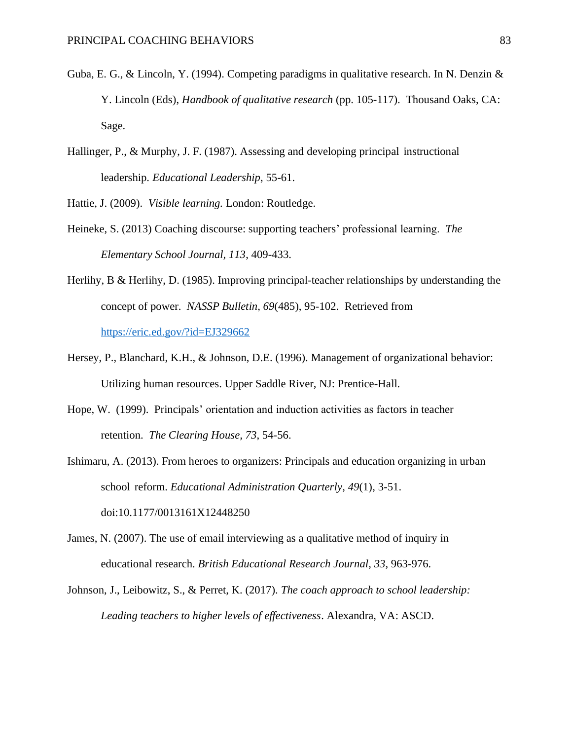Guba, E. G., & Lincoln, Y. (1994). Competing paradigms in qualitative research. In N. Denzin & Y. Lincoln (Eds), *Handbook of qualitative research* (pp. 105-117). Thousand Oaks, CA: Sage.

Hallinger, P., & Murphy, J. F. (1987). Assessing and developing principal instructional leadership. *Educational Leadership*, 55-61.

Hattie, J. (2009). *Visible learning.* London: Routledge.

Heineke, S. (2013) Coaching discourse: supporting teachers' professional learning. *The Elementary School Journal, 113*, 409-433.

Herlihy, B & Herlihy, D. (1985). Improving principal-teacher relationships by understanding the concept of power. *NASSP Bulletin*, *69*(485), 95-102. Retrieved from https://eric.ed.gov/?id=EJ329662

Hersey, P., Blanchard, K.H., & Johnson, D.E. (1996). Management of organizational behavior: Utilizing human resources. Upper Saddle River, NJ: Prentice-Hall.

Hope, W. (1999). Principals' orientation and induction activities as factors in teacher retention. *The Clearing House*, *73*, 54-56.

Ishimaru, A. (2013). From heroes to organizers: Principals and education organizing in urban school reform. *Educational Administration Quarterly*, *49*(1), 3-51. doi:10.1177/0013161X12448250

James, N. (2007). The use of email interviewing as a qualitative method of inquiry in educational research. *British Educational Research Journal*, *33*, 963-976.

Johnson, J., Leibowitz, S., & Perret, K. (2017). *The coach approach to school leadership: Leading teachers to higher levels of effectiveness*. Alexandra, VA: ASCD.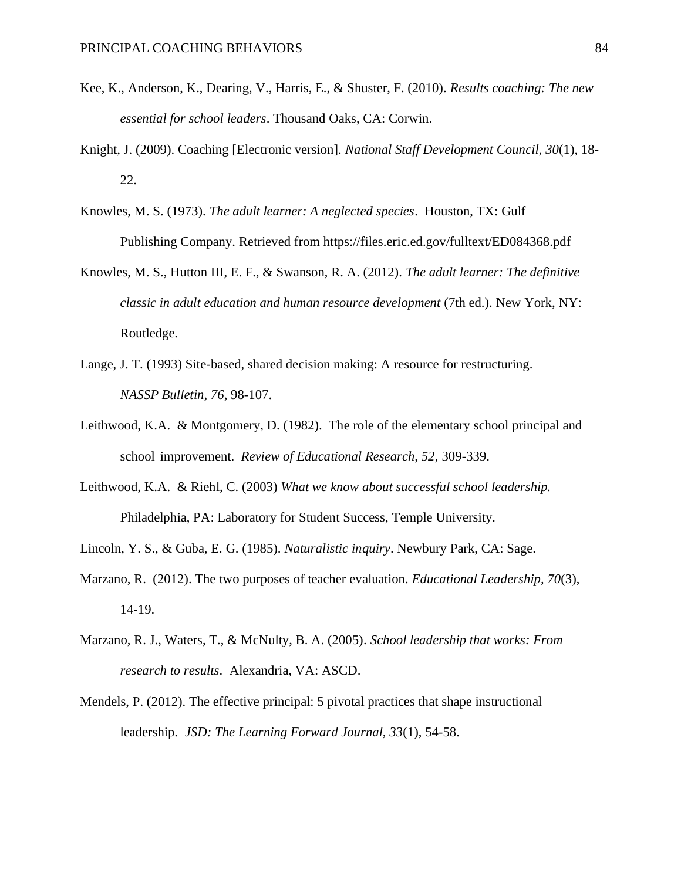Kee, K., Anderson, K., Dearing, V., Harris, E., & Shuster, F. (2010). *Results coaching: The new essential for school leaders*. Thousand Oaks, CA: Corwin.

Knight, J. (2009). Coaching [Electronic version]. *National Staff Development Council*, *30*(1), 18-22.

Knowles, M. S. (1973). *The adult learner: A neglected species*. Houston, TX: Gulf Publishing Company. Retrieved from https://files.eric.ed.gov/fulltext/ED084368.pdf

Knowles, M. S., Hutton III, E. F., & Swanson, R. A. (2012). *The adult learner: The definitive classic in adult education and human resource development* (7th ed.). New York, NY: Routledge.

Lange, J. T. (1993) Site-based, shared decision making: A resource for restructuring. *NASSP Bulletin, 76*, 98-107.

Leithwood, K.A. & Montgomery, D. (1982). The role of the elementary school principal and school improvement. *Review of Educational Research, 52*, 309-339.

Leithwood, K.A. & Riehl, C. (2003) *What we know about successful school leadership.* Philadelphia, PA: Laboratory for Student Success, Temple University.

Lincoln, Y. S., & Guba, E. G. (1985). *Naturalistic inquiry*. Newbury Park, CA: Sage.

Marzano, R. (2012). The two purposes of teacher evaluation. *Educational Leadership, 70*(3), 14-19.

Marzano, R. J., Waters, T., & McNulty, B. A. (2005). *School leadership that works: From research to results*. Alexandria, VA: ASCD.

Mendels, P. (2012). The effective principal: 5 pivotal practices that shape instructional leadership. *JSD: The Learning Forward Journal*, *33*(1), 54-58.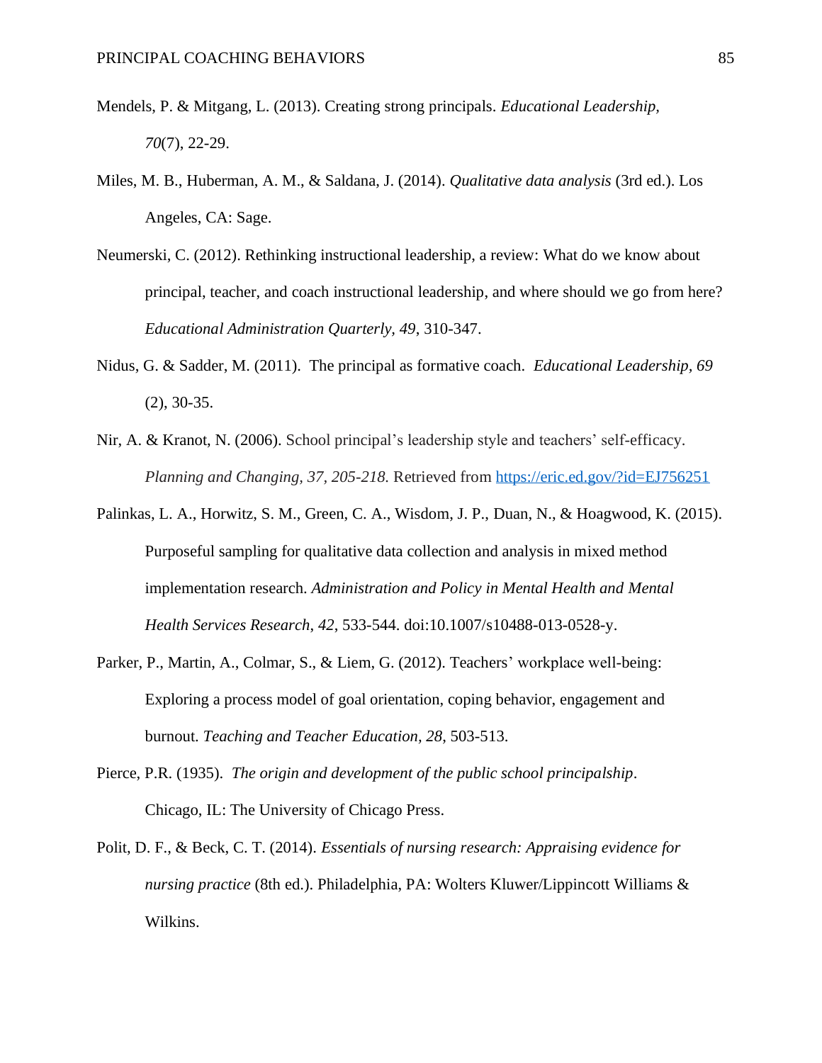Mendels, P. & Mitgang, L. (2013). Creating strong principals. *Educational Leadership, 70*(7), 22-29.

Miles, M. B., Huberman, A. M., & Saldana, J. (2014). *Qualitative data analysis* (3rd ed.). Los Angeles, CA: Sage.

Neumerski, C. (2012). Rethinking instructional leadership, a review: What do we know about principal, teacher, and coach instructional leadership, and where should we go from here? *Educational Administration Quarterly, 49*, 310-347.

Nidus, G. & Sadder, M. (2011). The principal as formative coach. *Educational Leadership, 69* (2), 30-35.

Nir, A. & Kranot, N. (2006). School principal's leadership style and teachers' self-efficacy. *Planning and Changing, 37, 205-218.* Retrieved from https://eric.ed.gov/?id=EJ756251

Palinkas, L. A., Horwitz, S. M., Green, C. A., Wisdom, J. P., Duan, N., & Hoagwood, K. (2015). Purposeful sampling for qualitative data collection and analysis in mixed method implementation research. *Administration and Policy in Mental Health and Mental Health Services Research*, *42*, 533-544. doi:10.1007/s10488-013-0528-y.

Parker, P., Martin, A., Colmar, S., & Liem, G. (2012). Teachers' workplace well-being: Exploring a process model of goal orientation, coping behavior, engagement and burnout. *Teaching and Teacher Education, 28*, 503-513.

Pierce, P.R. (1935). *The origin and development of the public school principalship*. Chicago, IL: The University of Chicago Press.

Polit, D. F., & Beck, C. T. (2014). *Essentials of nursing research: Appraising evidence for nursing practice* (8th ed.). Philadelphia, PA: Wolters Kluwer/Lippincott Williams & Wilkins.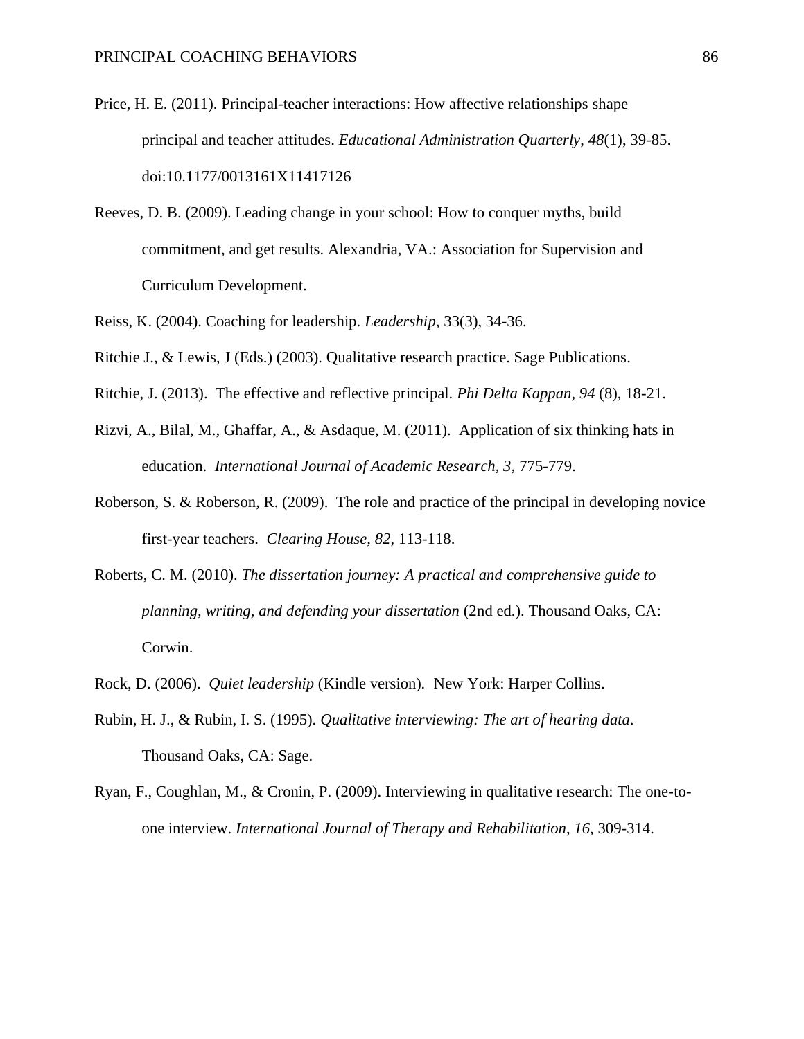Price, H. E. (2011). Principal-teacher interactions: How affective relationships shape principal and teacher attitudes. *Educational Administration Quarterly*, *48*(1), 39-85. doi:10.1177/0013161X11417126

Reeves, D. B. (2009). Leading change in your school: How to conquer myths, build commitment, and get results. Alexandria, VA.: Association for Supervision and Curriculum Development.

Reiss, K. (2004). Coaching for leadership. *Leadership*, 33(3), 34-36.

Ritchie J., & Lewis, J (Eds.) (2003). Qualitative research practice. Sage Publications.

Ritchie, J. (2013). The effective and reflective principal. *Phi Delta Kappan, 94* (8), 18-21.

Rizvi, A., Bilal, M., Ghaffar, A., & Asdaque, M. (2011). Application of six thinking hats in education. *International Journal of Academic Research, 3*, 775-779.

Roberson, S. & Roberson, R. (2009). The role and practice of the principal in developing novice first-year teachers. *Clearing House, 82*, 113-118.

Roberts, C. M. (2010). *The dissertation journey: A practical and comprehensive guide to planning, writing, and defending your dissertation* (2nd ed.). Thousand Oaks, CA: Corwin.

Rock, D. (2006). *Quiet leadership* (Kindle version). New York: Harper Collins.

Rubin, H. J., & Rubin, I. S. (1995). *Qualitative interviewing: The art of hearing data*. Thousand Oaks, CA: Sage.

Ryan, F., Coughlan, M., & Cronin, P. (2009). Interviewing in qualitative research: The one-to-one interview. *International Journal of Therapy and Rehabilitation*, *16*, 309-314.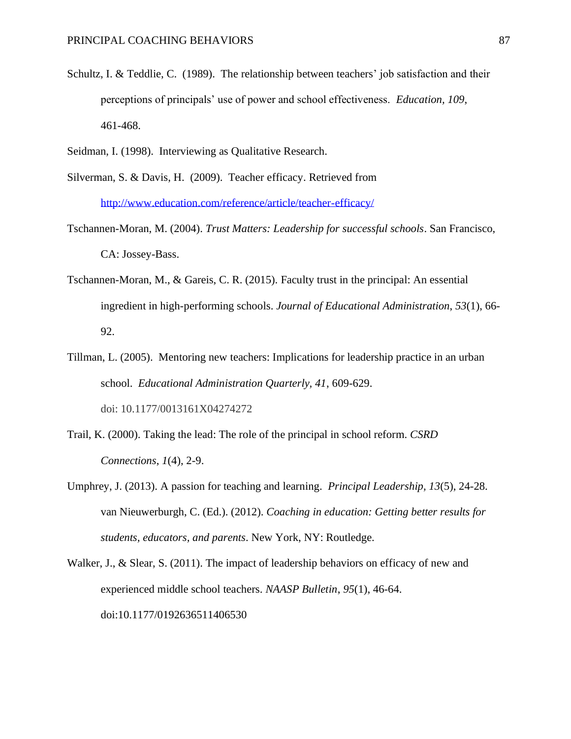Schultz, I. & Teddlie, C. (1989). The relationship between teachers' job satisfaction and their perceptions of principals' use of power and school effectiveness. *Education, 109*, 461-468.

Seidman, I. (1998). Interviewing as Qualitative Research.

Silverman, S. & Davis, H. (2009). Teacher efficacy. Retrieved from http://www.education.com/reference/article/teacher-efficacy/

Tschannen-Moran, M. (2004). *Trust Matters: Leadership for successful schools*. San Francisco, CA: Jossey-Bass.

Tschannen-Moran, M., & Gareis, C. R. (2015). Faculty trust in the principal: An essential ingredient in high-performing schools. *Journal of Educational Administration*, *53*(1), 66-92.

Tillman, L. (2005). Mentoring new teachers: Implications for leadership practice in an urban school. *Educational Administration Quarterly, 41*, 609-629. doi: 10.1177/0013161X04274272

Trail, K. (2000). Taking the lead: The role of the principal in school reform. *CSRD Connections*, *1*(4), 2-9.

Umphrey, J. (2013). A passion for teaching and learning. *Principal Leadership, 13*(5), 24-28. van Nieuwerburgh, C. (Ed.). (2012). *Coaching in education: Getting better results for students, educators, and parents*. New York, NY: Routledge.

Walker, J., & Slear, S. (2011). The impact of leadership behaviors on efficacy of new and experienced middle school teachers. *NAASP Bulletin*, *95*(1), 46-64. doi:10.1177/0192636511406530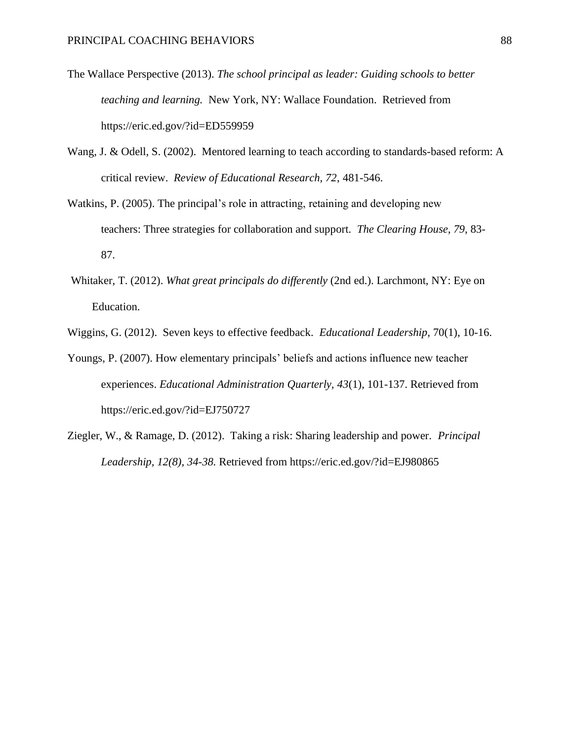The Wallace Perspective (2013). *The school principal as leader: Guiding schools to better teaching and learning.* New York, NY: Wallace Foundation. Retrieved from https://eric.ed.gov/?id=ED559959

Wang, J. & Odell, S. (2002). Mentored learning to teach according to standards-based reform: A critical review. *Review of Educational Research, 72*, 481-546.

Watkins, P. (2005). The principal's role in attracting, retaining and developing new teachers: Three strategies for collaboration and support. *The Clearing House, 79*, 83-87.

Whitaker, T. (2012). *What great principals do differently* (2nd ed.). Larchmont, NY: Eye on Education.

Wiggins, G. (2012). Seven keys to effective feedback. *Educational Leadership,* 70(1), 10-16.

Youngs, P. (2007). How elementary principals' beliefs and actions influence new teacher experiences. *Educational Administration Quarterly, 43*(1), 101-137. Retrieved from https://eric.ed.gov/?id=EJ750727

Ziegler, W., & Ramage, D. (2012). Taking a risk: Sharing leadership and power. *Principal Leadership, 12(8), 34-38.* Retrieved from https://eric.ed.gov/?id=EJ980865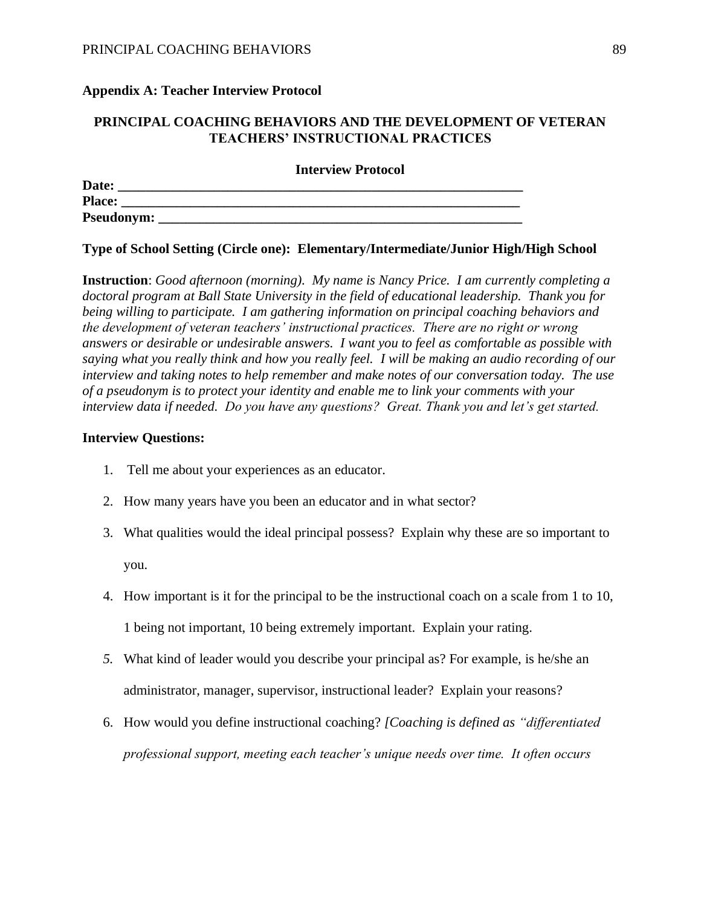## Appendix A: Teacher Interview Protocol

### PRINCIPAL COACHING BEHAVIORS AND THE DEVELOPMENT OF VETERAN TEACHERS' INSTRUCTIONAL PRACTICES

**Interview Protocol**

**Date: _______________________________________________________________**
**Place: ______________________________________________________________**
**Pseudonym: __________________________________________________________**

**Type of School Setting (Circle one): Elementary/Intermediate/Junior High/High School**

**Instruction**: *Good afternoon (morning). My name is Nancy Price. I am currently completing a doctoral program at Ball State University in the field of educational leadership. Thank you for being willing to participate. I am gathering information on principal coaching behaviors and the development of veteran teachers' instructional practices. There are no right or wrong answers or desirable or undesirable answers. I want you to feel as comfortable as possible with saying what you really think and how you really feel. I will be making an audio recording of our interview and taking notes to help remember and make notes of our conversation today. The use of a pseudonym is to protect your identity and enable me to link your comments with your interview data if needed. Do you have any questions? Great. Thank you and let's get started.*

**Interview Questions:**

1. Tell me about your experiences as an educator.
2. How many years have you been an educator and in what sector?
3. What qualities would the ideal principal possess? Explain why these are so important to you.
4. How important is it for the principal to be the instructional coach on a scale from 1 to 10, 1 being not important, 10 being extremely important. Explain your rating.
5. What kind of leader would you describe your principal as? For example, is he/she an administrator, manager, supervisor, instructional leader? Explain your reasons?
6. How would you define instructional coaching? *[Coaching is defined as "differentiated professional support, meeting each teacher's unique needs over time. It often occurs*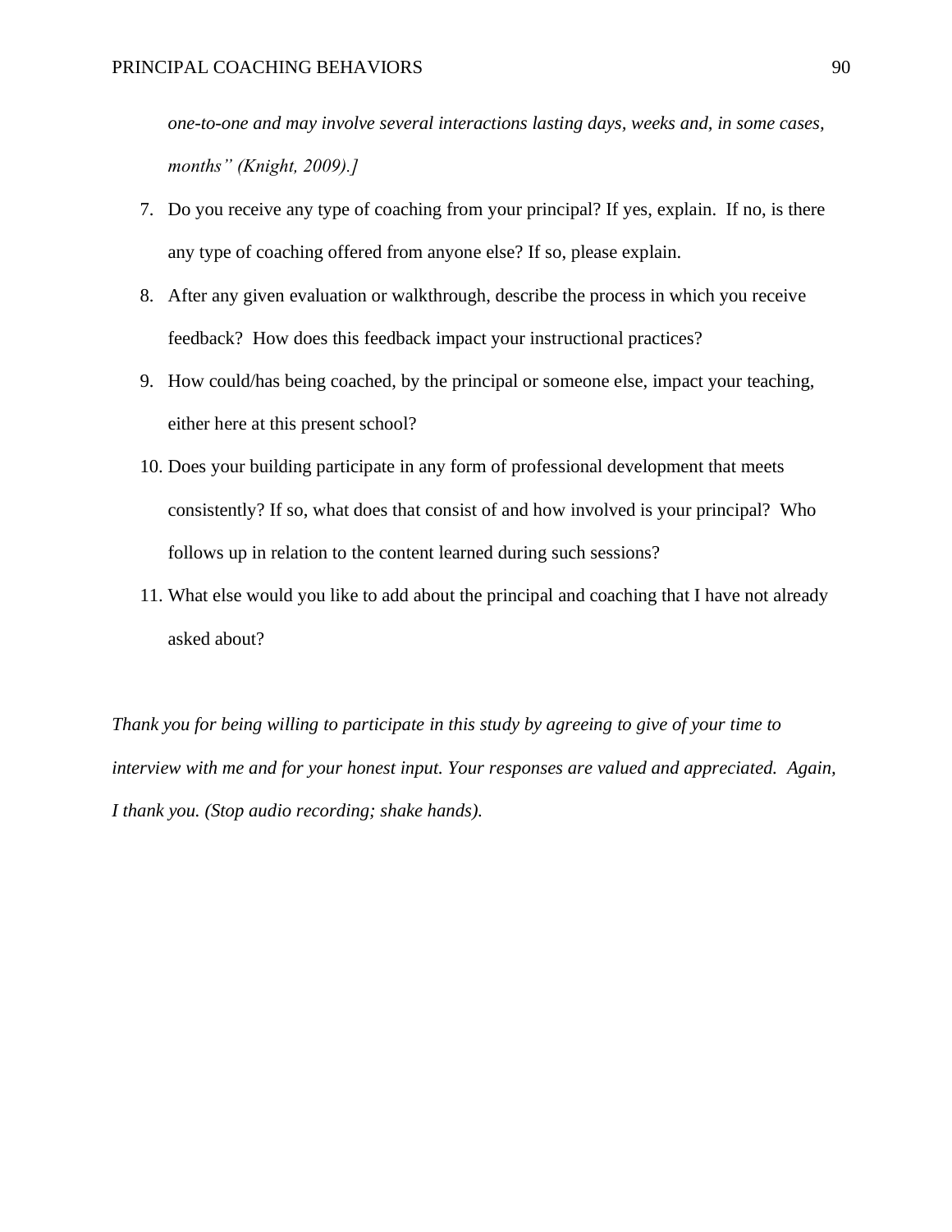*one-to-one and may involve several interactions lasting days, weeks and, in some cases, months" (Knight, 2009).]*

7. Do you receive any type of coaching from your principal? If yes, explain. If no, is there any type of coaching offered from anyone else? If so, please explain.
8. After any given evaluation or walkthrough, describe the process in which you receive feedback? How does this feedback impact your instructional practices?
9. How could/has being coached, by the principal or someone else, impact your teaching, either here at this present school?
10. Does your building participate in any form of professional development that meets consistently? If so, what does that consist of and how involved is your principal? Who follows up in relation to the content learned during such sessions?
11. What else would you like to add about the principal and coaching that I have not already asked about?

*Thank you for being willing to participate in this study by agreeing to give of your time to interview with me and for your honest input. Your responses are valued and appreciated. Again, I thank you. (Stop audio recording; shake hands).*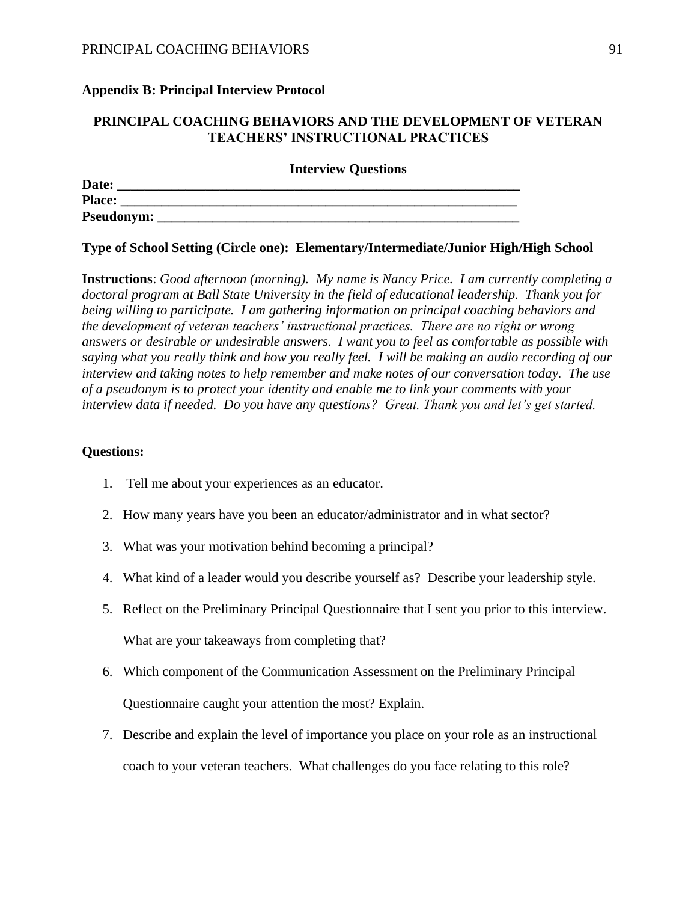**Appendix B: Principal Interview Protocol**

**PRINCIPAL COACHING BEHAVIORS AND THE DEVELOPMENT OF VETERAN TEACHERS' INSTRUCTIONAL PRACTICES**

**Interview Questions**

**Date: ____________________________________________________________**
**Place: ___________________________________________________________**
**Pseudonym: _______________________________________________________**

**Type of School Setting (Circle one): Elementary/Intermediate/Junior High/High School**

**Instructions**: *Good afternoon (morning). My name is Nancy Price. I am currently completing a doctoral program at Ball State University in the field of educational leadership. Thank you for being willing to participate. I am gathering information on principal coaching behaviors and the development of veteran teachers' instructional practices. There are no right or wrong answers or desirable or undesirable answers. I want you to feel as comfortable as possible with saying what you really think and how you really feel. I will be making an audio recording of our interview and taking notes to help remember and make notes of our conversation today. The use of a pseudonym is to protect your identity and enable me to link your comments with your interview data if needed. Do you have any questions? Great. Thank you and let's get started.*

**Questions:**

1. Tell me about your experiences as an educator.
2. How many years have you been an educator/administrator and in what sector?
3. What was your motivation behind becoming a principal?
4. What kind of a leader would you describe yourself as? Describe your leadership style.
5. Reflect on the Preliminary Principal Questionnaire that I sent you prior to this interview. What are your takeaways from completing that?
6. Which component of the Communication Assessment on the Preliminary Principal Questionnaire caught your attention the most? Explain.
7. Describe and explain the level of importance you place on your role as an instructional coach to your veteran teachers. What challenges do you face relating to this role?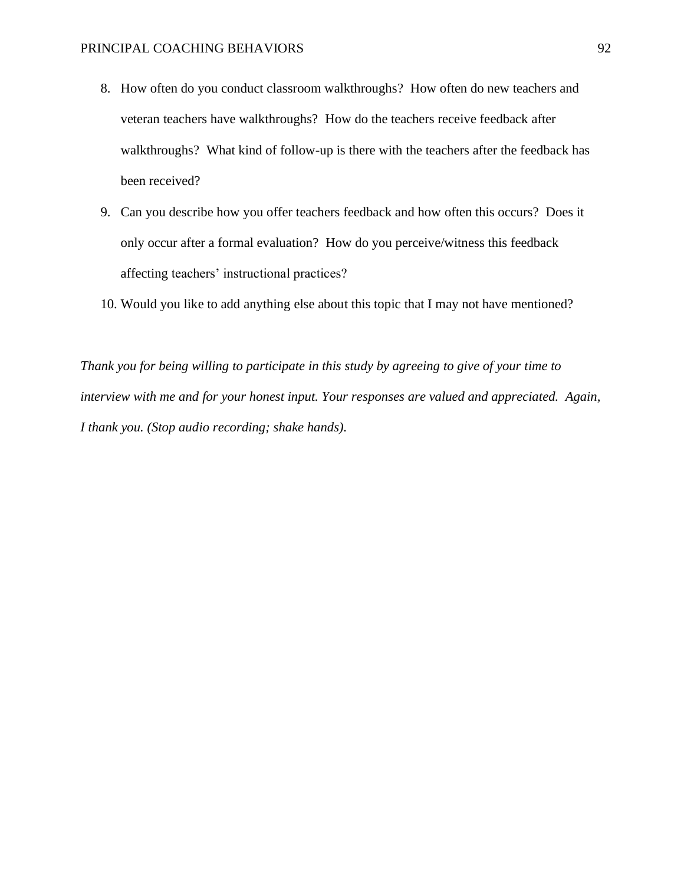8. How often do you conduct classroom walkthroughs? How often do new teachers and veteran teachers have walkthroughs? How do the teachers receive feedback after walkthroughs? What kind of follow-up is there with the teachers after the feedback has been received?
9. Can you describe how you offer teachers feedback and how often this occurs? Does it only occur after a formal evaluation? How do you perceive/witness this feedback affecting teachers' instructional practices?
10. Would you like to add anything else about this topic that I may not have mentioned?

*Thank you for being willing to participate in this study by agreeing to give of your time to interview with me and for your honest input. Your responses are valued and appreciated. Again, I thank you. (Stop audio recording; shake hands).*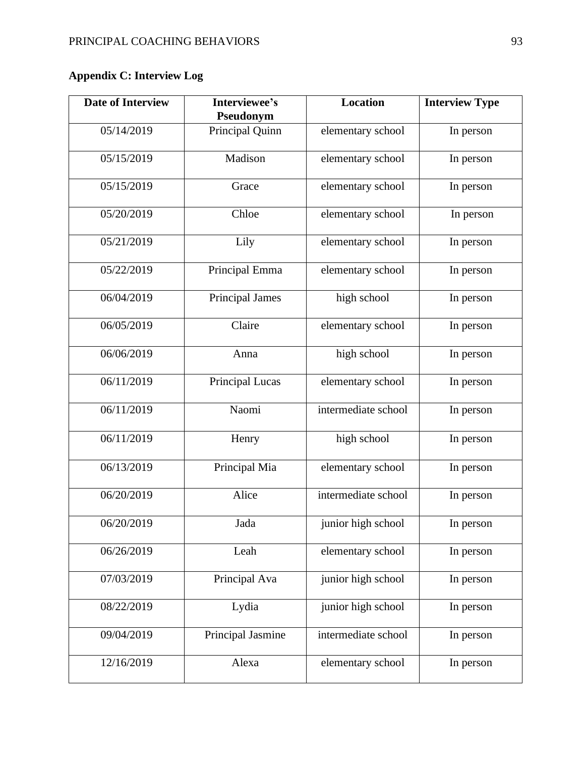## Appendix C: Interview Log

| Date of Interview | Interviewee's Pseudonym | Location | Interview Type |
|---|---|---|---|
| 05/14/2019 | Principal Quinn | elementary school | In person |
| 05/15/2019 | Madison | elementary school | In person |
| 05/15/2019 | Grace | elementary school | In person |
| 05/20/2019 | Chloe | elementary school | In person |
| 05/21/2019 | Lily | elementary school | In person |
| 05/22/2019 | Principal Emma | elementary school | In person |
| 06/04/2019 | Principal James | high school | In person |
| 06/05/2019 | Claire | elementary school | In person |
| 06/06/2019 | Anna | high school | In person |
| 06/11/2019 | Principal Lucas | elementary school | In person |
| 06/11/2019 | Naomi | intermediate school | In person |
| 06/11/2019 | Henry | high school | In person |
| 06/13/2019 | Principal Mia | elementary school | In person |
| 06/20/2019 | Alice | intermediate school | In person |
| 06/20/2019 | Jada | junior high school | In person |
| 06/26/2019 | Leah | elementary school | In person |
| 07/03/2019 | Principal Ava | junior high school | In person |
| 08/22/2019 | Lydia | junior high school | In person |
| 09/04/2019 | Principal Jasmine | intermediate school | In person |
| 12/16/2019 | Alexa | elementary school | In person |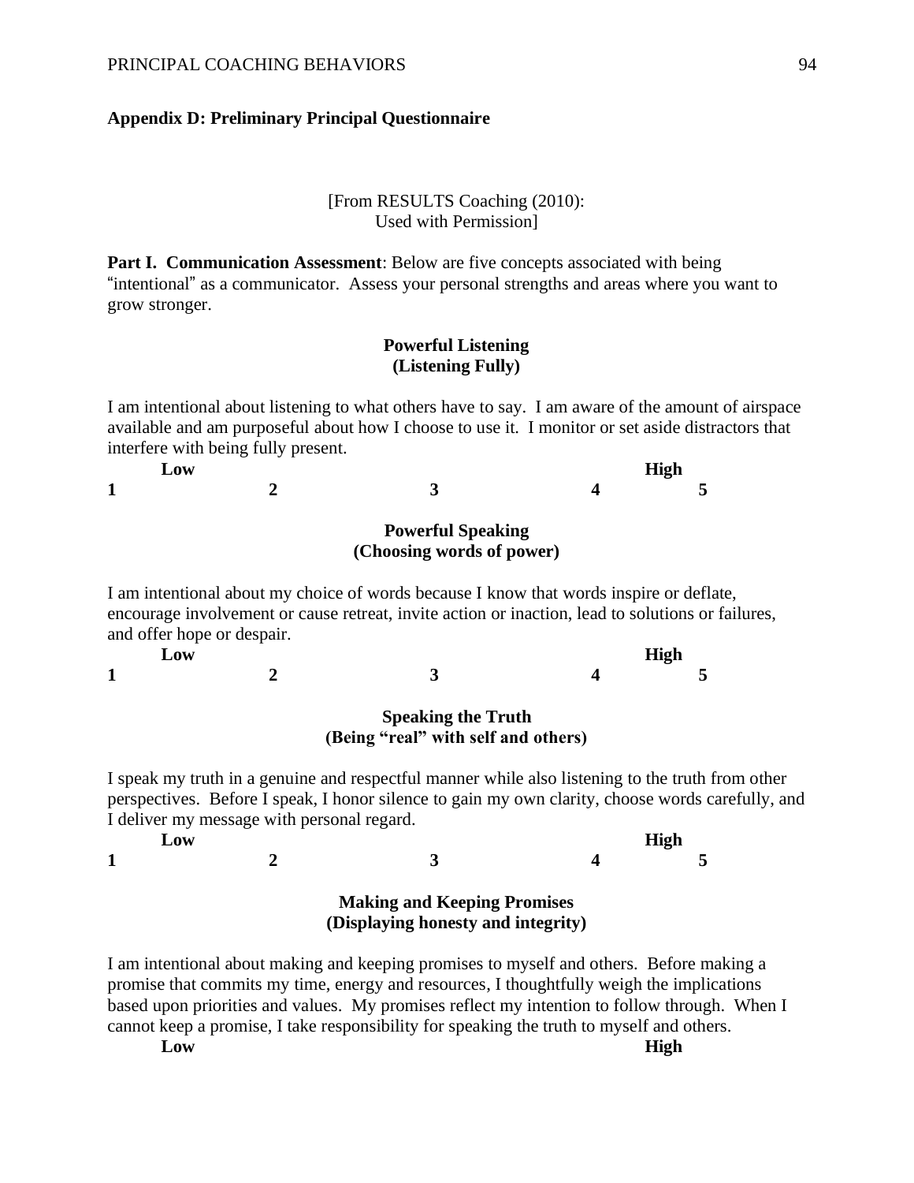## Appendix D: Preliminary Principal Questionnaire

[From RESULTS Coaching (2010):
Used with Permission]

**Part I. Communication Assessment**: Below are five concepts associated with being "intentional" as a communicator. Assess your personal strengths and areas where you want to grow stronger.

**Powerful Listening**
**(Listening Fully)**

I am intentional about listening to what others have to say. I am aware of the amount of airspace available and am purposeful about how I choose to use it. I monitor or set aside distractors that interfere with being fully present.

| Low | | | | High |
|---|---|---|---|---|
| **1** | **2** | **3** | **4** | **5** |

**Powerful Speaking**
**(Choosing words of power)**

I am intentional about my choice of words because I know that words inspire or deflate, encourage involvement or cause retreat, invite action or inaction, lead to solutions or failures, and offer hope or despair.

| Low | | | | High |
|---|---|---|---|---|
| **1** | **2** | **3** | **4** | **5** |

**Speaking the Truth**
**(Being "real" with self and others)**

I speak my truth in a genuine and respectful manner while also listening to the truth from other perspectives. Before I speak, I honor silence to gain my own clarity, choose words carefully, and I deliver my message with personal regard.

| Low | | | | High |
|---|---|---|---|---|
| **1** | **2** | **3** | **4** | **5** |

**Making and Keeping Promises**
**(Displaying honesty and integrity)**

I am intentional about making and keeping promises to myself and others. Before making a promise that commits my time, energy and resources, I thoughtfully weigh the implications based upon priorities and values. My promises reflect my intention to follow through. When I cannot keep a promise, I take responsibility for speaking the truth to myself and others.

**Low** **High**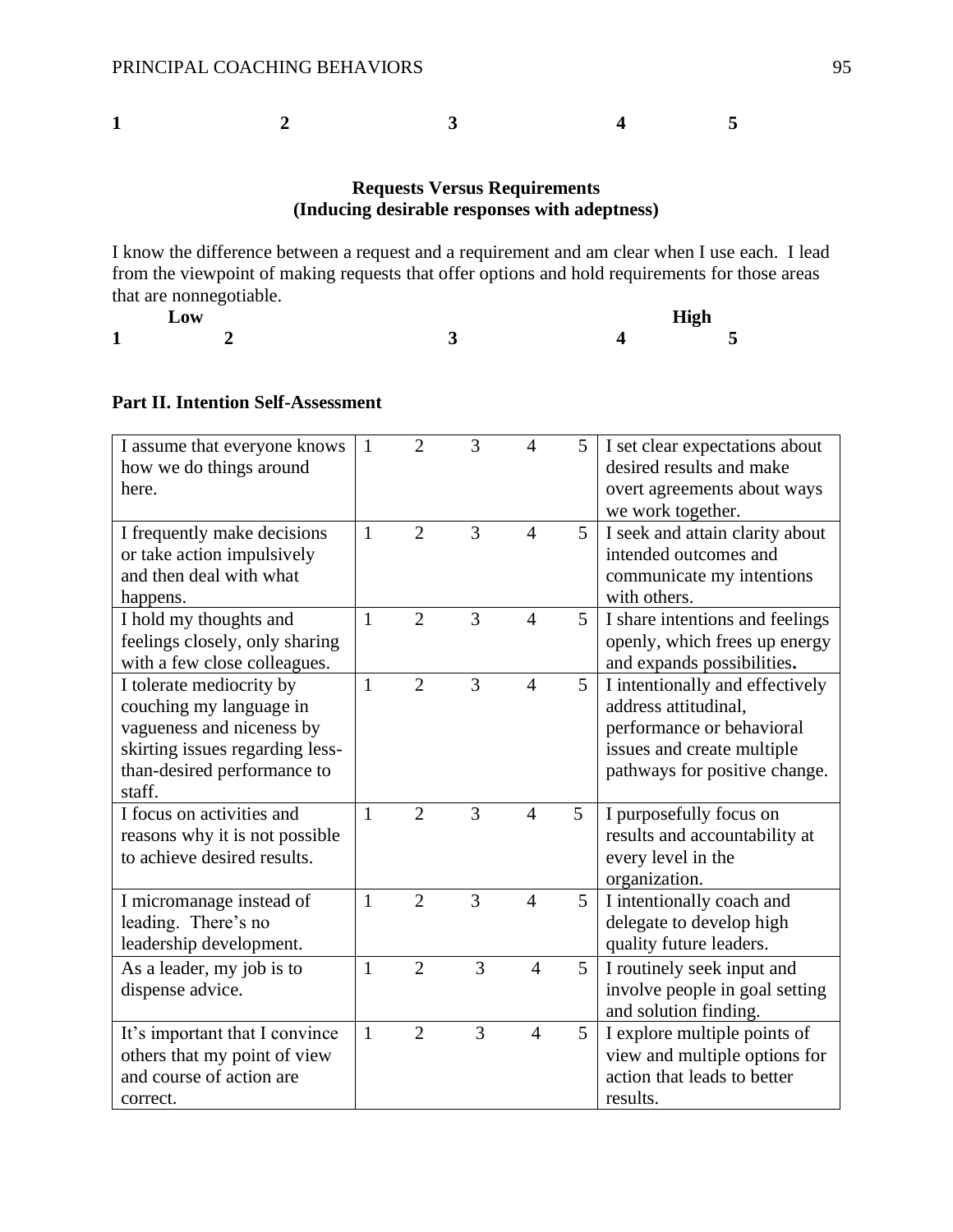**1 2 3 4 5**

**Requests Versus Requirements**
**(Inducing desirable responses with adeptness)**

I know the difference between a request and a requirement and am clear when I use each. I lead from the viewpoint of making requests that offer options and hold requirements for those areas that are nonnegotiable.

**Low High**
**1 2 3 4 5**

**Part II. Intention Self-Assessment**

| | | | | | |
|---|---|---|---|---|---|
| I assume that everyone knows how we do things around here. | 1 | 2 | 3 | 4 | 5 | I set clear expectations about desired results and make overt agreements about ways we work together. |
| I frequently make decisions or take action impulsively and then deal with what happens. | 1 | 2 | 3 | 4 | 5 | I seek and attain clarity about intended outcomes and communicate my intentions with others. |
| I hold my thoughts and feelings closely, only sharing with a few close colleagues. | 1 | 2 | 3 | 4 | 5 | I share intentions and feelings openly, which frees up energy and expands possibilities**.** |
| I tolerate mediocrity by couching my language in vagueness and niceness by skirting issues regarding less-than-desired performance to staff. | 1 | 2 | 3 | 4 | 5 | I intentionally and effectively address attitudinal, performance or behavioral issues and create multiple pathways for positive change. |
| I focus on activities and reasons why it is not possible to achieve desired results. | 1 | 2 | 3 | 4 | 5 | I purposefully focus on results and accountability at every level in the organization. |
| I micromanage instead of leading. There's no leadership development. | 1 | 2 | 3 | 4 | 5 | I intentionally coach and delegate to develop high quality future leaders. |
| As a leader, my job is to dispense advice. | 1 | 2 | 3 | 4 | 5 | I routinely seek input and involve people in goal setting and solution finding. |
| It's important that I convince others that my point of view and course of action are correct. | 1 | 2 | 3 | 4 | 5 | I explore multiple points of view and multiple options for action that leads to better results. |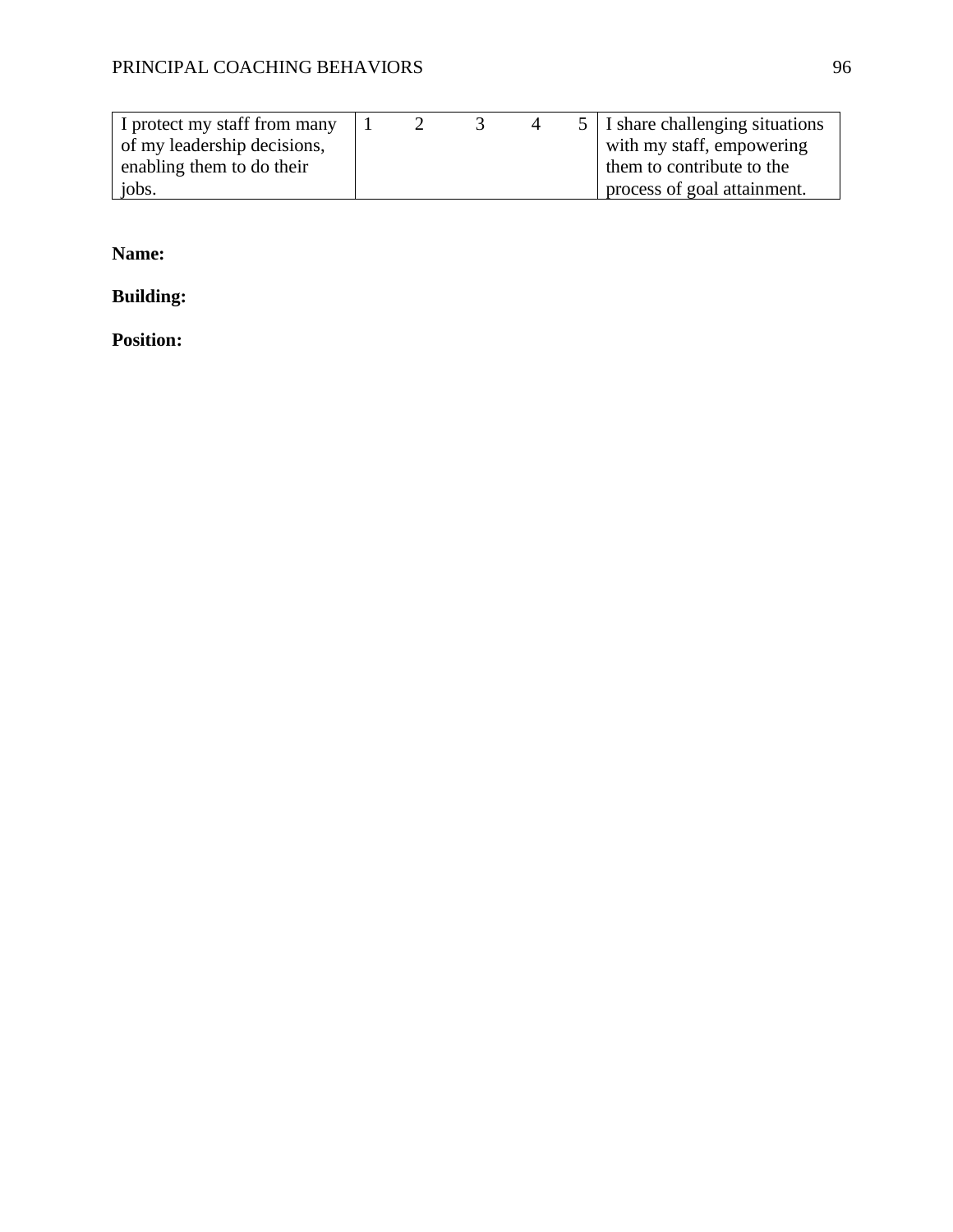| | | | | | |
|---|---|---|---|---|---|
| I protect my staff from many of my leadership decisions, enabling them to do their jobs. | 1 | 2 | 3 | 4 | 5 | I share challenging situations with my staff, empowering them to contribute to the process of goal attainment. |

**Name:**

**Building:**

**Position:**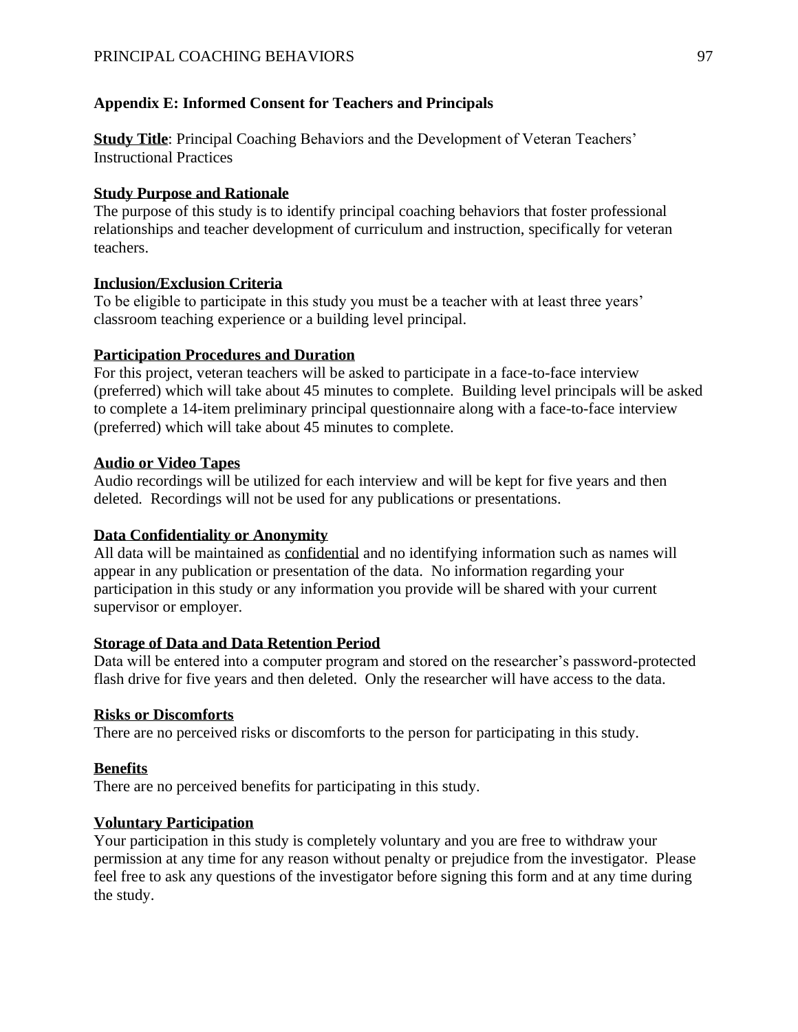## Appendix E: Informed Consent for Teachers and Principals

**Study Title**: Principal Coaching Behaviors and the Development of Veteran Teachers' Instructional Practices

**Study Purpose and Rationale**

The purpose of this study is to identify principal coaching behaviors that foster professional relationships and teacher development of curriculum and instruction, specifically for veteran teachers.

**Inclusion/Exclusion Criteria**

To be eligible to participate in this study you must be a teacher with at least three years' classroom teaching experience or a building level principal.

**Participation Procedures and Duration**

For this project, veteran teachers will be asked to participate in a face-to-face interview (preferred) which will take about 45 minutes to complete. Building level principals will be asked to complete a 14-item preliminary principal questionnaire along with a face-to-face interview (preferred) which will take about 45 minutes to complete.

**Audio or Video Tapes**

Audio recordings will be utilized for each interview and will be kept for five years and then deleted. Recordings will not be used for any publications or presentations.

**Data Confidentiality or Anonymity**

All data will be maintained as confidential and no identifying information such as names will appear in any publication or presentation of the data. No information regarding your participation in this study or any information you provide will be shared with your current supervisor or employer.

**Storage of Data and Data Retention Period**

Data will be entered into a computer program and stored on the researcher's password-protected flash drive for five years and then deleted. Only the researcher will have access to the data.

**Risks or Discomforts**

There are no perceived risks or discomforts to the person for participating in this study.

**Benefits**

There are no perceived benefits for participating in this study.

**Voluntary Participation**

Your participation in this study is completely voluntary and you are free to withdraw your permission at any time for any reason without penalty or prejudice from the investigator. Please feel free to ask any questions of the investigator before signing this form and at any time during the study.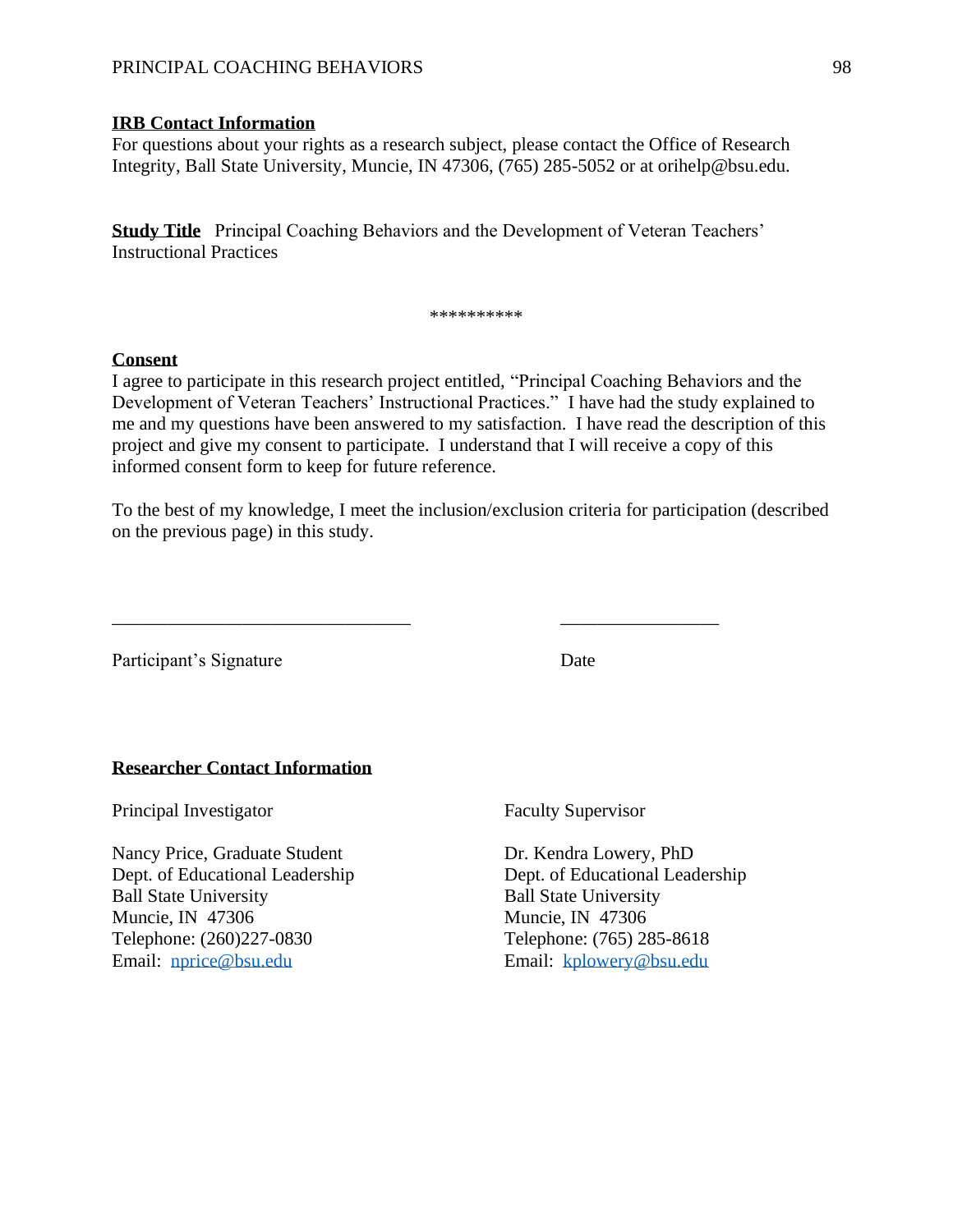**IRB Contact Information**
For questions about your rights as a research subject, please contact the Office of Research Integrity, Ball State University, Muncie, IN 47306, (765) 285-5052 or at orihelp@bsu.edu.

**Study Title** Principal Coaching Behaviors and the Development of Veteran Teachers' Instructional Practices

**********

**Consent**
I agree to participate in this research project entitled, "Principal Coaching Behaviors and the Development of Veteran Teachers' Instructional Practices." I have had the study explained to me and my questions have been answered to my satisfaction. I have read the description of this project and give my consent to participate. I understand that I will receive a copy of this informed consent form to keep for future reference.

To the best of my knowledge, I meet the inclusion/exclusion criteria for participation (described on the previous page) in this study.

________________________________ &nbsp;&nbsp;&nbsp;&nbsp;&nbsp;&nbsp;&nbsp;&nbsp; _________________

Participant's Signature &nbsp;&nbsp;&nbsp;&nbsp;&nbsp;&nbsp;&nbsp;&nbsp;&nbsp;&nbsp;&nbsp;&nbsp;&nbsp;&nbsp;&nbsp;&nbsp;&nbsp;&nbsp;&nbsp;&nbsp; Date

**Researcher Contact Information**

Principal Investigator

Nancy Price, Graduate Student
Dept. of Educational Leadership
Ball State University
Muncie, IN 47306
Telephone: (260)227-0830
Email: nprice@bsu.edu

Faculty Supervisor

Dr. Kendra Lowery, PhD
Dept. of Educational Leadership
Ball State University
Muncie, IN 47306
Telephone: (765) 285-8618
Email: kplowery@bsu.edu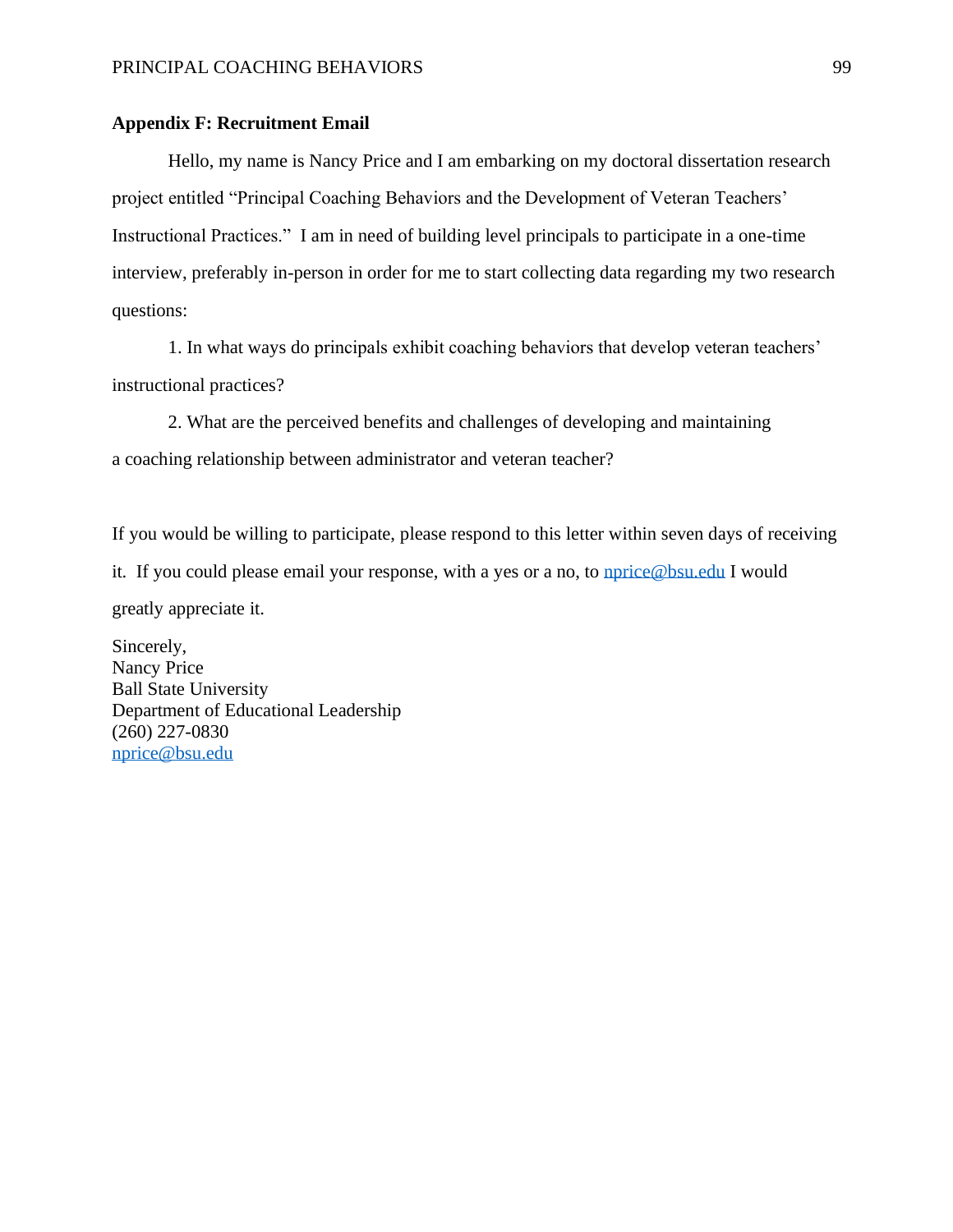## Appendix F: Recruitment Email

Hello, my name is Nancy Price and I am embarking on my doctoral dissertation research project entitled "Principal Coaching Behaviors and the Development of Veteran Teachers' Instructional Practices." I am in need of building level principals to participate in a one-time interview, preferably in-person in order for me to start collecting data regarding my two research questions:

1. In what ways do principals exhibit coaching behaviors that develop veteran teachers' instructional practices?

2. What are the perceived benefits and challenges of developing and maintaining a coaching relationship between administrator and veteran teacher?

If you would be willing to participate, please respond to this letter within seven days of receiving it. If you could please email your response, with a yes or a no, to nprice@bsu.edu I would greatly appreciate it.

Sincerely,
Nancy Price
Ball State University
Department of Educational Leadership
(260) 227-0830
nprice@bsu.edu